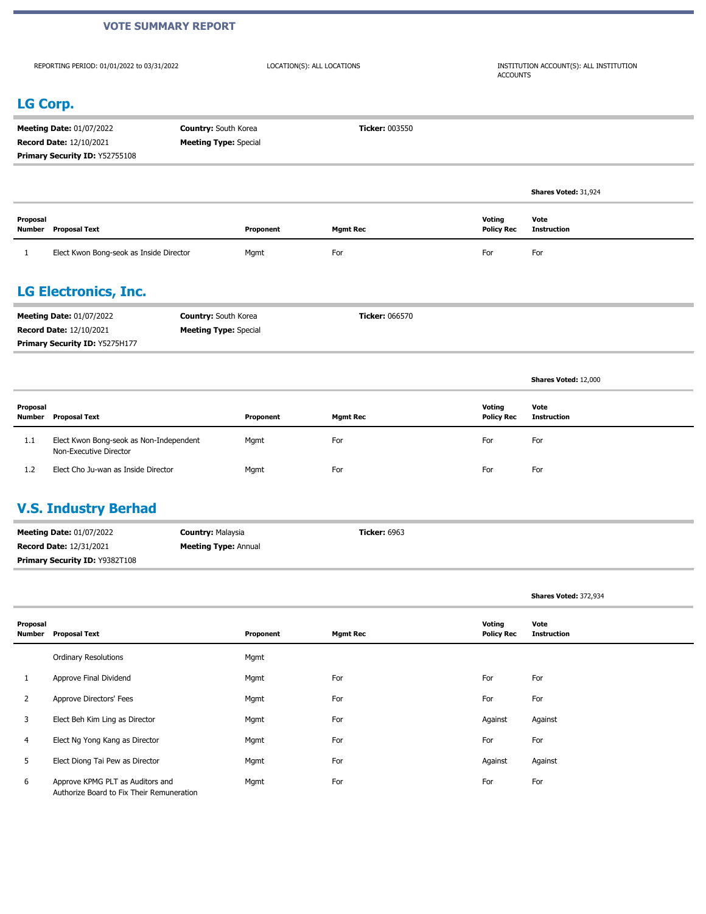# VOTE SUMMARY REPORT

REPORTING PERIOD: 01/01/2022 to 03/31/2022

LOCATION(S): ALL LOCATIONS

INSTITUTION ACCOUNT(S): ALL INSTITUTION ACCOUNTS

## LG Corp.

**Meeting Date:** 01/07/2022
**Record Date:** 12/10/2021
**Primary Security ID:** Y52755108
**Country:** South Korea
**Meeting Type:** Special
**Ticker:** 003550

**Shares Voted:** 31,924

| Proposal Number | Proposal Text | Proponent | Mgmt Rec | Voting Policy Rec | Vote Instruction |
|---|---|---|---|---|---|
| 1 | Elect Kwon Bong-seok as Inside Director | Mgmt | For | For | For |

## LG Electronics, Inc.

**Meeting Date:** 01/07/2022
**Record Date:** 12/10/2021
**Primary Security ID:** Y5275H177
**Country:** South Korea
**Meeting Type:** Special
**Ticker:** 066570

**Shares Voted:** 12,000

| Proposal Number | Proposal Text | Proponent | Mgmt Rec | Voting Policy Rec | Vote Instruction |
|---|---|---|---|---|---|
| 1.1 | Elect Kwon Bong-seok as Non-Independent Non-Executive Director | Mgmt | For | For | For |
| 1.2 | Elect Cho Ju-wan as Inside Director | Mgmt | For | For | For |

## V.S. Industry Berhad

**Meeting Date:** 01/07/2022
**Record Date:** 12/31/2021
**Primary Security ID:** Y9382T108
**Country:** Malaysia
**Meeting Type:** Annual
**Ticker:** 6963

**Shares Voted:** 372,934

| Proposal Number | Proposal Text | Proponent | Mgmt Rec | Voting Policy Rec | Vote Instruction |
|---|---|---|---|---|---|
| | Ordinary Resolutions | Mgmt | | | |
| 1 | Approve Final Dividend | Mgmt | For | For | For |
| 2 | Approve Directors' Fees | Mgmt | For | For | For |
| 3 | Elect Beh Kim Ling as Director | Mgmt | For | Against | Against |
| 4 | Elect Ng Yong Kang as Director | Mgmt | For | For | For |
| 5 | Elect Diong Tai Pew as Director | Mgmt | For | Against | Against |
| 6 | Approve KPMG PLT as Auditors and Authorize Board to Fix Their Remuneration | Mgmt | For | For | For |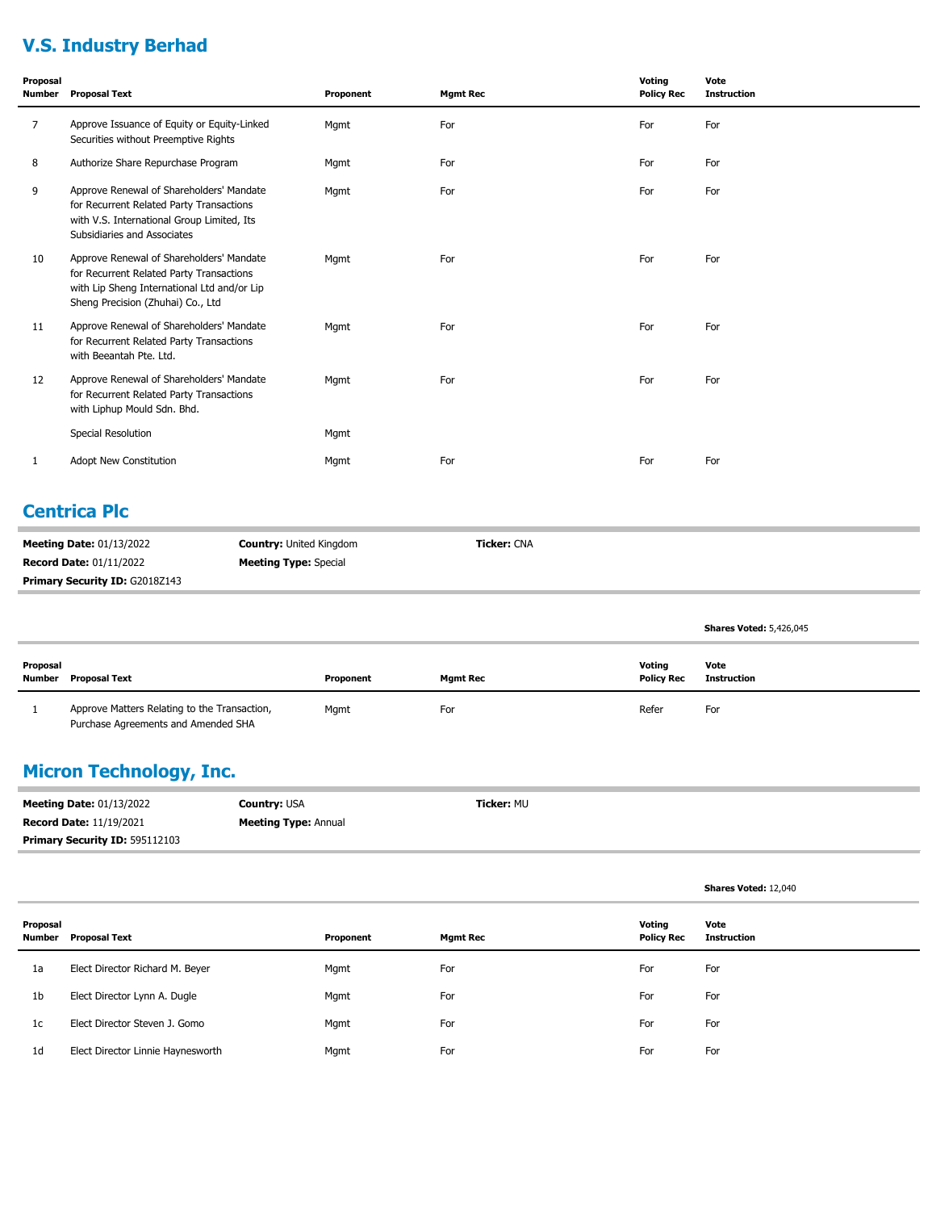## V.S. Industry Berhad

| Proposal Number | Proposal Text | Proponent | Mgmt Rec | Voting Policy Rec | Vote Instruction |
|---|---|---|---|---|---|
| 7 | Approve Issuance of Equity or Equity-Linked Securities without Preemptive Rights | Mgmt | For | For | For |
| 8 | Authorize Share Repurchase Program | Mgmt | For | For | For |
| 9 | Approve Renewal of Shareholders' Mandate for Recurrent Related Party Transactions with V.S. International Group Limited, Its Subsidiaries and Associates | Mgmt | For | For | For |
| 10 | Approve Renewal of Shareholders' Mandate for Recurrent Related Party Transactions with Lip Sheng International Ltd and/or Lip Sheng Precision (Zhuhai) Co., Ltd | Mgmt | For | For | For |
| 11 | Approve Renewal of Shareholders' Mandate for Recurrent Related Party Transactions with Beeantah Pte. Ltd. | Mgmt | For | For | For |
| 12 | Approve Renewal of Shareholders' Mandate for Recurrent Related Party Transactions with Liphup Mould Sdn. Bhd. | Mgmt | For | For | For |
| | Special Resolution | Mgmt | | | |
| 1 | Adopt New Constitution | Mgmt | For | For | For |

## Centrica Plc

**Meeting Date:** 01/13/2022 | **Country:** United Kingdom | **Ticker:** CNA
**Record Date:** 01/11/2022 | **Meeting Type:** Special
**Primary Security ID:** G2018Z143

**Shares Voted:** 5,426,045

| Proposal Number | Proposal Text | Proponent | Mgmt Rec | Voting Policy Rec | Vote Instruction |
|---|---|---|---|---|---|
| 1 | Approve Matters Relating to the Transaction, Purchase Agreements and Amended SHA | Mgmt | For | Refer | For |

## Micron Technology, Inc.

**Meeting Date:** 01/13/2022 | **Country:** USA | **Ticker:** MU
**Record Date:** 11/19/2021 | **Meeting Type:** Annual
**Primary Security ID:** 595112103

**Shares Voted:** 12,040

| Proposal Number | Proposal Text | Proponent | Mgmt Rec | Voting Policy Rec | Vote Instruction |
|---|---|---|---|---|---|
| 1a | Elect Director Richard M. Beyer | Mgmt | For | For | For |
| 1b | Elect Director Lynn A. Dugle | Mgmt | For | For | For |
| 1c | Elect Director Steven J. Gomo | Mgmt | For | For | For |
| 1d | Elect Director Linnie Haynesworth | Mgmt | For | For | For |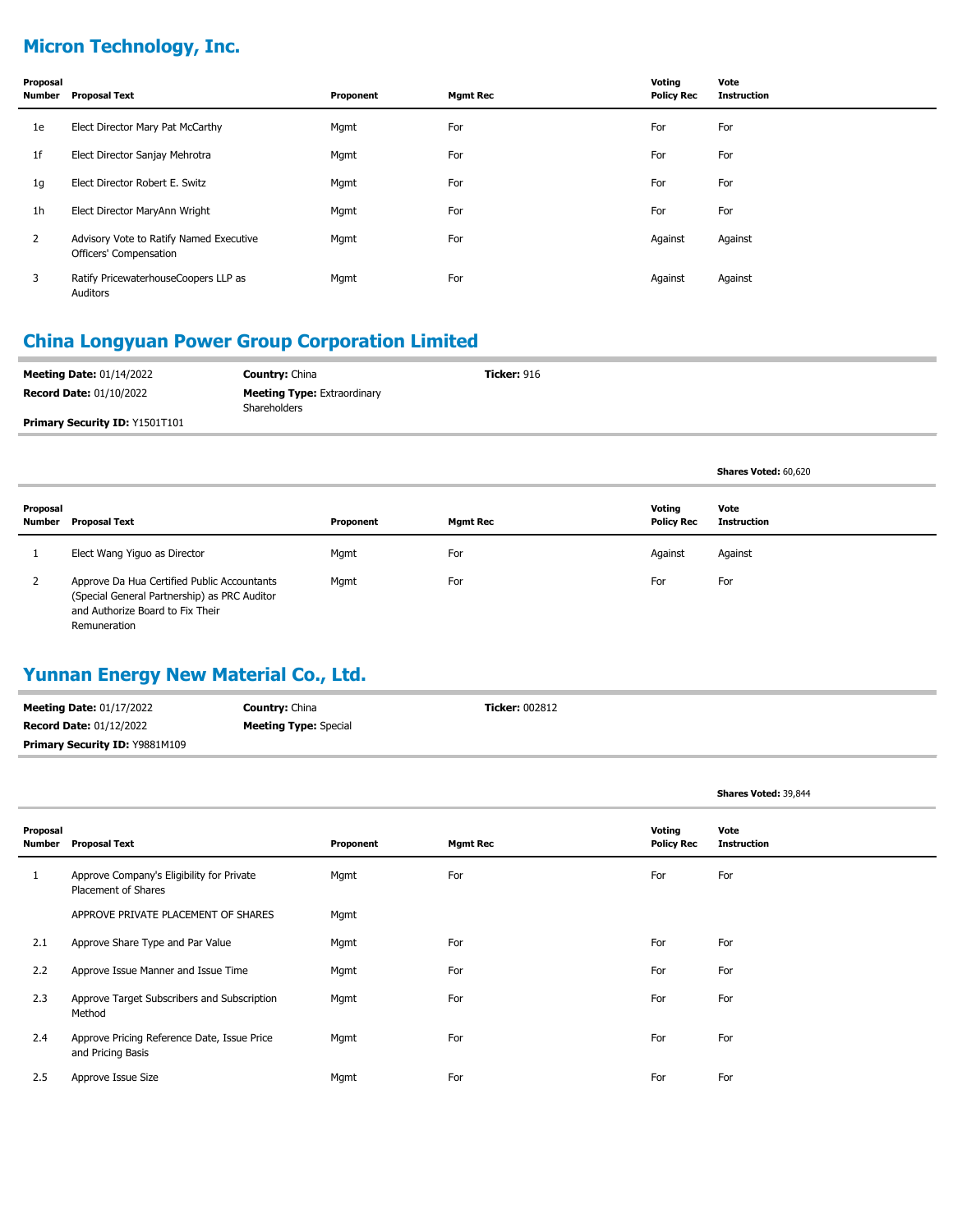## Micron Technology, Inc.

| Proposal Number | Proposal Text | Proponent | Mgmt Rec | Voting Policy Rec | Vote Instruction |
|---|---|---|---|---|---|
| 1e | Elect Director Mary Pat McCarthy | Mgmt | For | For | For |
| 1f | Elect Director Sanjay Mehrotra | Mgmt | For | For | For |
| 1g | Elect Director Robert E. Switz | Mgmt | For | For | For |
| 1h | Elect Director MaryAnn Wright | Mgmt | For | For | For |
| 2 | Advisory Vote to Ratify Named Executive Officers' Compensation | Mgmt | For | Against | Against |
| 3 | Ratify PricewaterhouseCoopers LLP as Auditors | Mgmt | For | Against | Against |

## China Longyuan Power Group Corporation Limited

**Meeting Date:** 01/14/2022
**Record Date:** 01/10/2022
**Primary Security ID:** Y1501T101
**Country:** China
**Meeting Type:** Extraordinary Shareholders
**Ticker:** 916

**Shares Voted:** 60,620

| Proposal Number | Proposal Text | Proponent | Mgmt Rec | Voting Policy Rec | Vote Instruction |
|---|---|---|---|---|---|
| 1 | Elect Wang Yiguo as Director | Mgmt | For | Against | Against |
| 2 | Approve Da Hua Certified Public Accountants (Special General Partnership) as PRC Auditor and Authorize Board to Fix Their Remuneration | Mgmt | For | For | For |

## Yunnan Energy New Material Co., Ltd.

**Meeting Date:** 01/17/2022
**Record Date:** 01/12/2022
**Primary Security ID:** Y9881M109
**Country:** China
**Meeting Type:** Special
**Ticker:** 002812

**Shares Voted:** 39,844

| Proposal Number | Proposal Text | Proponent | Mgmt Rec | Voting Policy Rec | Vote Instruction |
|---|---|---|---|---|---|
| 1 | Approve Company's Eligibility for Private Placement of Shares | Mgmt | For | For | For |
| | APPROVE PRIVATE PLACEMENT OF SHARES | Mgmt | | | |
| 2.1 | Approve Share Type and Par Value | Mgmt | For | For | For |
| 2.2 | Approve Issue Manner and Issue Time | Mgmt | For | For | For |
| 2.3 | Approve Target Subscribers and Subscription Method | Mgmt | For | For | For |
| 2.4 | Approve Pricing Reference Date, Issue Price and Pricing Basis | Mgmt | For | For | For |
| 2.5 | Approve Issue Size | Mgmt | For | For | For |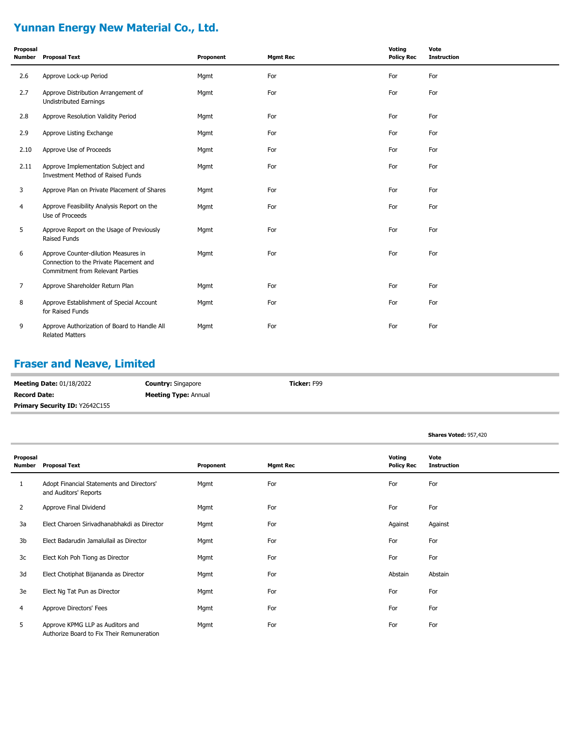## Yunnan Energy New Material Co., Ltd.

| Proposal Number | Proposal Text | Proponent | Mgmt Rec | Voting Policy Rec | Vote Instruction |
|---|---|---|---|---|---|
| 2.6 | Approve Lock-up Period | Mgmt | For | For | For |
| 2.7 | Approve Distribution Arrangement of Undistributed Earnings | Mgmt | For | For | For |
| 2.8 | Approve Resolution Validity Period | Mgmt | For | For | For |
| 2.9 | Approve Listing Exchange | Mgmt | For | For | For |
| 2.10 | Approve Use of Proceeds | Mgmt | For | For | For |
| 2.11 | Approve Implementation Subject and Investment Method of Raised Funds | Mgmt | For | For | For |
| 3 | Approve Plan on Private Placement of Shares | Mgmt | For | For | For |
| 4 | Approve Feasibility Analysis Report on the Use of Proceeds | Mgmt | For | For | For |
| 5 | Approve Report on the Usage of Previously Raised Funds | Mgmt | For | For | For |
| 6 | Approve Counter-dilution Measures in Connection to the Private Placement and Commitment from Relevant Parties | Mgmt | For | For | For |
| 7 | Approve Shareholder Return Plan | Mgmt | For | For | For |
| 8 | Approve Establishment of Special Account for Raised Funds | Mgmt | For | For | For |
| 9 | Approve Authorization of Board to Handle All Related Matters | Mgmt | For | For | For |

## Fraser and Neave, Limited

**Meeting Date:** 01/18/2022 **Country:** Singapore **Ticker:** F99

**Record Date:** **Meeting Type:** Annual

**Primary Security ID:** Y2642C155

**Shares Voted:** 957,420

| Proposal Number | Proposal Text | Proponent | Mgmt Rec | Voting Policy Rec | Vote Instruction |
|---|---|---|---|---|---|
| 1 | Adopt Financial Statements and Directors' and Auditors' Reports | Mgmt | For | For | For |
| 2 | Approve Final Dividend | Mgmt | For | For | For |
| 3a | Elect Charoen Sirivadhanabhakdi as Director | Mgmt | For | Against | Against |
| 3b | Elect Badarudin Jamalullail as Director | Mgmt | For | For | For |
| 3c | Elect Koh Poh Tiong as Director | Mgmt | For | For | For |
| 3d | Elect Chotiphat Bijananda as Director | Mgmt | For | Abstain | Abstain |
| 3e | Elect Ng Tat Pun as Director | Mgmt | For | For | For |
| 4 | Approve Directors' Fees | Mgmt | For | For | For |
| 5 | Approve KPMG LLP as Auditors and Authorize Board to Fix Their Remuneration | Mgmt | For | For | For |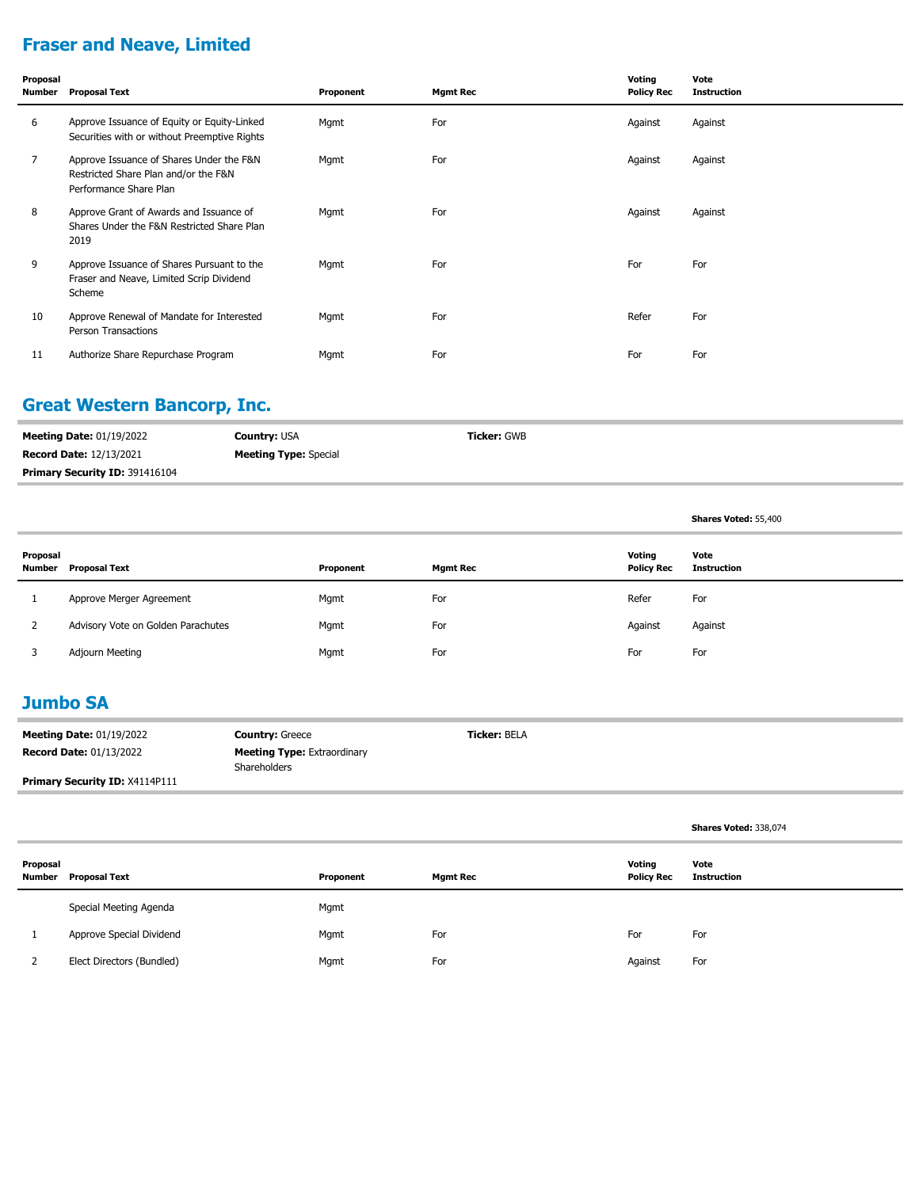## Fraser and Neave, Limited

| Proposal Number | Proposal Text | Proponent | Mgmt Rec | Voting Policy Rec | Vote Instruction |
|---|---|---|---|---|---|
| 6 | Approve Issuance of Equity or Equity-Linked Securities with or without Preemptive Rights | Mgmt | For | Against | Against |
| 7 | Approve Issuance of Shares Under the F&N Restricted Share Plan and/or the F&N Performance Share Plan | Mgmt | For | Against | Against |
| 8 | Approve Grant of Awards and Issuance of Shares Under the F&N Restricted Share Plan 2019 | Mgmt | For | Against | Against |
| 9 | Approve Issuance of Shares Pursuant to the Fraser and Neave, Limited Scrip Dividend Scheme | Mgmt | For | For | For |
| 10 | Approve Renewal of Mandate for Interested Person Transactions | Mgmt | For | Refer | For |
| 11 | Authorize Share Repurchase Program | Mgmt | For | For | For |

## Great Western Bancorp, Inc.

**Meeting Date:** 01/19/2022
**Country:** USA
**Ticker:** GWB
**Record Date:** 12/13/2021
**Meeting Type:** Special
**Primary Security ID:** 391416104

**Shares Voted:** 55,400

| Proposal Number | Proposal Text | Proponent | Mgmt Rec | Voting Policy Rec | Vote Instruction |
|---|---|---|---|---|---|
| 1 | Approve Merger Agreement | Mgmt | For | Refer | For |
| 2 | Advisory Vote on Golden Parachutes | Mgmt | For | Against | Against |
| 3 | Adjourn Meeting | Mgmt | For | For | For |

## Jumbo SA

**Meeting Date:** 01/19/2022
**Country:** Greece
**Ticker:** BELA
**Record Date:** 01/13/2022
**Meeting Type:** Extraordinary Shareholders
**Primary Security ID:** X4114P111

**Shares Voted:** 338,074

| Proposal Number | Proposal Text | Proponent | Mgmt Rec | Voting Policy Rec | Vote Instruction |
|---|---|---|---|---|---|
| | Special Meeting Agenda | Mgmt | | | |
| 1 | Approve Special Dividend | Mgmt | For | For | For |
| 2 | Elect Directors (Bundled) | Mgmt | For | Against | For |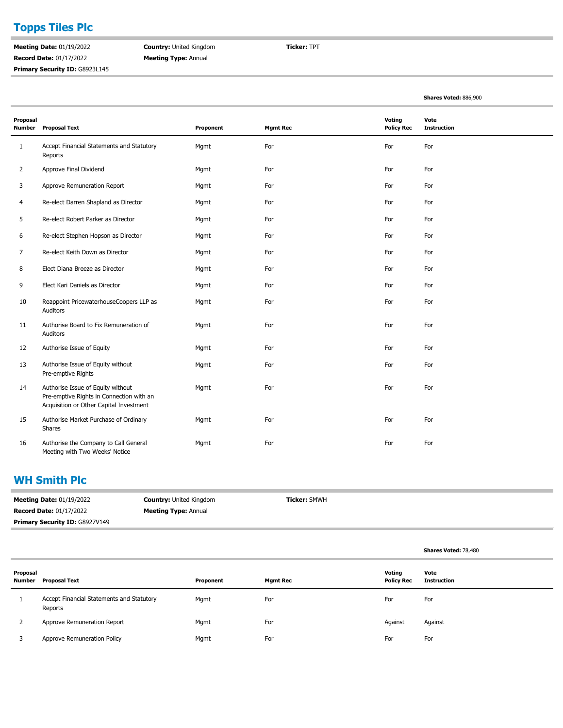## Topps Tiles Plc

**Meeting Date:** 01/19/2022
**Record Date:** 01/17/2022
**Primary Security ID:** G8923L145
**Country:** United Kingdom
**Meeting Type:** Annual
**Ticker:** TPT

**Shares Voted:** 886,900

| Proposal Number | Proposal Text | Proponent | Mgmt Rec | Voting Policy Rec | Vote Instruction |
|---|---|---|---|---|---|
| 1 | Accept Financial Statements and Statutory Reports | Mgmt | For | For | For |
| 2 | Approve Final Dividend | Mgmt | For | For | For |
| 3 | Approve Remuneration Report | Mgmt | For | For | For |
| 4 | Re-elect Darren Shapland as Director | Mgmt | For | For | For |
| 5 | Re-elect Robert Parker as Director | Mgmt | For | For | For |
| 6 | Re-elect Stephen Hopson as Director | Mgmt | For | For | For |
| 7 | Re-elect Keith Down as Director | Mgmt | For | For | For |
| 8 | Elect Diana Breeze as Director | Mgmt | For | For | For |
| 9 | Elect Kari Daniels as Director | Mgmt | For | For | For |
| 10 | Reappoint PricewaterhouseCoopers LLP as Auditors | Mgmt | For | For | For |
| 11 | Authorise Board to Fix Remuneration of Auditors | Mgmt | For | For | For |
| 12 | Authorise Issue of Equity | Mgmt | For | For | For |
| 13 | Authorise Issue of Equity without Pre-emptive Rights | Mgmt | For | For | For |
| 14 | Authorise Issue of Equity without Pre-emptive Rights in Connection with an Acquisition or Other Capital Investment | Mgmt | For | For | For |
| 15 | Authorise Market Purchase of Ordinary Shares | Mgmt | For | For | For |
| 16 | Authorise the Company to Call General Meeting with Two Weeks' Notice | Mgmt | For | For | For |

## WH Smith Plc

**Meeting Date:** 01/19/2022
**Record Date:** 01/17/2022
**Primary Security ID:** G8927V149
**Country:** United Kingdom
**Meeting Type:** Annual
**Ticker:** SMWH

**Shares Voted:** 78,480

| Proposal Number | Proposal Text | Proponent | Mgmt Rec | Voting Policy Rec | Vote Instruction |
|---|---|---|---|---|---|
| 1 | Accept Financial Statements and Statutory Reports | Mgmt | For | For | For |
| 2 | Approve Remuneration Report | Mgmt | For | Against | Against |
| 3 | Approve Remuneration Policy | Mgmt | For | For | For |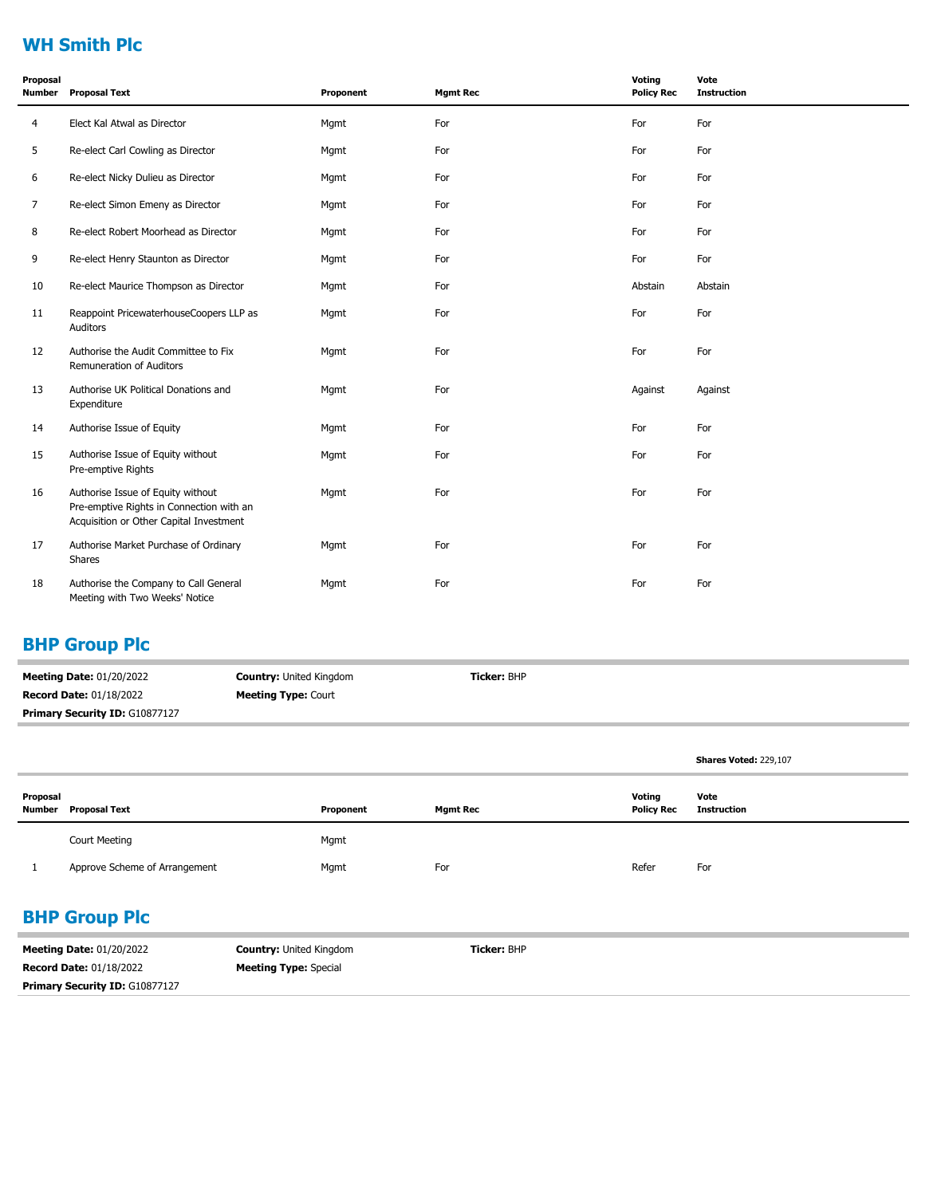## WH Smith Plc

| Proposal Number | Proposal Text | Proponent | Mgmt Rec | Voting Policy Rec | Vote Instruction |
|---|---|---|---|---|---|
| 4 | Elect Kal Atwal as Director | Mgmt | For | For | For |
| 5 | Re-elect Carl Cowling as Director | Mgmt | For | For | For |
| 6 | Re-elect Nicky Dulieu as Director | Mgmt | For | For | For |
| 7 | Re-elect Simon Emeny as Director | Mgmt | For | For | For |
| 8 | Re-elect Robert Moorhead as Director | Mgmt | For | For | For |
| 9 | Re-elect Henry Staunton as Director | Mgmt | For | For | For |
| 10 | Re-elect Maurice Thompson as Director | Mgmt | For | Abstain | Abstain |
| 11 | Reappoint PricewaterhouseCoopers LLP as Auditors | Mgmt | For | For | For |
| 12 | Authorise the Audit Committee to Fix Remuneration of Auditors | Mgmt | For | For | For |
| 13 | Authorise UK Political Donations and Expenditure | Mgmt | For | Against | Against |
| 14 | Authorise Issue of Equity | Mgmt | For | For | For |
| 15 | Authorise Issue of Equity without Pre-emptive Rights | Mgmt | For | For | For |
| 16 | Authorise Issue of Equity without Pre-emptive Rights in Connection with an Acquisition or Other Capital Investment | Mgmt | For | For | For |
| 17 | Authorise Market Purchase of Ordinary Shares | Mgmt | For | For | For |
| 18 | Authorise the Company to Call General Meeting with Two Weeks' Notice | Mgmt | For | For | For |

## BHP Group Plc

**Meeting Date:** 01/20/2022 | **Country:** United Kingdom | **Ticker:** BHP
**Record Date:** 01/18/2022 | **Meeting Type:** Court
**Primary Security ID:** G10877127

**Shares Voted:** 229,107

| Proposal Number | Proposal Text | Proponent | Mgmt Rec | Voting Policy Rec | Vote Instruction |
|---|---|---|---|---|---|
| | Court Meeting | Mgmt | | | |
| 1 | Approve Scheme of Arrangement | Mgmt | For | Refer | For |

## BHP Group Plc

**Meeting Date:** 01/20/2022 | **Country:** United Kingdom | **Ticker:** BHP
**Record Date:** 01/18/2022 | **Meeting Type:** Special
**Primary Security ID:** G10877127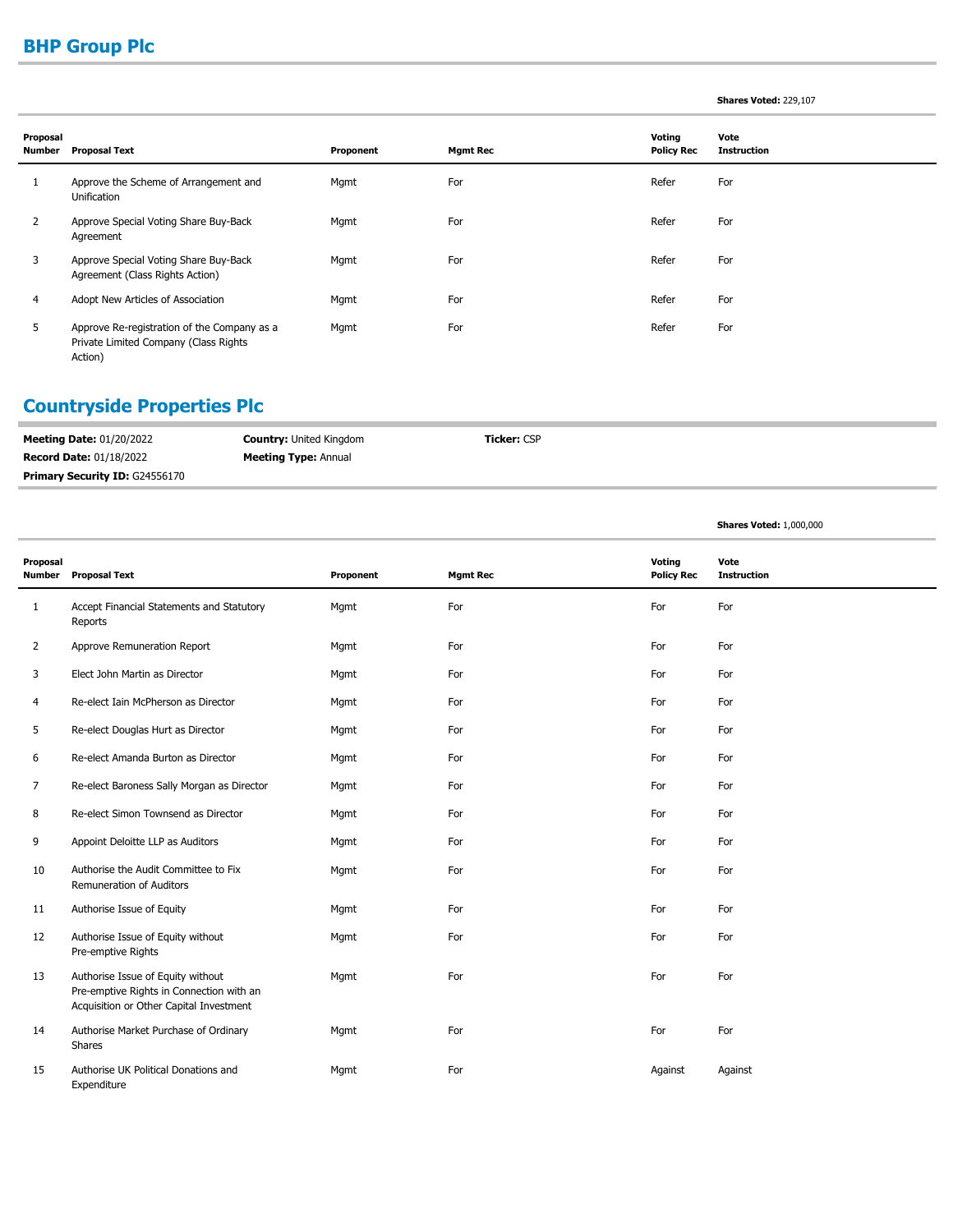## BHP Group Plc

**Shares Voted:** 229,107

| Proposal Number | Proposal Text | Proponent | Mgmt Rec | Voting Policy Rec | Vote Instruction |
|---|---|---|---|---|---|
| 1 | Approve the Scheme of Arrangement and Unification | Mgmt | For | Refer | For |
| 2 | Approve Special Voting Share Buy-Back Agreement | Mgmt | For | Refer | For |
| 3 | Approve Special Voting Share Buy-Back Agreement (Class Rights Action) | Mgmt | For | Refer | For |
| 4 | Adopt New Articles of Association | Mgmt | For | Refer | For |
| 5 | Approve Re-registration of the Company as a Private Limited Company (Class Rights Action) | Mgmt | For | Refer | For |

## Countryside Properties Plc

**Meeting Date:** 01/20/2022 **Country:** United Kingdom **Ticker:** CSP
**Record Date:** 01/18/2022 **Meeting Type:** Annual
**Primary Security ID:** G24556170

**Shares Voted:** 1,000,000

| Proposal Number | Proposal Text | Proponent | Mgmt Rec | Voting Policy Rec | Vote Instruction |
|---|---|---|---|---|---|
| 1 | Accept Financial Statements and Statutory Reports | Mgmt | For | For | For |
| 2 | Approve Remuneration Report | Mgmt | For | For | For |
| 3 | Elect John Martin as Director | Mgmt | For | For | For |
| 4 | Re-elect Iain McPherson as Director | Mgmt | For | For | For |
| 5 | Re-elect Douglas Hurt as Director | Mgmt | For | For | For |
| 6 | Re-elect Amanda Burton as Director | Mgmt | For | For | For |
| 7 | Re-elect Baroness Sally Morgan as Director | Mgmt | For | For | For |
| 8 | Re-elect Simon Townsend as Director | Mgmt | For | For | For |
| 9 | Appoint Deloitte LLP as Auditors | Mgmt | For | For | For |
| 10 | Authorise the Audit Committee to Fix Remuneration of Auditors | Mgmt | For | For | For |
| 11 | Authorise Issue of Equity | Mgmt | For | For | For |
| 12 | Authorise Issue of Equity without Pre-emptive Rights | Mgmt | For | For | For |
| 13 | Authorise Issue of Equity without Pre-emptive Rights in Connection with an Acquisition or Other Capital Investment | Mgmt | For | For | For |
| 14 | Authorise Market Purchase of Ordinary Shares | Mgmt | For | For | For |
| 15 | Authorise UK Political Donations and Expenditure | Mgmt | For | Against | Against |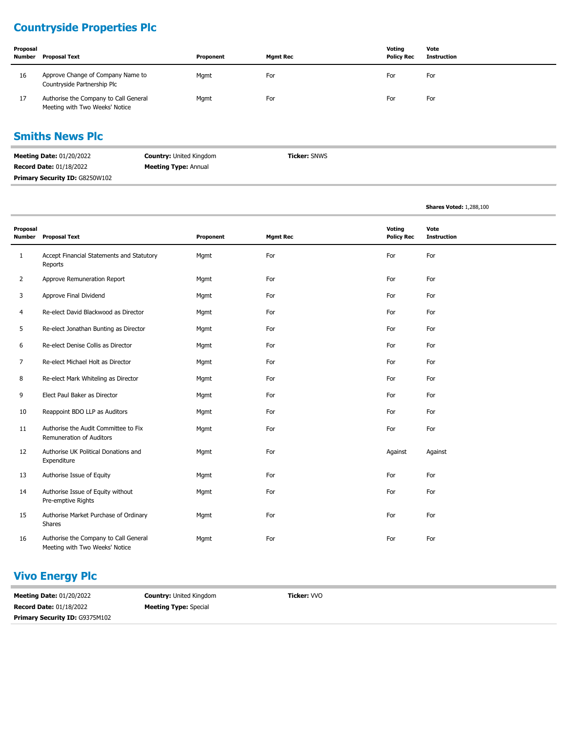## Countryside Properties Plc

| Proposal Number | Proposal Text | Proponent | Mgmt Rec | Voting Policy Rec | Vote Instruction |
|---|---|---|---|---|---|
| 16 | Approve Change of Company Name to Countryside Partnership Plc | Mgmt | For | For | For |
| 17 | Authorise the Company to Call General Meeting with Two Weeks' Notice | Mgmt | For | For | For |

## Smiths News Plc

**Meeting Date:** 01/20/2022
**Country:** United Kingdom
**Ticker:** SNWS
**Record Date:** 01/18/2022
**Meeting Type:** Annual
**Primary Security ID:** G8250W102

**Shares Voted:** 1,288,100

| Proposal Number | Proposal Text | Proponent | Mgmt Rec | Voting Policy Rec | Vote Instruction |
|---|---|---|---|---|---|
| 1 | Accept Financial Statements and Statutory Reports | Mgmt | For | For | For |
| 2 | Approve Remuneration Report | Mgmt | For | For | For |
| 3 | Approve Final Dividend | Mgmt | For | For | For |
| 4 | Re-elect David Blackwood as Director | Mgmt | For | For | For |
| 5 | Re-elect Jonathan Bunting as Director | Mgmt | For | For | For |
| 6 | Re-elect Denise Collis as Director | Mgmt | For | For | For |
| 7 | Re-elect Michael Holt as Director | Mgmt | For | For | For |
| 8 | Re-elect Mark Whiteling as Director | Mgmt | For | For | For |
| 9 | Elect Paul Baker as Director | Mgmt | For | For | For |
| 10 | Reappoint BDO LLP as Auditors | Mgmt | For | For | For |
| 11 | Authorise the Audit Committee to Fix Remuneration of Auditors | Mgmt | For | For | For |
| 12 | Authorise UK Political Donations and Expenditure | Mgmt | For | Against | Against |
| 13 | Authorise Issue of Equity | Mgmt | For | For | For |
| 14 | Authorise Issue of Equity without Pre-emptive Rights | Mgmt | For | For | For |
| 15 | Authorise Market Purchase of Ordinary Shares | Mgmt | For | For | For |
| 16 | Authorise the Company to Call General Meeting with Two Weeks' Notice | Mgmt | For | For | For |

## Vivo Energy Plc

**Meeting Date:** 01/20/2022
**Country:** United Kingdom
**Ticker:** VVO
**Record Date:** 01/18/2022
**Meeting Type:** Special
**Primary Security ID:** G9375M102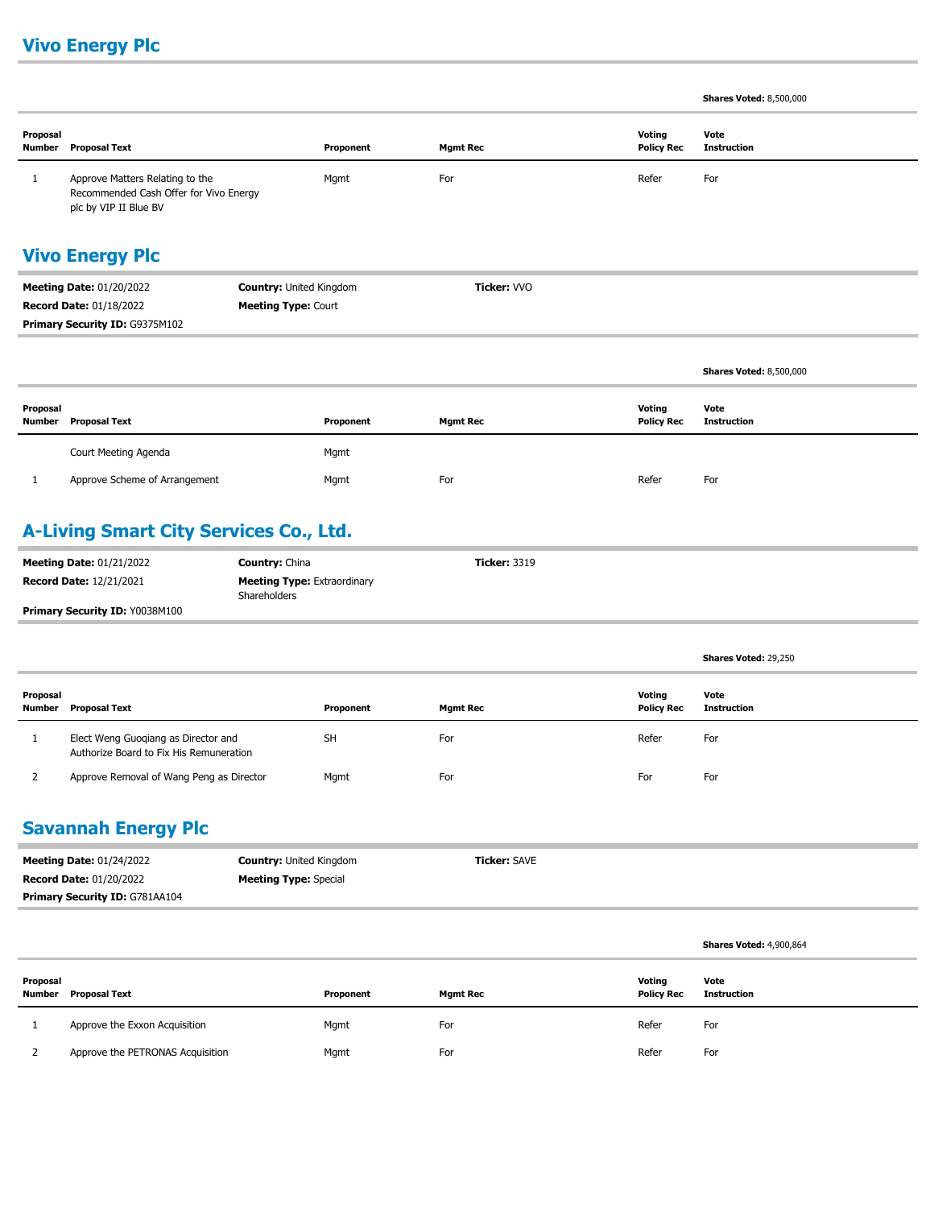## Vivo Energy Plc

**Shares Voted:** 8,500,000

| Proposal Number | Proposal Text | Proponent | Mgmt Rec | Voting Policy Rec | Vote Instruction |
|---|---|---|---|---|---|
| 1 | Approve Matters Relating to the Recommended Cash Offer for Vivo Energy plc by VIP II Blue BV | Mgmt | For | Refer | For |

## Vivo Energy Plc

**Meeting Date:** 01/20/2022 | **Country:** United Kingdom | **Ticker:** VVO
**Record Date:** 01/18/2022 | **Meeting Type:** Court
**Primary Security ID:** G9375M102

**Shares Voted:** 8,500,000

| Proposal Number | Proposal Text | Proponent | Mgmt Rec | Voting Policy Rec | Vote Instruction |
|---|---|---|---|---|---|
| | Court Meeting Agenda | Mgmt | | | |
| 1 | Approve Scheme of Arrangement | Mgmt | For | Refer | For |

## A-Living Smart City Services Co., Ltd.

**Meeting Date:** 01/21/2022 | **Country:** China | **Ticker:** 3319
**Record Date:** 12/21/2021 | **Meeting Type:** Extraordinary Shareholders
**Primary Security ID:** Y0038M100

**Shares Voted:** 29,250

| Proposal Number | Proposal Text | Proponent | Mgmt Rec | Voting Policy Rec | Vote Instruction |
|---|---|---|---|---|---|
| 1 | Elect Weng Guoqiang as Director and Authorize Board to Fix His Remuneration | SH | For | Refer | For |
| 2 | Approve Removal of Wang Peng as Director | Mgmt | For | For | For |

## Savannah Energy Plc

**Meeting Date:** 01/24/2022 | **Country:** United Kingdom | **Ticker:** SAVE
**Record Date:** 01/20/2022 | **Meeting Type:** Special
**Primary Security ID:** G781AA104

**Shares Voted:** 4,900,864

| Proposal Number | Proposal Text | Proponent | Mgmt Rec | Voting Policy Rec | Vote Instruction |
|---|---|---|---|---|---|
| 1 | Approve the Exxon Acquisition | Mgmt | For | Refer | For |
| 2 | Approve the PETRONAS Acquisition | Mgmt | For | Refer | For |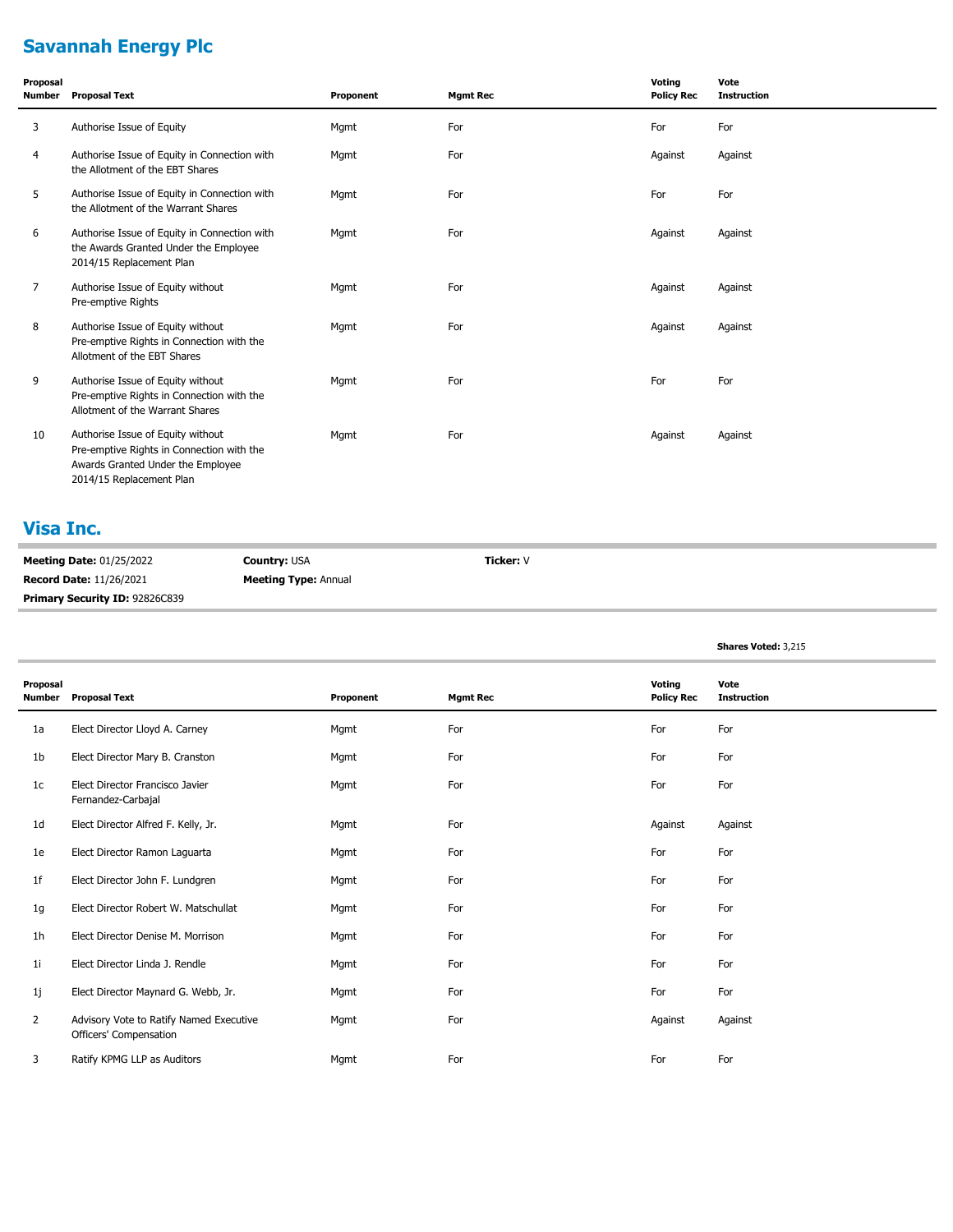## Savannah Energy Plc

| Proposal Number | Proposal Text | Proponent | Mgmt Rec | Voting Policy Rec | Vote Instruction |
|---|---|---|---|---|---|
| 3 | Authorise Issue of Equity | Mgmt | For | For | For |
| 4 | Authorise Issue of Equity in Connection with the Allotment of the EBT Shares | Mgmt | For | Against | Against |
| 5 | Authorise Issue of Equity in Connection with the Allotment of the Warrant Shares | Mgmt | For | For | For |
| 6 | Authorise Issue of Equity in Connection with the Awards Granted Under the Employee 2014/15 Replacement Plan | Mgmt | For | Against | Against |
| 7 | Authorise Issue of Equity without Pre-emptive Rights | Mgmt | For | Against | Against |
| 8 | Authorise Issue of Equity without Pre-emptive Rights in Connection with the Allotment of the EBT Shares | Mgmt | For | Against | Against |
| 9 | Authorise Issue of Equity without Pre-emptive Rights in Connection with the Allotment of the Warrant Shares | Mgmt | For | For | For |
| 10 | Authorise Issue of Equity without Pre-emptive Rights in Connection with the Awards Granted Under the Employee 2014/15 Replacement Plan | Mgmt | For | Against | Against |

## Visa Inc.

**Meeting Date:** 01/25/2022 **Country:** USA **Ticker:** V

**Record Date:** 11/26/2021 **Meeting Type:** Annual

**Primary Security ID:** 92826C839

**Shares Voted:** 3,215

| Proposal Number | Proposal Text | Proponent | Mgmt Rec | Voting Policy Rec | Vote Instruction |
|---|---|---|---|---|---|
| 1a | Elect Director Lloyd A. Carney | Mgmt | For | For | For |
| 1b | Elect Director Mary B. Cranston | Mgmt | For | For | For |
| 1c | Elect Director Francisco Javier Fernandez-Carbajal | Mgmt | For | For | For |
| 1d | Elect Director Alfred F. Kelly, Jr. | Mgmt | For | Against | Against |
| 1e | Elect Director Ramon Laguarta | Mgmt | For | For | For |
| 1f | Elect Director John F. Lundgren | Mgmt | For | For | For |
| 1g | Elect Director Robert W. Matschullat | Mgmt | For | For | For |
| 1h | Elect Director Denise M. Morrison | Mgmt | For | For | For |
| 1i | Elect Director Linda J. Rendle | Mgmt | For | For | For |
| 1j | Elect Director Maynard G. Webb, Jr. | Mgmt | For | For | For |
| 2 | Advisory Vote to Ratify Named Executive Officers' Compensation | Mgmt | For | Against | Against |
| 3 | Ratify KPMG LLP as Auditors | Mgmt | For | For | For |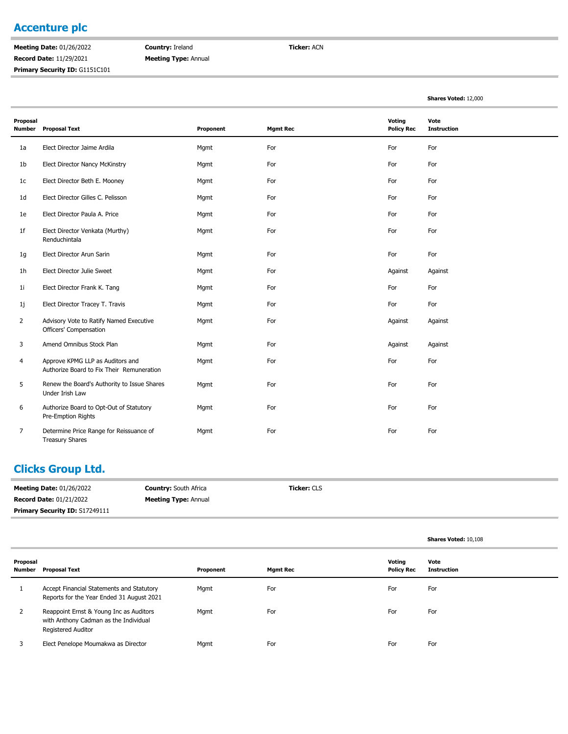## Accenture plc

**Meeting Date:** 01/26/2022 | **Country:** Ireland | **Ticker:** ACN
**Record Date:** 11/29/2021 | **Meeting Type:** Annual
**Primary Security ID:** G1151C101

**Shares Voted:** 12,000

| Proposal Number | Proposal Text | Proponent | Mgmt Rec | Voting Policy Rec | Vote Instruction |
|---|---|---|---|---|---|
| 1a | Elect Director Jaime Ardila | Mgmt | For | For | For |
| 1b | Elect Director Nancy McKinstry | Mgmt | For | For | For |
| 1c | Elect Director Beth E. Mooney | Mgmt | For | For | For |
| 1d | Elect Director Gilles C. Pelisson | Mgmt | For | For | For |
| 1e | Elect Director Paula A. Price | Mgmt | For | For | For |
| 1f | Elect Director Venkata (Murthy) Renduchintala | Mgmt | For | For | For |
| 1g | Elect Director Arun Sarin | Mgmt | For | For | For |
| 1h | Elect Director Julie Sweet | Mgmt | For | Against | Against |
| 1i | Elect Director Frank K. Tang | Mgmt | For | For | For |
| 1j | Elect Director Tracey T. Travis | Mgmt | For | For | For |
| 2 | Advisory Vote to Ratify Named Executive Officers' Compensation | Mgmt | For | Against | Against |
| 3 | Amend Omnibus Stock Plan | Mgmt | For | Against | Against |
| 4 | Approve KPMG LLP as Auditors and Authorize Board to Fix Their Remuneration | Mgmt | For | For | For |
| 5 | Renew the Board's Authority to Issue Shares Under Irish Law | Mgmt | For | For | For |
| 6 | Authorize Board to Opt-Out of Statutory Pre-Emption Rights | Mgmt | For | For | For |
| 7 | Determine Price Range for Reissuance of Treasury Shares | Mgmt | For | For | For |

## Clicks Group Ltd.

**Meeting Date:** 01/26/2022 | **Country:** South Africa | **Ticker:** CLS
**Record Date:** 01/21/2022 | **Meeting Type:** Annual
**Primary Security ID:** S17249111

**Shares Voted:** 10,108

| Proposal Number | Proposal Text | Proponent | Mgmt Rec | Voting Policy Rec | Vote Instruction |
|---|---|---|---|---|---|
| 1 | Accept Financial Statements and Statutory Reports for the Year Ended 31 August 2021 | Mgmt | For | For | For |
| 2 | Reappoint Ernst & Young Inc as Auditors with Anthony Cadman as the Individual Registered Auditor | Mgmt | For | For | For |
| 3 | Elect Penelope Moumakwa as Director | Mgmt | For | For | For |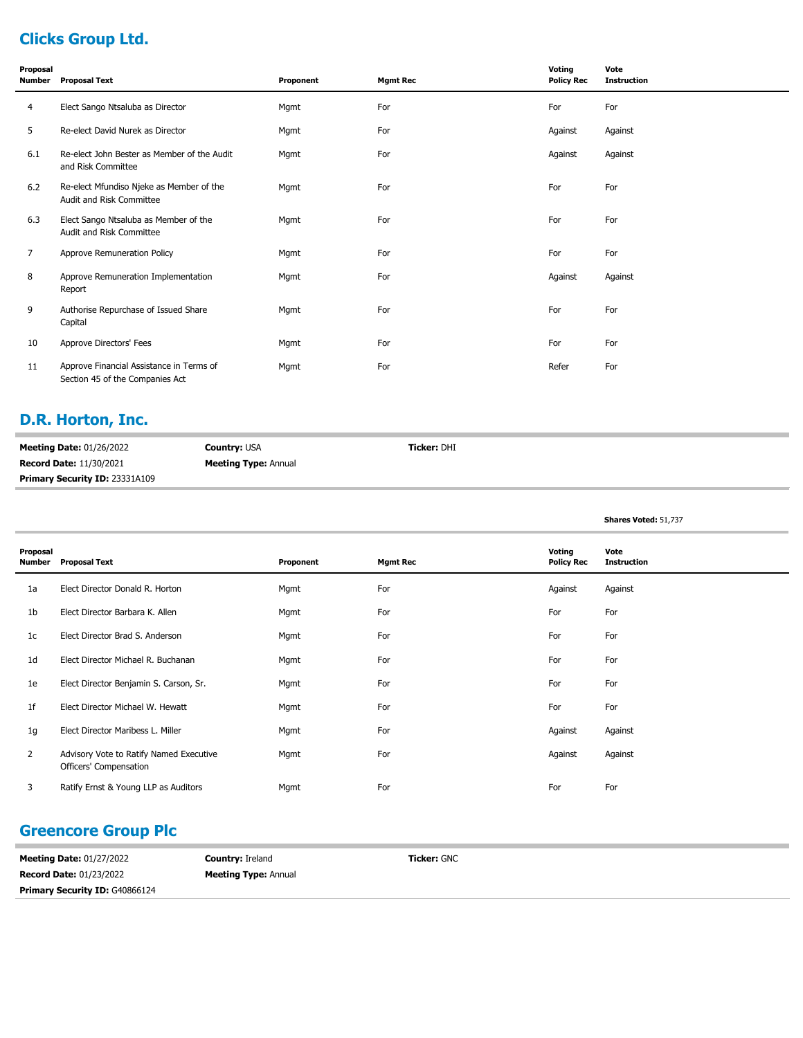## Clicks Group Ltd.

| Proposal Number | Proposal Text | Proponent | Mgmt Rec | Voting Policy Rec | Vote Instruction |
|---|---|---|---|---|---|
| 4 | Elect Sango Ntsaluba as Director | Mgmt | For | For | For |
| 5 | Re-elect David Nurek as Director | Mgmt | For | Against | Against |
| 6.1 | Re-elect John Bester as Member of the Audit and Risk Committee | Mgmt | For | Against | Against |
| 6.2 | Re-elect Mfundiso Njeke as Member of the Audit and Risk Committee | Mgmt | For | For | For |
| 6.3 | Elect Sango Ntsaluba as Member of the Audit and Risk Committee | Mgmt | For | For | For |
| 7 | Approve Remuneration Policy | Mgmt | For | For | For |
| 8 | Approve Remuneration Implementation Report | Mgmt | For | Against | Against |
| 9 | Authorise Repurchase of Issued Share Capital | Mgmt | For | For | For |
| 10 | Approve Directors' Fees | Mgmt | For | For | For |
| 11 | Approve Financial Assistance in Terms of Section 45 of the Companies Act | Mgmt | For | Refer | For |

## D.R. Horton, Inc.

**Meeting Date:** 01/26/2022 **Country:** USA **Ticker:** DHI
**Record Date:** 11/30/2021 **Meeting Type:** Annual
**Primary Security ID:** 23331A109

**Shares Voted:** 51,737

| Proposal Number | Proposal Text | Proponent | Mgmt Rec | Voting Policy Rec | Vote Instruction |
|---|---|---|---|---|---|
| 1a | Elect Director Donald R. Horton | Mgmt | For | Against | Against |
| 1b | Elect Director Barbara K. Allen | Mgmt | For | For | For |
| 1c | Elect Director Brad S. Anderson | Mgmt | For | For | For |
| 1d | Elect Director Michael R. Buchanan | Mgmt | For | For | For |
| 1e | Elect Director Benjamin S. Carson, Sr. | Mgmt | For | For | For |
| 1f | Elect Director Michael W. Hewatt | Mgmt | For | For | For |
| 1g | Elect Director Maribess L. Miller | Mgmt | For | Against | Against |
| 2 | Advisory Vote to Ratify Named Executive Officers' Compensation | Mgmt | For | Against | Against |
| 3 | Ratify Ernst & Young LLP as Auditors | Mgmt | For | For | For |

## Greencore Group Plc

**Meeting Date:** 01/27/2022 **Country:** Ireland **Ticker:** GNC
**Record Date:** 01/23/2022 **Meeting Type:** Annual
**Primary Security ID:** G40866124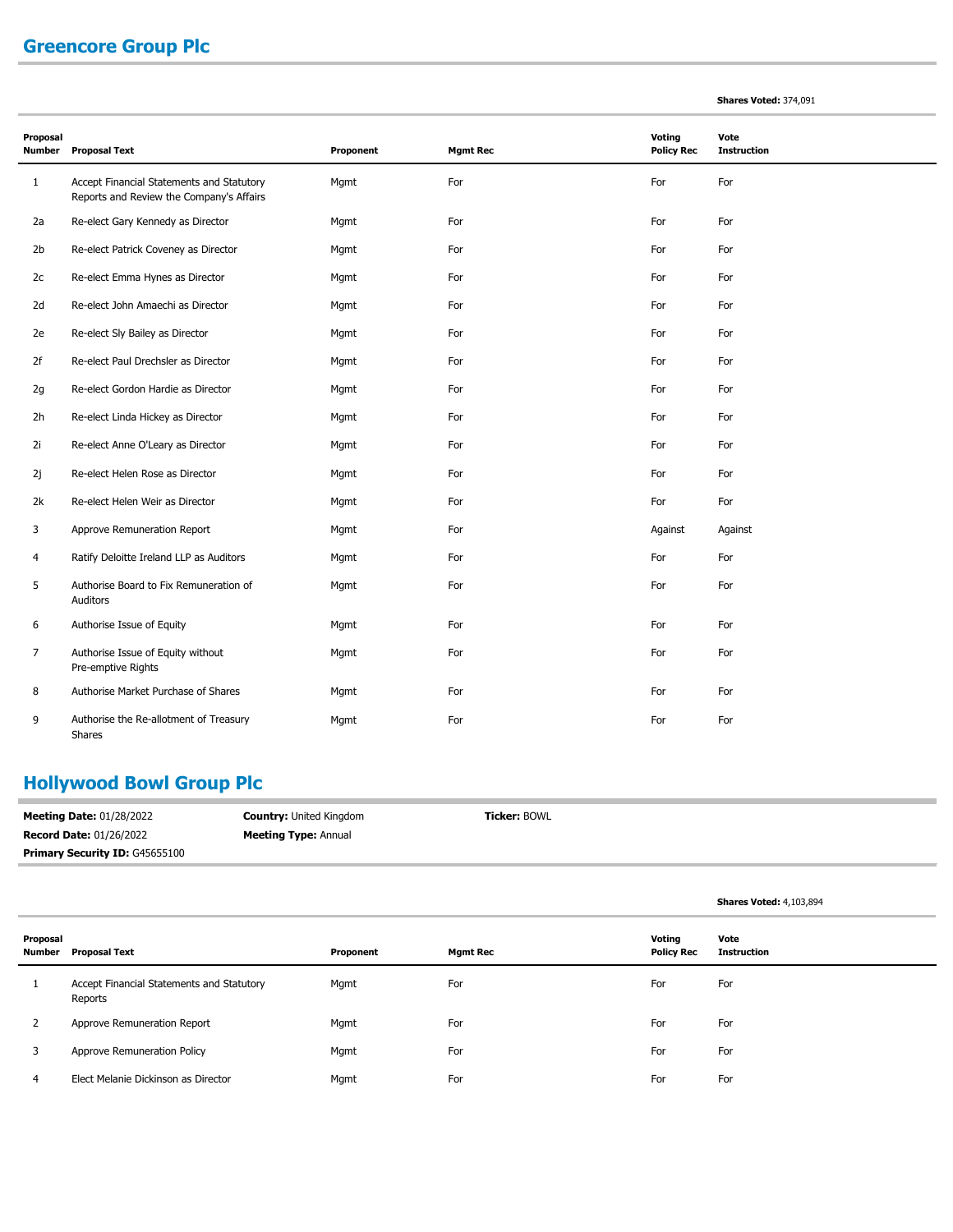## Greencore Group Plc

**Shares Voted:** 374,091

| Proposal Number | Proposal Text | Proponent | Mgmt Rec | Voting Policy Rec | Vote Instruction |
|---|---|---|---|---|---|
| 1 | Accept Financial Statements and Statutory Reports and Review the Company's Affairs | Mgmt | For | For | For |
| 2a | Re-elect Gary Kennedy as Director | Mgmt | For | For | For |
| 2b | Re-elect Patrick Coveney as Director | Mgmt | For | For | For |
| 2c | Re-elect Emma Hynes as Director | Mgmt | For | For | For |
| 2d | Re-elect John Amaechi as Director | Mgmt | For | For | For |
| 2e | Re-elect Sly Bailey as Director | Mgmt | For | For | For |
| 2f | Re-elect Paul Drechsler as Director | Mgmt | For | For | For |
| 2g | Re-elect Gordon Hardie as Director | Mgmt | For | For | For |
| 2h | Re-elect Linda Hickey as Director | Mgmt | For | For | For |
| 2i | Re-elect Anne O'Leary as Director | Mgmt | For | For | For |
| 2j | Re-elect Helen Rose as Director | Mgmt | For | For | For |
| 2k | Re-elect Helen Weir as Director | Mgmt | For | For | For |
| 3 | Approve Remuneration Report | Mgmt | For | Against | Against |
| 4 | Ratify Deloitte Ireland LLP as Auditors | Mgmt | For | For | For |
| 5 | Authorise Board to Fix Remuneration of Auditors | Mgmt | For | For | For |
| 6 | Authorise Issue of Equity | Mgmt | For | For | For |
| 7 | Authorise Issue of Equity without Pre-emptive Rights | Mgmt | For | For | For |
| 8 | Authorise Market Purchase of Shares | Mgmt | For | For | For |
| 9 | Authorise the Re-allotment of Treasury Shares | Mgmt | For | For | For |

## Hollywood Bowl Group Plc

**Meeting Date:** 01/28/2022 **Country:** United Kingdom **Ticker:** BOWL
**Record Date:** 01/26/2022 **Meeting Type:** Annual
**Primary Security ID:** G45655100

**Shares Voted:** 4,103,894

| Proposal Number | Proposal Text | Proponent | Mgmt Rec | Voting Policy Rec | Vote Instruction |
|---|---|---|---|---|---|
| 1 | Accept Financial Statements and Statutory Reports | Mgmt | For | For | For |
| 2 | Approve Remuneration Report | Mgmt | For | For | For |
| 3 | Approve Remuneration Policy | Mgmt | For | For | For |
| 4 | Elect Melanie Dickinson as Director | Mgmt | For | For | For |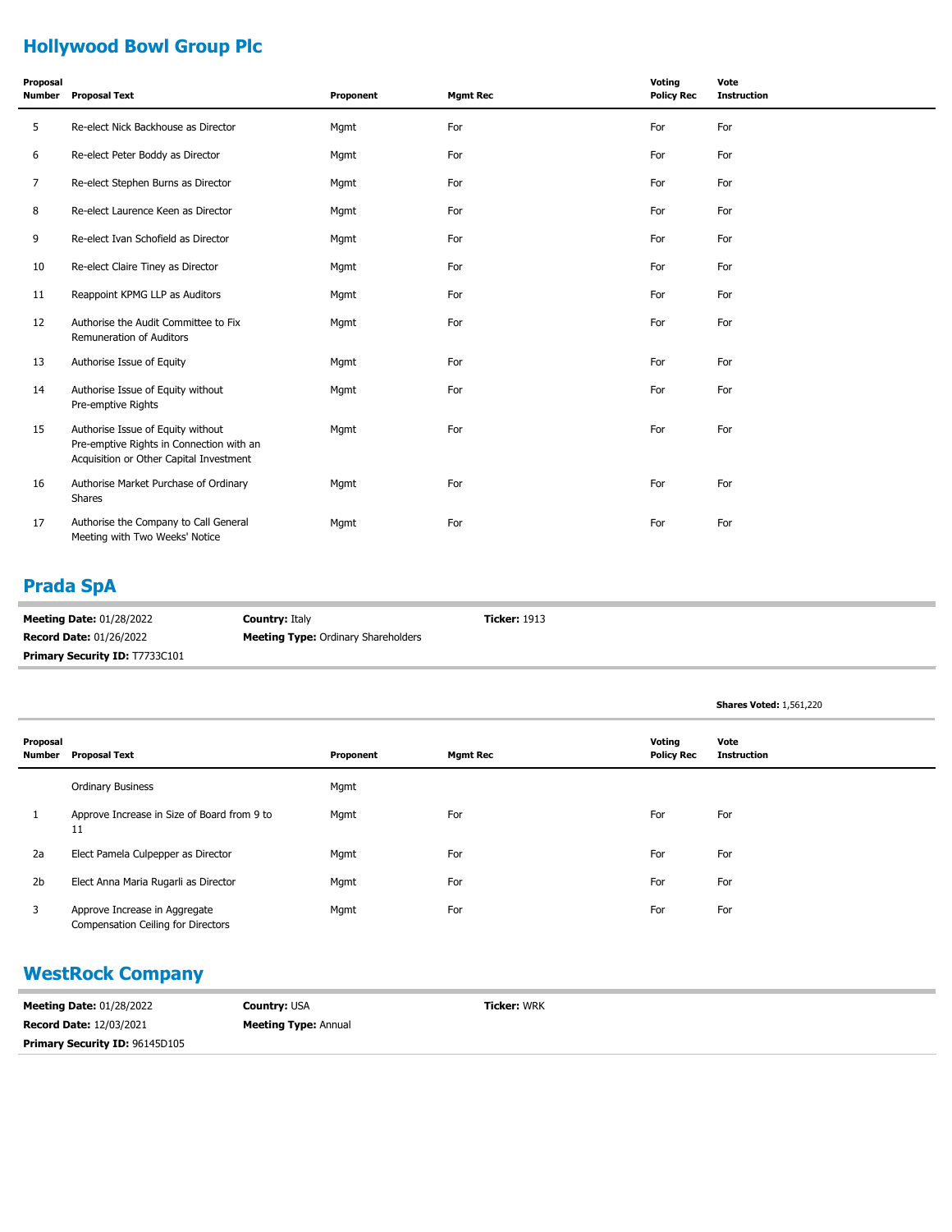## Hollywood Bowl Group Plc

| Proposal Number | Proposal Text | Proponent | Mgmt Rec | Voting Policy Rec | Vote Instruction |
|---|---|---|---|---|---|
| 5 | Re-elect Nick Backhouse as Director | Mgmt | For | For | For |
| 6 | Re-elect Peter Boddy as Director | Mgmt | For | For | For |
| 7 | Re-elect Stephen Burns as Director | Mgmt | For | For | For |
| 8 | Re-elect Laurence Keen as Director | Mgmt | For | For | For |
| 9 | Re-elect Ivan Schofield as Director | Mgmt | For | For | For |
| 10 | Re-elect Claire Tiney as Director | Mgmt | For | For | For |
| 11 | Reappoint KPMG LLP as Auditors | Mgmt | For | For | For |
| 12 | Authorise the Audit Committee to Fix Remuneration of Auditors | Mgmt | For | For | For |
| 13 | Authorise Issue of Equity | Mgmt | For | For | For |
| 14 | Authorise Issue of Equity without Pre-emptive Rights | Mgmt | For | For | For |
| 15 | Authorise Issue of Equity without Pre-emptive Rights in Connection with an Acquisition or Other Capital Investment | Mgmt | For | For | For |
| 16 | Authorise Market Purchase of Ordinary Shares | Mgmt | For | For | For |
| 17 | Authorise the Company to Call General Meeting with Two Weeks' Notice | Mgmt | For | For | For |

## Prada SpA

**Meeting Date:** 01/28/2022 **Country:** Italy **Ticker:** 1913

**Record Date:** 01/26/2022 **Meeting Type:** Ordinary Shareholders

**Primary Security ID:** T7733C101

**Shares Voted:** 1,561,220

| Proposal Number | Proposal Text | Proponent | Mgmt Rec | Voting Policy Rec | Vote Instruction |
|---|---|---|---|---|---|
| | Ordinary Business | Mgmt | | | |
| 1 | Approve Increase in Size of Board from 9 to 11 | Mgmt | For | For | For |
| 2a | Elect Pamela Culpepper as Director | Mgmt | For | For | For |
| 2b | Elect Anna Maria Rugarli as Director | Mgmt | For | For | For |
| 3 | Approve Increase in Aggregate Compensation Ceiling for Directors | Mgmt | For | For | For |

## WestRock Company

**Meeting Date:** 01/28/2022 **Country:** USA **Ticker:** WRK

**Record Date:** 12/03/2021 **Meeting Type:** Annual

**Primary Security ID:** 96145D105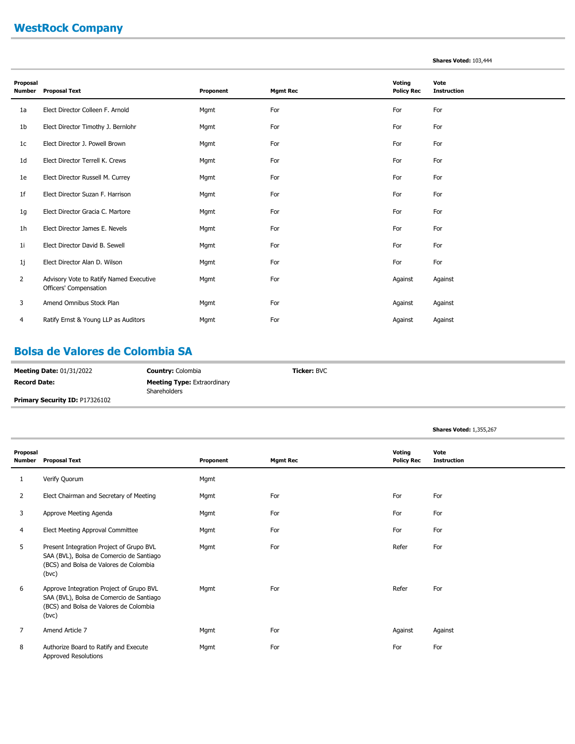## WestRock Company

**Shares Voted:** 103,444

| Proposal Number | Proposal Text | Proponent | Mgmt Rec | Voting Policy Rec | Vote Instruction |
|---|---|---|---|---|---|
| 1a | Elect Director Colleen F. Arnold | Mgmt | For | For | For |
| 1b | Elect Director Timothy J. Bernlohr | Mgmt | For | For | For |
| 1c | Elect Director J. Powell Brown | Mgmt | For | For | For |
| 1d | Elect Director Terrell K. Crews | Mgmt | For | For | For |
| 1e | Elect Director Russell M. Currey | Mgmt | For | For | For |
| 1f | Elect Director Suzan F. Harrison | Mgmt | For | For | For |
| 1g | Elect Director Gracia C. Martore | Mgmt | For | For | For |
| 1h | Elect Director James E. Nevels | Mgmt | For | For | For |
| 1i | Elect Director David B. Sewell | Mgmt | For | For | For |
| 1j | Elect Director Alan D. Wilson | Mgmt | For | For | For |
| 2 | Advisory Vote to Ratify Named Executive Officers' Compensation | Mgmt | For | Against | Against |
| 3 | Amend Omnibus Stock Plan | Mgmt | For | Against | Against |
| 4 | Ratify Ernst & Young LLP as Auditors | Mgmt | For | Against | Against |

## Bolsa de Valores de Colombia SA

**Meeting Date:** 01/31/2022
**Country:** Colombia
**Ticker:** BVC
**Record Date:**
**Meeting Type:** Extraordinary Shareholders
**Primary Security ID:** P17326102

**Shares Voted:** 1,355,267

| Proposal Number | Proposal Text | Proponent | Mgmt Rec | Voting Policy Rec | Vote Instruction |
|---|---|---|---|---|---|
| 1 | Verify Quorum | Mgmt | | | |
| 2 | Elect Chairman and Secretary of Meeting | Mgmt | For | For | For |
| 3 | Approve Meeting Agenda | Mgmt | For | For | For |
| 4 | Elect Meeting Approval Committee | Mgmt | For | For | For |
| 5 | Present Integration Project of Grupo BVL SAA (BVL), Bolsa de Comercio de Santiago (BCS) and Bolsa de Valores de Colombia (bvc) | Mgmt | For | Refer | For |
| 6 | Approve Integration Project of Grupo BVL SAA (BVL), Bolsa de Comercio de Santiago (BCS) and Bolsa de Valores de Colombia (bvc) | Mgmt | For | Refer | For |
| 7 | Amend Article 7 | Mgmt | For | Against | Against |
| 8 | Authorize Board to Ratify and Execute Approved Resolutions | Mgmt | For | For | For |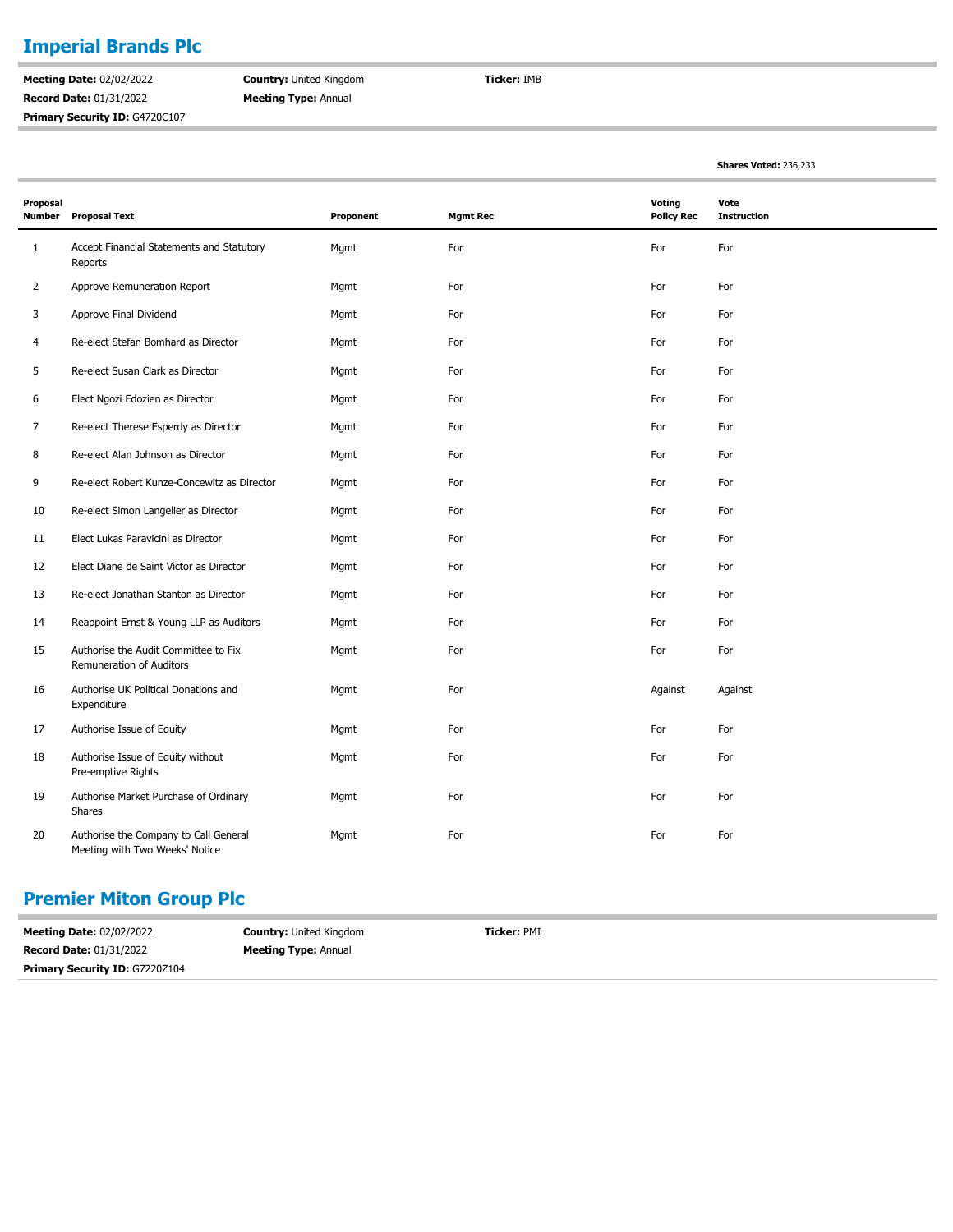## Imperial Brands Plc

**Meeting Date:** 02/02/2022
**Record Date:** 01/31/2022
**Primary Security ID:** G4720C107
**Country:** United Kingdom
**Meeting Type:** Annual
**Ticker:** IMB

**Shares Voted:** 236,233

| Proposal Number | Proposal Text | Proponent | Mgmt Rec | Voting Policy Rec | Vote Instruction |
|---|---|---|---|---|---|
| 1 | Accept Financial Statements and Statutory Reports | Mgmt | For | For | For |
| 2 | Approve Remuneration Report | Mgmt | For | For | For |
| 3 | Approve Final Dividend | Mgmt | For | For | For |
| 4 | Re-elect Stefan Bomhard as Director | Mgmt | For | For | For |
| 5 | Re-elect Susan Clark as Director | Mgmt | For | For | For |
| 6 | Elect Ngozi Edozien as Director | Mgmt | For | For | For |
| 7 | Re-elect Therese Esperdy as Director | Mgmt | For | For | For |
| 8 | Re-elect Alan Johnson as Director | Mgmt | For | For | For |
| 9 | Re-elect Robert Kunze-Concewitz as Director | Mgmt | For | For | For |
| 10 | Re-elect Simon Langelier as Director | Mgmt | For | For | For |
| 11 | Elect Lukas Paravicini as Director | Mgmt | For | For | For |
| 12 | Elect Diane de Saint Victor as Director | Mgmt | For | For | For |
| 13 | Re-elect Jonathan Stanton as Director | Mgmt | For | For | For |
| 14 | Reappoint Ernst & Young LLP as Auditors | Mgmt | For | For | For |
| 15 | Authorise the Audit Committee to Fix Remuneration of Auditors | Mgmt | For | For | For |
| 16 | Authorise UK Political Donations and Expenditure | Mgmt | For | Against | Against |
| 17 | Authorise Issue of Equity | Mgmt | For | For | For |
| 18 | Authorise Issue of Equity without Pre-emptive Rights | Mgmt | For | For | For |
| 19 | Authorise Market Purchase of Ordinary Shares | Mgmt | For | For | For |
| 20 | Authorise the Company to Call General Meeting with Two Weeks' Notice | Mgmt | For | For | For |

## Premier Miton Group Plc

**Meeting Date:** 02/02/2022
**Record Date:** 01/31/2022
**Primary Security ID:** G7220Z104
**Country:** United Kingdom
**Meeting Type:** Annual
**Ticker:** PMI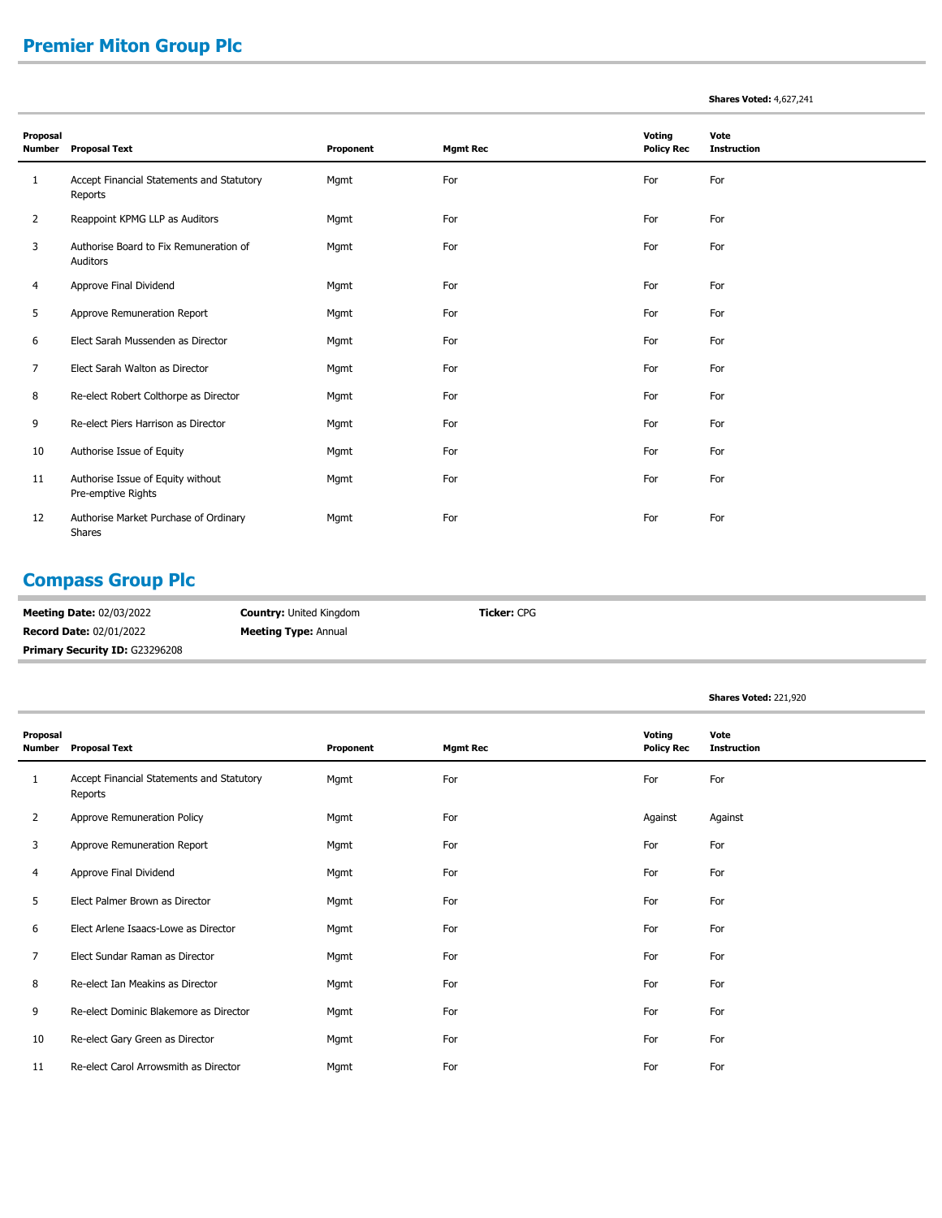## Premier Miton Group Plc

**Shares Voted:** 4,627,241

| Proposal Number | Proposal Text | Proponent | Mgmt Rec | Voting Policy Rec | Vote Instruction |
|---|---|---|---|---|---|
| 1 | Accept Financial Statements and Statutory Reports | Mgmt | For | For | For |
| 2 | Reappoint KPMG LLP as Auditors | Mgmt | For | For | For |
| 3 | Authorise Board to Fix Remuneration of Auditors | Mgmt | For | For | For |
| 4 | Approve Final Dividend | Mgmt | For | For | For |
| 5 | Approve Remuneration Report | Mgmt | For | For | For |
| 6 | Elect Sarah Mussenden as Director | Mgmt | For | For | For |
| 7 | Elect Sarah Walton as Director | Mgmt | For | For | For |
| 8 | Re-elect Robert Colthorpe as Director | Mgmt | For | For | For |
| 9 | Re-elect Piers Harrison as Director | Mgmt | For | For | For |
| 10 | Authorise Issue of Equity | Mgmt | For | For | For |
| 11 | Authorise Issue of Equity without Pre-emptive Rights | Mgmt | For | For | For |
| 12 | Authorise Market Purchase of Ordinary Shares | Mgmt | For | For | For |

## Compass Group Plc

**Meeting Date:** 02/03/2022 **Country:** United Kingdom **Ticker:** CPG
**Record Date:** 02/01/2022 **Meeting Type:** Annual
**Primary Security ID:** G23296208

**Shares Voted:** 221,920

| Proposal Number | Proposal Text | Proponent | Mgmt Rec | Voting Policy Rec | Vote Instruction |
|---|---|---|---|---|---|
| 1 | Accept Financial Statements and Statutory Reports | Mgmt | For | For | For |
| 2 | Approve Remuneration Policy | Mgmt | For | Against | Against |
| 3 | Approve Remuneration Report | Mgmt | For | For | For |
| 4 | Approve Final Dividend | Mgmt | For | For | For |
| 5 | Elect Palmer Brown as Director | Mgmt | For | For | For |
| 6 | Elect Arlene Isaacs-Lowe as Director | Mgmt | For | For | For |
| 7 | Elect Sundar Raman as Director | Mgmt | For | For | For |
| 8 | Re-elect Ian Meakins as Director | Mgmt | For | For | For |
| 9 | Re-elect Dominic Blakemore as Director | Mgmt | For | For | For |
| 10 | Re-elect Gary Green as Director | Mgmt | For | For | For |
| 11 | Re-elect Carol Arrowsmith as Director | Mgmt | For | For | For |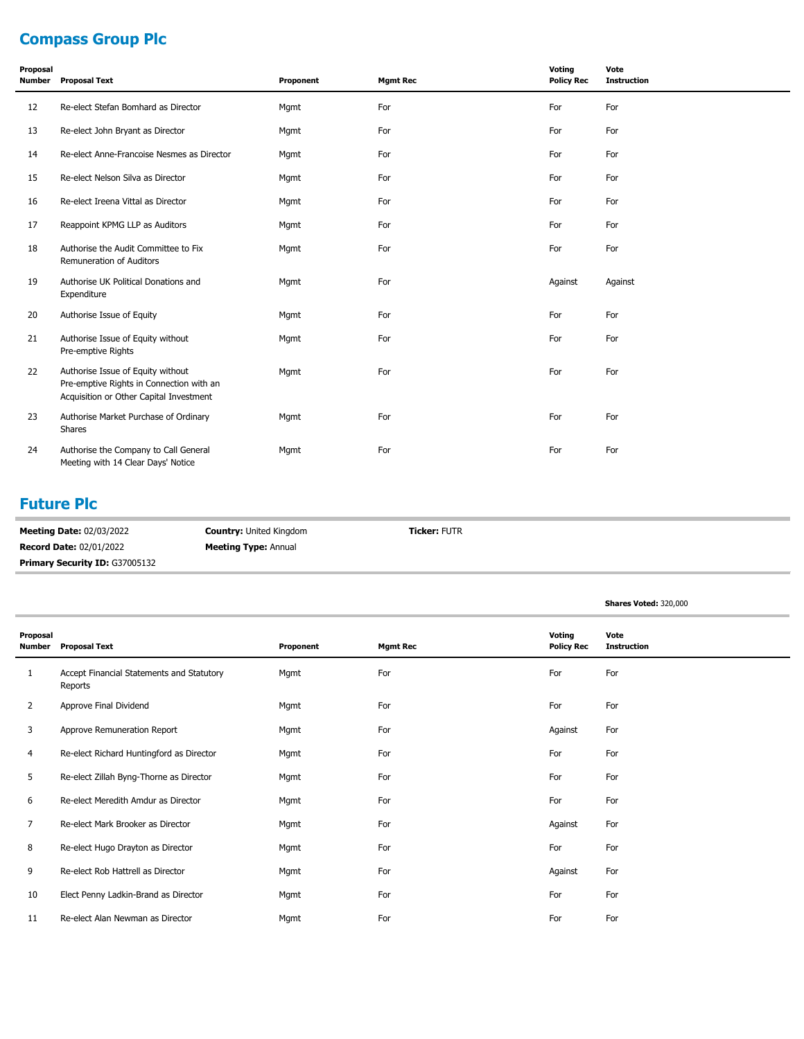## Compass Group Plc

| Proposal Number | Proposal Text | Proponent | Mgmt Rec | Voting Policy Rec | Vote Instruction |
|---|---|---|---|---|---|
| 12 | Re-elect Stefan Bomhard as Director | Mgmt | For | For | For |
| 13 | Re-elect John Bryant as Director | Mgmt | For | For | For |
| 14 | Re-elect Anne-Francoise Nesmes as Director | Mgmt | For | For | For |
| 15 | Re-elect Nelson Silva as Director | Mgmt | For | For | For |
| 16 | Re-elect Ireena Vittal as Director | Mgmt | For | For | For |
| 17 | Reappoint KPMG LLP as Auditors | Mgmt | For | For | For |
| 18 | Authorise the Audit Committee to Fix Remuneration of Auditors | Mgmt | For | For | For |
| 19 | Authorise UK Political Donations and Expenditure | Mgmt | For | Against | Against |
| 20 | Authorise Issue of Equity | Mgmt | For | For | For |
| 21 | Authorise Issue of Equity without Pre-emptive Rights | Mgmt | For | For | For |
| 22 | Authorise Issue of Equity without Pre-emptive Rights in Connection with an Acquisition or Other Capital Investment | Mgmt | For | For | For |
| 23 | Authorise Market Purchase of Ordinary Shares | Mgmt | For | For | For |
| 24 | Authorise the Company to Call General Meeting with 14 Clear Days' Notice | Mgmt | For | For | For |

## Future Plc

**Meeting Date:** 02/03/2022 **Country:** United Kingdom **Ticker:** FUTR
**Record Date:** 02/01/2022 **Meeting Type:** Annual
**Primary Security ID:** G37005132

**Shares Voted:** 320,000

| Proposal Number | Proposal Text | Proponent | Mgmt Rec | Voting Policy Rec | Vote Instruction |
|---|---|---|---|---|---|
| 1 | Accept Financial Statements and Statutory Reports | Mgmt | For | For | For |
| 2 | Approve Final Dividend | Mgmt | For | For | For |
| 3 | Approve Remuneration Report | Mgmt | For | Against | For |
| 4 | Re-elect Richard Huntingford as Director | Mgmt | For | For | For |
| 5 | Re-elect Zillah Byng-Thorne as Director | Mgmt | For | For | For |
| 6 | Re-elect Meredith Amdur as Director | Mgmt | For | For | For |
| 7 | Re-elect Mark Brooker as Director | Mgmt | For | Against | For |
| 8 | Re-elect Hugo Drayton as Director | Mgmt | For | For | For |
| 9 | Re-elect Rob Hattrell as Director | Mgmt | For | Against | For |
| 10 | Elect Penny Ladkin-Brand as Director | Mgmt | For | For | For |
| 11 | Re-elect Alan Newman as Director | Mgmt | For | For | For |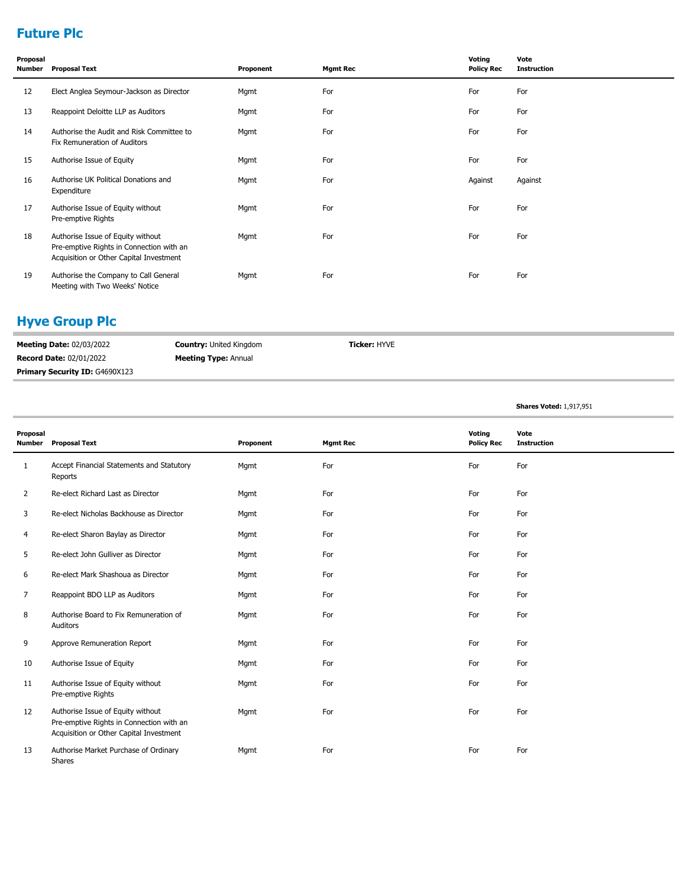## Future Plc

| Proposal Number | Proposal Text | Proponent | Mgmt Rec | Voting Policy Rec | Vote Instruction |
|---|---|---|---|---|---|
| 12 | Elect Anglea Seymour-Jackson as Director | Mgmt | For | For | For |
| 13 | Reappoint Deloitte LLP as Auditors | Mgmt | For | For | For |
| 14 | Authorise the Audit and Risk Committee to Fix Remuneration of Auditors | Mgmt | For | For | For |
| 15 | Authorise Issue of Equity | Mgmt | For | For | For |
| 16 | Authorise UK Political Donations and Expenditure | Mgmt | For | Against | Against |
| 17 | Authorise Issue of Equity without Pre-emptive Rights | Mgmt | For | For | For |
| 18 | Authorise Issue of Equity without Pre-emptive Rights in Connection with an Acquisition or Other Capital Investment | Mgmt | For | For | For |
| 19 | Authorise the Company to Call General Meeting with Two Weeks' Notice | Mgmt | For | For | For |

## Hyve Group Plc

**Meeting Date:** 02/03/2022 **Country:** United Kingdom **Ticker:** HYVE

**Record Date:** 02/01/2022 **Meeting Type:** Annual

**Primary Security ID:** G4690X123

**Shares Voted:** 1,917,951

| Proposal Number | Proposal Text | Proponent | Mgmt Rec | Voting Policy Rec | Vote Instruction |
|---|---|---|---|---|---|
| 1 | Accept Financial Statements and Statutory Reports | Mgmt | For | For | For |
| 2 | Re-elect Richard Last as Director | Mgmt | For | For | For |
| 3 | Re-elect Nicholas Backhouse as Director | Mgmt | For | For | For |
| 4 | Re-elect Sharon Baylay as Director | Mgmt | For | For | For |
| 5 | Re-elect John Gulliver as Director | Mgmt | For | For | For |
| 6 | Re-elect Mark Shashoua as Director | Mgmt | For | For | For |
| 7 | Reappoint BDO LLP as Auditors | Mgmt | For | For | For |
| 8 | Authorise Board to Fix Remuneration of Auditors | Mgmt | For | For | For |
| 9 | Approve Remuneration Report | Mgmt | For | For | For |
| 10 | Authorise Issue of Equity | Mgmt | For | For | For |
| 11 | Authorise Issue of Equity without Pre-emptive Rights | Mgmt | For | For | For |
| 12 | Authorise Issue of Equity without Pre-emptive Rights in Connection with an Acquisition or Other Capital Investment | Mgmt | For | For | For |
| 13 | Authorise Market Purchase of Ordinary Shares | Mgmt | For | For | For |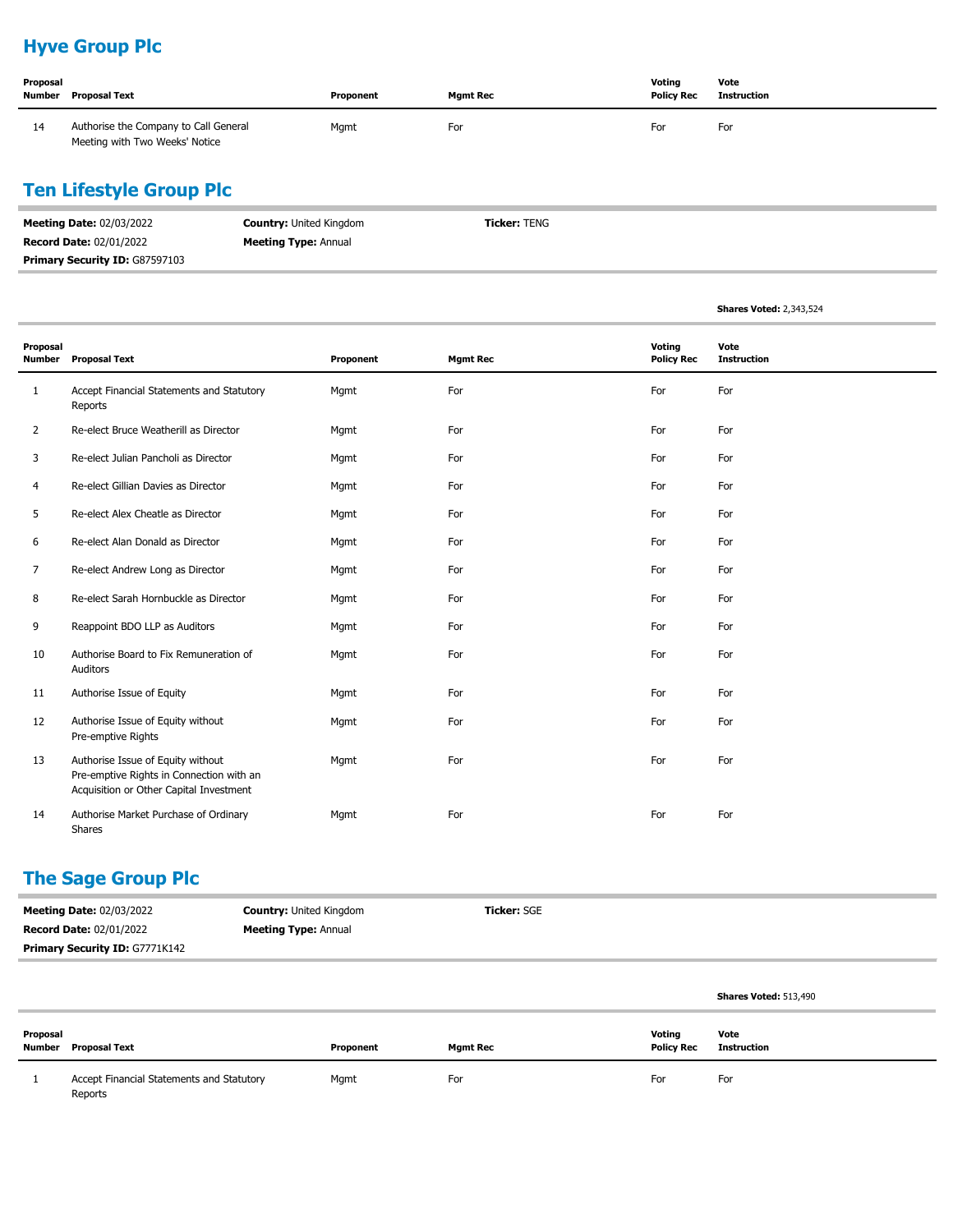## Hyve Group Plc

| Proposal Number | Proposal Text | Proponent | Mgmt Rec | Voting Policy Rec | Vote Instruction |
|---|---|---|---|---|---|
| 14 | Authorise the Company to Call General Meeting with Two Weeks' Notice | Mgmt | For | For | For |

## Ten Lifestyle Group Plc

**Meeting Date:** 02/03/2022 **Country:** United Kingdom **Ticker:** TENG
**Record Date:** 02/01/2022 **Meeting Type:** Annual
**Primary Security ID:** G87597103

**Shares Voted:** 2,343,524

| Proposal Number | Proposal Text | Proponent | Mgmt Rec | Voting Policy Rec | Vote Instruction |
|---|---|---|---|---|---|
| 1 | Accept Financial Statements and Statutory Reports | Mgmt | For | For | For |
| 2 | Re-elect Bruce Weatherill as Director | Mgmt | For | For | For |
| 3 | Re-elect Julian Pancholi as Director | Mgmt | For | For | For |
| 4 | Re-elect Gillian Davies as Director | Mgmt | For | For | For |
| 5 | Re-elect Alex Cheatle as Director | Mgmt | For | For | For |
| 6 | Re-elect Alan Donald as Director | Mgmt | For | For | For |
| 7 | Re-elect Andrew Long as Director | Mgmt | For | For | For |
| 8 | Re-elect Sarah Hornbuckle as Director | Mgmt | For | For | For |
| 9 | Reappoint BDO LLP as Auditors | Mgmt | For | For | For |
| 10 | Authorise Board to Fix Remuneration of Auditors | Mgmt | For | For | For |
| 11 | Authorise Issue of Equity | Mgmt | For | For | For |
| 12 | Authorise Issue of Equity without Pre-emptive Rights | Mgmt | For | For | For |
| 13 | Authorise Issue of Equity without Pre-emptive Rights in Connection with an Acquisition or Other Capital Investment | Mgmt | For | For | For |
| 14 | Authorise Market Purchase of Ordinary Shares | Mgmt | For | For | For |

## The Sage Group Plc

**Meeting Date:** 02/03/2022 **Country:** United Kingdom **Ticker:** SGE
**Record Date:** 02/01/2022 **Meeting Type:** Annual
**Primary Security ID:** G7771K142

**Shares Voted:** 513,490

| Proposal Number | Proposal Text | Proponent | Mgmt Rec | Voting Policy Rec | Vote Instruction |
|---|---|---|---|---|---|
| 1 | Accept Financial Statements and Statutory Reports | Mgmt | For | For | For |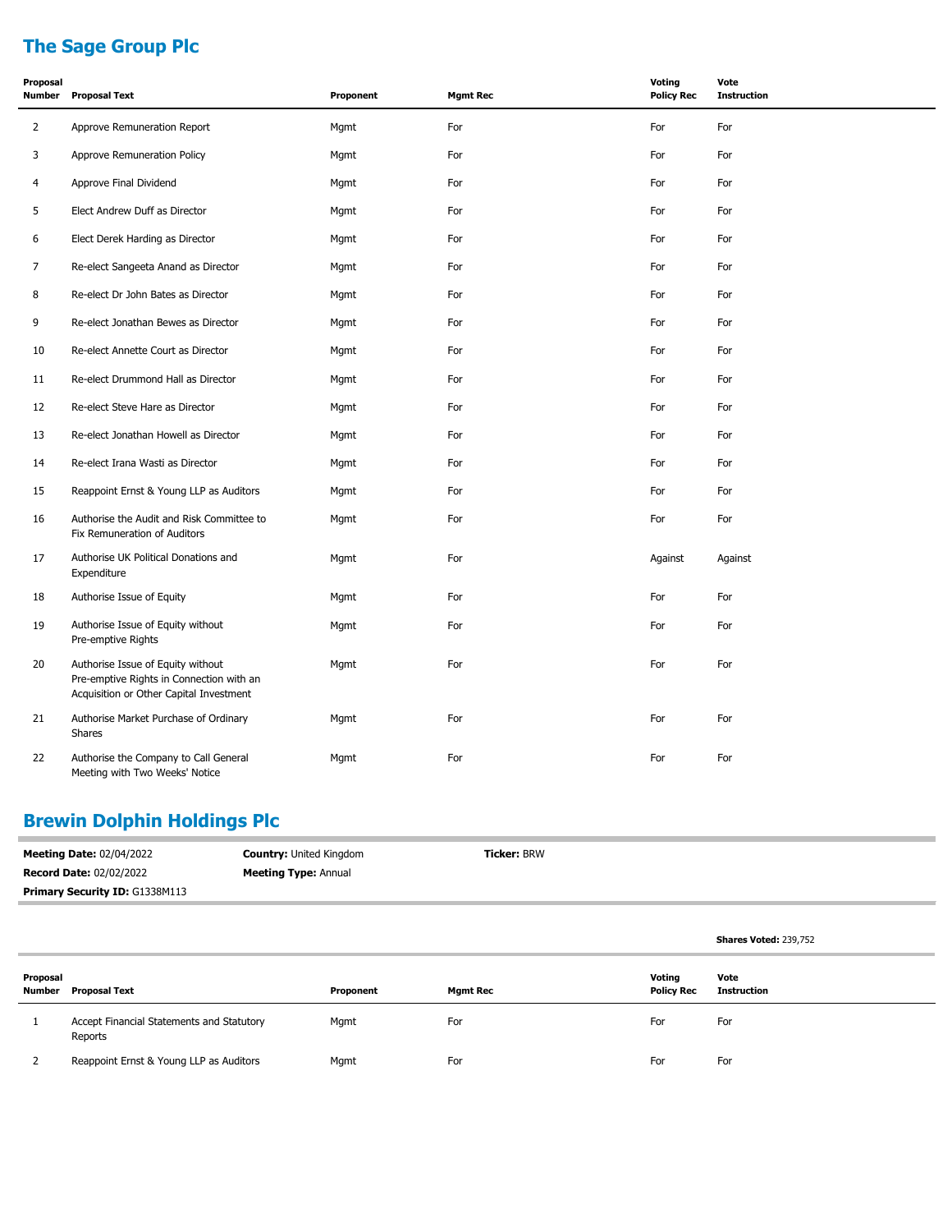## The Sage Group Plc

| Proposal Number | Proposal Text | Proponent | Mgmt Rec | Voting Policy Rec | Vote Instruction |
|---|---|---|---|---|---|
| 2 | Approve Remuneration Report | Mgmt | For | For | For |
| 3 | Approve Remuneration Policy | Mgmt | For | For | For |
| 4 | Approve Final Dividend | Mgmt | For | For | For |
| 5 | Elect Andrew Duff as Director | Mgmt | For | For | For |
| 6 | Elect Derek Harding as Director | Mgmt | For | For | For |
| 7 | Re-elect Sangeeta Anand as Director | Mgmt | For | For | For |
| 8 | Re-elect Dr John Bates as Director | Mgmt | For | For | For |
| 9 | Re-elect Jonathan Bewes as Director | Mgmt | For | For | For |
| 10 | Re-elect Annette Court as Director | Mgmt | For | For | For |
| 11 | Re-elect Drummond Hall as Director | Mgmt | For | For | For |
| 12 | Re-elect Steve Hare as Director | Mgmt | For | For | For |
| 13 | Re-elect Jonathan Howell as Director | Mgmt | For | For | For |
| 14 | Re-elect Irana Wasti as Director | Mgmt | For | For | For |
| 15 | Reappoint Ernst & Young LLP as Auditors | Mgmt | For | For | For |
| 16 | Authorise the Audit and Risk Committee to Fix Remuneration of Auditors | Mgmt | For | For | For |
| 17 | Authorise UK Political Donations and Expenditure | Mgmt | For | Against | Against |
| 18 | Authorise Issue of Equity | Mgmt | For | For | For |
| 19 | Authorise Issue of Equity without Pre-emptive Rights | Mgmt | For | For | For |
| 20 | Authorise Issue of Equity without Pre-emptive Rights in Connection with an Acquisition or Other Capital Investment | Mgmt | For | For | For |
| 21 | Authorise Market Purchase of Ordinary Shares | Mgmt | For | For | For |
| 22 | Authorise the Company to Call General Meeting with Two Weeks' Notice | Mgmt | For | For | For |

## Brewin Dolphin Holdings Plc

**Meeting Date:** 02/04/2022 **Country:** United Kingdom **Ticker:** BRW
**Record Date:** 02/02/2022 **Meeting Type:** Annual
**Primary Security ID:** G1338M113

**Shares Voted:** 239,752

| Proposal Number | Proposal Text | Proponent | Mgmt Rec | Voting Policy Rec | Vote Instruction |
|---|---|---|---|---|---|
| 1 | Accept Financial Statements and Statutory Reports | Mgmt | For | For | For |
| 2 | Reappoint Ernst & Young LLP as Auditors | Mgmt | For | For | For |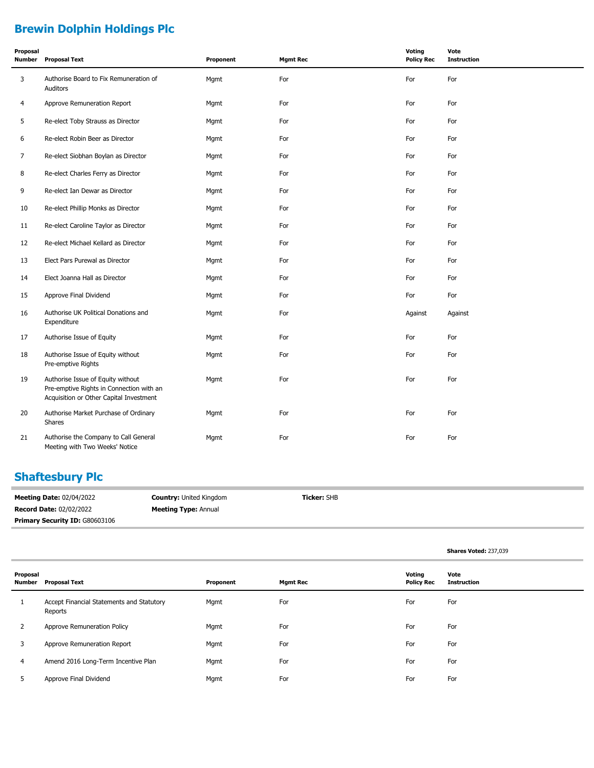## Brewin Dolphin Holdings Plc

| Proposal Number | Proposal Text | Proponent | Mgmt Rec | Voting Policy Rec | Vote Instruction |
|---|---|---|---|---|---|
| 3 | Authorise Board to Fix Remuneration of Auditors | Mgmt | For | For | For |
| 4 | Approve Remuneration Report | Mgmt | For | For | For |
| 5 | Re-elect Toby Strauss as Director | Mgmt | For | For | For |
| 6 | Re-elect Robin Beer as Director | Mgmt | For | For | For |
| 7 | Re-elect Siobhan Boylan as Director | Mgmt | For | For | For |
| 8 | Re-elect Charles Ferry as Director | Mgmt | For | For | For |
| 9 | Re-elect Ian Dewar as Director | Mgmt | For | For | For |
| 10 | Re-elect Phillip Monks as Director | Mgmt | For | For | For |
| 11 | Re-elect Caroline Taylor as Director | Mgmt | For | For | For |
| 12 | Re-elect Michael Kellard as Director | Mgmt | For | For | For |
| 13 | Elect Pars Purewal as Director | Mgmt | For | For | For |
| 14 | Elect Joanna Hall as Director | Mgmt | For | For | For |
| 15 | Approve Final Dividend | Mgmt | For | For | For |
| 16 | Authorise UK Political Donations and Expenditure | Mgmt | For | Against | Against |
| 17 | Authorise Issue of Equity | Mgmt | For | For | For |
| 18 | Authorise Issue of Equity without Pre-emptive Rights | Mgmt | For | For | For |
| 19 | Authorise Issue of Equity without Pre-emptive Rights in Connection with an Acquisition or Other Capital Investment | Mgmt | For | For | For |
| 20 | Authorise Market Purchase of Ordinary Shares | Mgmt | For | For | For |
| 21 | Authorise the Company to Call General Meeting with Two Weeks' Notice | Mgmt | For | For | For |

## Shaftesbury Plc

**Meeting Date:** 02/04/2022 **Country:** United Kingdom **Ticker:** SHB

**Record Date:** 02/02/2022 **Meeting Type:** Annual

**Primary Security ID:** G80603106

**Shares Voted:** 237,039

| Proposal Number | Proposal Text | Proponent | Mgmt Rec | Voting Policy Rec | Vote Instruction |
|---|---|---|---|---|---|
| 1 | Accept Financial Statements and Statutory Reports | Mgmt | For | For | For |
| 2 | Approve Remuneration Policy | Mgmt | For | For | For |
| 3 | Approve Remuneration Report | Mgmt | For | For | For |
| 4 | Amend 2016 Long-Term Incentive Plan | Mgmt | For | For | For |
| 5 | Approve Final Dividend | Mgmt | For | For | For |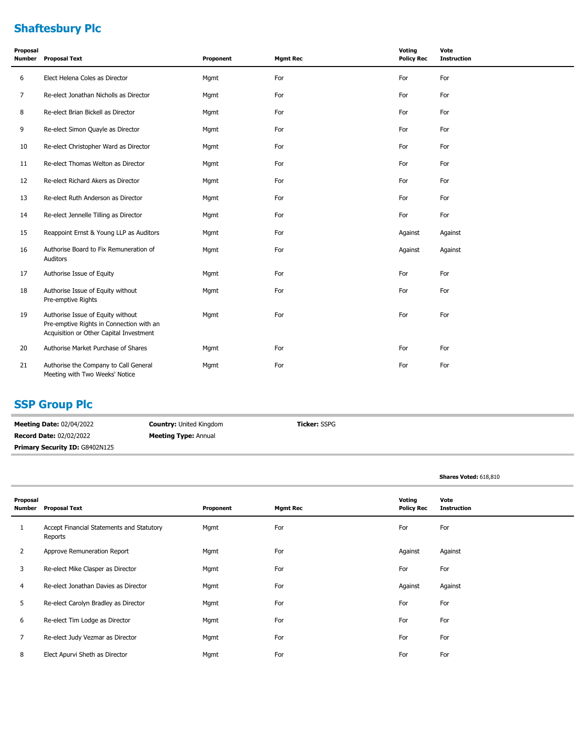## Shaftesbury Plc

| Proposal Number | Proposal Text | Proponent | Mgmt Rec | Voting Policy Rec | Vote Instruction |
|---|---|---|---|---|---|
| 6 | Elect Helena Coles as Director | Mgmt | For | For | For |
| 7 | Re-elect Jonathan Nicholls as Director | Mgmt | For | For | For |
| 8 | Re-elect Brian Bickell as Director | Mgmt | For | For | For |
| 9 | Re-elect Simon Quayle as Director | Mgmt | For | For | For |
| 10 | Re-elect Christopher Ward as Director | Mgmt | For | For | For |
| 11 | Re-elect Thomas Welton as Director | Mgmt | For | For | For |
| 12 | Re-elect Richard Akers as Director | Mgmt | For | For | For |
| 13 | Re-elect Ruth Anderson as Director | Mgmt | For | For | For |
| 14 | Re-elect Jennelle Tilling as Director | Mgmt | For | For | For |
| 15 | Reappoint Ernst & Young LLP as Auditors | Mgmt | For | Against | Against |
| 16 | Authorise Board to Fix Remuneration of Auditors | Mgmt | For | Against | Against |
| 17 | Authorise Issue of Equity | Mgmt | For | For | For |
| 18 | Authorise Issue of Equity without Pre-emptive Rights | Mgmt | For | For | For |
| 19 | Authorise Issue of Equity without Pre-emptive Rights in Connection with an Acquisition or Other Capital Investment | Mgmt | For | For | For |
| 20 | Authorise Market Purchase of Shares | Mgmt | For | For | For |
| 21 | Authorise the Company to Call General Meeting with Two Weeks' Notice | Mgmt | For | For | For |

## SSP Group Plc

**Meeting Date:** 02/04/2022 | **Country:** United Kingdom | **Ticker:** SSPG
**Record Date:** 02/02/2022 | **Meeting Type:** Annual
**Primary Security ID:** G8402N125

**Shares Voted:** 618,810

| Proposal Number | Proposal Text | Proponent | Mgmt Rec | Voting Policy Rec | Vote Instruction |
|---|---|---|---|---|---|
| 1 | Accept Financial Statements and Statutory Reports | Mgmt | For | For | For |
| 2 | Approve Remuneration Report | Mgmt | For | Against | Against |
| 3 | Re-elect Mike Clasper as Director | Mgmt | For | For | For |
| 4 | Re-elect Jonathan Davies as Director | Mgmt | For | Against | Against |
| 5 | Re-elect Carolyn Bradley as Director | Mgmt | For | For | For |
| 6 | Re-elect Tim Lodge as Director | Mgmt | For | For | For |
| 7 | Re-elect Judy Vezmar as Director | Mgmt | For | For | For |
| 8 | Elect Apurvi Sheth as Director | Mgmt | For | For | For |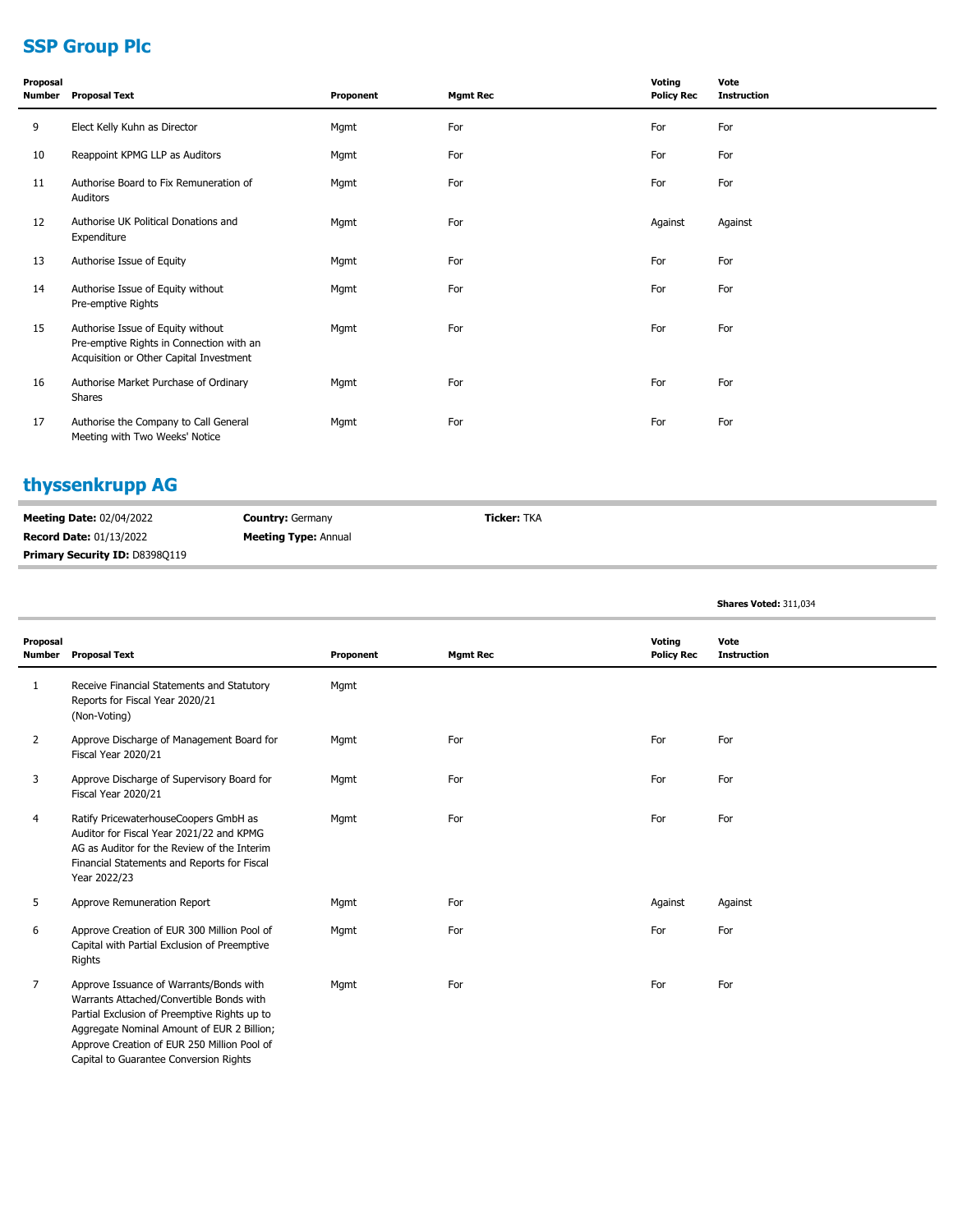## SSP Group Plc

| Proposal Number | Proposal Text | Proponent | Mgmt Rec | Voting Policy Rec | Vote Instruction |
|---|---|---|---|---|---|
| 9 | Elect Kelly Kuhn as Director | Mgmt | For | For | For |
| 10 | Reappoint KPMG LLP as Auditors | Mgmt | For | For | For |
| 11 | Authorise Board to Fix Remuneration of Auditors | Mgmt | For | For | For |
| 12 | Authorise UK Political Donations and Expenditure | Mgmt | For | Against | Against |
| 13 | Authorise Issue of Equity | Mgmt | For | For | For |
| 14 | Authorise Issue of Equity without Pre-emptive Rights | Mgmt | For | For | For |
| 15 | Authorise Issue of Equity without Pre-emptive Rights in Connection with an Acquisition or Other Capital Investment | Mgmt | For | For | For |
| 16 | Authorise Market Purchase of Ordinary Shares | Mgmt | For | For | For |
| 17 | Authorise the Company to Call General Meeting with Two Weeks' Notice | Mgmt | For | For | For |

## thyssenkrupp AG

**Meeting Date:** 02/04/2022
**Country:** Germany
**Ticker:** TKA
**Record Date:** 01/13/2022
**Meeting Type:** Annual
**Primary Security ID:** D8398Q119

**Shares Voted:** 311,034

| Proposal Number | Proposal Text | Proponent | Mgmt Rec | Voting Policy Rec | Vote Instruction |
|---|---|---|---|---|---|
| 1 | Receive Financial Statements and Statutory Reports for Fiscal Year 2020/21 (Non-Voting) | Mgmt | | | |
| 2 | Approve Discharge of Management Board for Fiscal Year 2020/21 | Mgmt | For | For | For |
| 3 | Approve Discharge of Supervisory Board for Fiscal Year 2020/21 | Mgmt | For | For | For |
| 4 | Ratify PricewaterhouseCoopers GmbH as Auditor for Fiscal Year 2021/22 and KPMG AG as Auditor for the Review of the Interim Financial Statements and Reports for Fiscal Year 2022/23 | Mgmt | For | For | For |
| 5 | Approve Remuneration Report | Mgmt | For | Against | Against |
| 6 | Approve Creation of EUR 300 Million Pool of Capital with Partial Exclusion of Preemptive Rights | Mgmt | For | For | For |
| 7 | Approve Issuance of Warrants/Bonds with Warrants Attached/Convertible Bonds with Partial Exclusion of Preemptive Rights up to Aggregate Nominal Amount of EUR 2 Billion; Approve Creation of EUR 250 Million Pool of Capital to Guarantee Conversion Rights | Mgmt | For | For | For |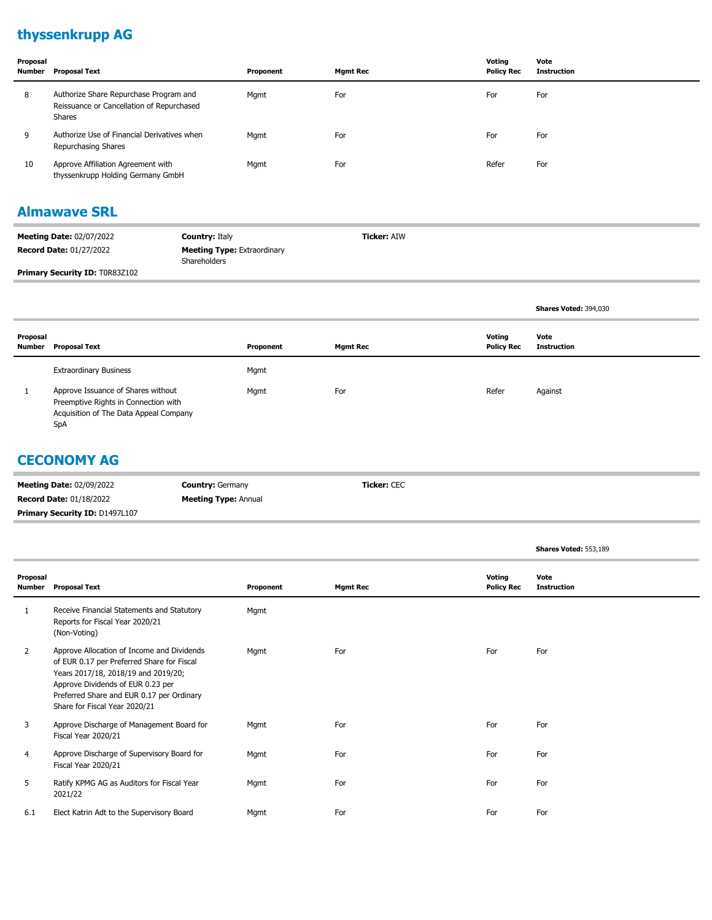## thyssenkrupp AG

| Proposal Number | Proposal Text | Proponent | Mgmt Rec | Voting Policy Rec | Vote Instruction |
|---|---|---|---|---|---|
| 8 | Authorize Share Repurchase Program and Reissuance or Cancellation of Repurchased Shares | Mgmt | For | For | For |
| 9 | Authorize Use of Financial Derivatives when Repurchasing Shares | Mgmt | For | For | For |
| 10 | Approve Affiliation Agreement with thyssenkrupp Holding Germany GmbH | Mgmt | For | Refer | For |

## Almawave SRL

**Meeting Date:** 02/07/2022
**Record Date:** 01/27/2022
**Primary Security ID:** T0R83Z102
**Country:** Italy
**Meeting Type:** Extraordinary Shareholders
**Ticker:** AIW

**Shares Voted:** 394,030

| Proposal Number | Proposal Text | Proponent | Mgmt Rec | Voting Policy Rec | Vote Instruction |
|---|---|---|---|---|---|
| | Extraordinary Business | Mgmt | | | |
| 1 | Approve Issuance of Shares without Preemptive Rights in Connection with Acquisition of The Data Appeal Company SpA | Mgmt | For | Refer | Against |

## CECONOMY AG

**Meeting Date:** 02/09/2022
**Record Date:** 01/18/2022
**Primary Security ID:** D1497L107
**Country:** Germany
**Meeting Type:** Annual
**Ticker:** CEC

**Shares Voted:** 553,189

| Proposal Number | Proposal Text | Proponent | Mgmt Rec | Voting Policy Rec | Vote Instruction |
|---|---|---|---|---|---|
| 1 | Receive Financial Statements and Statutory Reports for Fiscal Year 2020/21 (Non-Voting) | Mgmt | | | |
| 2 | Approve Allocation of Income and Dividends of EUR 0.17 per Preferred Share for Fiscal Years 2017/18, 2018/19 and 2019/20; Approve Dividends of EUR 0.23 per Preferred Share and EUR 0.17 per Ordinary Share for Fiscal Year 2020/21 | Mgmt | For | For | For |
| 3 | Approve Discharge of Management Board for Fiscal Year 2020/21 | Mgmt | For | For | For |
| 4 | Approve Discharge of Supervisory Board for Fiscal Year 2020/21 | Mgmt | For | For | For |
| 5 | Ratify KPMG AG as Auditors for Fiscal Year 2021/22 | Mgmt | For | For | For |
| 6.1 | Elect Katrin Adt to the Supervisory Board | Mgmt | For | For | For |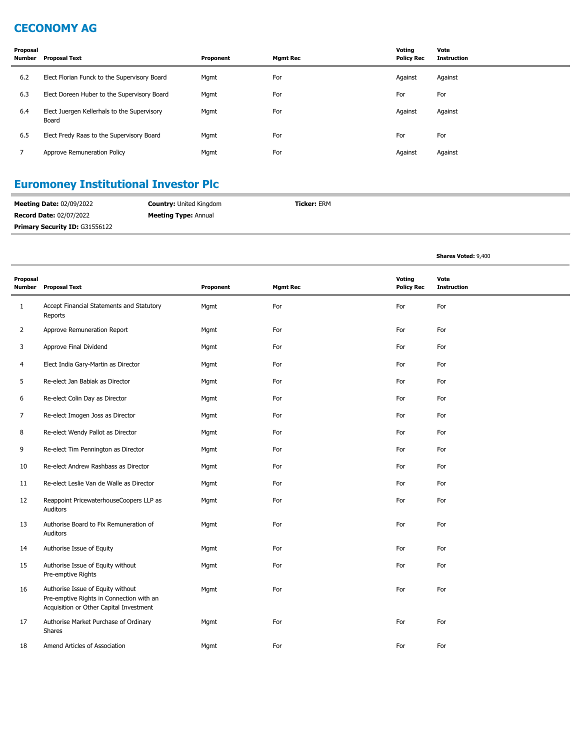## CECONOMY AG

| Proposal Number | Proposal Text | Proponent | Mgmt Rec | Voting Policy Rec | Vote Instruction |
|---|---|---|---|---|---|
| 6.2 | Elect Florian Funck to the Supervisory Board | Mgmt | For | Against | Against |
| 6.3 | Elect Doreen Huber to the Supervisory Board | Mgmt | For | For | For |
| 6.4 | Elect Juergen Kellerhals to the Supervisory Board | Mgmt | For | Against | Against |
| 6.5 | Elect Fredy Raas to the Supervisory Board | Mgmt | For | For | For |
| 7 | Approve Remuneration Policy | Mgmt | For | Against | Against |

## Euromoney Institutional Investor Plc

**Meeting Date:** 02/09/2022 **Country:** United Kingdom **Ticker:** ERM
**Record Date:** 02/07/2022 **Meeting Type:** Annual
**Primary Security ID:** G31556122

**Shares Voted:** 9,400

| Proposal Number | Proposal Text | Proponent | Mgmt Rec | Voting Policy Rec | Vote Instruction |
|---|---|---|---|---|---|
| 1 | Accept Financial Statements and Statutory Reports | Mgmt | For | For | For |
| 2 | Approve Remuneration Report | Mgmt | For | For | For |
| 3 | Approve Final Dividend | Mgmt | For | For | For |
| 4 | Elect India Gary-Martin as Director | Mgmt | For | For | For |
| 5 | Re-elect Jan Babiak as Director | Mgmt | For | For | For |
| 6 | Re-elect Colin Day as Director | Mgmt | For | For | For |
| 7 | Re-elect Imogen Joss as Director | Mgmt | For | For | For |
| 8 | Re-elect Wendy Pallot as Director | Mgmt | For | For | For |
| 9 | Re-elect Tim Pennington as Director | Mgmt | For | For | For |
| 10 | Re-elect Andrew Rashbass as Director | Mgmt | For | For | For |
| 11 | Re-elect Leslie Van de Walle as Director | Mgmt | For | For | For |
| 12 | Reappoint PricewaterhouseCoopers LLP as Auditors | Mgmt | For | For | For |
| 13 | Authorise Board to Fix Remuneration of Auditors | Mgmt | For | For | For |
| 14 | Authorise Issue of Equity | Mgmt | For | For | For |
| 15 | Authorise Issue of Equity without Pre-emptive Rights | Mgmt | For | For | For |
| 16 | Authorise Issue of Equity without Pre-emptive Rights in Connection with an Acquisition or Other Capital Investment | Mgmt | For | For | For |
| 17 | Authorise Market Purchase of Ordinary Shares | Mgmt | For | For | For |
| 18 | Amend Articles of Association | Mgmt | For | For | For |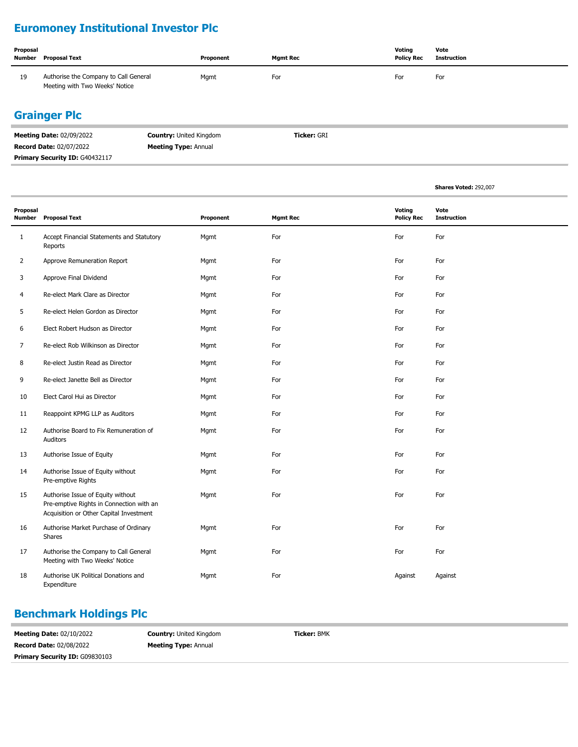## Euromoney Institutional Investor Plc

| Proposal Number | Proposal Text | Proponent | Mgmt Rec | Voting Policy Rec | Vote Instruction |
|---|---|---|---|---|---|
| 19 | Authorise the Company to Call General Meeting with Two Weeks' Notice | Mgmt | For | For | For |

## Grainger Plc

**Meeting Date:** 02/09/2022 **Country:** United Kingdom **Ticker:** GRI
**Record Date:** 02/07/2022 **Meeting Type:** Annual
**Primary Security ID:** G40432117

**Shares Voted:** 292,007

| Proposal Number | Proposal Text | Proponent | Mgmt Rec | Voting Policy Rec | Vote Instruction |
|---|---|---|---|---|---|
| 1 | Accept Financial Statements and Statutory Reports | Mgmt | For | For | For |
| 2 | Approve Remuneration Report | Mgmt | For | For | For |
| 3 | Approve Final Dividend | Mgmt | For | For | For |
| 4 | Re-elect Mark Clare as Director | Mgmt | For | For | For |
| 5 | Re-elect Helen Gordon as Director | Mgmt | For | For | For |
| 6 | Elect Robert Hudson as Director | Mgmt | For | For | For |
| 7 | Re-elect Rob Wilkinson as Director | Mgmt | For | For | For |
| 8 | Re-elect Justin Read as Director | Mgmt | For | For | For |
| 9 | Re-elect Janette Bell as Director | Mgmt | For | For | For |
| 10 | Elect Carol Hui as Director | Mgmt | For | For | For |
| 11 | Reappoint KPMG LLP as Auditors | Mgmt | For | For | For |
| 12 | Authorise Board to Fix Remuneration of Auditors | Mgmt | For | For | For |
| 13 | Authorise Issue of Equity | Mgmt | For | For | For |
| 14 | Authorise Issue of Equity without Pre-emptive Rights | Mgmt | For | For | For |
| 15 | Authorise Issue of Equity without Pre-emptive Rights in Connection with an Acquisition or Other Capital Investment | Mgmt | For | For | For |
| 16 | Authorise Market Purchase of Ordinary Shares | Mgmt | For | For | For |
| 17 | Authorise the Company to Call General Meeting with Two Weeks' Notice | Mgmt | For | For | For |
| 18 | Authorise UK Political Donations and Expenditure | Mgmt | For | Against | Against |

## Benchmark Holdings Plc

**Meeting Date:** 02/10/2022 **Country:** United Kingdom **Ticker:** BMK
**Record Date:** 02/08/2022 **Meeting Type:** Annual
**Primary Security ID:** G09830103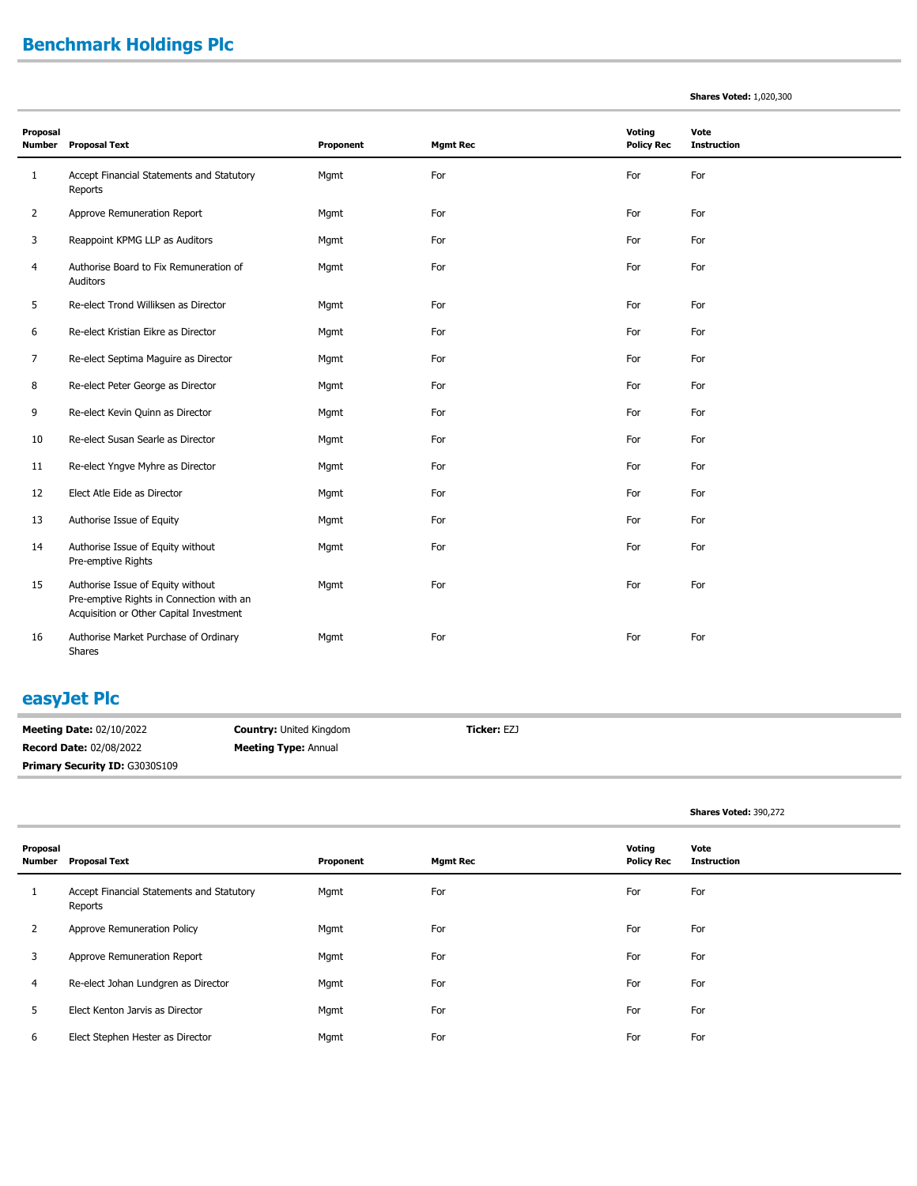## Benchmark Holdings Plc

**Shares Voted:** 1,020,300

| Proposal Number | Proposal Text | Proponent | Mgmt Rec | Voting Policy Rec | Vote Instruction |
|---|---|---|---|---|---|
| 1 | Accept Financial Statements and Statutory Reports | Mgmt | For | For | For |
| 2 | Approve Remuneration Report | Mgmt | For | For | For |
| 3 | Reappoint KPMG LLP as Auditors | Mgmt | For | For | For |
| 4 | Authorise Board to Fix Remuneration of Auditors | Mgmt | For | For | For |
| 5 | Re-elect Trond Williksen as Director | Mgmt | For | For | For |
| 6 | Re-elect Kristian Eikre as Director | Mgmt | For | For | For |
| 7 | Re-elect Septima Maguire as Director | Mgmt | For | For | For |
| 8 | Re-elect Peter George as Director | Mgmt | For | For | For |
| 9 | Re-elect Kevin Quinn as Director | Mgmt | For | For | For |
| 10 | Re-elect Susan Searle as Director | Mgmt | For | For | For |
| 11 | Re-elect Yngve Myhre as Director | Mgmt | For | For | For |
| 12 | Elect Atle Eide as Director | Mgmt | For | For | For |
| 13 | Authorise Issue of Equity | Mgmt | For | For | For |
| 14 | Authorise Issue of Equity without Pre-emptive Rights | Mgmt | For | For | For |
| 15 | Authorise Issue of Equity without Pre-emptive Rights in Connection with an Acquisition or Other Capital Investment | Mgmt | For | For | For |
| 16 | Authorise Market Purchase of Ordinary Shares | Mgmt | For | For | For |

## easyJet Plc

**Meeting Date:** 02/10/2022 **Country:** United Kingdom **Ticker:** EZJ

**Record Date:** 02/08/2022 **Meeting Type:** Annual

**Primary Security ID:** G3030S109

**Shares Voted:** 390,272

| Proposal Number | Proposal Text | Proponent | Mgmt Rec | Voting Policy Rec | Vote Instruction |
|---|---|---|---|---|---|
| 1 | Accept Financial Statements and Statutory Reports | Mgmt | For | For | For |
| 2 | Approve Remuneration Policy | Mgmt | For | For | For |
| 3 | Approve Remuneration Report | Mgmt | For | For | For |
| 4 | Re-elect Johan Lundgren as Director | Mgmt | For | For | For |
| 5 | Elect Kenton Jarvis as Director | Mgmt | For | For | For |
| 6 | Elect Stephen Hester as Director | Mgmt | For | For | For |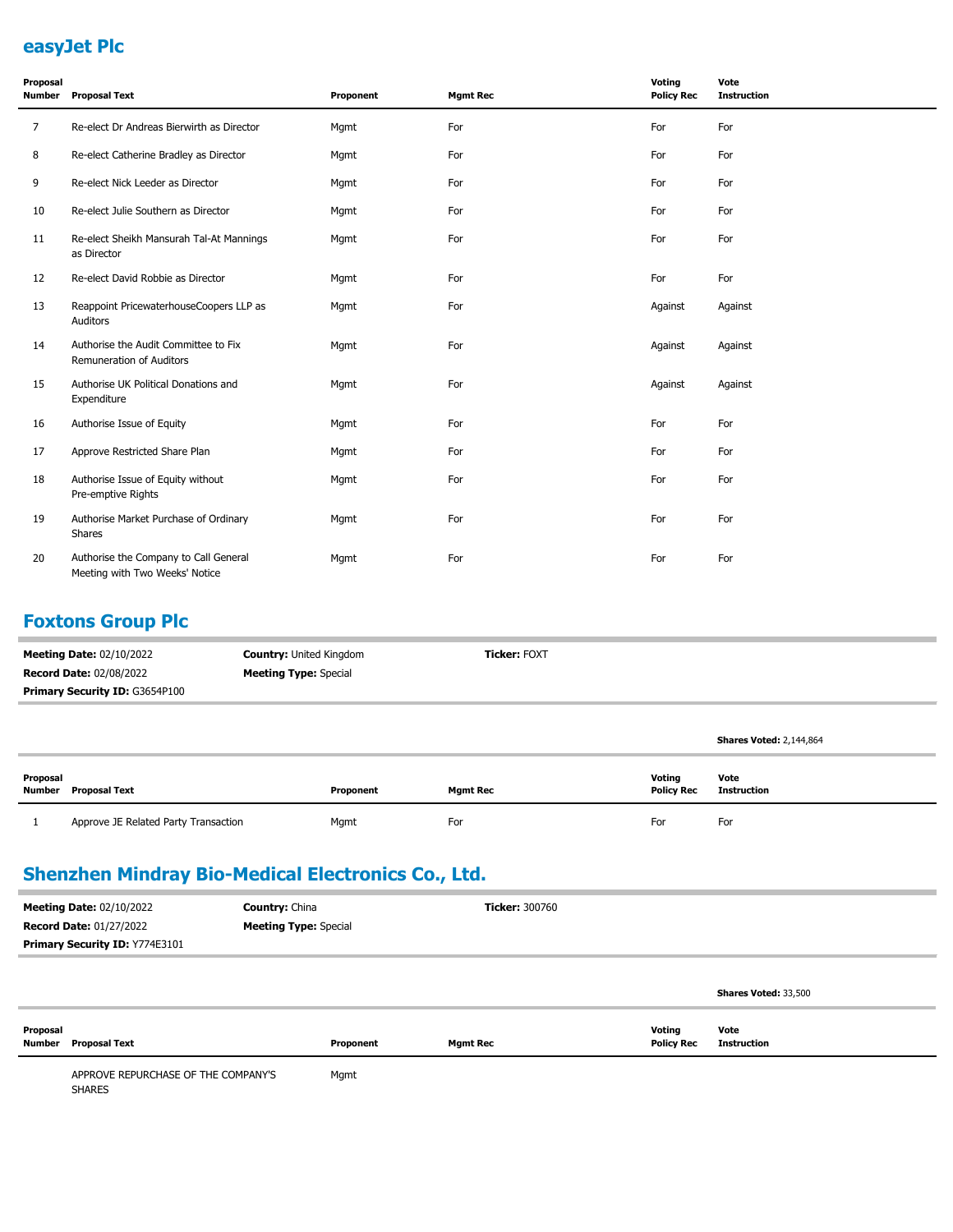## easyJet Plc

| Proposal Number | Proposal Text | Proponent | Mgmt Rec | Voting Policy Rec | Vote Instruction |
|---|---|---|---|---|---|
| 7 | Re-elect Dr Andreas Bierwirth as Director | Mgmt | For | For | For |
| 8 | Re-elect Catherine Bradley as Director | Mgmt | For | For | For |
| 9 | Re-elect Nick Leeder as Director | Mgmt | For | For | For |
| 10 | Re-elect Julie Southern as Director | Mgmt | For | For | For |
| 11 | Re-elect Sheikh Mansurah Tal-At Mannings as Director | Mgmt | For | For | For |
| 12 | Re-elect David Robbie as Director | Mgmt | For | For | For |
| 13 | Reappoint PricewaterhouseCoopers LLP as Auditors | Mgmt | For | Against | Against |
| 14 | Authorise the Audit Committee to Fix Remuneration of Auditors | Mgmt | For | Against | Against |
| 15 | Authorise UK Political Donations and Expenditure | Mgmt | For | Against | Against |
| 16 | Authorise Issue of Equity | Mgmt | For | For | For |
| 17 | Approve Restricted Share Plan | Mgmt | For | For | For |
| 18 | Authorise Issue of Equity without Pre-emptive Rights | Mgmt | For | For | For |
| 19 | Authorise Market Purchase of Ordinary Shares | Mgmt | For | For | For |
| 20 | Authorise the Company to Call General Meeting with Two Weeks' Notice | Mgmt | For | For | For |

## Foxtons Group Plc

**Meeting Date:** 02/10/2022 **Country:** United Kingdom **Ticker:** FOXT
**Record Date:** 02/08/2022 **Meeting Type:** Special
**Primary Security ID:** G3654P100

**Shares Voted:** 2,144,864

| Proposal Number | Proposal Text | Proponent | Mgmt Rec | Voting Policy Rec | Vote Instruction |
|---|---|---|---|---|---|
| 1 | Approve JE Related Party Transaction | Mgmt | For | For | For |

## Shenzhen Mindray Bio-Medical Electronics Co., Ltd.

**Meeting Date:** 02/10/2022 **Country:** China **Ticker:** 300760
**Record Date:** 01/27/2022 **Meeting Type:** Special
**Primary Security ID:** Y774E3101

**Shares Voted:** 33,500

| Proposal Number | Proposal Text | Proponent | Mgmt Rec | Voting Policy Rec | Vote Instruction |
|---|---|---|---|---|---|
| | APPROVE REPURCHASE OF THE COMPANY'S SHARES | Mgmt | | | |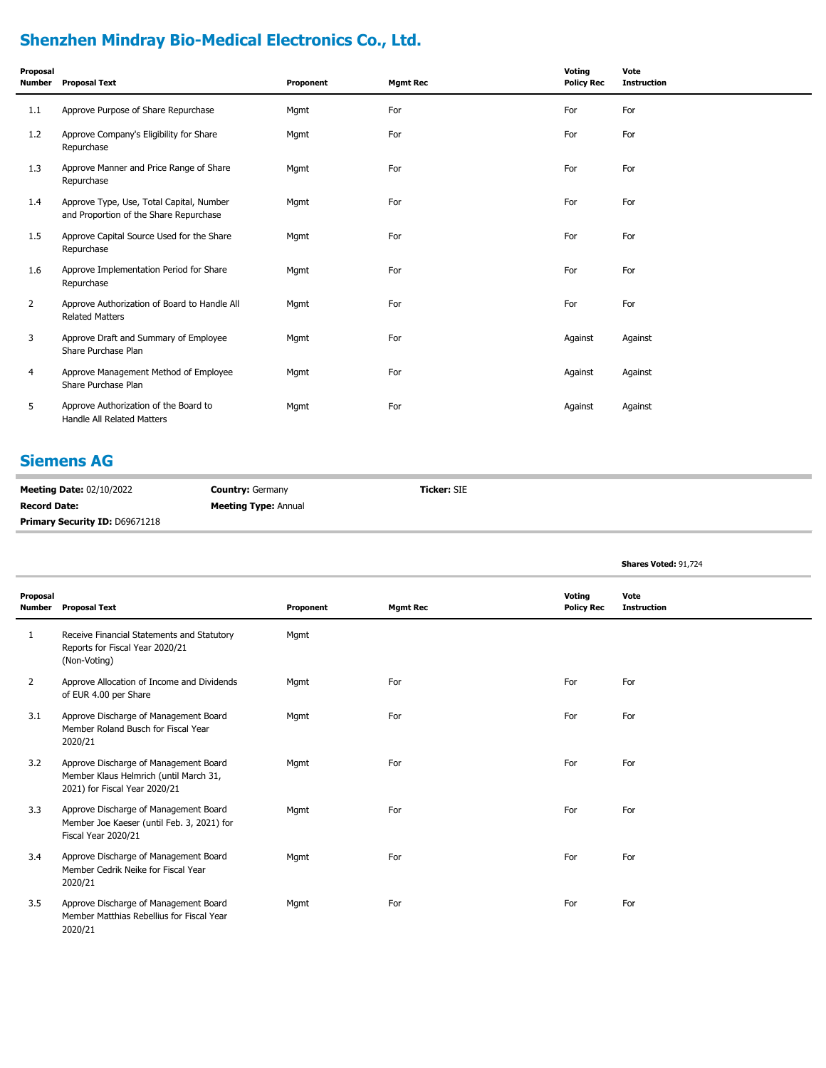## Shenzhen Mindray Bio-Medical Electronics Co., Ltd.

| Proposal Number | Proposal Text | Proponent | Mgmt Rec | Voting Policy Rec | Vote Instruction |
|---|---|---|---|---|---|
| 1.1 | Approve Purpose of Share Repurchase | Mgmt | For | For | For |
| 1.2 | Approve Company's Eligibility for Share Repurchase | Mgmt | For | For | For |
| 1.3 | Approve Manner and Price Range of Share Repurchase | Mgmt | For | For | For |
| 1.4 | Approve Type, Use, Total Capital, Number and Proportion of the Share Repurchase | Mgmt | For | For | For |
| 1.5 | Approve Capital Source Used for the Share Repurchase | Mgmt | For | For | For |
| 1.6 | Approve Implementation Period for Share Repurchase | Mgmt | For | For | For |
| 2 | Approve Authorization of Board to Handle All Related Matters | Mgmt | For | For | For |
| 3 | Approve Draft and Summary of Employee Share Purchase Plan | Mgmt | For | Against | Against |
| 4 | Approve Management Method of Employee Share Purchase Plan | Mgmt | For | Against | Against |
| 5 | Approve Authorization of the Board to Handle All Related Matters | Mgmt | For | Against | Against |

## Siemens AG

**Meeting Date:** 02/10/2022 **Country:** Germany **Ticker:** SIE

**Record Date:** **Meeting Type:** Annual

**Primary Security ID:** D69671218

**Shares Voted:** 91,724

| Proposal Number | Proposal Text | Proponent | Mgmt Rec | Voting Policy Rec | Vote Instruction |
|---|---|---|---|---|---|
| 1 | Receive Financial Statements and Statutory Reports for Fiscal Year 2020/21 (Non-Voting) | Mgmt | | | |
| 2 | Approve Allocation of Income and Dividends of EUR 4.00 per Share | Mgmt | For | For | For |
| 3.1 | Approve Discharge of Management Board Member Roland Busch for Fiscal Year 2020/21 | Mgmt | For | For | For |
| 3.2 | Approve Discharge of Management Board Member Klaus Helmrich (until March 31, 2021) for Fiscal Year 2020/21 | Mgmt | For | For | For |
| 3.3 | Approve Discharge of Management Board Member Joe Kaeser (until Feb. 3, 2021) for Fiscal Year 2020/21 | Mgmt | For | For | For |
| 3.4 | Approve Discharge of Management Board Member Cedrik Neike for Fiscal Year 2020/21 | Mgmt | For | For | For |
| 3.5 | Approve Discharge of Management Board Member Matthias Rebellius for Fiscal Year 2020/21 | Mgmt | For | For | For |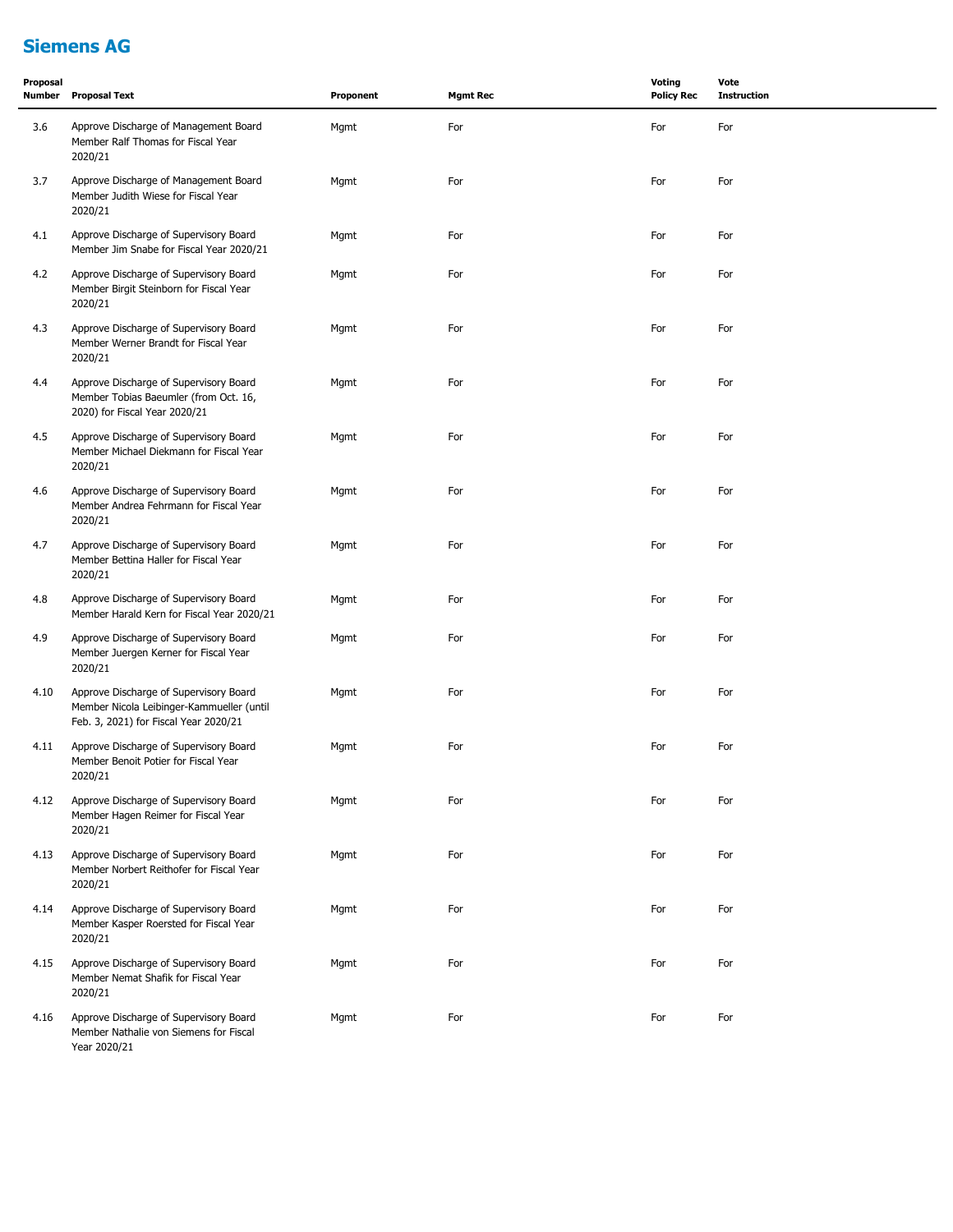## Siemens AG

| Proposal Number | Proposal Text | Proponent | Mgmt Rec | Voting Policy Rec | Vote Instruction |
|---|---|---|---|---|---|
| 3.6 | Approve Discharge of Management Board Member Ralf Thomas for Fiscal Year 2020/21 | Mgmt | For | For | For |
| 3.7 | Approve Discharge of Management Board Member Judith Wiese for Fiscal Year 2020/21 | Mgmt | For | For | For |
| 4.1 | Approve Discharge of Supervisory Board Member Jim Snabe for Fiscal Year 2020/21 | Mgmt | For | For | For |
| 4.2 | Approve Discharge of Supervisory Board Member Birgit Steinborn for Fiscal Year 2020/21 | Mgmt | For | For | For |
| 4.3 | Approve Discharge of Supervisory Board Member Werner Brandt for Fiscal Year 2020/21 | Mgmt | For | For | For |
| 4.4 | Approve Discharge of Supervisory Board Member Tobias Baeumler (from Oct. 16, 2020) for Fiscal Year 2020/21 | Mgmt | For | For | For |
| 4.5 | Approve Discharge of Supervisory Board Member Michael Diekmann for Fiscal Year 2020/21 | Mgmt | For | For | For |
| 4.6 | Approve Discharge of Supervisory Board Member Andrea Fehrmann for Fiscal Year 2020/21 | Mgmt | For | For | For |
| 4.7 | Approve Discharge of Supervisory Board Member Bettina Haller for Fiscal Year 2020/21 | Mgmt | For | For | For |
| 4.8 | Approve Discharge of Supervisory Board Member Harald Kern for Fiscal Year 2020/21 | Mgmt | For | For | For |
| 4.9 | Approve Discharge of Supervisory Board Member Juergen Kerner for Fiscal Year 2020/21 | Mgmt | For | For | For |
| 4.10 | Approve Discharge of Supervisory Board Member Nicola Leibinger-Kammueller (until Feb. 3, 2021) for Fiscal Year 2020/21 | Mgmt | For | For | For |
| 4.11 | Approve Discharge of Supervisory Board Member Benoit Potier for Fiscal Year 2020/21 | Mgmt | For | For | For |
| 4.12 | Approve Discharge of Supervisory Board Member Hagen Reimer for Fiscal Year 2020/21 | Mgmt | For | For | For |
| 4.13 | Approve Discharge of Supervisory Board Member Norbert Reithofer for Fiscal Year 2020/21 | Mgmt | For | For | For |
| 4.14 | Approve Discharge of Supervisory Board Member Kasper Roersted for Fiscal Year 2020/21 | Mgmt | For | For | For |
| 4.15 | Approve Discharge of Supervisory Board Member Nemat Shafik for Fiscal Year 2020/21 | Mgmt | For | For | For |
| 4.16 | Approve Discharge of Supervisory Board Member Nathalie von Siemens for Fiscal Year 2020/21 | Mgmt | For | For | For |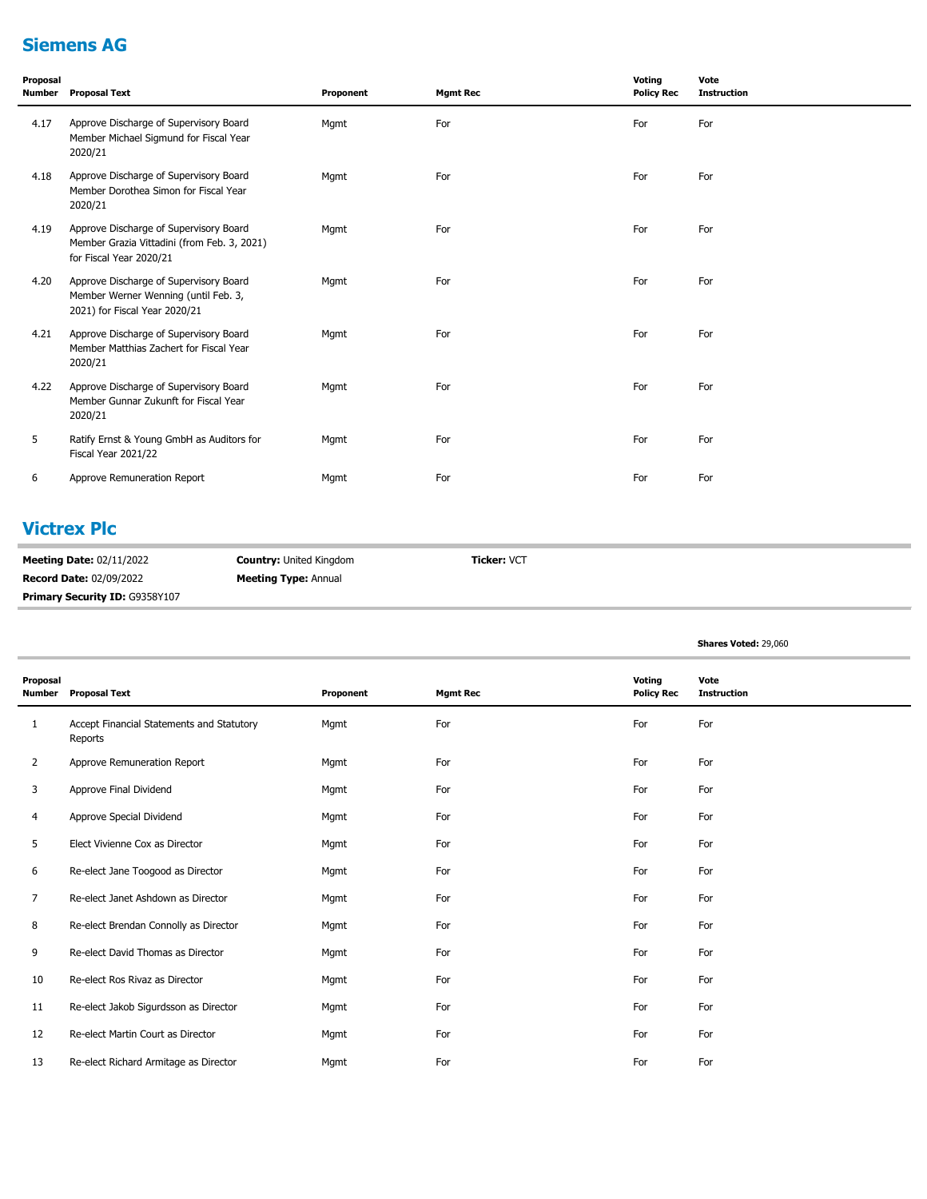## Siemens AG

| Proposal Number | Proposal Text | Proponent | Mgmt Rec | Voting Policy Rec | Vote Instruction |
|---|---|---|---|---|---|
| 4.17 | Approve Discharge of Supervisory Board Member Michael Sigmund for Fiscal Year 2020/21 | Mgmt | For | For | For |
| 4.18 | Approve Discharge of Supervisory Board Member Dorothea Simon for Fiscal Year 2020/21 | Mgmt | For | For | For |
| 4.19 | Approve Discharge of Supervisory Board Member Grazia Vittadini (from Feb. 3, 2021) for Fiscal Year 2020/21 | Mgmt | For | For | For |
| 4.20 | Approve Discharge of Supervisory Board Member Werner Wenning (until Feb. 3, 2021) for Fiscal Year 2020/21 | Mgmt | For | For | For |
| 4.21 | Approve Discharge of Supervisory Board Member Matthias Zachert for Fiscal Year 2020/21 | Mgmt | For | For | For |
| 4.22 | Approve Discharge of Supervisory Board Member Gunnar Zukunft for Fiscal Year 2020/21 | Mgmt | For | For | For |
| 5 | Ratify Ernst & Young GmbH as Auditors for Fiscal Year 2021/22 | Mgmt | For | For | For |
| 6 | Approve Remuneration Report | Mgmt | For | For | For |

## Victrex Plc

**Meeting Date:** 02/11/2022 **Country:** United Kingdom **Ticker:** VCT

**Record Date:** 02/09/2022 **Meeting Type:** Annual

**Primary Security ID:** G9358Y107

**Shares Voted:** 29,060

| Proposal Number | Proposal Text | Proponent | Mgmt Rec | Voting Policy Rec | Vote Instruction |
|---|---|---|---|---|---|
| 1 | Accept Financial Statements and Statutory Reports | Mgmt | For | For | For |
| 2 | Approve Remuneration Report | Mgmt | For | For | For |
| 3 | Approve Final Dividend | Mgmt | For | For | For |
| 4 | Approve Special Dividend | Mgmt | For | For | For |
| 5 | Elect Vivienne Cox as Director | Mgmt | For | For | For |
| 6 | Re-elect Jane Toogood as Director | Mgmt | For | For | For |
| 7 | Re-elect Janet Ashdown as Director | Mgmt | For | For | For |
| 8 | Re-elect Brendan Connolly as Director | Mgmt | For | For | For |
| 9 | Re-elect David Thomas as Director | Mgmt | For | For | For |
| 10 | Re-elect Ros Rivaz as Director | Mgmt | For | For | For |
| 11 | Re-elect Jakob Sigurdsson as Director | Mgmt | For | For | For |
| 12 | Re-elect Martin Court as Director | Mgmt | For | For | For |
| 13 | Re-elect Richard Armitage as Director | Mgmt | For | For | For |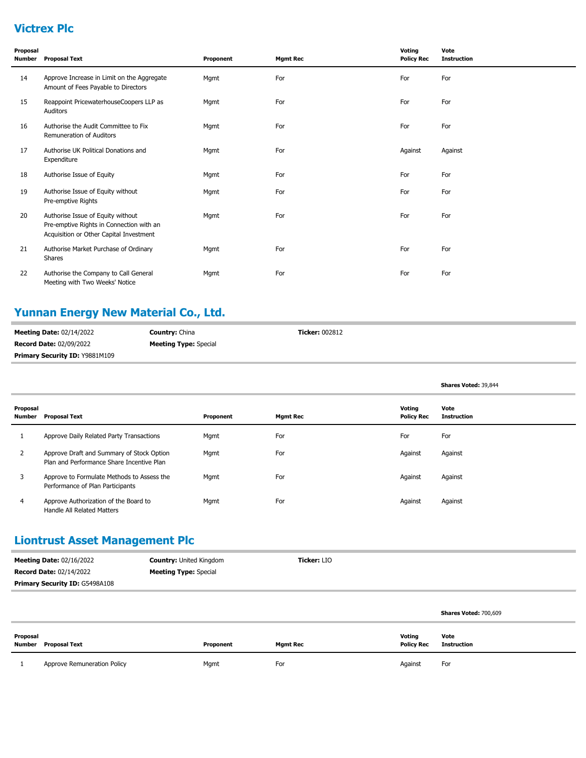## Victrex Plc

| Proposal Number | Proposal Text | Proponent | Mgmt Rec | Voting Policy Rec | Vote Instruction |
|---|---|---|---|---|---|
| 14 | Approve Increase in Limit on the Aggregate Amount of Fees Payable to Directors | Mgmt | For | For | For |
| 15 | Reappoint PricewaterhouseCoopers LLP as Auditors | Mgmt | For | For | For |
| 16 | Authorise the Audit Committee to Fix Remuneration of Auditors | Mgmt | For | For | For |
| 17 | Authorise UK Political Donations and Expenditure | Mgmt | For | Against | Against |
| 18 | Authorise Issue of Equity | Mgmt | For | For | For |
| 19 | Authorise Issue of Equity without Pre-emptive Rights | Mgmt | For | For | For |
| 20 | Authorise Issue of Equity without Pre-emptive Rights in Connection with an Acquisition or Other Capital Investment | Mgmt | For | For | For |
| 21 | Authorise Market Purchase of Ordinary Shares | Mgmt | For | For | For |
| 22 | Authorise the Company to Call General Meeting with Two Weeks' Notice | Mgmt | For | For | For |

## Yunnan Energy New Material Co., Ltd.

**Meeting Date:** 02/14/2022 **Country:** China **Ticker:** 002812
**Record Date:** 02/09/2022 **Meeting Type:** Special
**Primary Security ID:** Y9881M109

**Shares Voted:** 39,844

| Proposal Number | Proposal Text | Proponent | Mgmt Rec | Voting Policy Rec | Vote Instruction |
|---|---|---|---|---|---|
| 1 | Approve Daily Related Party Transactions | Mgmt | For | For | For |
| 2 | Approve Draft and Summary of Stock Option Plan and Performance Share Incentive Plan | Mgmt | For | Against | Against |
| 3 | Approve to Formulate Methods to Assess the Performance of Plan Participants | Mgmt | For | Against | Against |
| 4 | Approve Authorization of the Board to Handle All Related Matters | Mgmt | For | Against | Against |

## Liontrust Asset Management Plc

**Meeting Date:** 02/16/2022 **Country:** United Kingdom **Ticker:** LIO
**Record Date:** 02/14/2022 **Meeting Type:** Special
**Primary Security ID:** G5498A108

**Shares Voted:** 700,609

| Proposal Number | Proposal Text | Proponent | Mgmt Rec | Voting Policy Rec | Vote Instruction |
|---|---|---|---|---|---|
| 1 | Approve Remuneration Policy | Mgmt | For | Against | For |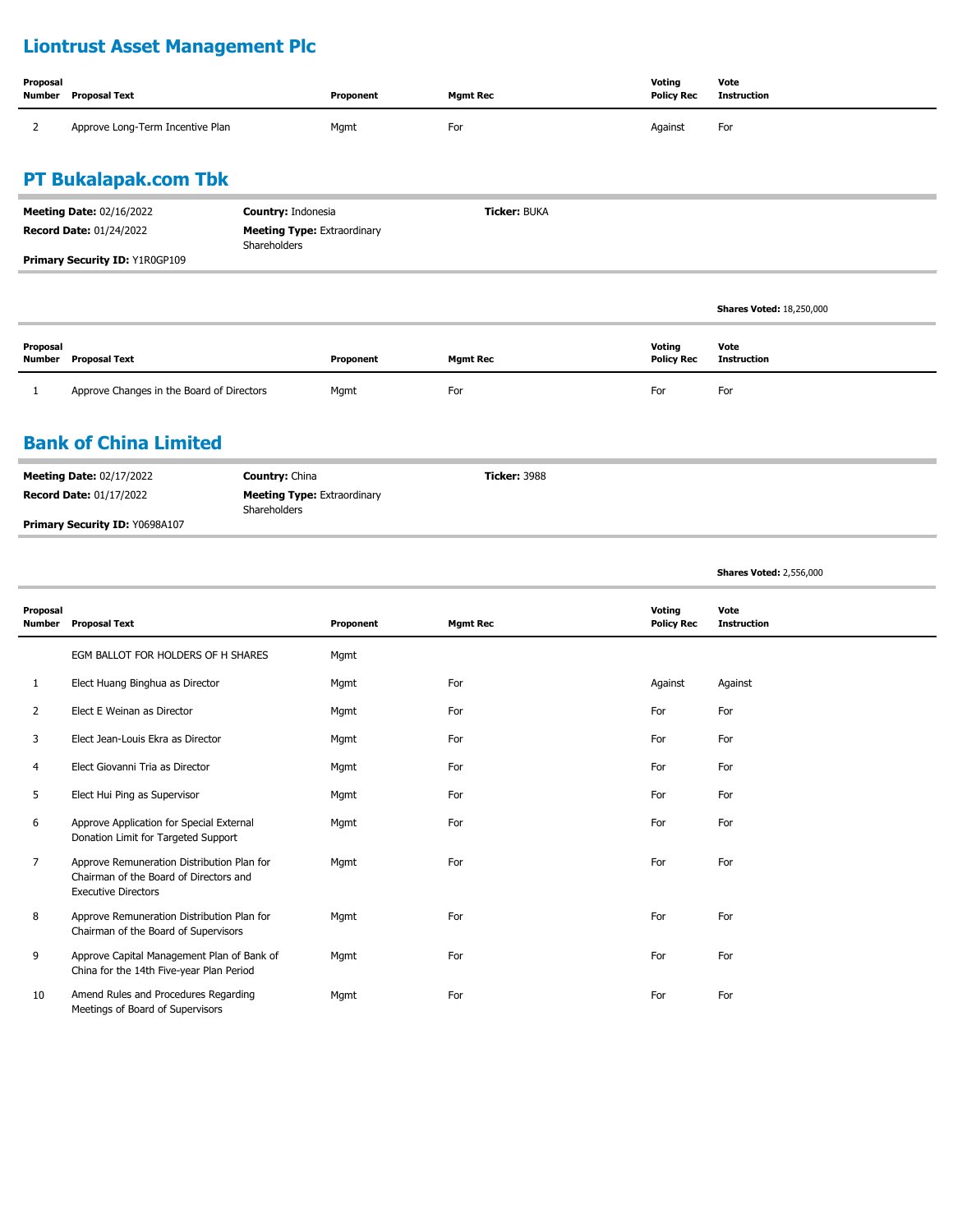## Liontrust Asset Management Plc

| Proposal Number | Proposal Text | Proponent | Mgmt Rec | Voting Policy Rec | Vote Instruction |
|---|---|---|---|---|---|
| 2 | Approve Long-Term Incentive Plan | Mgmt | For | Against | For |

## PT Bukalapak.com Tbk

**Meeting Date:** 02/16/2022 **Country:** Indonesia **Ticker:** BUKA

**Record Date:** 01/24/2022 **Meeting Type:** Extraordinary Shareholders

**Primary Security ID:** Y1R0GP109

**Shares Voted:** 18,250,000

| Proposal Number | Proposal Text | Proponent | Mgmt Rec | Voting Policy Rec | Vote Instruction |
|---|---|---|---|---|---|
| 1 | Approve Changes in the Board of Directors | Mgmt | For | For | For |

## Bank of China Limited

**Meeting Date:** 02/17/2022 **Country:** China **Ticker:** 3988

**Record Date:** 01/17/2022 **Meeting Type:** Extraordinary Shareholders

**Primary Security ID:** Y0698A107

**Shares Voted:** 2,556,000

| Proposal Number | Proposal Text | Proponent | Mgmt Rec | Voting Policy Rec | Vote Instruction |
|---|---|---|---|---|---|
| | EGM BALLOT FOR HOLDERS OF H SHARES | Mgmt | | | |
| 1 | Elect Huang Binghua as Director | Mgmt | For | Against | Against |
| 2 | Elect E Weinan as Director | Mgmt | For | For | For |
| 3 | Elect Jean-Louis Ekra as Director | Mgmt | For | For | For |
| 4 | Elect Giovanni Tria as Director | Mgmt | For | For | For |
| 5 | Elect Hui Ping as Supervisor | Mgmt | For | For | For |
| 6 | Approve Application for Special External Donation Limit for Targeted Support | Mgmt | For | For | For |
| 7 | Approve Remuneration Distribution Plan for Chairman of the Board of Directors and Executive Directors | Mgmt | For | For | For |
| 8 | Approve Remuneration Distribution Plan for Chairman of the Board of Supervisors | Mgmt | For | For | For |
| 9 | Approve Capital Management Plan of Bank of China for the 14th Five-year Plan Period | Mgmt | For | For | For |
| 10 | Amend Rules and Procedures Regarding Meetings of Board of Supervisors | Mgmt | For | For | For |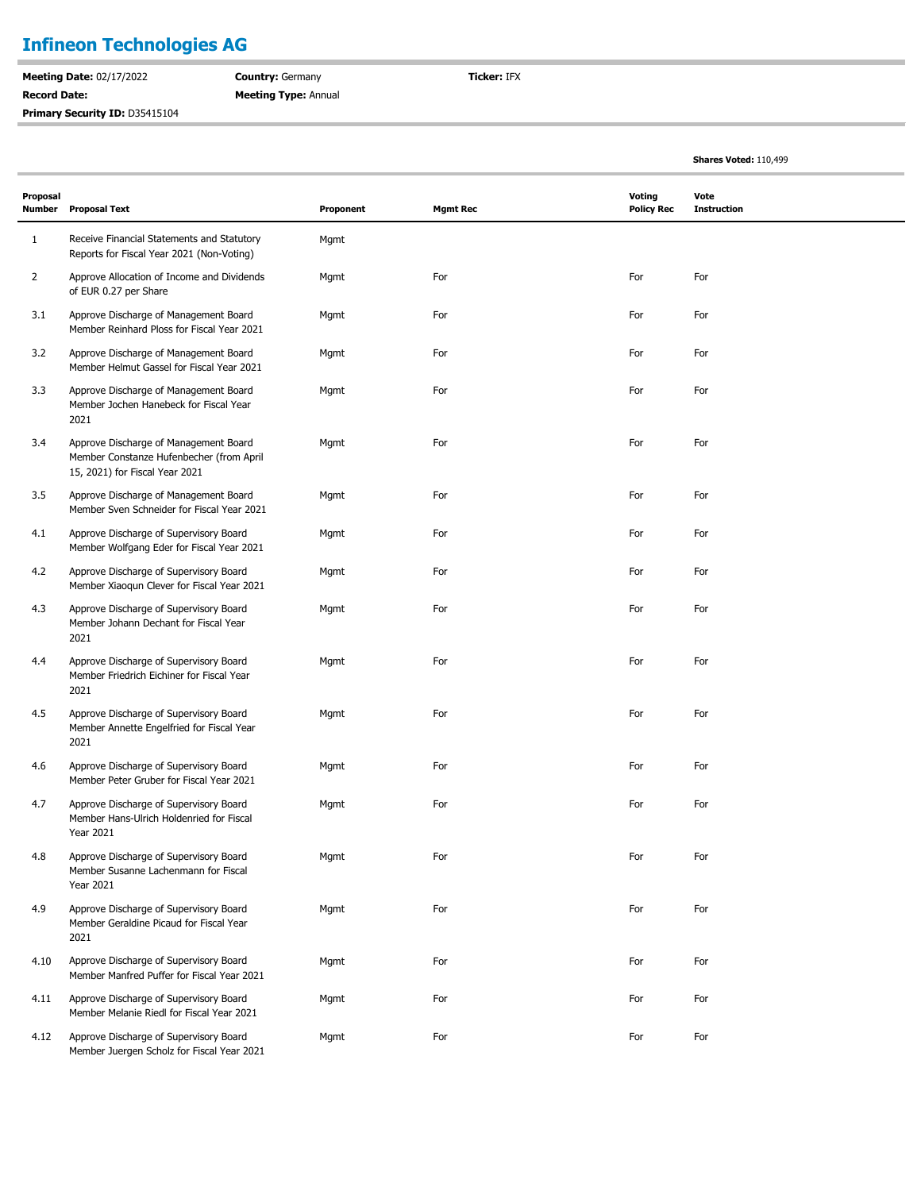## Infineon Technologies AG

**Meeting Date:** 02/17/2022
**Record Date:**
**Primary Security ID:** D35415104

**Country:** Germany
**Meeting Type:** Annual

**Ticker:** IFX

**Shares Voted:** 110,499

| Proposal Number | Proposal Text | Proponent | Mgmt Rec | Voting Policy Rec | Vote Instruction |
|---|---|---|---|---|---|
| 1 | Receive Financial Statements and Statutory Reports for Fiscal Year 2021 (Non-Voting) | Mgmt | | | |
| 2 | Approve Allocation of Income and Dividends of EUR 0.27 per Share | Mgmt | For | For | For |
| 3.1 | Approve Discharge of Management Board Member Reinhard Ploss for Fiscal Year 2021 | Mgmt | For | For | For |
| 3.2 | Approve Discharge of Management Board Member Helmut Gassel for Fiscal Year 2021 | Mgmt | For | For | For |
| 3.3 | Approve Discharge of Management Board Member Jochen Hanebeck for Fiscal Year 2021 | Mgmt | For | For | For |
| 3.4 | Approve Discharge of Management Board Member Constanze Hufenbecher (from April 15, 2021) for Fiscal Year 2021 | Mgmt | For | For | For |
| 3.5 | Approve Discharge of Management Board Member Sven Schneider for Fiscal Year 2021 | Mgmt | For | For | For |
| 4.1 | Approve Discharge of Supervisory Board Member Wolfgang Eder for Fiscal Year 2021 | Mgmt | For | For | For |
| 4.2 | Approve Discharge of Supervisory Board Member Xiaoqun Clever for Fiscal Year 2021 | Mgmt | For | For | For |
| 4.3 | Approve Discharge of Supervisory Board Member Johann Dechant for Fiscal Year 2021 | Mgmt | For | For | For |
| 4.4 | Approve Discharge of Supervisory Board Member Friedrich Eichiner for Fiscal Year 2021 | Mgmt | For | For | For |
| 4.5 | Approve Discharge of Supervisory Board Member Annette Engelfried for Fiscal Year 2021 | Mgmt | For | For | For |
| 4.6 | Approve Discharge of Supervisory Board Member Peter Gruber for Fiscal Year 2021 | Mgmt | For | For | For |
| 4.7 | Approve Discharge of Supervisory Board Member Hans-Ulrich Holdenried for Fiscal Year 2021 | Mgmt | For | For | For |
| 4.8 | Approve Discharge of Supervisory Board Member Susanne Lachenmann for Fiscal Year 2021 | Mgmt | For | For | For |
| 4.9 | Approve Discharge of Supervisory Board Member Geraldine Picaud for Fiscal Year 2021 | Mgmt | For | For | For |
| 4.10 | Approve Discharge of Supervisory Board Member Manfred Puffer for Fiscal Year 2021 | Mgmt | For | For | For |
| 4.11 | Approve Discharge of Supervisory Board Member Melanie Riedl for Fiscal Year 2021 | Mgmt | For | For | For |
| 4.12 | Approve Discharge of Supervisory Board Member Juergen Scholz for Fiscal Year 2021 | Mgmt | For | For | For |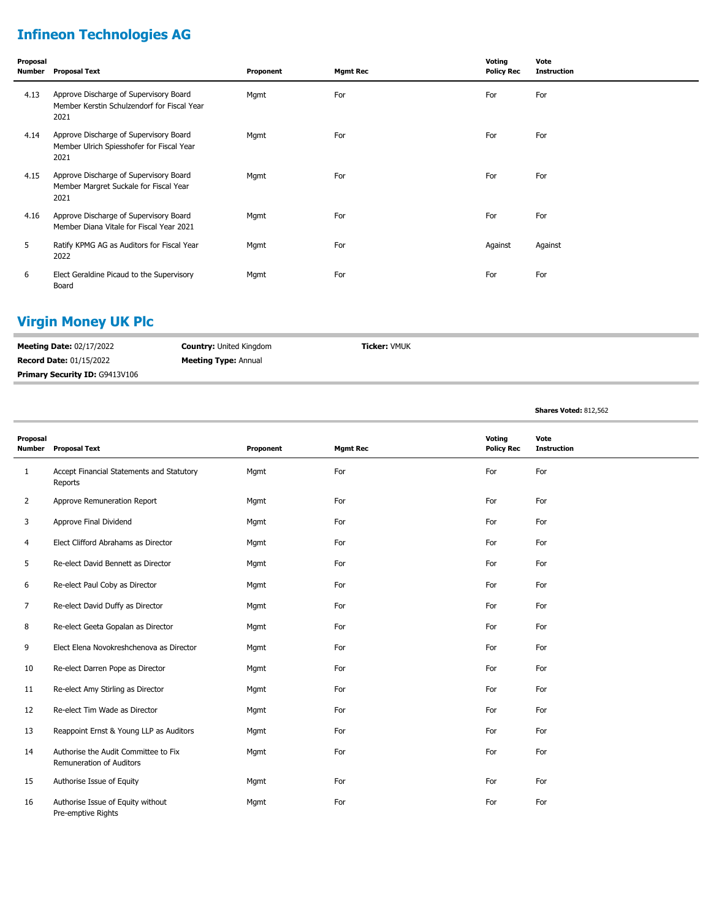## Infineon Technologies AG

| Proposal Number | Proposal Text | Proponent | Mgmt Rec | Voting Policy Rec | Vote Instruction |
|---|---|---|---|---|---|
| 4.13 | Approve Discharge of Supervisory Board Member Kerstin Schulzendorf for Fiscal Year 2021 | Mgmt | For | For | For |
| 4.14 | Approve Discharge of Supervisory Board Member Ulrich Spiesshofer for Fiscal Year 2021 | Mgmt | For | For | For |
| 4.15 | Approve Discharge of Supervisory Board Member Margret Suckale for Fiscal Year 2021 | Mgmt | For | For | For |
| 4.16 | Approve Discharge of Supervisory Board Member Diana Vitale for Fiscal Year 2021 | Mgmt | For | For | For |
| 5 | Ratify KPMG AG as Auditors for Fiscal Year 2022 | Mgmt | For | Against | Against |
| 6 | Elect Geraldine Picaud to the Supervisory Board | Mgmt | For | For | For |

## Virgin Money UK Plc

**Meeting Date:** 02/17/2022 **Country:** United Kingdom **Ticker:** VMUK
**Record Date:** 01/15/2022 **Meeting Type:** Annual
**Primary Security ID:** G9413V106

**Shares Voted:** 812,562

| Proposal Number | Proposal Text | Proponent | Mgmt Rec | Voting Policy Rec | Vote Instruction |
|---|---|---|---|---|---|
| 1 | Accept Financial Statements and Statutory Reports | Mgmt | For | For | For |
| 2 | Approve Remuneration Report | Mgmt | For | For | For |
| 3 | Approve Final Dividend | Mgmt | For | For | For |
| 4 | Elect Clifford Abrahams as Director | Mgmt | For | For | For |
| 5 | Re-elect David Bennett as Director | Mgmt | For | For | For |
| 6 | Re-elect Paul Coby as Director | Mgmt | For | For | For |
| 7 | Re-elect David Duffy as Director | Mgmt | For | For | For |
| 8 | Re-elect Geeta Gopalan as Director | Mgmt | For | For | For |
| 9 | Elect Elena Novokreshchenova as Director | Mgmt | For | For | For |
| 10 | Re-elect Darren Pope as Director | Mgmt | For | For | For |
| 11 | Re-elect Amy Stirling as Director | Mgmt | For | For | For |
| 12 | Re-elect Tim Wade as Director | Mgmt | For | For | For |
| 13 | Reappoint Ernst & Young LLP as Auditors | Mgmt | For | For | For |
| 14 | Authorise the Audit Committee to Fix Remuneration of Auditors | Mgmt | For | For | For |
| 15 | Authorise Issue of Equity | Mgmt | For | For | For |
| 16 | Authorise Issue of Equity without Pre-emptive Rights | Mgmt | For | For | For |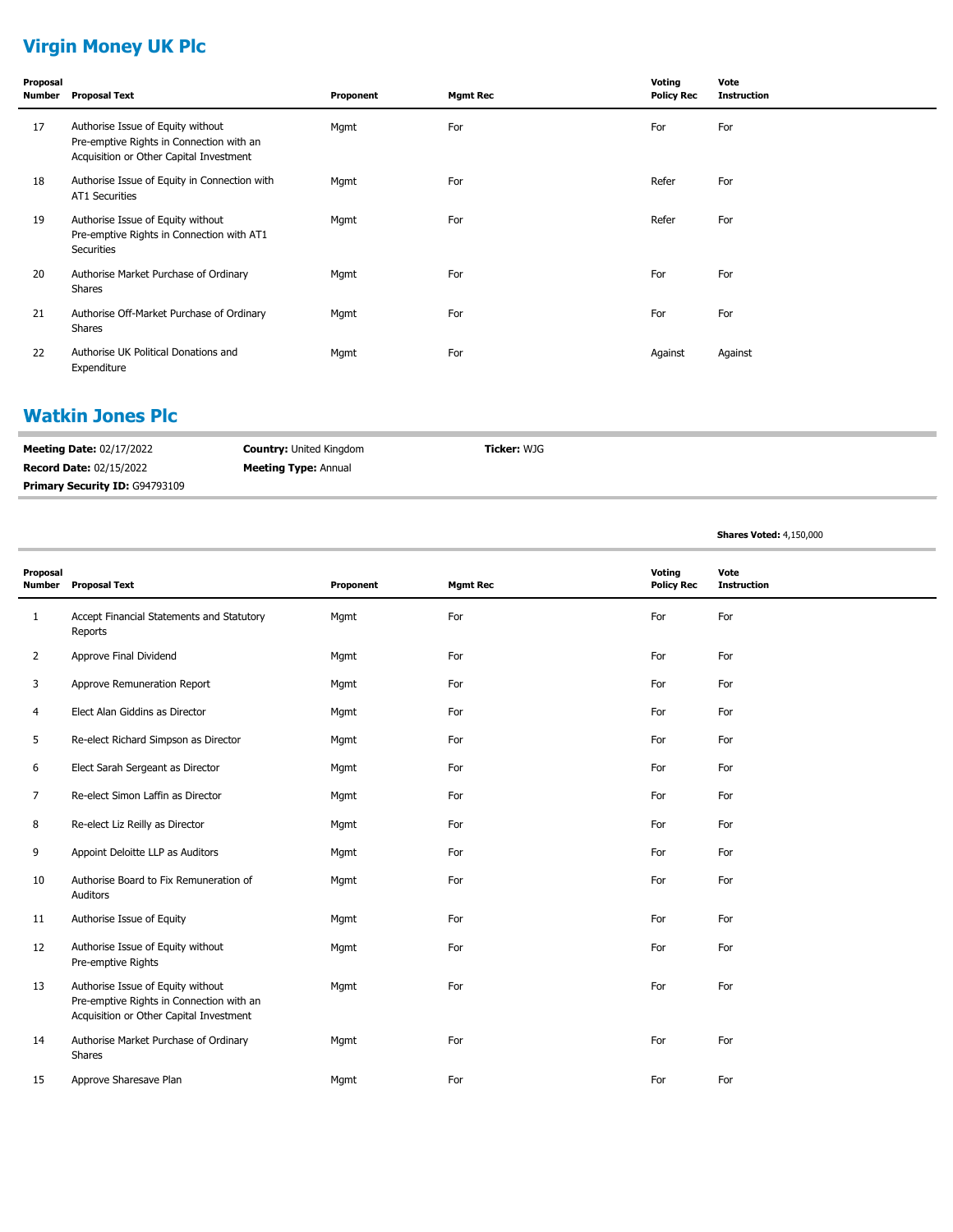## Virgin Money UK Plc

| Proposal Number | Proposal Text | Proponent | Mgmt Rec | Voting Policy Rec | Vote Instruction |
|---|---|---|---|---|---|
| 17 | Authorise Issue of Equity without Pre-emptive Rights in Connection with an Acquisition or Other Capital Investment | Mgmt | For | For | For |
| 18 | Authorise Issue of Equity in Connection with AT1 Securities | Mgmt | For | Refer | For |
| 19 | Authorise Issue of Equity without Pre-emptive Rights in Connection with AT1 Securities | Mgmt | For | Refer | For |
| 20 | Authorise Market Purchase of Ordinary Shares | Mgmt | For | For | For |
| 21 | Authorise Off-Market Purchase of Ordinary Shares | Mgmt | For | For | For |
| 22 | Authorise UK Political Donations and Expenditure | Mgmt | For | Against | Against |

## Watkin Jones Plc

**Meeting Date:** 02/17/2022 **Country:** United Kingdom **Ticker:** WJG

**Record Date:** 02/15/2022 **Meeting Type:** Annual

**Primary Security ID:** G94793109

**Shares Voted:** 4,150,000

| Proposal Number | Proposal Text | Proponent | Mgmt Rec | Voting Policy Rec | Vote Instruction |
|---|---|---|---|---|---|
| 1 | Accept Financial Statements and Statutory Reports | Mgmt | For | For | For |
| 2 | Approve Final Dividend | Mgmt | For | For | For |
| 3 | Approve Remuneration Report | Mgmt | For | For | For |
| 4 | Elect Alan Giddins as Director | Mgmt | For | For | For |
| 5 | Re-elect Richard Simpson as Director | Mgmt | For | For | For |
| 6 | Elect Sarah Sergeant as Director | Mgmt | For | For | For |
| 7 | Re-elect Simon Laffin as Director | Mgmt | For | For | For |
| 8 | Re-elect Liz Reilly as Director | Mgmt | For | For | For |
| 9 | Appoint Deloitte LLP as Auditors | Mgmt | For | For | For |
| 10 | Authorise Board to Fix Remuneration of Auditors | Mgmt | For | For | For |
| 11 | Authorise Issue of Equity | Mgmt | For | For | For |
| 12 | Authorise Issue of Equity without Pre-emptive Rights | Mgmt | For | For | For |
| 13 | Authorise Issue of Equity without Pre-emptive Rights in Connection with an Acquisition or Other Capital Investment | Mgmt | For | For | For |
| 14 | Authorise Market Purchase of Ordinary Shares | Mgmt | For | For | For |
| 15 | Approve Sharesave Plan | Mgmt | For | For | For |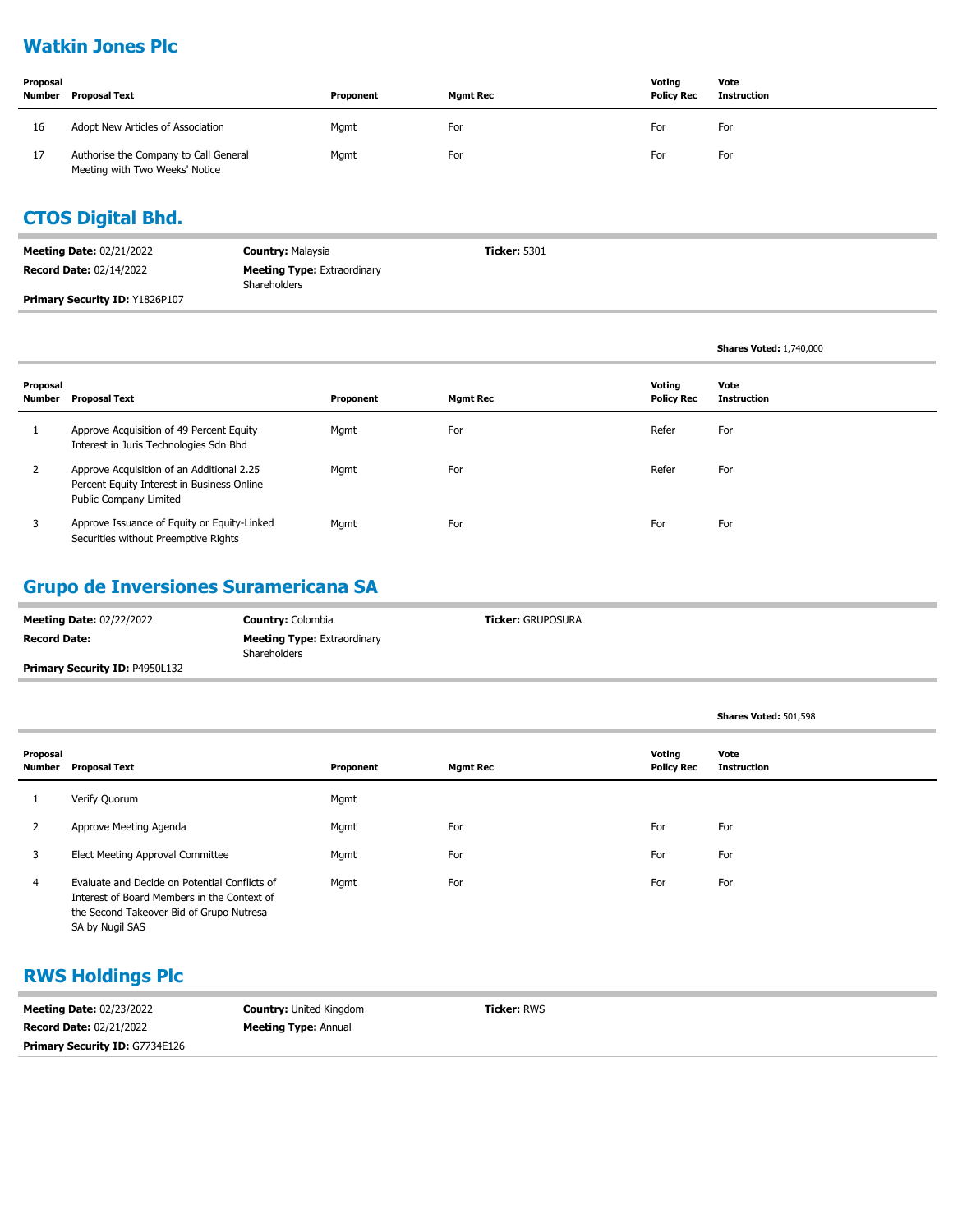## Watkin Jones Plc

| Proposal Number | Proposal Text | Proponent | Mgmt Rec | Voting Policy Rec | Vote Instruction |
|---|---|---|---|---|---|
| 16 | Adopt New Articles of Association | Mgmt | For | For | For |
| 17 | Authorise the Company to Call General Meeting with Two Weeks' Notice | Mgmt | For | For | For |

## CTOS Digital Bhd.

**Meeting Date:** 02/21/2022 | **Country:** Malaysia | **Ticker:** 5301
**Record Date:** 02/14/2022 | **Meeting Type:** Extraordinary Shareholders
**Primary Security ID:** Y1826P107

**Shares Voted:** 1,740,000

| Proposal Number | Proposal Text | Proponent | Mgmt Rec | Voting Policy Rec | Vote Instruction |
|---|---|---|---|---|---|
| 1 | Approve Acquisition of 49 Percent Equity Interest in Juris Technologies Sdn Bhd | Mgmt | For | Refer | For |
| 2 | Approve Acquisition of an Additional 2.25 Percent Equity Interest in Business Online Public Company Limited | Mgmt | For | Refer | For |
| 3 | Approve Issuance of Equity or Equity-Linked Securities without Preemptive Rights | Mgmt | For | For | For |

## Grupo de Inversiones Suramericana SA

**Meeting Date:** 02/22/2022 | **Country:** Colombia | **Ticker:** GRUPOSURA
**Record Date:** | **Meeting Type:** Extraordinary Shareholders
**Primary Security ID:** P4950L132

**Shares Voted:** 501,598

| Proposal Number | Proposal Text | Proponent | Mgmt Rec | Voting Policy Rec | Vote Instruction |
|---|---|---|---|---|---|
| 1 | Verify Quorum | Mgmt | | | |
| 2 | Approve Meeting Agenda | Mgmt | For | For | For |
| 3 | Elect Meeting Approval Committee | Mgmt | For | For | For |
| 4 | Evaluate and Decide on Potential Conflicts of Interest of Board Members in the Context of the Second Takeover Bid of Grupo Nutresa SA by Nugil SAS | Mgmt | For | For | For |

## RWS Holdings Plc

**Meeting Date:** 02/23/2022 | **Country:** United Kingdom | **Ticker:** RWS
**Record Date:** 02/21/2022 | **Meeting Type:** Annual
**Primary Security ID:** G7734E126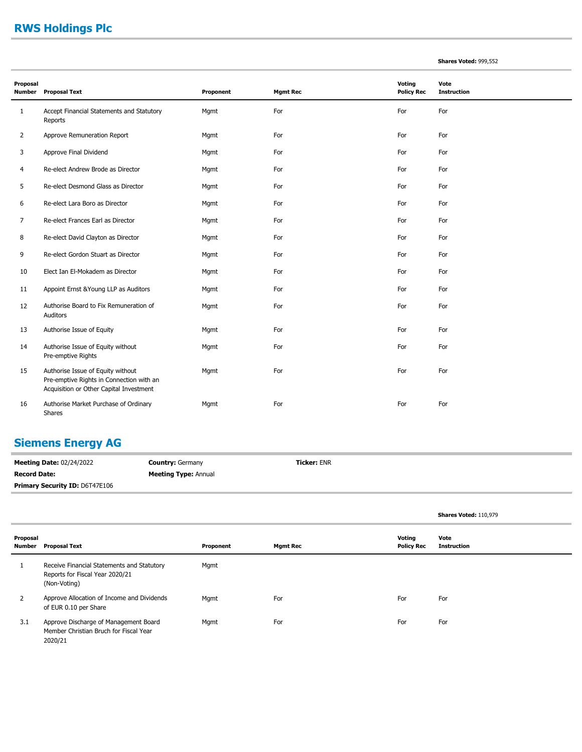## RWS Holdings Plc

**Shares Voted:** 999,552

| Proposal Number | Proposal Text | Proponent | Mgmt Rec | Voting Policy Rec | Vote Instruction |
|---|---|---|---|---|---|
| 1 | Accept Financial Statements and Statutory Reports | Mgmt | For | For | For |
| 2 | Approve Remuneration Report | Mgmt | For | For | For |
| 3 | Approve Final Dividend | Mgmt | For | For | For |
| 4 | Re-elect Andrew Brode as Director | Mgmt | For | For | For |
| 5 | Re-elect Desmond Glass as Director | Mgmt | For | For | For |
| 6 | Re-elect Lara Boro as Director | Mgmt | For | For | For |
| 7 | Re-elect Frances Earl as Director | Mgmt | For | For | For |
| 8 | Re-elect David Clayton as Director | Mgmt | For | For | For |
| 9 | Re-elect Gordon Stuart as Director | Mgmt | For | For | For |
| 10 | Elect Ian El-Mokadem as Director | Mgmt | For | For | For |
| 11 | Appoint Ernst &Young LLP as Auditors | Mgmt | For | For | For |
| 12 | Authorise Board to Fix Remuneration of Auditors | Mgmt | For | For | For |
| 13 | Authorise Issue of Equity | Mgmt | For | For | For |
| 14 | Authorise Issue of Equity without Pre-emptive Rights | Mgmt | For | For | For |
| 15 | Authorise Issue of Equity without Pre-emptive Rights in Connection with an Acquisition or Other Capital Investment | Mgmt | For | For | For |
| 16 | Authorise Market Purchase of Ordinary Shares | Mgmt | For | For | For |

## Siemens Energy AG

**Meeting Date:** 02/24/2022 **Country:** Germany **Ticker:** ENR
**Record Date:** **Meeting Type:** Annual
**Primary Security ID:** D6T47E106

**Shares Voted:** 110,979

| Proposal Number | Proposal Text | Proponent | Mgmt Rec | Voting Policy Rec | Vote Instruction |
|---|---|---|---|---|---|
| 1 | Receive Financial Statements and Statutory Reports for Fiscal Year 2020/21 (Non-Voting) | Mgmt | | | |
| 2 | Approve Allocation of Income and Dividends of EUR 0.10 per Share | Mgmt | For | For | For |
| 3.1 | Approve Discharge of Management Board Member Christian Bruch for Fiscal Year 2020/21 | Mgmt | For | For | For |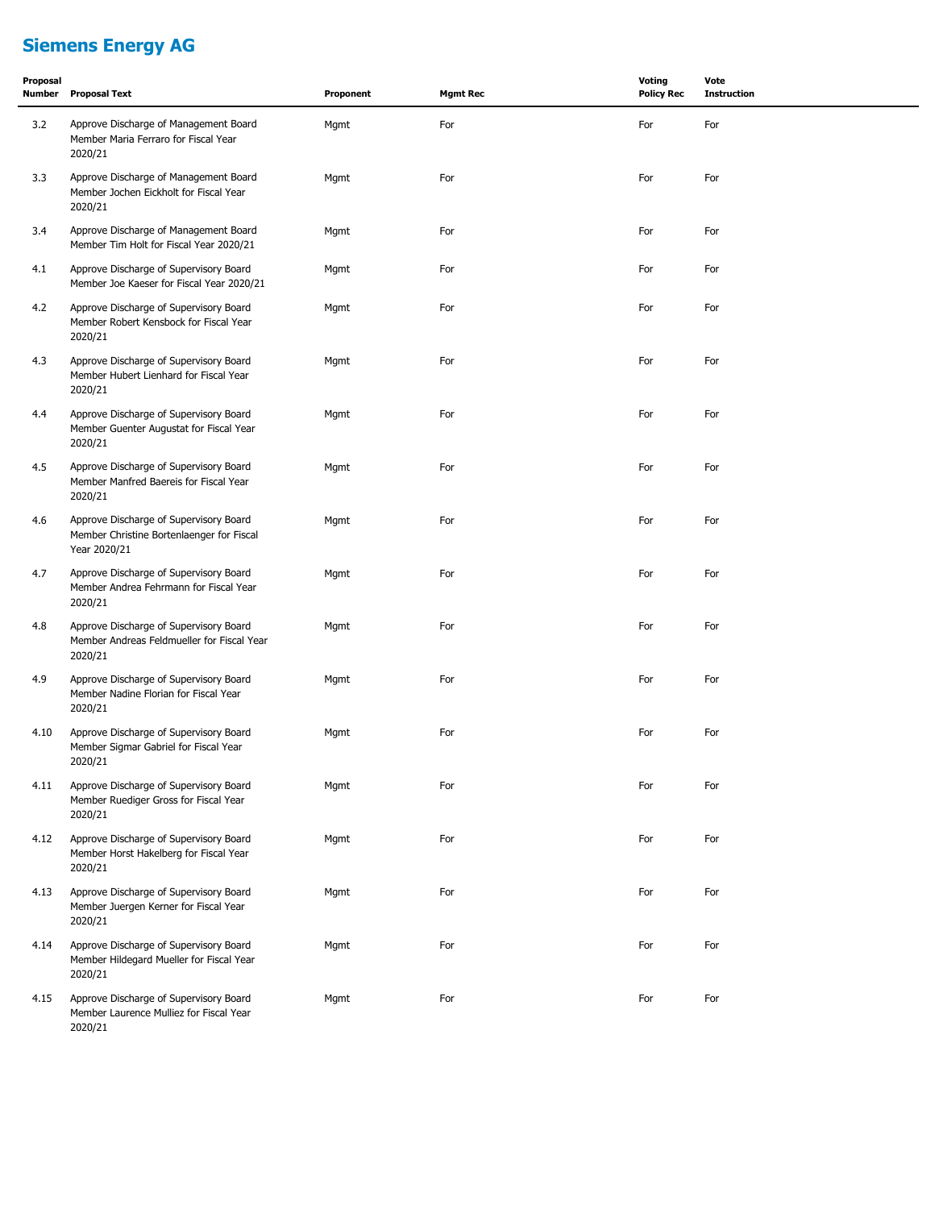## Siemens Energy AG

| Proposal Number | Proposal Text | Proponent | Mgmt Rec | Voting Policy Rec | Vote Instruction |
|---|---|---|---|---|---|
| 3.2 | Approve Discharge of Management Board Member Maria Ferraro for Fiscal Year 2020/21 | Mgmt | For | For | For |
| 3.3 | Approve Discharge of Management Board Member Jochen Eickholt for Fiscal Year 2020/21 | Mgmt | For | For | For |
| 3.4 | Approve Discharge of Management Board Member Tim Holt for Fiscal Year 2020/21 | Mgmt | For | For | For |
| 4.1 | Approve Discharge of Supervisory Board Member Joe Kaeser for Fiscal Year 2020/21 | Mgmt | For | For | For |
| 4.2 | Approve Discharge of Supervisory Board Member Robert Kensbock for Fiscal Year 2020/21 | Mgmt | For | For | For |
| 4.3 | Approve Discharge of Supervisory Board Member Hubert Lienhard for Fiscal Year 2020/21 | Mgmt | For | For | For |
| 4.4 | Approve Discharge of Supervisory Board Member Guenter Augustat for Fiscal Year 2020/21 | Mgmt | For | For | For |
| 4.5 | Approve Discharge of Supervisory Board Member Manfred Baereis for Fiscal Year 2020/21 | Mgmt | For | For | For |
| 4.6 | Approve Discharge of Supervisory Board Member Christine Bortenlaenger for Fiscal Year 2020/21 | Mgmt | For | For | For |
| 4.7 | Approve Discharge of Supervisory Board Member Andrea Fehrmann for Fiscal Year 2020/21 | Mgmt | For | For | For |
| 4.8 | Approve Discharge of Supervisory Board Member Andreas Feldmueller for Fiscal Year 2020/21 | Mgmt | For | For | For |
| 4.9 | Approve Discharge of Supervisory Board Member Nadine Florian for Fiscal Year 2020/21 | Mgmt | For | For | For |
| 4.10 | Approve Discharge of Supervisory Board Member Sigmar Gabriel for Fiscal Year 2020/21 | Mgmt | For | For | For |
| 4.11 | Approve Discharge of Supervisory Board Member Ruediger Gross for Fiscal Year 2020/21 | Mgmt | For | For | For |
| 4.12 | Approve Discharge of Supervisory Board Member Horst Hakelberg for Fiscal Year 2020/21 | Mgmt | For | For | For |
| 4.13 | Approve Discharge of Supervisory Board Member Juergen Kerner for Fiscal Year 2020/21 | Mgmt | For | For | For |
| 4.14 | Approve Discharge of Supervisory Board Member Hildegard Mueller for Fiscal Year 2020/21 | Mgmt | For | For | For |
| 4.15 | Approve Discharge of Supervisory Board Member Laurence Mulliez for Fiscal Year 2020/21 | Mgmt | For | For | For |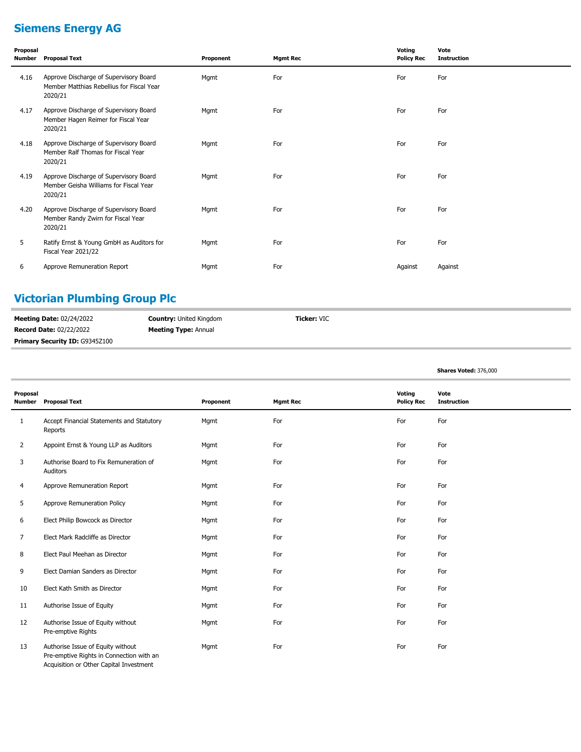## Siemens Energy AG

| Proposal Number | Proposal Text | Proponent | Mgmt Rec | Voting Policy Rec | Vote Instruction |
|---|---|---|---|---|---|
| 4.16 | Approve Discharge of Supervisory Board Member Matthias Rebellius for Fiscal Year 2020/21 | Mgmt | For | For | For |
| 4.17 | Approve Discharge of Supervisory Board Member Hagen Reimer for Fiscal Year 2020/21 | Mgmt | For | For | For |
| 4.18 | Approve Discharge of Supervisory Board Member Ralf Thomas for Fiscal Year 2020/21 | Mgmt | For | For | For |
| 4.19 | Approve Discharge of Supervisory Board Member Geisha Williams for Fiscal Year 2020/21 | Mgmt | For | For | For |
| 4.20 | Approve Discharge of Supervisory Board Member Randy Zwirn for Fiscal Year 2020/21 | Mgmt | For | For | For |
| 5 | Ratify Ernst & Young GmbH as Auditors for Fiscal Year 2021/22 | Mgmt | For | For | For |
| 6 | Approve Remuneration Report | Mgmt | For | Against | Against |

## Victorian Plumbing Group Plc

**Meeting Date:** 02/24/2022
**Record Date:** 02/22/2022
**Primary Security ID:** G9345Z100
**Country:** United Kingdom
**Meeting Type:** Annual
**Ticker:** VIC

**Shares Voted:** 376,000

| Proposal Number | Proposal Text | Proponent | Mgmt Rec | Voting Policy Rec | Vote Instruction |
|---|---|---|---|---|---|
| 1 | Accept Financial Statements and Statutory Reports | Mgmt | For | For | For |
| 2 | Appoint Ernst & Young LLP as Auditors | Mgmt | For | For | For |
| 3 | Authorise Board to Fix Remuneration of Auditors | Mgmt | For | For | For |
| 4 | Approve Remuneration Report | Mgmt | For | For | For |
| 5 | Approve Remuneration Policy | Mgmt | For | For | For |
| 6 | Elect Philip Bowcock as Director | Mgmt | For | For | For |
| 7 | Elect Mark Radcliffe as Director | Mgmt | For | For | For |
| 8 | Elect Paul Meehan as Director | Mgmt | For | For | For |
| 9 | Elect Damian Sanders as Director | Mgmt | For | For | For |
| 10 | Elect Kath Smith as Director | Mgmt | For | For | For |
| 11 | Authorise Issue of Equity | Mgmt | For | For | For |
| 12 | Authorise Issue of Equity without Pre-emptive Rights | Mgmt | For | For | For |
| 13 | Authorise Issue of Equity without Pre-emptive Rights in Connection with an Acquisition or Other Capital Investment | Mgmt | For | For | For |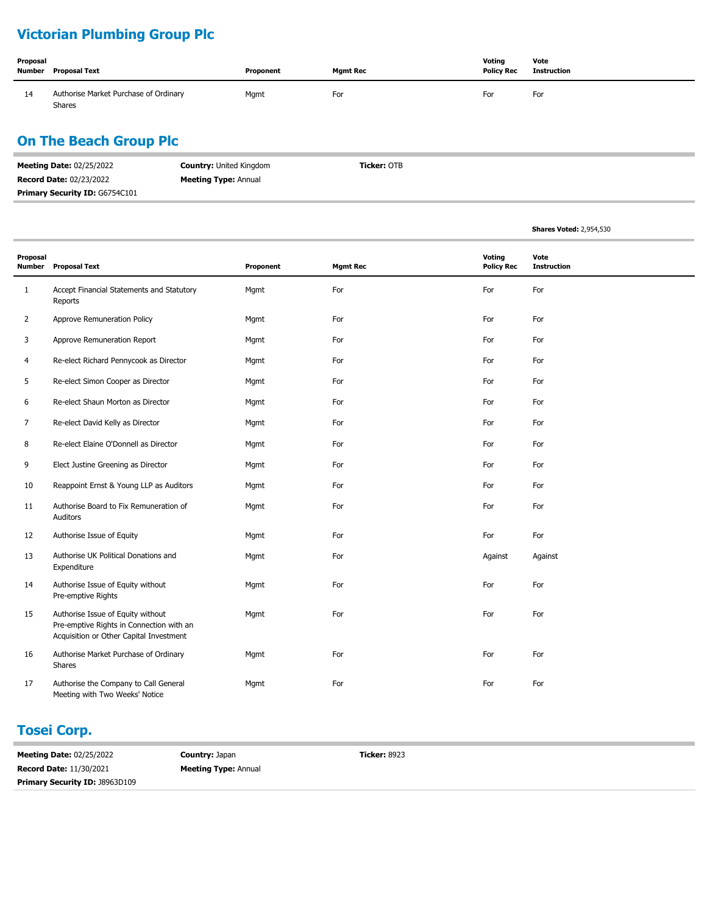## Victorian Plumbing Group Plc

| Proposal Number | Proposal Text | Proponent | Mgmt Rec | Voting Policy Rec | Vote Instruction |
|---|---|---|---|---|---|
| 14 | Authorise Market Purchase of Ordinary Shares | Mgmt | For | For | For |

## On The Beach Group Plc

**Meeting Date:** 02/25/2022 **Country:** United Kingdom **Ticker:** OTB
**Record Date:** 02/23/2022 **Meeting Type:** Annual
**Primary Security ID:** G6754C101

**Shares Voted:** 2,954,530

| Proposal Number | Proposal Text | Proponent | Mgmt Rec | Voting Policy Rec | Vote Instruction |
|---|---|---|---|---|---|
| 1 | Accept Financial Statements and Statutory Reports | Mgmt | For | For | For |
| 2 | Approve Remuneration Policy | Mgmt | For | For | For |
| 3 | Approve Remuneration Report | Mgmt | For | For | For |
| 4 | Re-elect Richard Pennycook as Director | Mgmt | For | For | For |
| 5 | Re-elect Simon Cooper as Director | Mgmt | For | For | For |
| 6 | Re-elect Shaun Morton as Director | Mgmt | For | For | For |
| 7 | Re-elect David Kelly as Director | Mgmt | For | For | For |
| 8 | Re-elect Elaine O'Donnell as Director | Mgmt | For | For | For |
| 9 | Elect Justine Greening as Director | Mgmt | For | For | For |
| 10 | Reappoint Ernst & Young LLP as Auditors | Mgmt | For | For | For |
| 11 | Authorise Board to Fix Remuneration of Auditors | Mgmt | For | For | For |
| 12 | Authorise Issue of Equity | Mgmt | For | For | For |
| 13 | Authorise UK Political Donations and Expenditure | Mgmt | For | Against | Against |
| 14 | Authorise Issue of Equity without Pre-emptive Rights | Mgmt | For | For | For |
| 15 | Authorise Issue of Equity without Pre-emptive Rights in Connection with an Acquisition or Other Capital Investment | Mgmt | For | For | For |
| 16 | Authorise Market Purchase of Ordinary Shares | Mgmt | For | For | For |
| 17 | Authorise the Company to Call General Meeting with Two Weeks' Notice | Mgmt | For | For | For |

## Tosei Corp.

**Meeting Date:** 02/25/2022 **Country:** Japan **Ticker:** 8923
**Record Date:** 11/30/2021 **Meeting Type:** Annual
**Primary Security ID:** J8963D109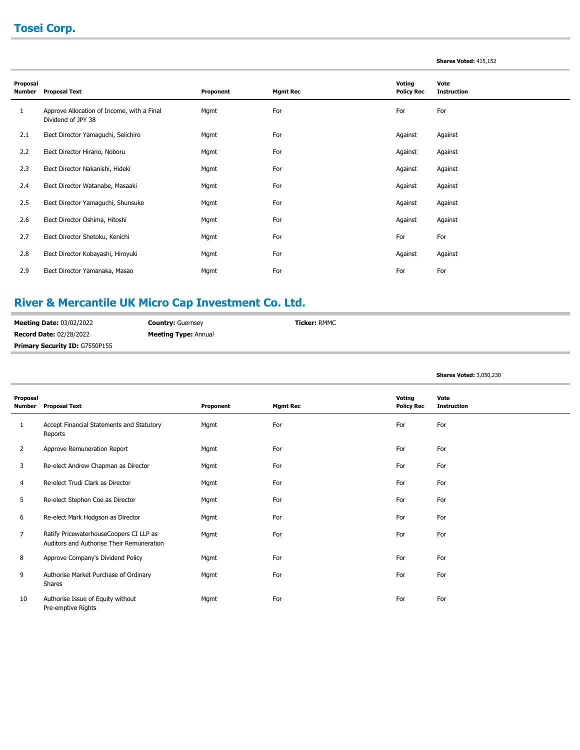## Tosei Corp.

**Shares Voted:** 415,152

| Proposal Number | Proposal Text | Proponent | Mgmt Rec | Voting Policy Rec | Vote Instruction |
|---|---|---|---|---|---|
| 1 | Approve Allocation of Income, with a Final Dividend of JPY 38 | Mgmt | For | For | For |
| 2.1 | Elect Director Yamaguchi, Seiichiro | Mgmt | For | Against | Against |
| 2.2 | Elect Director Hirano, Noboru | Mgmt | For | Against | Against |
| 2.3 | Elect Director Nakanishi, Hideki | Mgmt | For | Against | Against |
| 2.4 | Elect Director Watanabe, Masaaki | Mgmt | For | Against | Against |
| 2.5 | Elect Director Yamaguchi, Shunsuke | Mgmt | For | Against | Against |
| 2.6 | Elect Director Oshima, Hitoshi | Mgmt | For | Against | Against |
| 2.7 | Elect Director Shotoku, Kenichi | Mgmt | For | For | For |
| 2.8 | Elect Director Kobayashi, Hiroyuki | Mgmt | For | Against | Against |
| 2.9 | Elect Director Yamanaka, Masao | Mgmt | For | For | For |

## River & Mercantile UK Micro Cap Investment Co. Ltd.

**Meeting Date:** 03/02/2022 **Country:** Guernsey **Ticker:** RMMC
**Record Date:** 02/28/2022 **Meeting Type:** Annual
**Primary Security ID:** G7550P155

**Shares Voted:** 3,050,230

| Proposal Number | Proposal Text | Proponent | Mgmt Rec | Voting Policy Rec | Vote Instruction |
|---|---|---|---|---|---|
| 1 | Accept Financial Statements and Statutory Reports | Mgmt | For | For | For |
| 2 | Approve Remuneration Report | Mgmt | For | For | For |
| 3 | Re-elect Andrew Chapman as Director | Mgmt | For | For | For |
| 4 | Re-elect Trudi Clark as Director | Mgmt | For | For | For |
| 5 | Re-elect Stephen Coe as Director | Mgmt | For | For | For |
| 6 | Re-elect Mark Hodgson as Director | Mgmt | For | For | For |
| 7 | Ratify PricewaterhouseCoopers CI LLP as Auditors and Authorise Their Remuneration | Mgmt | For | For | For |
| 8 | Approve Company's Dividend Policy | Mgmt | For | For | For |
| 9 | Authorise Market Purchase of Ordinary Shares | Mgmt | For | For | For |
| 10 | Authorise Issue of Equity without Pre-emptive Rights | Mgmt | For | For | For |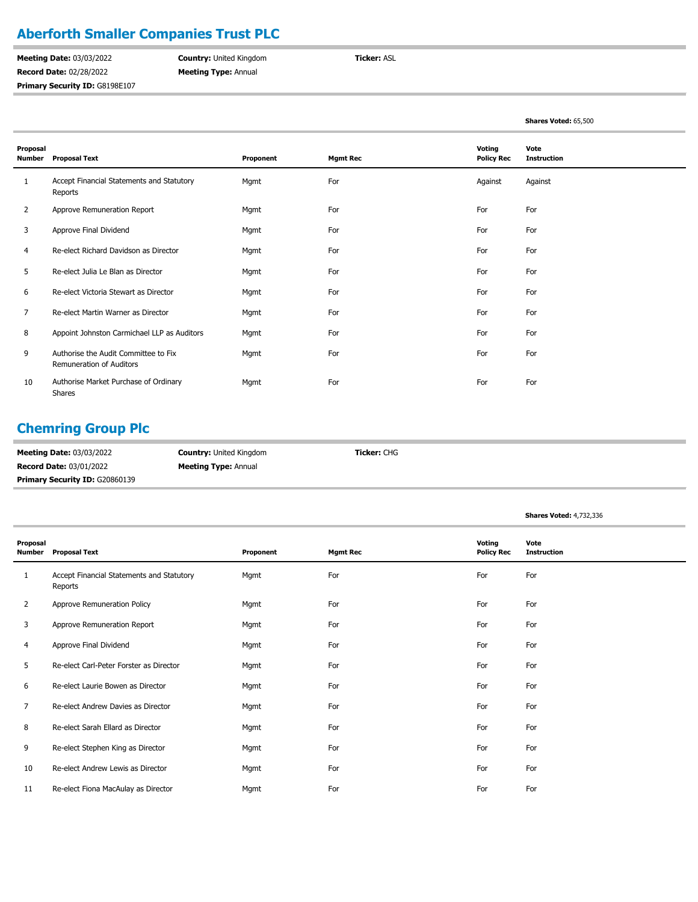## Aberforth Smaller Companies Trust PLC

**Meeting Date:** 03/03/2022 **Country:** United Kingdom **Ticker:** ASL
**Record Date:** 02/28/2022 **Meeting Type:** Annual
**Primary Security ID:** G8198E107

**Shares Voted:** 65,500

| Proposal Number | Proposal Text | Proponent | Mgmt Rec | Voting Policy Rec | Vote Instruction |
|---|---|---|---|---|---|
| 1 | Accept Financial Statements and Statutory Reports | Mgmt | For | Against | Against |
| 2 | Approve Remuneration Report | Mgmt | For | For | For |
| 3 | Approve Final Dividend | Mgmt | For | For | For |
| 4 | Re-elect Richard Davidson as Director | Mgmt | For | For | For |
| 5 | Re-elect Julia Le Blan as Director | Mgmt | For | For | For |
| 6 | Re-elect Victoria Stewart as Director | Mgmt | For | For | For |
| 7 | Re-elect Martin Warner as Director | Mgmt | For | For | For |
| 8 | Appoint Johnston Carmichael LLP as Auditors | Mgmt | For | For | For |
| 9 | Authorise the Audit Committee to Fix Remuneration of Auditors | Mgmt | For | For | For |
| 10 | Authorise Market Purchase of Ordinary Shares | Mgmt | For | For | For |

## Chemring Group Plc

**Meeting Date:** 03/03/2022 **Country:** United Kingdom **Ticker:** CHG
**Record Date:** 03/01/2022 **Meeting Type:** Annual
**Primary Security ID:** G20860139

**Shares Voted:** 4,732,336

| Proposal Number | Proposal Text | Proponent | Mgmt Rec | Voting Policy Rec | Vote Instruction |
|---|---|---|---|---|---|
| 1 | Accept Financial Statements and Statutory Reports | Mgmt | For | For | For |
| 2 | Approve Remuneration Policy | Mgmt | For | For | For |
| 3 | Approve Remuneration Report | Mgmt | For | For | For |
| 4 | Approve Final Dividend | Mgmt | For | For | For |
| 5 | Re-elect Carl-Peter Forster as Director | Mgmt | For | For | For |
| 6 | Re-elect Laurie Bowen as Director | Mgmt | For | For | For |
| 7 | Re-elect Andrew Davies as Director | Mgmt | For | For | For |
| 8 | Re-elect Sarah Ellard as Director | Mgmt | For | For | For |
| 9 | Re-elect Stephen King as Director | Mgmt | For | For | For |
| 10 | Re-elect Andrew Lewis as Director | Mgmt | For | For | For |
| 11 | Re-elect Fiona MacAulay as Director | Mgmt | For | For | For |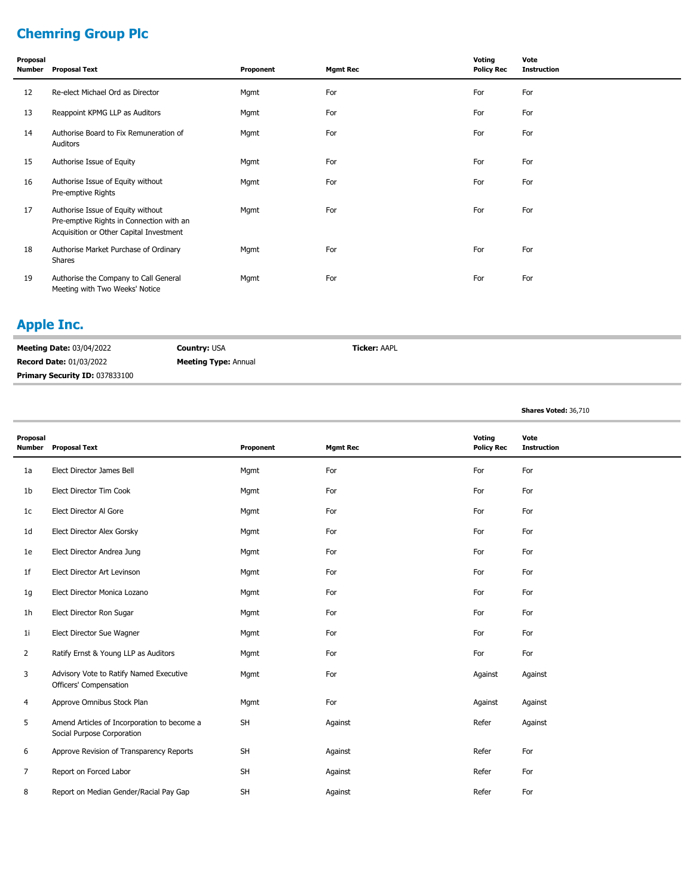## Chemring Group Plc

| Proposal Number | Proposal Text | Proponent | Mgmt Rec | Voting Policy Rec | Vote Instruction |
|---|---|---|---|---|---|
| 12 | Re-elect Michael Ord as Director | Mgmt | For | For | For |
| 13 | Reappoint KPMG LLP as Auditors | Mgmt | For | For | For |
| 14 | Authorise Board to Fix Remuneration of Auditors | Mgmt | For | For | For |
| 15 | Authorise Issue of Equity | Mgmt | For | For | For |
| 16 | Authorise Issue of Equity without Pre-emptive Rights | Mgmt | For | For | For |
| 17 | Authorise Issue of Equity without Pre-emptive Rights in Connection with an Acquisition or Other Capital Investment | Mgmt | For | For | For |
| 18 | Authorise Market Purchase of Ordinary Shares | Mgmt | For | For | For |
| 19 | Authorise the Company to Call General Meeting with Two Weeks' Notice | Mgmt | For | For | For |

## Apple Inc.

**Meeting Date:** 03/04/2022 **Country:** USA **Ticker:** AAPL
**Record Date:** 01/03/2022 **Meeting Type:** Annual
**Primary Security ID:** 037833100

**Shares Voted:** 36,710

| Proposal Number | Proposal Text | Proponent | Mgmt Rec | Voting Policy Rec | Vote Instruction |
|---|---|---|---|---|---|
| 1a | Elect Director James Bell | Mgmt | For | For | For |
| 1b | Elect Director Tim Cook | Mgmt | For | For | For |
| 1c | Elect Director Al Gore | Mgmt | For | For | For |
| 1d | Elect Director Alex Gorsky | Mgmt | For | For | For |
| 1e | Elect Director Andrea Jung | Mgmt | For | For | For |
| 1f | Elect Director Art Levinson | Mgmt | For | For | For |
| 1g | Elect Director Monica Lozano | Mgmt | For | For | For |
| 1h | Elect Director Ron Sugar | Mgmt | For | For | For |
| 1i | Elect Director Sue Wagner | Mgmt | For | For | For |
| 2 | Ratify Ernst & Young LLP as Auditors | Mgmt | For | For | For |
| 3 | Advisory Vote to Ratify Named Executive Officers' Compensation | Mgmt | For | Against | Against |
| 4 | Approve Omnibus Stock Plan | Mgmt | For | Against | Against |
| 5 | Amend Articles of Incorporation to become a Social Purpose Corporation | SH | Against | Refer | Against |
| 6 | Approve Revision of Transparency Reports | SH | Against | Refer | For |
| 7 | Report on Forced Labor | SH | Against | Refer | For |
| 8 | Report on Median Gender/Racial Pay Gap | SH | Against | Refer | For |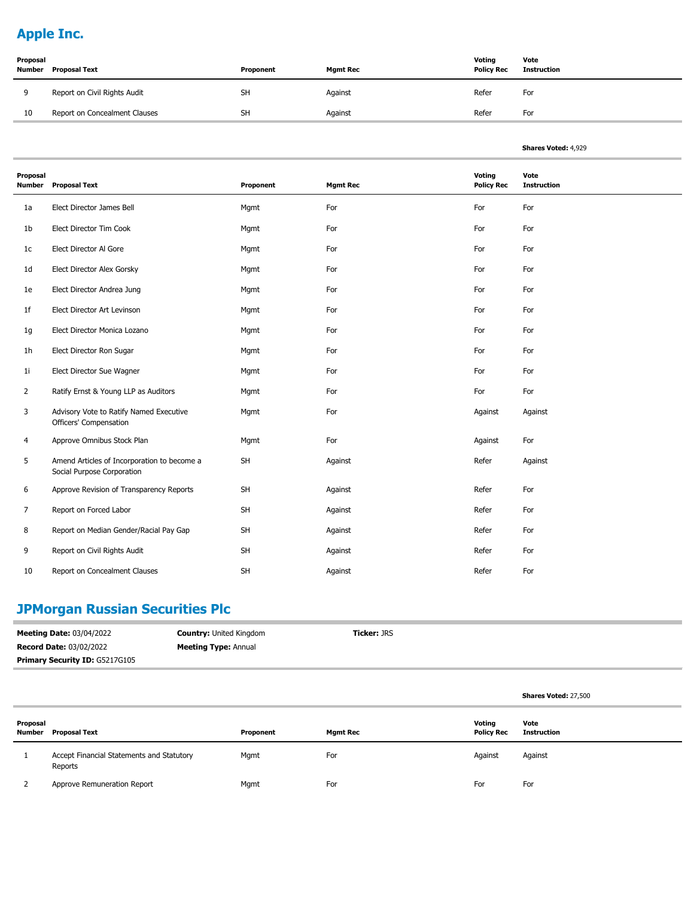## Apple Inc.

| Proposal Number | Proposal Text | Proponent | Mgmt Rec | Voting Policy Rec | Vote Instruction |
|---|---|---|---|---|---|
| 9 | Report on Civil Rights Audit | SH | Against | Refer | For |
| 10 | Report on Concealment Clauses | SH | Against | Refer | For |

**Shares Voted:** 4,929

| Proposal Number | Proposal Text | Proponent | Mgmt Rec | Voting Policy Rec | Vote Instruction |
|---|---|---|---|---|---|
| 1a | Elect Director James Bell | Mgmt | For | For | For |
| 1b | Elect Director Tim Cook | Mgmt | For | For | For |
| 1c | Elect Director Al Gore | Mgmt | For | For | For |
| 1d | Elect Director Alex Gorsky | Mgmt | For | For | For |
| 1e | Elect Director Andrea Jung | Mgmt | For | For | For |
| 1f | Elect Director Art Levinson | Mgmt | For | For | For |
| 1g | Elect Director Monica Lozano | Mgmt | For | For | For |
| 1h | Elect Director Ron Sugar | Mgmt | For | For | For |
| 1i | Elect Director Sue Wagner | Mgmt | For | For | For |
| 2 | Ratify Ernst & Young LLP as Auditors | Mgmt | For | For | For |
| 3 | Advisory Vote to Ratify Named Executive Officers' Compensation | Mgmt | For | Against | Against |
| 4 | Approve Omnibus Stock Plan | Mgmt | For | Against | For |
| 5 | Amend Articles of Incorporation to become a Social Purpose Corporation | SH | Against | Refer | Against |
| 6 | Approve Revision of Transparency Reports | SH | Against | Refer | For |
| 7 | Report on Forced Labor | SH | Against | Refer | For |
| 8 | Report on Median Gender/Racial Pay Gap | SH | Against | Refer | For |
| 9 | Report on Civil Rights Audit | SH | Against | Refer | For |
| 10 | Report on Concealment Clauses | SH | Against | Refer | For |

## JPMorgan Russian Securities Plc

**Meeting Date:** 03/04/2022
**Country:** United Kingdom
**Ticker:** JRS
**Record Date:** 03/02/2022
**Meeting Type:** Annual
**Primary Security ID:** G5217G105

**Shares Voted:** 27,500

| Proposal Number | Proposal Text | Proponent | Mgmt Rec | Voting Policy Rec | Vote Instruction |
|---|---|---|---|---|---|
| 1 | Accept Financial Statements and Statutory Reports | Mgmt | For | Against | Against |
| 2 | Approve Remuneration Report | Mgmt | For | For | For |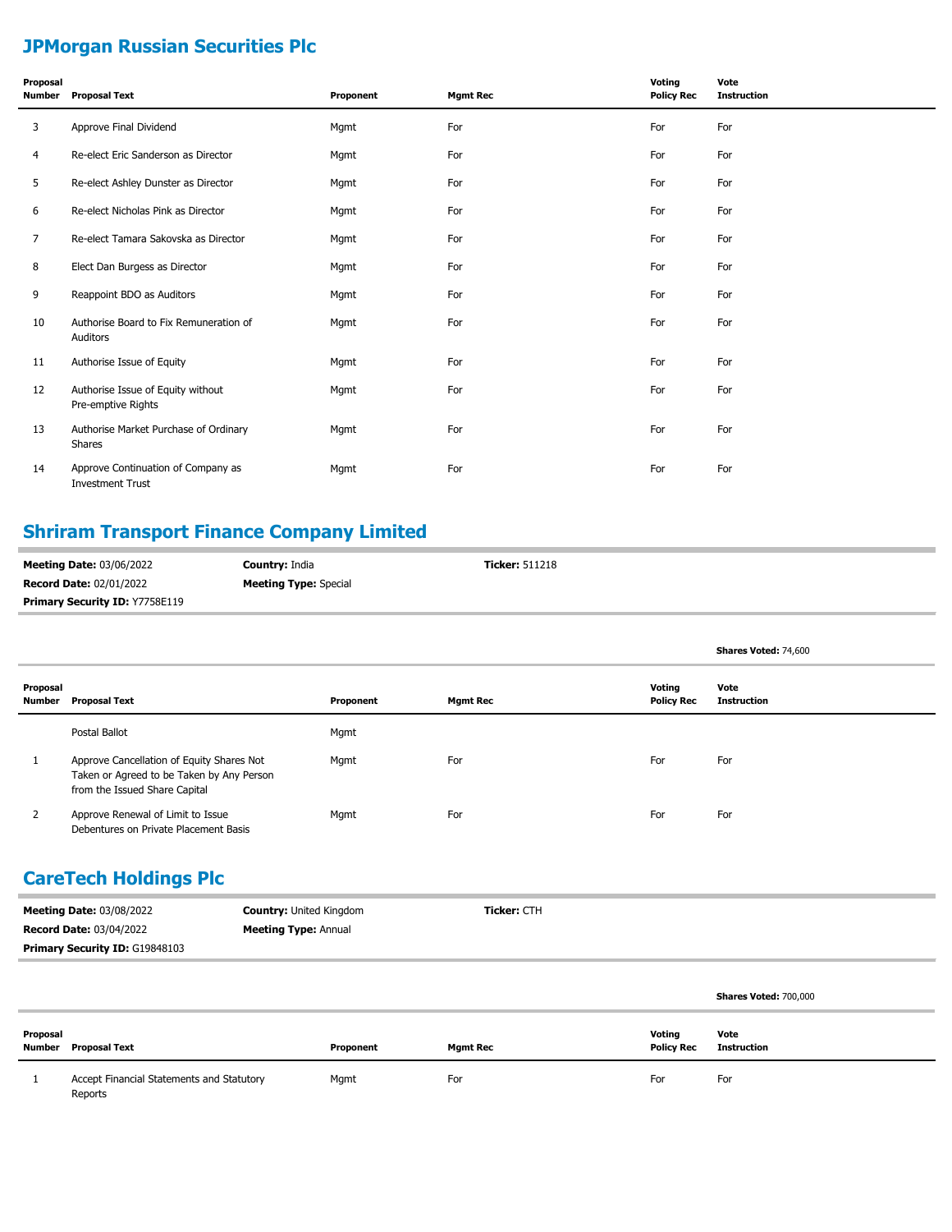## JPMorgan Russian Securities Plc

| Proposal Number | Proposal Text | Proponent | Mgmt Rec | Voting Policy Rec | Vote Instruction |
|---|---|---|---|---|---|
| 3 | Approve Final Dividend | Mgmt | For | For | For |
| 4 | Re-elect Eric Sanderson as Director | Mgmt | For | For | For |
| 5 | Re-elect Ashley Dunster as Director | Mgmt | For | For | For |
| 6 | Re-elect Nicholas Pink as Director | Mgmt | For | For | For |
| 7 | Re-elect Tamara Sakovska as Director | Mgmt | For | For | For |
| 8 | Elect Dan Burgess as Director | Mgmt | For | For | For |
| 9 | Reappoint BDO as Auditors | Mgmt | For | For | For |
| 10 | Authorise Board to Fix Remuneration of Auditors | Mgmt | For | For | For |
| 11 | Authorise Issue of Equity | Mgmt | For | For | For |
| 12 | Authorise Issue of Equity without Pre-emptive Rights | Mgmt | For | For | For |
| 13 | Authorise Market Purchase of Ordinary Shares | Mgmt | For | For | For |
| 14 | Approve Continuation of Company as Investment Trust | Mgmt | For | For | For |

## Shriram Transport Finance Company Limited

**Meeting Date:** 03/06/2022 **Country:** India **Ticker:** 511218
**Record Date:** 02/01/2022 **Meeting Type:** Special
**Primary Security ID:** Y7758E119

**Shares Voted:** 74,600

| Proposal Number | Proposal Text | Proponent | Mgmt Rec | Voting Policy Rec | Vote Instruction |
|---|---|---|---|---|---|
| | Postal Ballot | Mgmt | | | |
| 1 | Approve Cancellation of Equity Shares Not Taken or Agreed to be Taken by Any Person from the Issued Share Capital | Mgmt | For | For | For |
| 2 | Approve Renewal of Limit to Issue Debentures on Private Placement Basis | Mgmt | For | For | For |

## CareTech Holdings Plc

**Meeting Date:** 03/08/2022 **Country:** United Kingdom **Ticker:** CTH
**Record Date:** 03/04/2022 **Meeting Type:** Annual
**Primary Security ID:** G19848103

**Shares Voted:** 700,000

| Proposal Number | Proposal Text | Proponent | Mgmt Rec | Voting Policy Rec | Vote Instruction |
|---|---|---|---|---|---|
| 1 | Accept Financial Statements and Statutory Reports | Mgmt | For | For | For |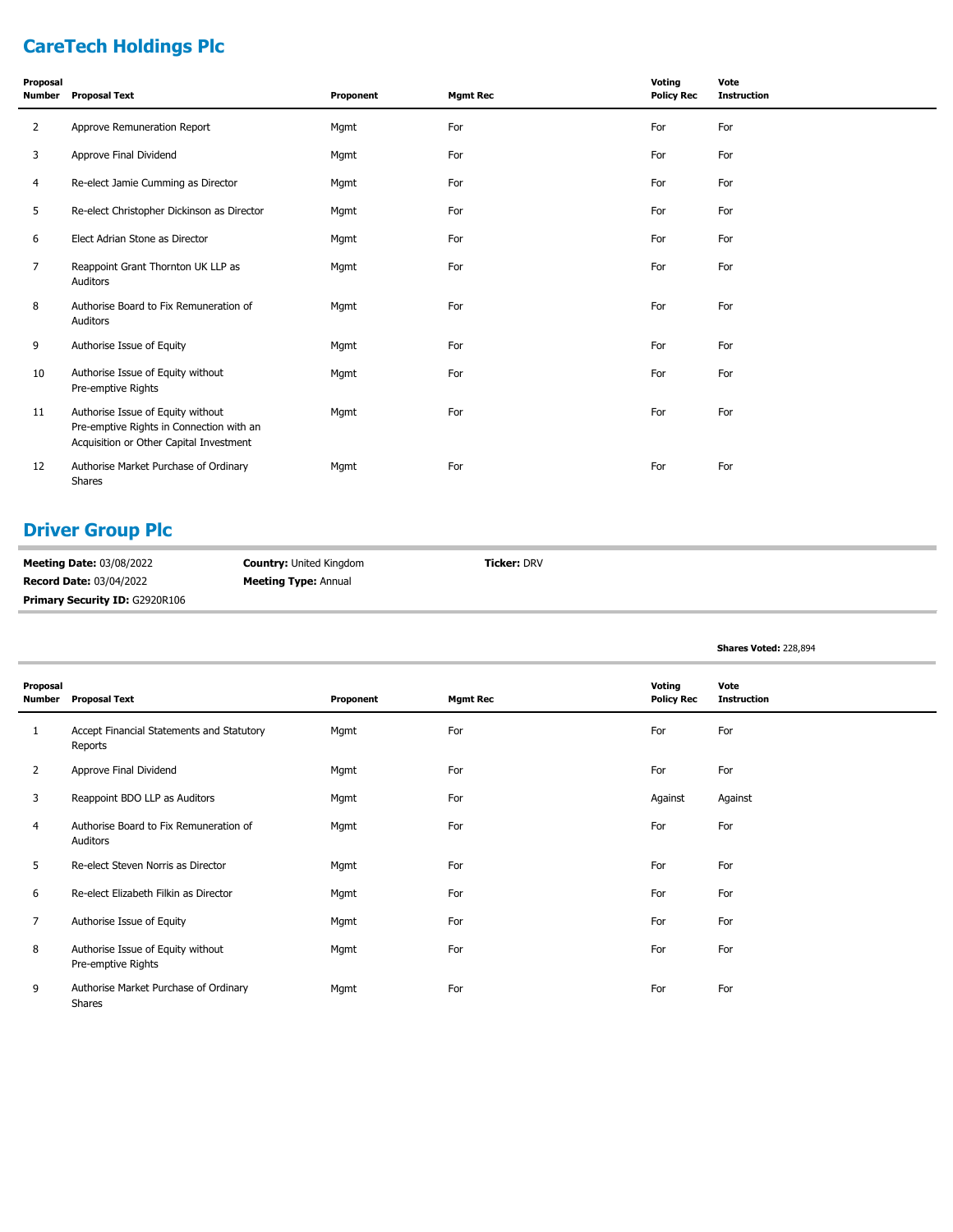## CareTech Holdings Plc

| Proposal Number | Proposal Text | Proponent | Mgmt Rec | Voting Policy Rec | Vote Instruction |
|---|---|---|---|---|---|
| 2 | Approve Remuneration Report | Mgmt | For | For | For |
| 3 | Approve Final Dividend | Mgmt | For | For | For |
| 4 | Re-elect Jamie Cumming as Director | Mgmt | For | For | For |
| 5 | Re-elect Christopher Dickinson as Director | Mgmt | For | For | For |
| 6 | Elect Adrian Stone as Director | Mgmt | For | For | For |
| 7 | Reappoint Grant Thornton UK LLP as Auditors | Mgmt | For | For | For |
| 8 | Authorise Board to Fix Remuneration of Auditors | Mgmt | For | For | For |
| 9 | Authorise Issue of Equity | Mgmt | For | For | For |
| 10 | Authorise Issue of Equity without Pre-emptive Rights | Mgmt | For | For | For |
| 11 | Authorise Issue of Equity without Pre-emptive Rights in Connection with an Acquisition or Other Capital Investment | Mgmt | For | For | For |
| 12 | Authorise Market Purchase of Ordinary Shares | Mgmt | For | For | For |

## Driver Group Plc

**Meeting Date:** 03/08/2022
**Record Date:** 03/04/2022
**Primary Security ID:** G2920R106
**Country:** United Kingdom
**Meeting Type:** Annual
**Ticker:** DRV

**Shares Voted:** 228,894

| Proposal Number | Proposal Text | Proponent | Mgmt Rec | Voting Policy Rec | Vote Instruction |
|---|---|---|---|---|---|
| 1 | Accept Financial Statements and Statutory Reports | Mgmt | For | For | For |
| 2 | Approve Final Dividend | Mgmt | For | For | For |
| 3 | Reappoint BDO LLP as Auditors | Mgmt | For | Against | Against |
| 4 | Authorise Board to Fix Remuneration of Auditors | Mgmt | For | For | For |
| 5 | Re-elect Steven Norris as Director | Mgmt | For | For | For |
| 6 | Re-elect Elizabeth Filkin as Director | Mgmt | For | For | For |
| 7 | Authorise Issue of Equity | Mgmt | For | For | For |
| 8 | Authorise Issue of Equity without Pre-emptive Rights | Mgmt | For | For | For |
| 9 | Authorise Market Purchase of Ordinary Shares | Mgmt | For | For | For |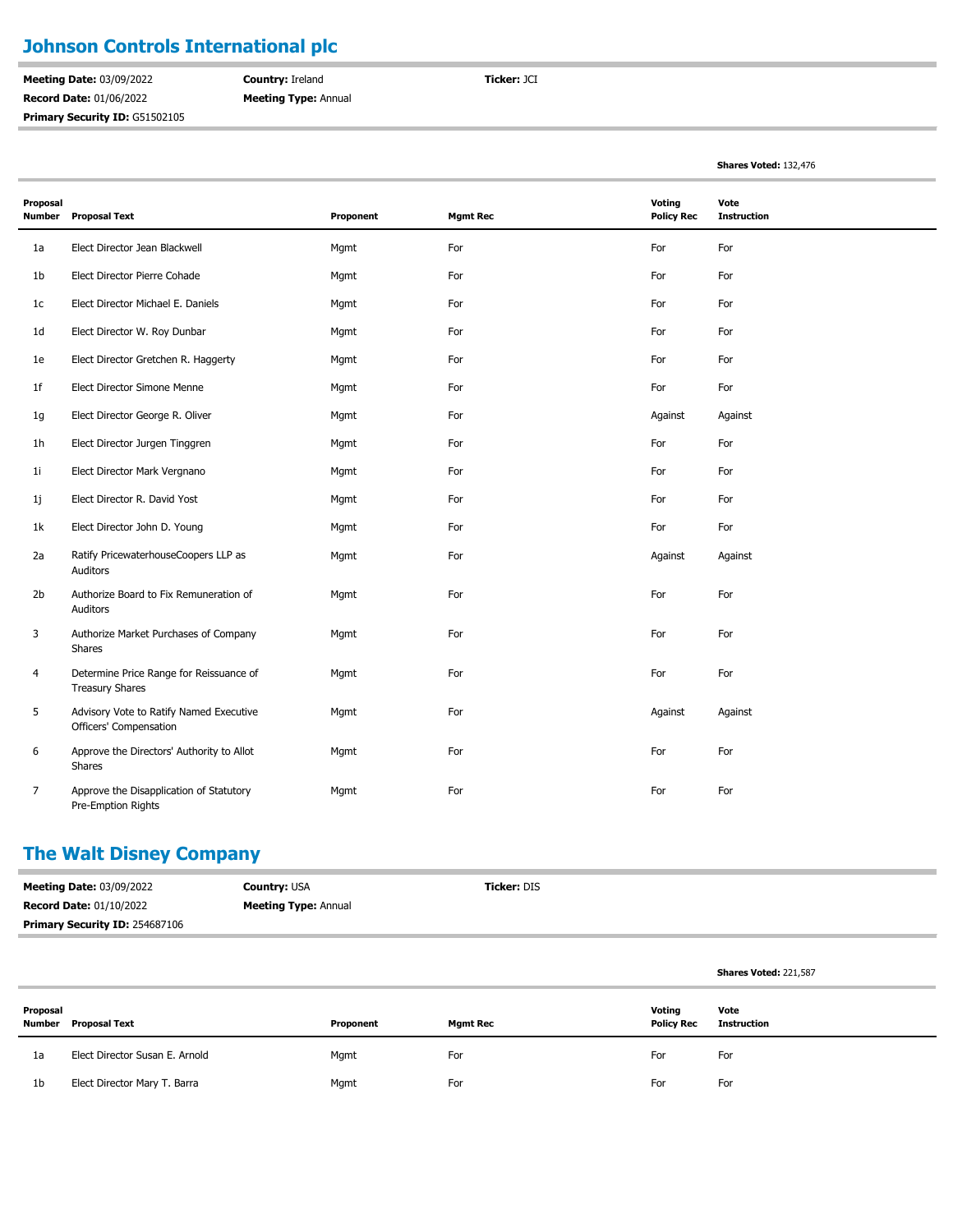## Johnson Controls International plc

**Meeting Date:** 03/09/2022 **Country:** Ireland **Ticker:** JCI

**Record Date:** 01/06/2022 **Meeting Type:** Annual

**Primary Security ID:** G51502105

**Shares Voted:** 132,476

| Proposal Number | Proposal Text | Proponent | Mgmt Rec | Voting Policy Rec | Vote Instruction |
|---|---|---|---|---|---|
| 1a | Elect Director Jean Blackwell | Mgmt | For | For | For |
| 1b | Elect Director Pierre Cohade | Mgmt | For | For | For |
| 1c | Elect Director Michael E. Daniels | Mgmt | For | For | For |
| 1d | Elect Director W. Roy Dunbar | Mgmt | For | For | For |
| 1e | Elect Director Gretchen R. Haggerty | Mgmt | For | For | For |
| 1f | Elect Director Simone Menne | Mgmt | For | For | For |
| 1g | Elect Director George R. Oliver | Mgmt | For | Against | Against |
| 1h | Elect Director Jurgen Tinggren | Mgmt | For | For | For |
| 1i | Elect Director Mark Vergnano | Mgmt | For | For | For |
| 1j | Elect Director R. David Yost | Mgmt | For | For | For |
| 1k | Elect Director John D. Young | Mgmt | For | For | For |
| 2a | Ratify PricewaterhouseCoopers LLP as Auditors | Mgmt | For | Against | Against |
| 2b | Authorize Board to Fix Remuneration of Auditors | Mgmt | For | For | For |
| 3 | Authorize Market Purchases of Company Shares | Mgmt | For | For | For |
| 4 | Determine Price Range for Reissuance of Treasury Shares | Mgmt | For | For | For |
| 5 | Advisory Vote to Ratify Named Executive Officers' Compensation | Mgmt | For | Against | Against |
| 6 | Approve the Directors' Authority to Allot Shares | Mgmt | For | For | For |
| 7 | Approve the Disapplication of Statutory Pre-Emption Rights | Mgmt | For | For | For |

## The Walt Disney Company

**Meeting Date:** 03/09/2022 **Country:** USA **Ticker:** DIS

**Record Date:** 01/10/2022 **Meeting Type:** Annual

**Primary Security ID:** 254687106

**Shares Voted:** 221,587

| Proposal Number | Proposal Text | Proponent | Mgmt Rec | Voting Policy Rec | Vote Instruction |
|---|---|---|---|---|---|
| 1a | Elect Director Susan E. Arnold | Mgmt | For | For | For |
| 1b | Elect Director Mary T. Barra | Mgmt | For | For | For |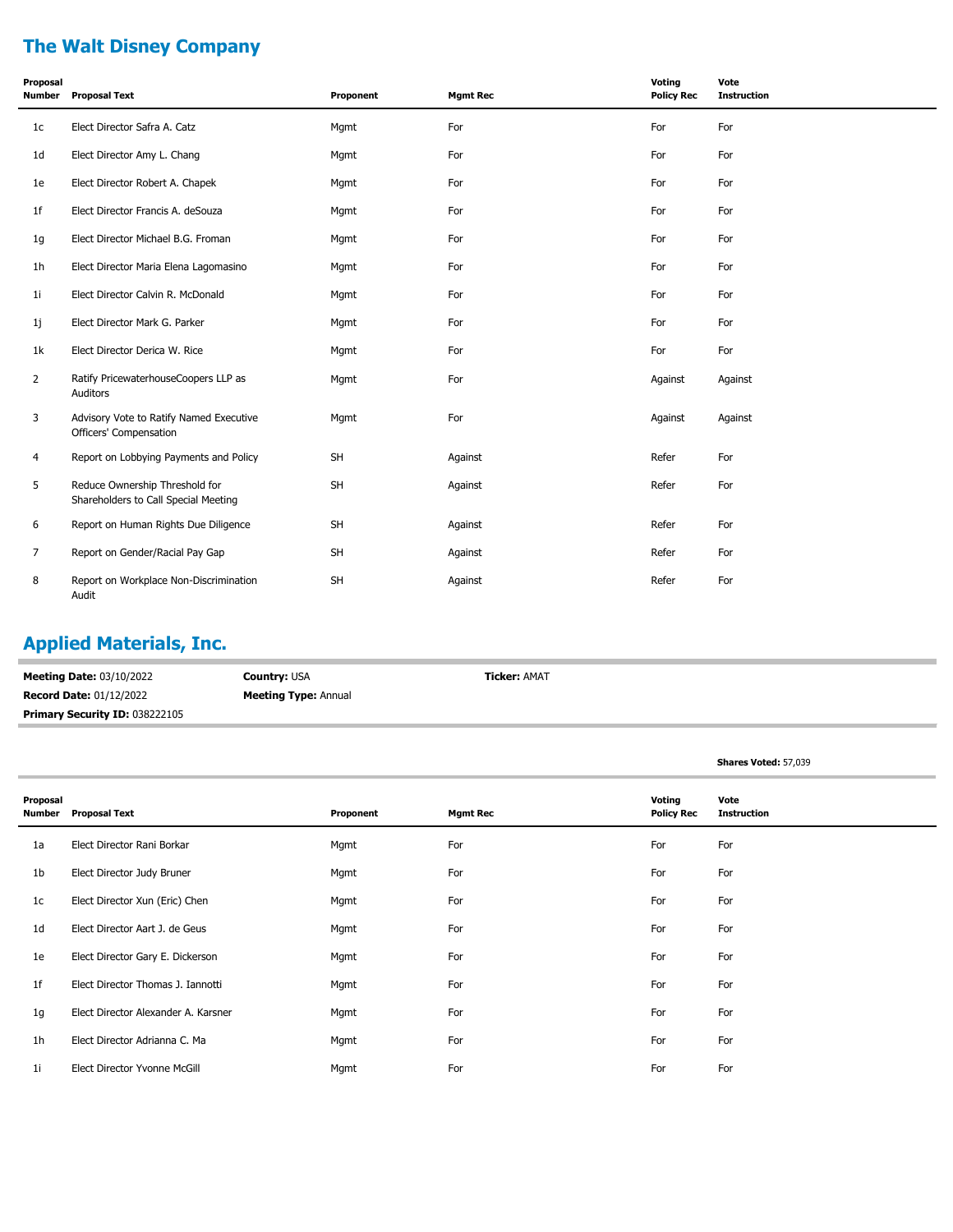## The Walt Disney Company

| Proposal Number | Proposal Text | Proponent | Mgmt Rec | Voting Policy Rec | Vote Instruction |
|---|---|---|---|---|---|
| 1c | Elect Director Safra A. Catz | Mgmt | For | For | For |
| 1d | Elect Director Amy L. Chang | Mgmt | For | For | For |
| 1e | Elect Director Robert A. Chapek | Mgmt | For | For | For |
| 1f | Elect Director Francis A. deSouza | Mgmt | For | For | For |
| 1g | Elect Director Michael B.G. Froman | Mgmt | For | For | For |
| 1h | Elect Director Maria Elena Lagomasino | Mgmt | For | For | For |
| 1i | Elect Director Calvin R. McDonald | Mgmt | For | For | For |
| 1j | Elect Director Mark G. Parker | Mgmt | For | For | For |
| 1k | Elect Director Derica W. Rice | Mgmt | For | For | For |
| 2 | Ratify PricewaterhouseCoopers LLP as Auditors | Mgmt | For | Against | Against |
| 3 | Advisory Vote to Ratify Named Executive Officers' Compensation | Mgmt | For | Against | Against |
| 4 | Report on Lobbying Payments and Policy | SH | Against | Refer | For |
| 5 | Reduce Ownership Threshold for Shareholders to Call Special Meeting | SH | Against | Refer | For |
| 6 | Report on Human Rights Due Diligence | SH | Against | Refer | For |
| 7 | Report on Gender/Racial Pay Gap | SH | Against | Refer | For |
| 8 | Report on Workplace Non-Discrimination Audit | SH | Against | Refer | For |

## Applied Materials, Inc.

**Meeting Date:** 03/10/2022 **Country:** USA **Ticker:** AMAT

**Record Date:** 01/12/2022 **Meeting Type:** Annual

**Primary Security ID:** 038222105

**Shares Voted:** 57,039

| Proposal Number | Proposal Text | Proponent | Mgmt Rec | Voting Policy Rec | Vote Instruction |
|---|---|---|---|---|---|
| 1a | Elect Director Rani Borkar | Mgmt | For | For | For |
| 1b | Elect Director Judy Bruner | Mgmt | For | For | For |
| 1c | Elect Director Xun (Eric) Chen | Mgmt | For | For | For |
| 1d | Elect Director Aart J. de Geus | Mgmt | For | For | For |
| 1e | Elect Director Gary E. Dickerson | Mgmt | For | For | For |
| 1f | Elect Director Thomas J. Iannotti | Mgmt | For | For | For |
| 1g | Elect Director Alexander A. Karsner | Mgmt | For | For | For |
| 1h | Elect Director Adrianna C. Ma | Mgmt | For | For | For |
| 1i | Elect Director Yvonne McGill | Mgmt | For | For | For |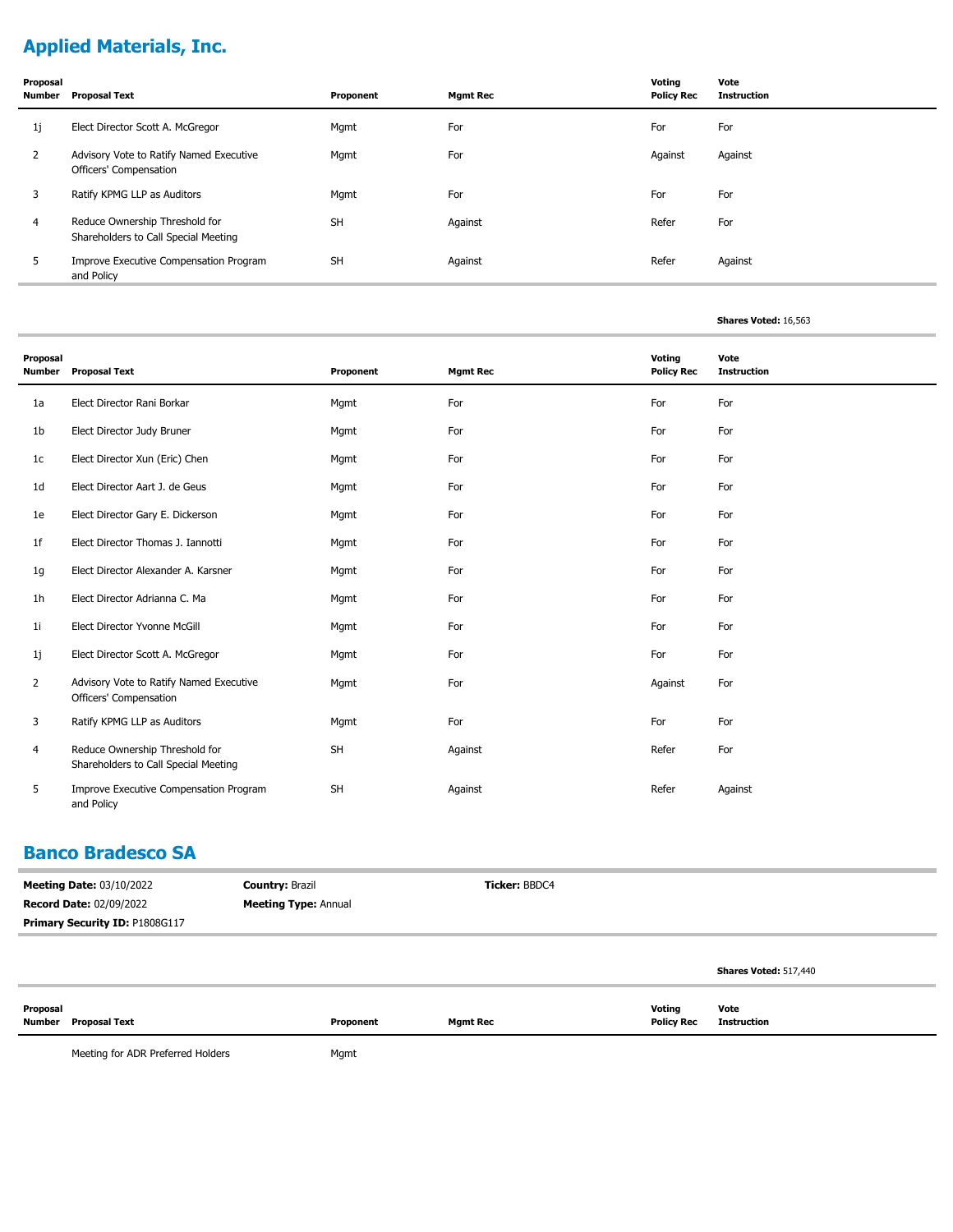## Applied Materials, Inc.

| Proposal Number | Proposal Text | Proponent | Mgmt Rec | Voting Policy Rec | Vote Instruction |
|---|---|---|---|---|---|
| 1j | Elect Director Scott A. McGregor | Mgmt | For | For | For |
| 2 | Advisory Vote to Ratify Named Executive Officers' Compensation | Mgmt | For | Against | Against |
| 3 | Ratify KPMG LLP as Auditors | Mgmt | For | For | For |
| 4 | Reduce Ownership Threshold for Shareholders to Call Special Meeting | SH | Against | Refer | For |
| 5 | Improve Executive Compensation Program and Policy | SH | Against | Refer | Against |

**Shares Voted:** 16,563

| Proposal Number | Proposal Text | Proponent | Mgmt Rec | Voting Policy Rec | Vote Instruction |
|---|---|---|---|---|---|
| 1a | Elect Director Rani Borkar | Mgmt | For | For | For |
| 1b | Elect Director Judy Bruner | Mgmt | For | For | For |
| 1c | Elect Director Xun (Eric) Chen | Mgmt | For | For | For |
| 1d | Elect Director Aart J. de Geus | Mgmt | For | For | For |
| 1e | Elect Director Gary E. Dickerson | Mgmt | For | For | For |
| 1f | Elect Director Thomas J. Iannotti | Mgmt | For | For | For |
| 1g | Elect Director Alexander A. Karsner | Mgmt | For | For | For |
| 1h | Elect Director Adrianna C. Ma | Mgmt | For | For | For |
| 1i | Elect Director Yvonne McGill | Mgmt | For | For | For |
| 1j | Elect Director Scott A. McGregor | Mgmt | For | For | For |
| 2 | Advisory Vote to Ratify Named Executive Officers' Compensation | Mgmt | For | Against | For |
| 3 | Ratify KPMG LLP as Auditors | Mgmt | For | For | For |
| 4 | Reduce Ownership Threshold for Shareholders to Call Special Meeting | SH | Against | Refer | For |
| 5 | Improve Executive Compensation Program and Policy | SH | Against | Refer | Against |

## Banco Bradesco SA

**Meeting Date:** 03/10/2022 **Country:** Brazil **Ticker:** BBDC4

**Record Date:** 02/09/2022 **Meeting Type:** Annual

**Primary Security ID:** P1808G117

**Shares Voted:** 517,440

| Proposal Number | Proposal Text | Proponent | Mgmt Rec | Voting Policy Rec | Vote Instruction |
|---|---|---|---|---|---|
| | Meeting for ADR Preferred Holders | Mgmt | | | |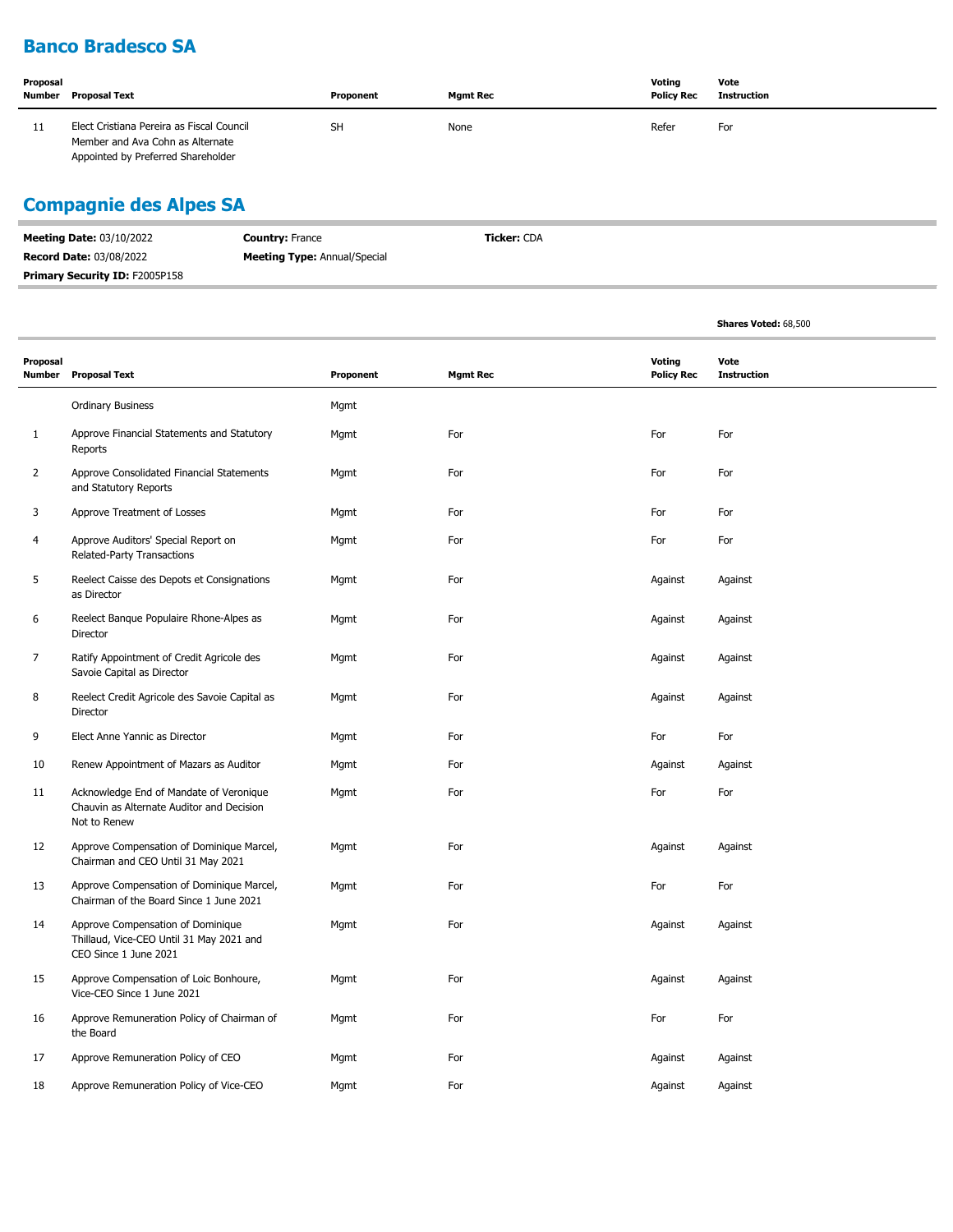## Banco Bradesco SA

| Proposal Number | Proposal Text | Proponent | Mgmt Rec | Voting Policy Rec | Vote Instruction |
|---|---|---|---|---|---|
| 11 | Elect Cristiana Pereira as Fiscal Council Member and Ava Cohn as Alternate Appointed by Preferred Shareholder | SH | None | Refer | For |

## Compagnie des Alpes SA

**Meeting Date:** 03/10/2022 **Country:** France **Ticker:** CDA
**Record Date:** 03/08/2022 **Meeting Type:** Annual/Special
**Primary Security ID:** F2005P158

**Shares Voted:** 68,500

| Proposal Number | Proposal Text | Proponent | Mgmt Rec | Voting Policy Rec | Vote Instruction |
|---|---|---|---|---|---|
| | Ordinary Business | Mgmt | | | |
| 1 | Approve Financial Statements and Statutory Reports | Mgmt | For | For | For |
| 2 | Approve Consolidated Financial Statements and Statutory Reports | Mgmt | For | For | For |
| 3 | Approve Treatment of Losses | Mgmt | For | For | For |
| 4 | Approve Auditors' Special Report on Related-Party Transactions | Mgmt | For | For | For |
| 5 | Reelect Caisse des Depots et Consignations as Director | Mgmt | For | Against | Against |
| 6 | Reelect Banque Populaire Rhone-Alpes as Director | Mgmt | For | Against | Against |
| 7 | Ratify Appointment of Credit Agricole des Savoie Capital as Director | Mgmt | For | Against | Against |
| 8 | Reelect Credit Agricole des Savoie Capital as Director | Mgmt | For | Against | Against |
| 9 | Elect Anne Yannic as Director | Mgmt | For | For | For |
| 10 | Renew Appointment of Mazars as Auditor | Mgmt | For | Against | Against |
| 11 | Acknowledge End of Mandate of Veronique Chauvin as Alternate Auditor and Decision Not to Renew | Mgmt | For | For | For |
| 12 | Approve Compensation of Dominique Marcel, Chairman and CEO Until 31 May 2021 | Mgmt | For | Against | Against |
| 13 | Approve Compensation of Dominique Marcel, Chairman of the Board Since 1 June 2021 | Mgmt | For | For | For |
| 14 | Approve Compensation of Dominique Thillaud, Vice-CEO Until 31 May 2021 and CEO Since 1 June 2021 | Mgmt | For | Against | Against |
| 15 | Approve Compensation of Loic Bonhoure, Vice-CEO Since 1 June 2021 | Mgmt | For | Against | Against |
| 16 | Approve Remuneration Policy of Chairman of the Board | Mgmt | For | For | For |
| 17 | Approve Remuneration Policy of CEO | Mgmt | For | Against | Against |
| 18 | Approve Remuneration Policy of Vice-CEO | Mgmt | For | Against | Against |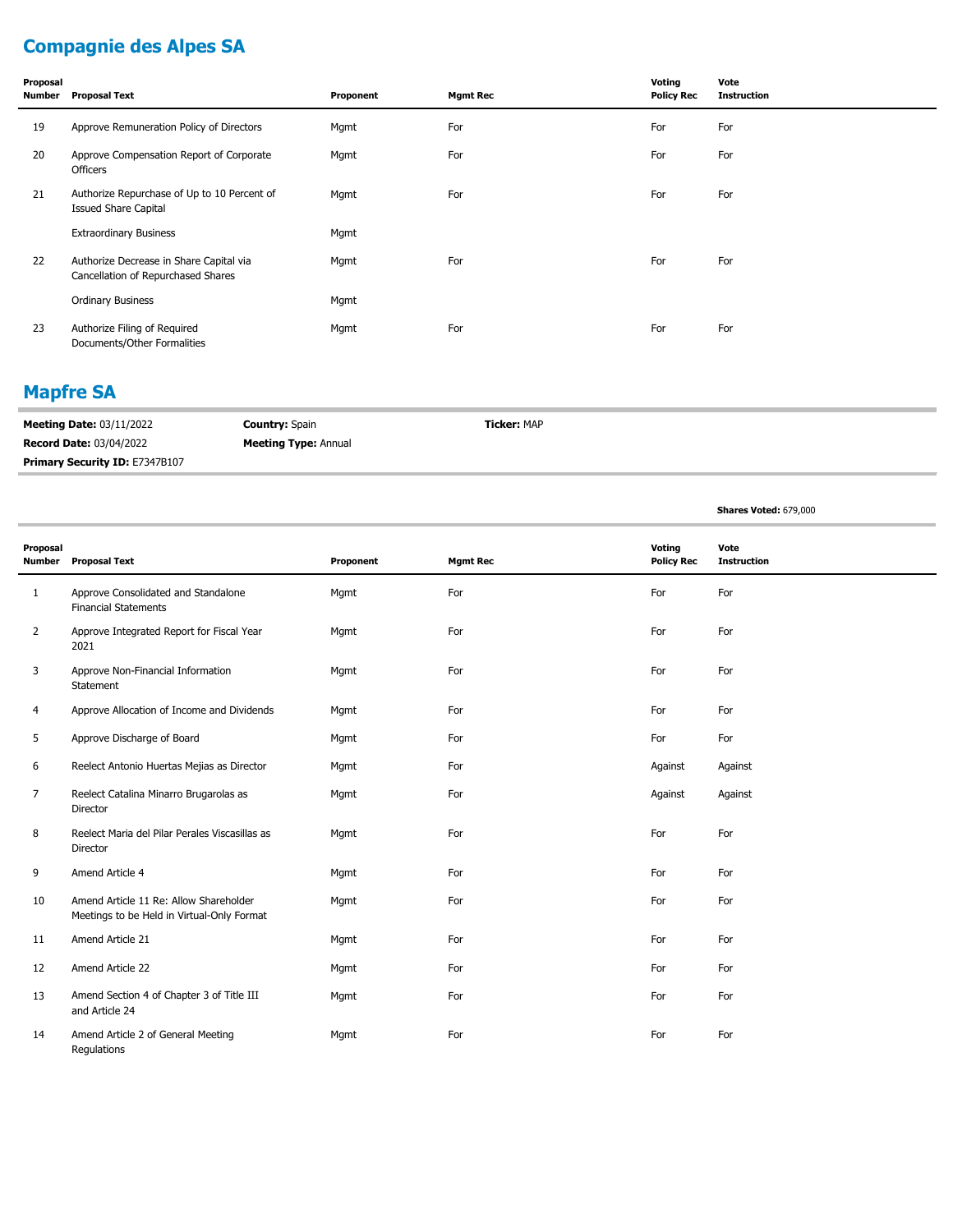## Compagnie des Alpes SA

| Proposal Number | Proposal Text | Proponent | Mgmt Rec | Voting Policy Rec | Vote Instruction |
|---|---|---|---|---|---|
| 19 | Approve Remuneration Policy of Directors | Mgmt | For | For | For |
| 20 | Approve Compensation Report of Corporate Officers | Mgmt | For | For | For |
| 21 | Authorize Repurchase of Up to 10 Percent of Issued Share Capital | Mgmt | For | For | For |
| | Extraordinary Business | Mgmt | | | |
| 22 | Authorize Decrease in Share Capital via Cancellation of Repurchased Shares | Mgmt | For | For | For |
| | Ordinary Business | Mgmt | | | |
| 23 | Authorize Filing of Required Documents/Other Formalities | Mgmt | For | For | For |

## Mapfre SA

**Meeting Date:** 03/11/2022 **Country:** Spain **Ticker:** MAP

**Record Date:** 03/04/2022 **Meeting Type:** Annual

**Primary Security ID:** E7347B107

**Shares Voted:** 679,000

| Proposal Number | Proposal Text | Proponent | Mgmt Rec | Voting Policy Rec | Vote Instruction |
|---|---|---|---|---|---|
| 1 | Approve Consolidated and Standalone Financial Statements | Mgmt | For | For | For |
| 2 | Approve Integrated Report for Fiscal Year 2021 | Mgmt | For | For | For |
| 3 | Approve Non-Financial Information Statement | Mgmt | For | For | For |
| 4 | Approve Allocation of Income and Dividends | Mgmt | For | For | For |
| 5 | Approve Discharge of Board | Mgmt | For | For | For |
| 6 | Reelect Antonio Huertas Mejias as Director | Mgmt | For | Against | Against |
| 7 | Reelect Catalina Minarro Brugarolas as Director | Mgmt | For | Against | Against |
| 8 | Reelect Maria del Pilar Perales Viscasillas as Director | Mgmt | For | For | For |
| 9 | Amend Article 4 | Mgmt | For | For | For |
| 10 | Amend Article 11 Re: Allow Shareholder Meetings to be Held in Virtual-Only Format | Mgmt | For | For | For |
| 11 | Amend Article 21 | Mgmt | For | For | For |
| 12 | Amend Article 22 | Mgmt | For | For | For |
| 13 | Amend Section 4 of Chapter 3 of Title III and Article 24 | Mgmt | For | For | For |
| 14 | Amend Article 2 of General Meeting Regulations | Mgmt | For | For | For |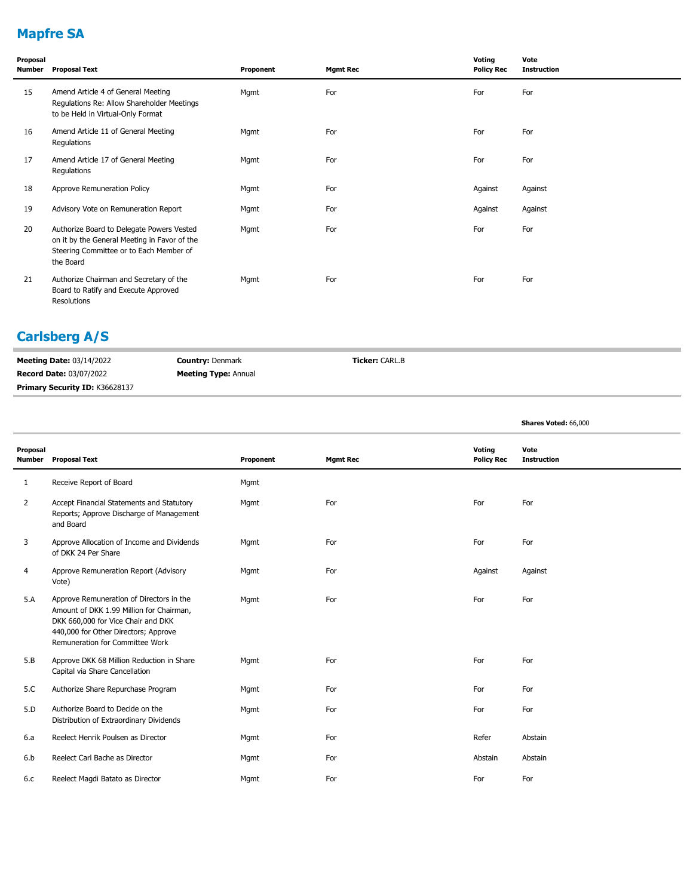## Mapfre SA

| Proposal Number | Proposal Text | Proponent | Mgmt Rec | Voting Policy Rec | Vote Instruction |
|---|---|---|---|---|---|
| 15 | Amend Article 4 of General Meeting Regulations Re: Allow Shareholder Meetings to be Held in Virtual-Only Format | Mgmt | For | For | For |
| 16 | Amend Article 11 of General Meeting Regulations | Mgmt | For | For | For |
| 17 | Amend Article 17 of General Meeting Regulations | Mgmt | For | For | For |
| 18 | Approve Remuneration Policy | Mgmt | For | Against | Against |
| 19 | Advisory Vote on Remuneration Report | Mgmt | For | Against | Against |
| 20 | Authorize Board to Delegate Powers Vested on it by the General Meeting in Favor of the Steering Committee or to Each Member of the Board | Mgmt | For | For | For |
| 21 | Authorize Chairman and Secretary of the Board to Ratify and Execute Approved Resolutions | Mgmt | For | For | For |

## Carlsberg A/S

**Meeting Date:** 03/14/2022 **Country:** Denmark **Ticker:** CARL.B

**Record Date:** 03/07/2022 **Meeting Type:** Annual

**Primary Security ID:** K36628137

**Shares Voted:** 66,000

| Proposal Number | Proposal Text | Proponent | Mgmt Rec | Voting Policy Rec | Vote Instruction |
|---|---|---|---|---|---|
| 1 | Receive Report of Board | Mgmt | | | |
| 2 | Accept Financial Statements and Statutory Reports; Approve Discharge of Management and Board | Mgmt | For | For | For |
| 3 | Approve Allocation of Income and Dividends of DKK 24 Per Share | Mgmt | For | For | For |
| 4 | Approve Remuneration Report (Advisory Vote) | Mgmt | For | Against | Against |
| 5.A | Approve Remuneration of Directors in the Amount of DKK 1.99 Million for Chairman, DKK 660,000 for Vice Chair and DKK 440,000 for Other Directors; Approve Remuneration for Committee Work | Mgmt | For | For | For |
| 5.B | Approve DKK 68 Million Reduction in Share Capital via Share Cancellation | Mgmt | For | For | For |
| 5.C | Authorize Share Repurchase Program | Mgmt | For | For | For |
| 5.D | Authorize Board to Decide on the Distribution of Extraordinary Dividends | Mgmt | For | For | For |
| 6.a | Reelect Henrik Poulsen as Director | Mgmt | For | Refer | Abstain |
| 6.b | Reelect Carl Bache as Director | Mgmt | For | Abstain | Abstain |
| 6.c | Reelect Magdi Batato as Director | Mgmt | For | For | For |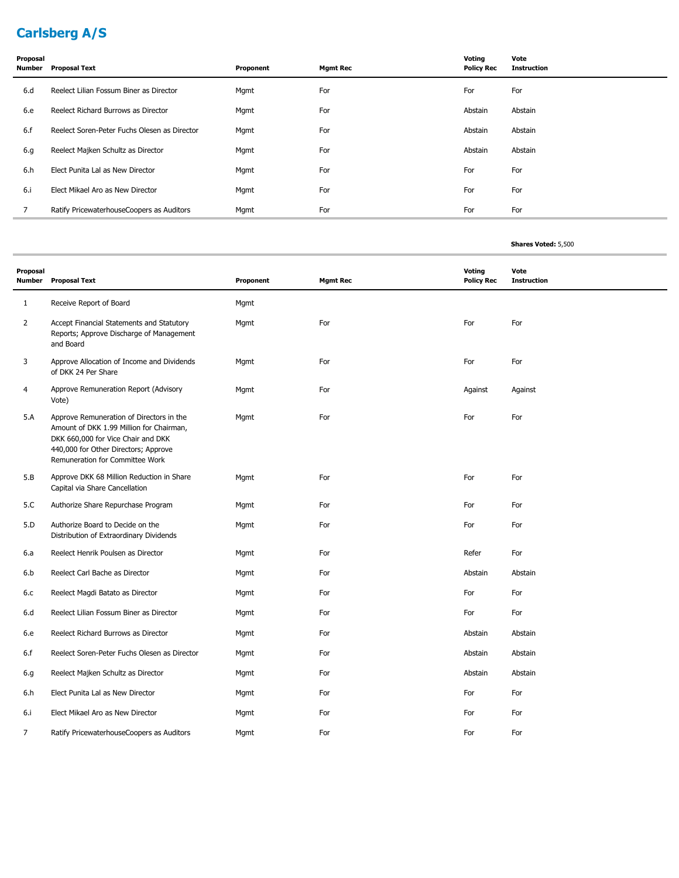## Carlsberg A/S

| Proposal Number | Proposal Text | Proponent | Mgmt Rec | Voting Policy Rec | Vote Instruction |
|---|---|---|---|---|---|
| 6.d | Reelect Lilian Fossum Biner as Director | Mgmt | For | For | For |
| 6.e | Reelect Richard Burrows as Director | Mgmt | For | Abstain | Abstain |
| 6.f | Reelect Soren-Peter Fuchs Olesen as Director | Mgmt | For | Abstain | Abstain |
| 6.g | Reelect Majken Schultz as Director | Mgmt | For | Abstain | Abstain |
| 6.h | Elect Punita Lal as New Director | Mgmt | For | For | For |
| 6.i | Elect Mikael Aro as New Director | Mgmt | For | For | For |
| 7 | Ratify PricewaterhouseCoopers as Auditors | Mgmt | For | For | For |

**Shares Voted:** 5,500

| Proposal Number | Proposal Text | Proponent | Mgmt Rec | Voting Policy Rec | Vote Instruction |
|---|---|---|---|---|---|
| 1 | Receive Report of Board | Mgmt | | | |
| 2 | Accept Financial Statements and Statutory Reports; Approve Discharge of Management and Board | Mgmt | For | For | For |
| 3 | Approve Allocation of Income and Dividends of DKK 24 Per Share | Mgmt | For | For | For |
| 4 | Approve Remuneration Report (Advisory Vote) | Mgmt | For | Against | Against |
| 5.A | Approve Remuneration of Directors in the Amount of DKK 1.99 Million for Chairman, DKK 660,000 for Vice Chair and DKK 440,000 for Other Directors; Approve Remuneration for Committee Work | Mgmt | For | For | For |
| 5.B | Approve DKK 68 Million Reduction in Share Capital via Share Cancellation | Mgmt | For | For | For |
| 5.C | Authorize Share Repurchase Program | Mgmt | For | For | For |
| 5.D | Authorize Board to Decide on the Distribution of Extraordinary Dividends | Mgmt | For | For | For |
| 6.a | Reelect Henrik Poulsen as Director | Mgmt | For | Refer | For |
| 6.b | Reelect Carl Bache as Director | Mgmt | For | Abstain | Abstain |
| 6.c | Reelect Magdi Batato as Director | Mgmt | For | For | For |
| 6.d | Reelect Lilian Fossum Biner as Director | Mgmt | For | For | For |
| 6.e | Reelect Richard Burrows as Director | Mgmt | For | Abstain | Abstain |
| 6.f | Reelect Soren-Peter Fuchs Olesen as Director | Mgmt | For | Abstain | Abstain |
| 6.g | Reelect Majken Schultz as Director | Mgmt | For | Abstain | Abstain |
| 6.h | Elect Punita Lal as New Director | Mgmt | For | For | For |
| 6.i | Elect Mikael Aro as New Director | Mgmt | For | For | For |
| 7 | Ratify PricewaterhouseCoopers as Auditors | Mgmt | For | For | For |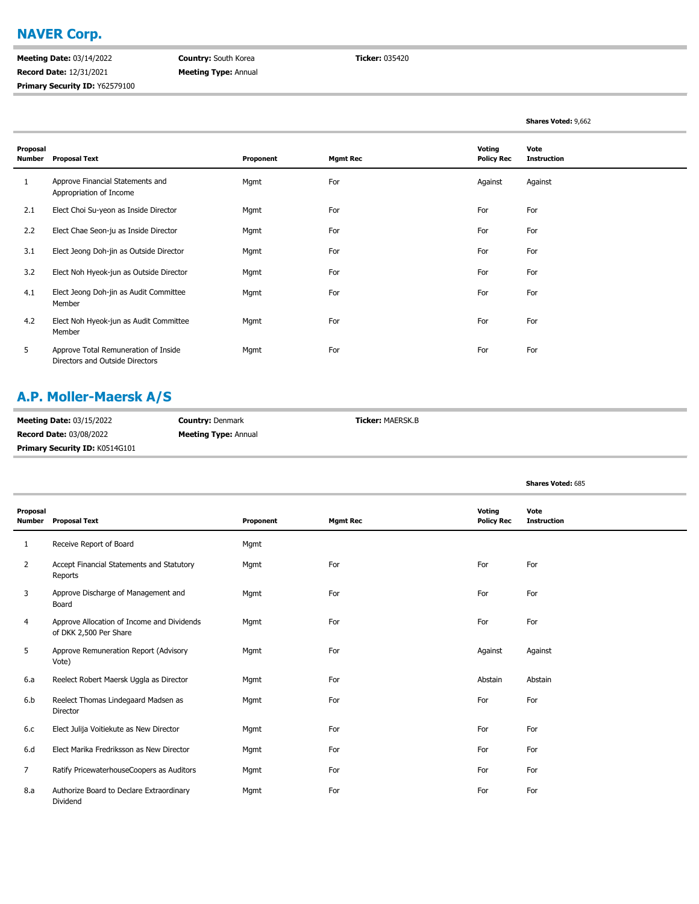## NAVER Corp.

**Meeting Date:** 03/14/2022 **Country:** South Korea **Ticker:** 035420
**Record Date:** 12/31/2021 **Meeting Type:** Annual
**Primary Security ID:** Y62579100

**Shares Voted:** 9,662

| Proposal Number | Proposal Text | Proponent | Mgmt Rec | Voting Policy Rec | Vote Instruction |
|---|---|---|---|---|---|
| 1 | Approve Financial Statements and Appropriation of Income | Mgmt | For | Against | Against |
| 2.1 | Elect Choi Su-yeon as Inside Director | Mgmt | For | For | For |
| 2.2 | Elect Chae Seon-ju as Inside Director | Mgmt | For | For | For |
| 3.1 | Elect Jeong Doh-jin as Outside Director | Mgmt | For | For | For |
| 3.2 | Elect Noh Hyeok-jun as Outside Director | Mgmt | For | For | For |
| 4.1 | Elect Jeong Doh-jin as Audit Committee Member | Mgmt | For | For | For |
| 4.2 | Elect Noh Hyeok-jun as Audit Committee Member | Mgmt | For | For | For |
| 5 | Approve Total Remuneration of Inside Directors and Outside Directors | Mgmt | For | For | For |

## A.P. Moller-Maersk A/S

**Meeting Date:** 03/15/2022 **Country:** Denmark **Ticker:** MAERSK.B
**Record Date:** 03/08/2022 **Meeting Type:** Annual
**Primary Security ID:** K0514G101

**Shares Voted:** 685

| Proposal Number | Proposal Text | Proponent | Mgmt Rec | Voting Policy Rec | Vote Instruction |
|---|---|---|---|---|---|
| 1 | Receive Report of Board | Mgmt | | | |
| 2 | Accept Financial Statements and Statutory Reports | Mgmt | For | For | For |
| 3 | Approve Discharge of Management and Board | Mgmt | For | For | For |
| 4 | Approve Allocation of Income and Dividends of DKK 2,500 Per Share | Mgmt | For | For | For |
| 5 | Approve Remuneration Report (Advisory Vote) | Mgmt | For | Against | Against |
| 6.a | Reelect Robert Maersk Uggla as Director | Mgmt | For | Abstain | Abstain |
| 6.b | Reelect Thomas Lindegaard Madsen as Director | Mgmt | For | For | For |
| 6.c | Elect Julija Voitiekute as New Director | Mgmt | For | For | For |
| 6.d | Elect Marika Fredriksson as New Director | Mgmt | For | For | For |
| 7 | Ratify PricewaterhouseCoopers as Auditors | Mgmt | For | For | For |
| 8.a | Authorize Board to Declare Extraordinary Dividend | Mgmt | For | For | For |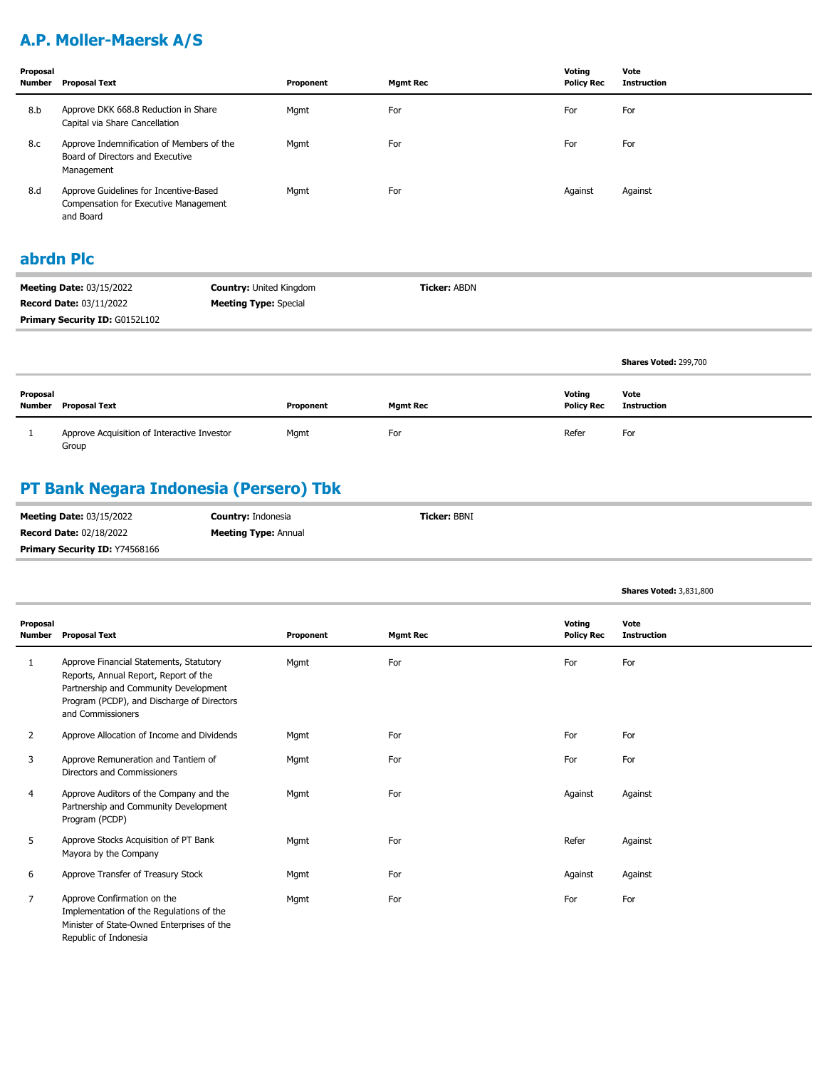## A.P. Moller-Maersk A/S

| Proposal Number | Proposal Text | Proponent | Mgmt Rec | Voting Policy Rec | Vote Instruction |
|---|---|---|---|---|---|
| 8.b | Approve DKK 668.8 Reduction in Share Capital via Share Cancellation | Mgmt | For | For | For |
| 8.c | Approve Indemnification of Members of the Board of Directors and Executive Management | Mgmt | For | For | For |
| 8.d | Approve Guidelines for Incentive-Based Compensation for Executive Management and Board | Mgmt | For | Against | Against |

## abrdn Plc

**Meeting Date:** 03/15/2022
**Record Date:** 03/11/2022
**Primary Security ID:** G0152L102
**Country:** United Kingdom
**Meeting Type:** Special
**Ticker:** ABDN

**Shares Voted:** 299,700

| Proposal Number | Proposal Text | Proponent | Mgmt Rec | Voting Policy Rec | Vote Instruction |
|---|---|---|---|---|---|
| 1 | Approve Acquisition of Interactive Investor Group | Mgmt | For | Refer | For |

## PT Bank Negara Indonesia (Persero) Tbk

**Meeting Date:** 03/15/2022
**Record Date:** 02/18/2022
**Primary Security ID:** Y74568166
**Country:** Indonesia
**Meeting Type:** Annual
**Ticker:** BBNI

**Shares Voted:** 3,831,800

| Proposal Number | Proposal Text | Proponent | Mgmt Rec | Voting Policy Rec | Vote Instruction |
|---|---|---|---|---|---|
| 1 | Approve Financial Statements, Statutory Reports, Annual Report, Report of the Partnership and Community Development Program (PCDP), and Discharge of Directors and Commissioners | Mgmt | For | For | For |
| 2 | Approve Allocation of Income and Dividends | Mgmt | For | For | For |
| 3 | Approve Remuneration and Tantiem of Directors and Commissioners | Mgmt | For | For | For |
| 4 | Approve Auditors of the Company and the Partnership and Community Development Program (PCDP) | Mgmt | For | Against | Against |
| 5 | Approve Stocks Acquisition of PT Bank Mayora by the Company | Mgmt | For | Refer | Against |
| 6 | Approve Transfer of Treasury Stock | Mgmt | For | Against | Against |
| 7 | Approve Confirmation on the Implementation of the Regulations of the Minister of State-Owned Enterprises of the Republic of Indonesia | Mgmt | For | For | For |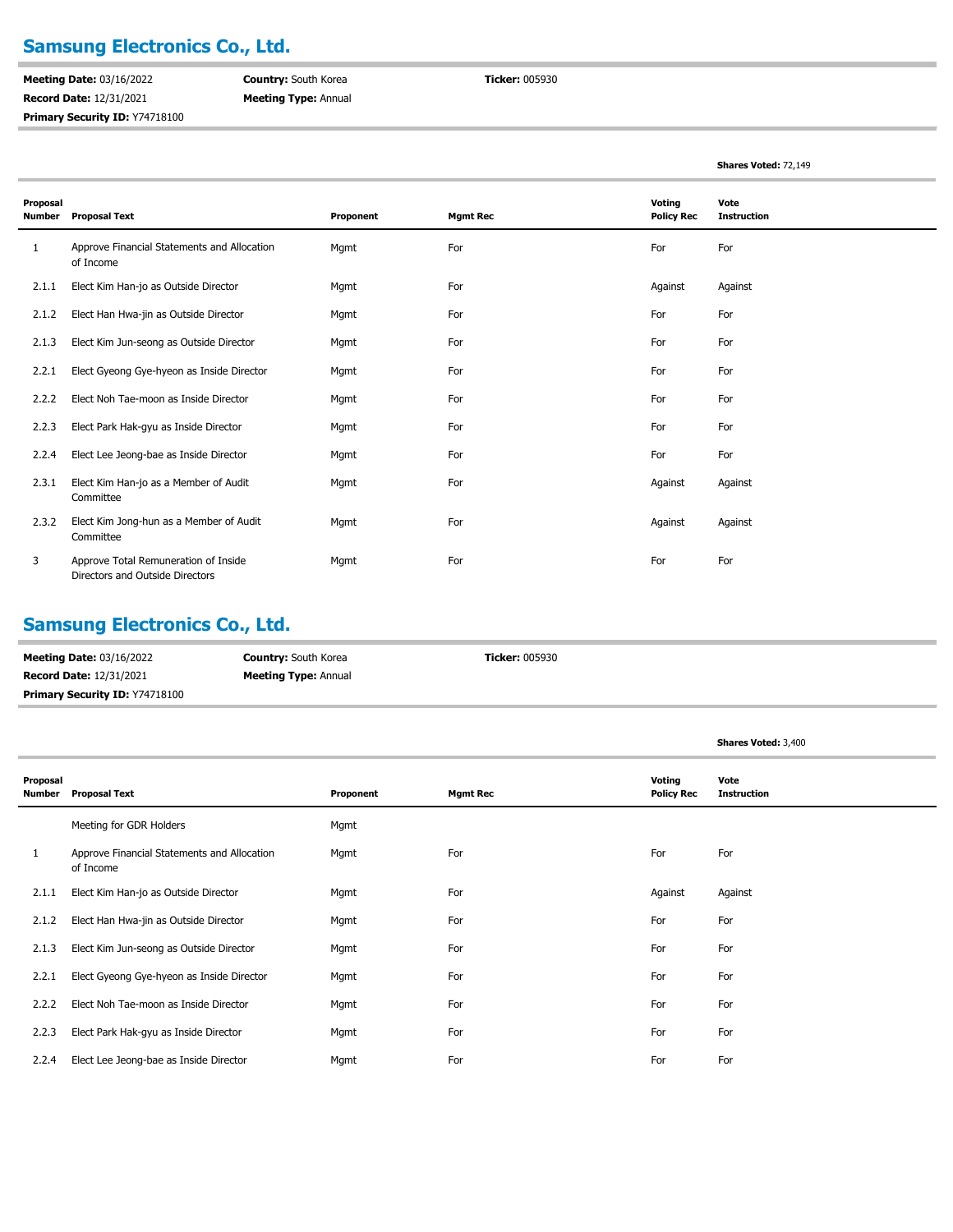## Samsung Electronics Co., Ltd.

**Meeting Date:** 03/16/2022 **Country:** South Korea **Ticker:** 005930
**Record Date:** 12/31/2021 **Meeting Type:** Annual
**Primary Security ID:** Y74718100

**Shares Voted:** 72,149

| Proposal Number | Proposal Text | Proponent | Mgmt Rec | Voting Policy Rec | Vote Instruction |
|---|---|---|---|---|---|
| 1 | Approve Financial Statements and Allocation of Income | Mgmt | For | For | For |
| 2.1.1 | Elect Kim Han-jo as Outside Director | Mgmt | For | Against | Against |
| 2.1.2 | Elect Han Hwa-jin as Outside Director | Mgmt | For | For | For |
| 2.1.3 | Elect Kim Jun-seong as Outside Director | Mgmt | For | For | For |
| 2.2.1 | Elect Gyeong Gye-hyeon as Inside Director | Mgmt | For | For | For |
| 2.2.2 | Elect Noh Tae-moon as Inside Director | Mgmt | For | For | For |
| 2.2.3 | Elect Park Hak-gyu as Inside Director | Mgmt | For | For | For |
| 2.2.4 | Elect Lee Jeong-bae as Inside Director | Mgmt | For | For | For |
| 2.3.1 | Elect Kim Han-jo as a Member of Audit Committee | Mgmt | For | Against | Against |
| 2.3.2 | Elect Kim Jong-hun as a Member of Audit Committee | Mgmt | For | Against | Against |
| 3 | Approve Total Remuneration of Inside Directors and Outside Directors | Mgmt | For | For | For |

## Samsung Electronics Co., Ltd.

**Meeting Date:** 03/16/2022 **Country:** South Korea **Ticker:** 005930
**Record Date:** 12/31/2021 **Meeting Type:** Annual
**Primary Security ID:** Y74718100

**Shares Voted:** 3,400

| Proposal Number | Proposal Text | Proponent | Mgmt Rec | Voting Policy Rec | Vote Instruction |
|---|---|---|---|---|---|
| | Meeting for GDR Holders | Mgmt | | | |
| 1 | Approve Financial Statements and Allocation of Income | Mgmt | For | For | For |
| 2.1.1 | Elect Kim Han-jo as Outside Director | Mgmt | For | Against | Against |
| 2.1.2 | Elect Han Hwa-jin as Outside Director | Mgmt | For | For | For |
| 2.1.3 | Elect Kim Jun-seong as Outside Director | Mgmt | For | For | For |
| 2.2.1 | Elect Gyeong Gye-hyeon as Inside Director | Mgmt | For | For | For |
| 2.2.2 | Elect Noh Tae-moon as Inside Director | Mgmt | For | For | For |
| 2.2.3 | Elect Park Hak-gyu as Inside Director | Mgmt | For | For | For |
| 2.2.4 | Elect Lee Jeong-bae as Inside Director | Mgmt | For | For | For |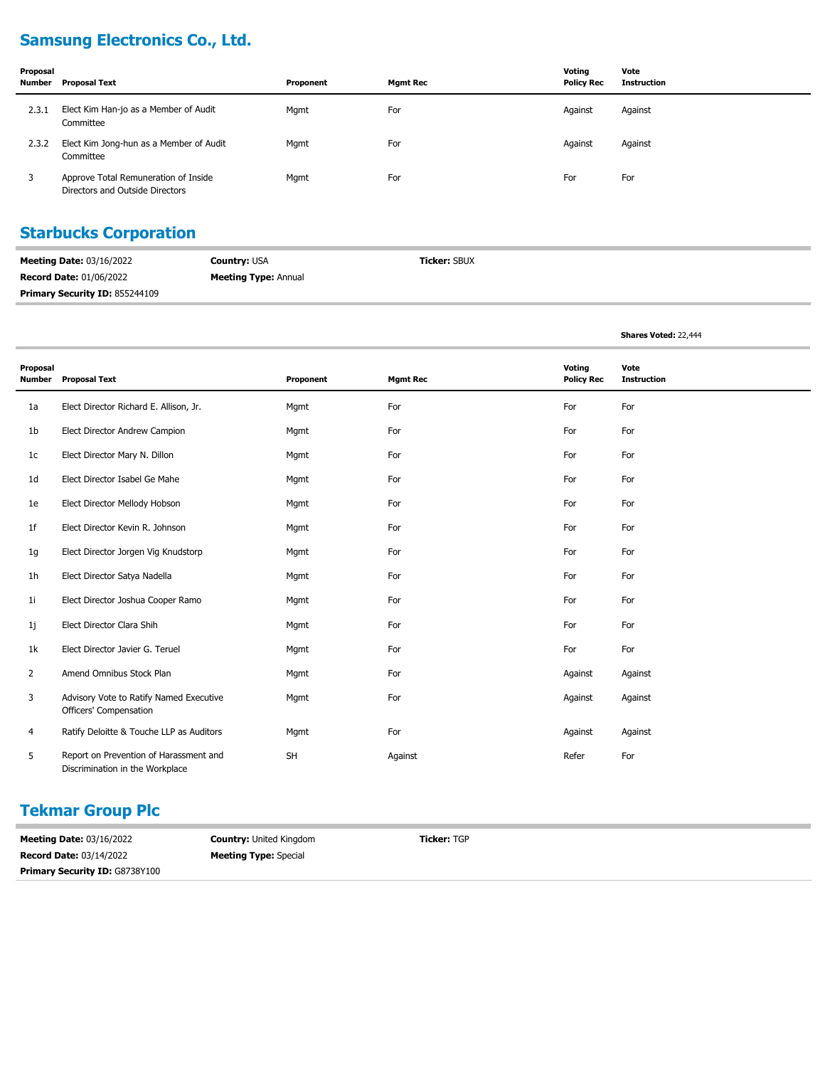## Samsung Electronics Co., Ltd.

| Proposal Number | Proposal Text | Proponent | Mgmt Rec | Voting Policy Rec | Vote Instruction |
|---|---|---|---|---|---|
| 2.3.1 | Elect Kim Han-jo as a Member of Audit Committee | Mgmt | For | Against | Against |
| 2.3.2 | Elect Kim Jong-hun as a Member of Audit Committee | Mgmt | For | Against | Against |
| 3 | Approve Total Remuneration of Inside Directors and Outside Directors | Mgmt | For | For | For |

## Starbucks Corporation

**Meeting Date:** 03/16/2022 **Country:** USA **Ticker:** SBUX

**Record Date:** 01/06/2022 **Meeting Type:** Annual

**Primary Security ID:** 855244109

**Shares Voted:** 22,444

| Proposal Number | Proposal Text | Proponent | Mgmt Rec | Voting Policy Rec | Vote Instruction |
|---|---|---|---|---|---|
| 1a | Elect Director Richard E. Allison, Jr. | Mgmt | For | For | For |
| 1b | Elect Director Andrew Campion | Mgmt | For | For | For |
| 1c | Elect Director Mary N. Dillon | Mgmt | For | For | For |
| 1d | Elect Director Isabel Ge Mahe | Mgmt | For | For | For |
| 1e | Elect Director Mellody Hobson | Mgmt | For | For | For |
| 1f | Elect Director Kevin R. Johnson | Mgmt | For | For | For |
| 1g | Elect Director Jorgen Vig Knudstorp | Mgmt | For | For | For |
| 1h | Elect Director Satya Nadella | Mgmt | For | For | For |
| 1i | Elect Director Joshua Cooper Ramo | Mgmt | For | For | For |
| 1j | Elect Director Clara Shih | Mgmt | For | For | For |
| 1k | Elect Director Javier G. Teruel | Mgmt | For | For | For |
| 2 | Amend Omnibus Stock Plan | Mgmt | For | Against | Against |
| 3 | Advisory Vote to Ratify Named Executive Officers' Compensation | Mgmt | For | Against | Against |
| 4 | Ratify Deloitte & Touche LLP as Auditors | Mgmt | For | Against | Against |
| 5 | Report on Prevention of Harassment and Discrimination in the Workplace | SH | Against | Refer | For |

## Tekmar Group Plc

**Meeting Date:** 03/16/2022 **Country:** United Kingdom **Ticker:** TGP

**Record Date:** 03/14/2022 **Meeting Type:** Special

**Primary Security ID:** G8738Y100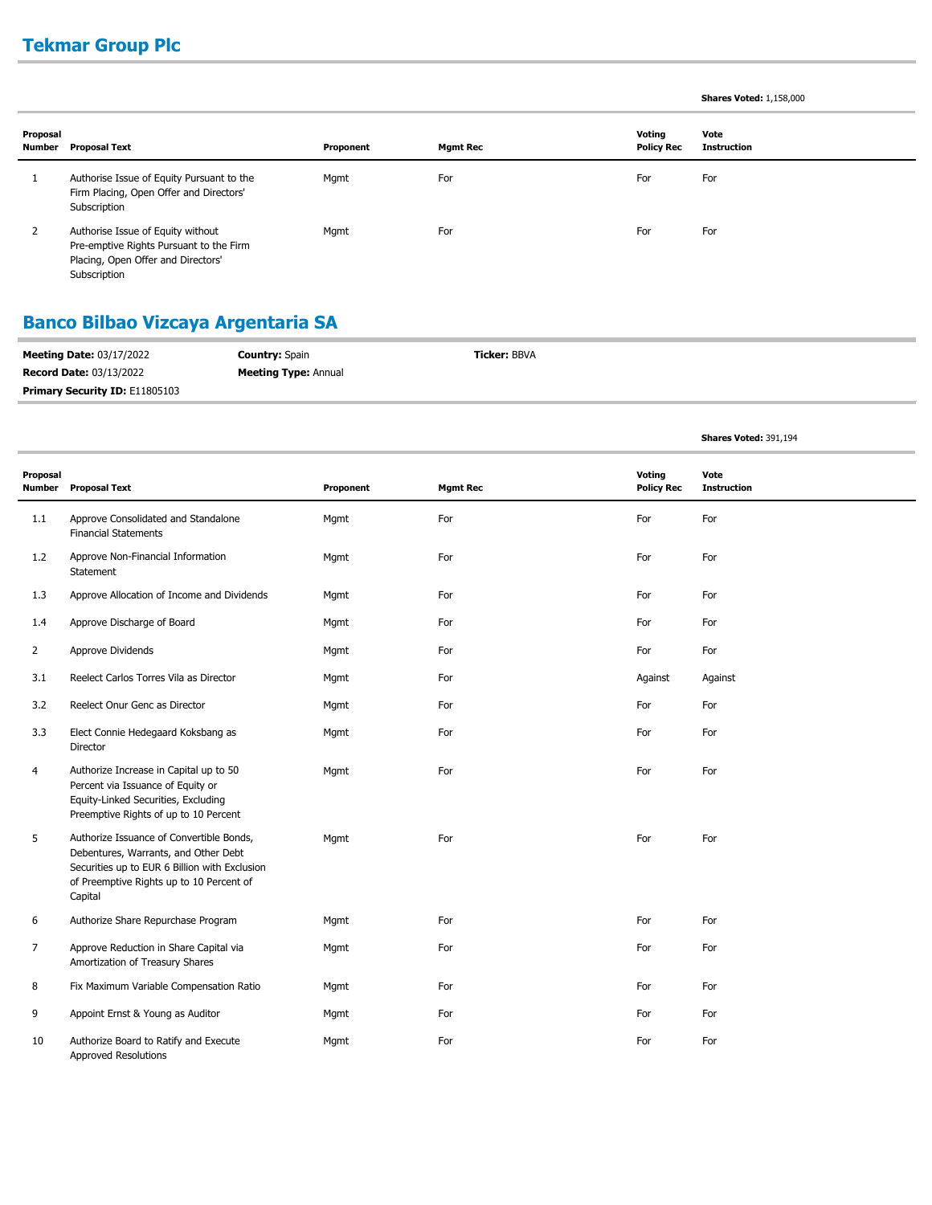## Tekmar Group Plc

**Shares Voted:** 1,158,000

| Proposal Number | Proposal Text | Proponent | Mgmt Rec | Voting Policy Rec | Vote Instruction |
|---|---|---|---|---|---|
| 1 | Authorise Issue of Equity Pursuant to the Firm Placing, Open Offer and Directors' Subscription | Mgmt | For | For | For |
| 2 | Authorise Issue of Equity without Pre-emptive Rights Pursuant to the Firm Placing, Open Offer and Directors' Subscription | Mgmt | For | For | For |

## Banco Bilbao Vizcaya Argentaria SA

**Meeting Date:** 03/17/2022 **Country:** Spain **Ticker:** BBVA
**Record Date:** 03/13/2022 **Meeting Type:** Annual
**Primary Security ID:** E11805103

**Shares Voted:** 391,194

| Proposal Number | Proposal Text | Proponent | Mgmt Rec | Voting Policy Rec | Vote Instruction |
|---|---|---|---|---|---|
| 1.1 | Approve Consolidated and Standalone Financial Statements | Mgmt | For | For | For |
| 1.2 | Approve Non-Financial Information Statement | Mgmt | For | For | For |
| 1.3 | Approve Allocation of Income and Dividends | Mgmt | For | For | For |
| 1.4 | Approve Discharge of Board | Mgmt | For | For | For |
| 2 | Approve Dividends | Mgmt | For | For | For |
| 3.1 | Reelect Carlos Torres Vila as Director | Mgmt | For | Against | Against |
| 3.2 | Reelect Onur Genc as Director | Mgmt | For | For | For |
| 3.3 | Elect Connie Hedegaard Koksbang as Director | Mgmt | For | For | For |
| 4 | Authorize Increase in Capital up to 50 Percent via Issuance of Equity or Equity-Linked Securities, Excluding Preemptive Rights of up to 10 Percent | Mgmt | For | For | For |
| 5 | Authorize Issuance of Convertible Bonds, Debentures, Warrants, and Other Debt Securities up to EUR 6 Billion with Exclusion of Preemptive Rights up to 10 Percent of Capital | Mgmt | For | For | For |
| 6 | Authorize Share Repurchase Program | Mgmt | For | For | For |
| 7 | Approve Reduction in Share Capital via Amortization of Treasury Shares | Mgmt | For | For | For |
| 8 | Fix Maximum Variable Compensation Ratio | Mgmt | For | For | For |
| 9 | Appoint Ernst & Young as Auditor | Mgmt | For | For | For |
| 10 | Authorize Board to Ratify and Execute Approved Resolutions | Mgmt | For | For | For |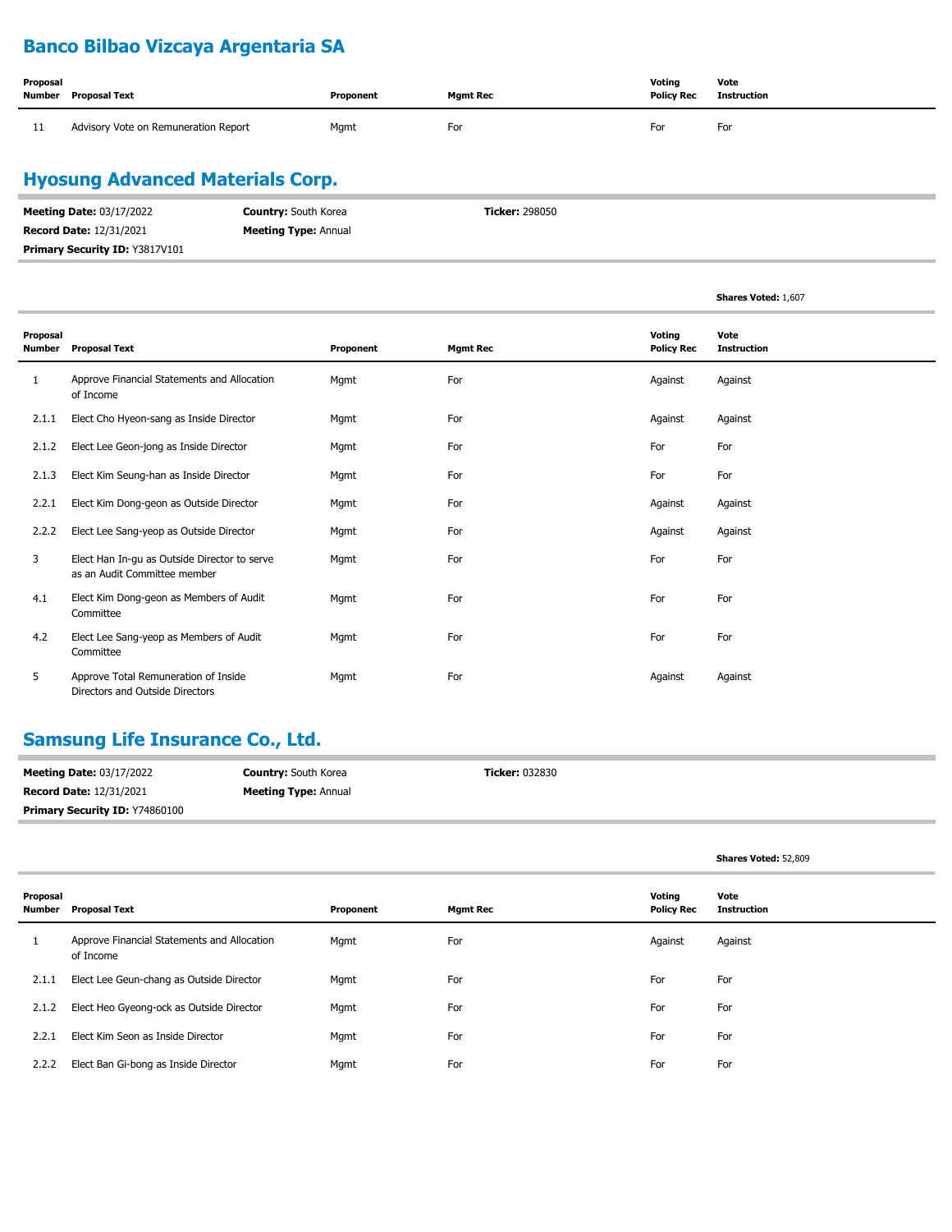## Banco Bilbao Vizcaya Argentaria SA

| Proposal Number | Proposal Text | Proponent | Mgmt Rec | Voting Policy Rec | Vote Instruction |
|---|---|---|---|---|---|
| 11 | Advisory Vote on Remuneration Report | Mgmt | For | For | For |

## Hyosung Advanced Materials Corp.

**Meeting Date:** 03/17/2022 **Country:** South Korea **Ticker:** 298050

**Record Date:** 12/31/2021 **Meeting Type:** Annual

**Primary Security ID:** Y3817V101

**Shares Voted:** 1,607

| Proposal Number | Proposal Text | Proponent | Mgmt Rec | Voting Policy Rec | Vote Instruction |
|---|---|---|---|---|---|
| 1 | Approve Financial Statements and Allocation of Income | Mgmt | For | Against | Against |
| 2.1.1 | Elect Cho Hyeon-sang as Inside Director | Mgmt | For | Against | Against |
| 2.1.2 | Elect Lee Geon-jong as Inside Director | Mgmt | For | For | For |
| 2.1.3 | Elect Kim Seung-han as Inside Director | Mgmt | For | For | For |
| 2.2.1 | Elect Kim Dong-geon as Outside Director | Mgmt | For | Against | Against |
| 2.2.2 | Elect Lee Sang-yeop as Outside Director | Mgmt | For | Against | Against |
| 3 | Elect Han In-gu as Outside Director to serve as an Audit Committee member | Mgmt | For | For | For |
| 4.1 | Elect Kim Dong-geon as Members of Audit Committee | Mgmt | For | For | For |
| 4.2 | Elect Lee Sang-yeop as Members of Audit Committee | Mgmt | For | For | For |
| 5 | Approve Total Remuneration of Inside Directors and Outside Directors | Mgmt | For | Against | Against |

## Samsung Life Insurance Co., Ltd.

**Meeting Date:** 03/17/2022 **Country:** South Korea **Ticker:** 032830

**Record Date:** 12/31/2021 **Meeting Type:** Annual

**Primary Security ID:** Y74860100

**Shares Voted:** 52,809

| Proposal Number | Proposal Text | Proponent | Mgmt Rec | Voting Policy Rec | Vote Instruction |
|---|---|---|---|---|---|
| 1 | Approve Financial Statements and Allocation of Income | Mgmt | For | Against | Against |
| 2.1.1 | Elect Lee Geun-chang as Outside Director | Mgmt | For | For | For |
| 2.1.2 | Elect Heo Gyeong-ock as Outside Director | Mgmt | For | For | For |
| 2.2.1 | Elect Kim Seon as Inside Director | Mgmt | For | For | For |
| 2.2.2 | Elect Ban Gi-bong as Inside Director | Mgmt | For | For | For |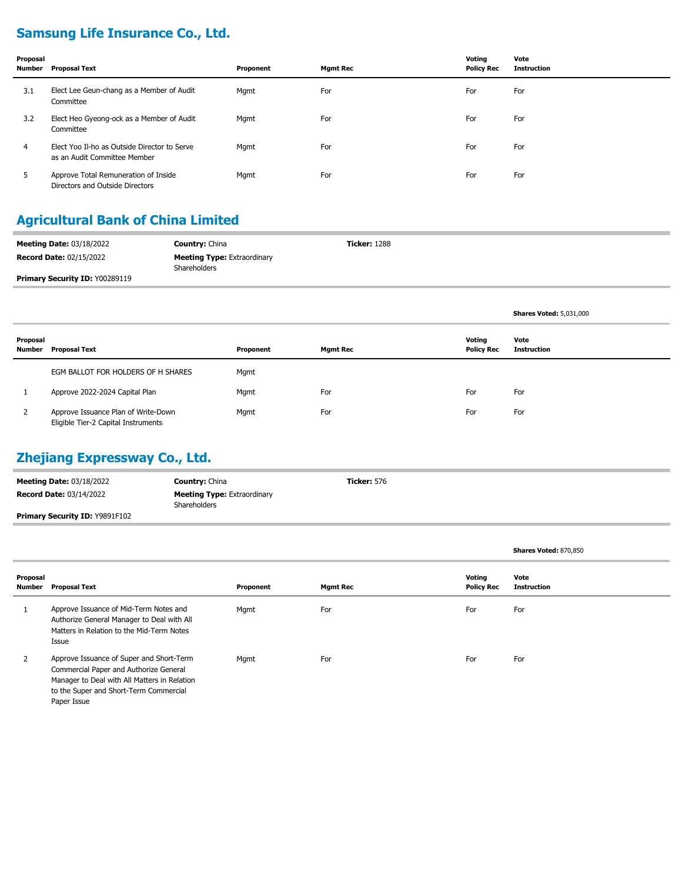## Samsung Life Insurance Co., Ltd.

| Proposal Number | Proposal Text | Proponent | Mgmt Rec | Voting Policy Rec | Vote Instruction |
|---|---|---|---|---|---|
| 3.1 | Elect Lee Geun-chang as a Member of Audit Committee | Mgmt | For | For | For |
| 3.2 | Elect Heo Gyeong-ock as a Member of Audit Committee | Mgmt | For | For | For |
| 4 | Elect Yoo Il-ho as Outside Director to Serve as an Audit Committee Member | Mgmt | For | For | For |
| 5 | Approve Total Remuneration of Inside Directors and Outside Directors | Mgmt | For | For | For |

## Agricultural Bank of China Limited

**Meeting Date:** 03/18/2022 **Country:** China **Ticker:** 1288

**Record Date:** 02/15/2022 **Meeting Type:** Extraordinary Shareholders

**Primary Security ID:** Y00289119

**Shares Voted:** 5,031,000

| Proposal Number | Proposal Text | Proponent | Mgmt Rec | Voting Policy Rec | Vote Instruction |
|---|---|---|---|---|---|
| | EGM BALLOT FOR HOLDERS OF H SHARES | Mgmt | | | |
| 1 | Approve 2022-2024 Capital Plan | Mgmt | For | For | For |
| 2 | Approve Issuance Plan of Write-Down Eligible Tier-2 Capital Instruments | Mgmt | For | For | For |

## Zhejiang Expressway Co., Ltd.

**Meeting Date:** 03/18/2022 **Country:** China **Ticker:** 576

**Record Date:** 03/14/2022 **Meeting Type:** Extraordinary Shareholders

**Primary Security ID:** Y9891F102

**Shares Voted:** 870,850

| Proposal Number | Proposal Text | Proponent | Mgmt Rec | Voting Policy Rec | Vote Instruction |
|---|---|---|---|---|---|
| 1 | Approve Issuance of Mid-Term Notes and Authorize General Manager to Deal with All Matters in Relation to the Mid-Term Notes Issue | Mgmt | For | For | For |
| 2 | Approve Issuance of Super and Short-Term Commercial Paper and Authorize General Manager to Deal with All Matters in Relation to the Super and Short-Term Commercial Paper Issue | Mgmt | For | For | For |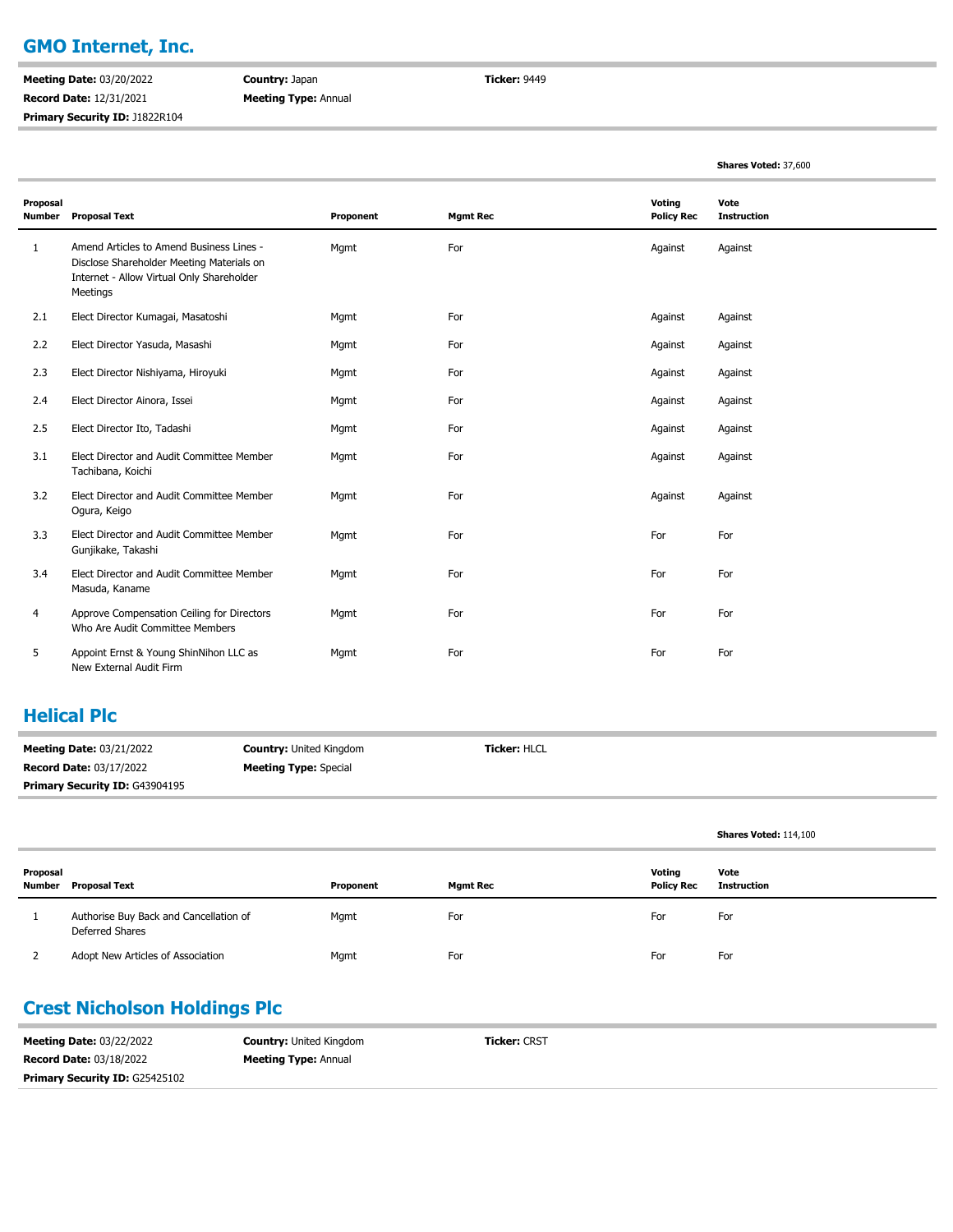## GMO Internet, Inc.

**Meeting Date:** 03/20/2022
**Record Date:** 12/31/2021
**Primary Security ID:** J1822R104
**Country:** Japan
**Meeting Type:** Annual
**Ticker:** 9449

**Shares Voted:** 37,600

| Proposal Number | Proposal Text | Proponent | Mgmt Rec | Voting Policy Rec | Vote Instruction |
|---|---|---|---|---|---|
| 1 | Amend Articles to Amend Business Lines - Disclose Shareholder Meeting Materials on Internet - Allow Virtual Only Shareholder Meetings | Mgmt | For | Against | Against |
| 2.1 | Elect Director Kumagai, Masatoshi | Mgmt | For | Against | Against |
| 2.2 | Elect Director Yasuda, Masashi | Mgmt | For | Against | Against |
| 2.3 | Elect Director Nishiyama, Hiroyuki | Mgmt | For | Against | Against |
| 2.4 | Elect Director Ainora, Issei | Mgmt | For | Against | Against |
| 2.5 | Elect Director Ito, Tadashi | Mgmt | For | Against | Against |
| 3.1 | Elect Director and Audit Committee Member Tachibana, Koichi | Mgmt | For | Against | Against |
| 3.2 | Elect Director and Audit Committee Member Ogura, Keigo | Mgmt | For | Against | Against |
| 3.3 | Elect Director and Audit Committee Member Gunjikake, Takashi | Mgmt | For | For | For |
| 3.4 | Elect Director and Audit Committee Member Masuda, Kaname | Mgmt | For | For | For |
| 4 | Approve Compensation Ceiling for Directors Who Are Audit Committee Members | Mgmt | For | For | For |
| 5 | Appoint Ernst & Young ShinNihon LLC as New External Audit Firm | Mgmt | For | For | For |

## Helical Plc

**Meeting Date:** 03/21/2022
**Record Date:** 03/17/2022
**Primary Security ID:** G43904195
**Country:** United Kingdom
**Meeting Type:** Special
**Ticker:** HLCL

**Shares Voted:** 114,100

| Proposal Number | Proposal Text | Proponent | Mgmt Rec | Voting Policy Rec | Vote Instruction |
|---|---|---|---|---|---|
| 1 | Authorise Buy Back and Cancellation of Deferred Shares | Mgmt | For | For | For |
| 2 | Adopt New Articles of Association | Mgmt | For | For | For |

## Crest Nicholson Holdings Plc

**Meeting Date:** 03/22/2022
**Record Date:** 03/18/2022
**Primary Security ID:** G25425102
**Country:** United Kingdom
**Meeting Type:** Annual
**Ticker:** CRST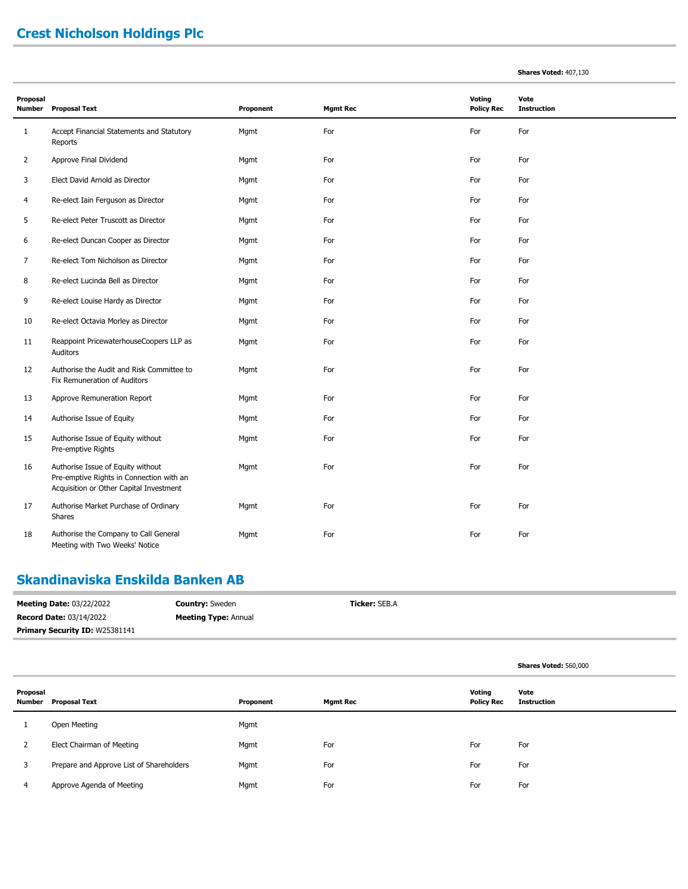## Crest Nicholson Holdings Plc

**Shares Voted:** 407,130

| Proposal Number | Proposal Text | Proponent | Mgmt Rec | Voting Policy Rec | Vote Instruction |
|---|---|---|---|---|---|
| 1 | Accept Financial Statements and Statutory Reports | Mgmt | For | For | For |
| 2 | Approve Final Dividend | Mgmt | For | For | For |
| 3 | Elect David Arnold as Director | Mgmt | For | For | For |
| 4 | Re-elect Iain Ferguson as Director | Mgmt | For | For | For |
| 5 | Re-elect Peter Truscott as Director | Mgmt | For | For | For |
| 6 | Re-elect Duncan Cooper as Director | Mgmt | For | For | For |
| 7 | Re-elect Tom Nicholson as Director | Mgmt | For | For | For |
| 8 | Re-elect Lucinda Bell as Director | Mgmt | For | For | For |
| 9 | Re-elect Louise Hardy as Director | Mgmt | For | For | For |
| 10 | Re-elect Octavia Morley as Director | Mgmt | For | For | For |
| 11 | Reappoint PricewaterhouseCoopers LLP as Auditors | Mgmt | For | For | For |
| 12 | Authorise the Audit and Risk Committee to Fix Remuneration of Auditors | Mgmt | For | For | For |
| 13 | Approve Remuneration Report | Mgmt | For | For | For |
| 14 | Authorise Issue of Equity | Mgmt | For | For | For |
| 15 | Authorise Issue of Equity without Pre-emptive Rights | Mgmt | For | For | For |
| 16 | Authorise Issue of Equity without Pre-emptive Rights in Connection with an Acquisition or Other Capital Investment | Mgmt | For | For | For |
| 17 | Authorise Market Purchase of Ordinary Shares | Mgmt | For | For | For |
| 18 | Authorise the Company to Call General Meeting with Two Weeks' Notice | Mgmt | For | For | For |

## Skandinaviska Enskilda Banken AB

**Meeting Date:** 03/22/2022 **Country:** Sweden **Ticker:** SEB.A
**Record Date:** 03/14/2022 **Meeting Type:** Annual
**Primary Security ID:** W25381141

**Shares Voted:** 560,000

| Proposal Number | Proposal Text | Proponent | Mgmt Rec | Voting Policy Rec | Vote Instruction |
|---|---|---|---|---|---|
| 1 | Open Meeting | Mgmt | | | |
| 2 | Elect Chairman of Meeting | Mgmt | For | For | For |
| 3 | Prepare and Approve List of Shareholders | Mgmt | For | For | For |
| 4 | Approve Agenda of Meeting | Mgmt | For | For | For |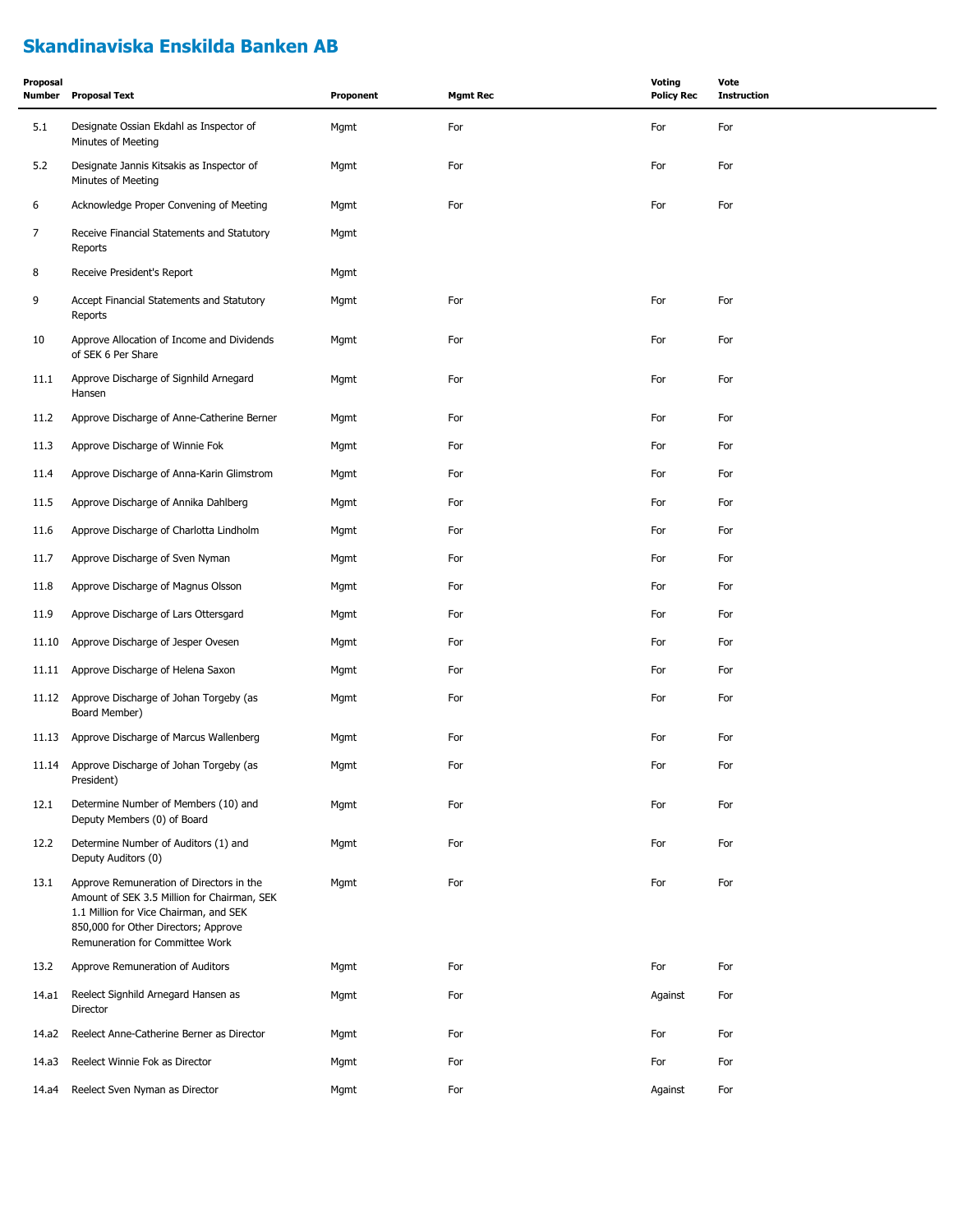## Skandinaviska Enskilda Banken AB

| Proposal Number | Proposal Text | Proponent | Mgmt Rec | Voting Policy Rec | Vote Instruction |
|---|---|---|---|---|---|
| 5.1 | Designate Ossian Ekdahl as Inspector of Minutes of Meeting | Mgmt | For | For | For |
| 5.2 | Designate Jannis Kitsakis as Inspector of Minutes of Meeting | Mgmt | For | For | For |
| 6 | Acknowledge Proper Convening of Meeting | Mgmt | For | For | For |
| 7 | Receive Financial Statements and Statutory Reports | Mgmt | | | |
| 8 | Receive President's Report | Mgmt | | | |
| 9 | Accept Financial Statements and Statutory Reports | Mgmt | For | For | For |
| 10 | Approve Allocation of Income and Dividends of SEK 6 Per Share | Mgmt | For | For | For |
| 11.1 | Approve Discharge of Signhild Arnegard Hansen | Mgmt | For | For | For |
| 11.2 | Approve Discharge of Anne-Catherine Berner | Mgmt | For | For | For |
| 11.3 | Approve Discharge of Winnie Fok | Mgmt | For | For | For |
| 11.4 | Approve Discharge of Anna-Karin Glimstrom | Mgmt | For | For | For |
| 11.5 | Approve Discharge of Annika Dahlberg | Mgmt | For | For | For |
| 11.6 | Approve Discharge of Charlotta Lindholm | Mgmt | For | For | For |
| 11.7 | Approve Discharge of Sven Nyman | Mgmt | For | For | For |
| 11.8 | Approve Discharge of Magnus Olsson | Mgmt | For | For | For |
| 11.9 | Approve Discharge of Lars Ottersgard | Mgmt | For | For | For |
| 11.10 | Approve Discharge of Jesper Ovesen | Mgmt | For | For | For |
| 11.11 | Approve Discharge of Helena Saxon | Mgmt | For | For | For |
| 11.12 | Approve Discharge of Johan Torgeby (as Board Member) | Mgmt | For | For | For |
| 11.13 | Approve Discharge of Marcus Wallenberg | Mgmt | For | For | For |
| 11.14 | Approve Discharge of Johan Torgeby (as President) | Mgmt | For | For | For |
| 12.1 | Determine Number of Members (10) and Deputy Members (0) of Board | Mgmt | For | For | For |
| 12.2 | Determine Number of Auditors (1) and Deputy Auditors (0) | Mgmt | For | For | For |
| 13.1 | Approve Remuneration of Directors in the Amount of SEK 3.5 Million for Chairman, SEK 1.1 Million for Vice Chairman, and SEK 850,000 for Other Directors; Approve Remuneration for Committee Work | Mgmt | For | For | For |
| 13.2 | Approve Remuneration of Auditors | Mgmt | For | For | For |
| 14.a1 | Reelect Signhild Arnegard Hansen as Director | Mgmt | For | Against | For |
| 14.a2 | Reelect Anne-Catherine Berner as Director | Mgmt | For | For | For |
| 14.a3 | Reelect Winnie Fok as Director | Mgmt | For | For | For |
| 14.a4 | Reelect Sven Nyman as Director | Mgmt | For | Against | For |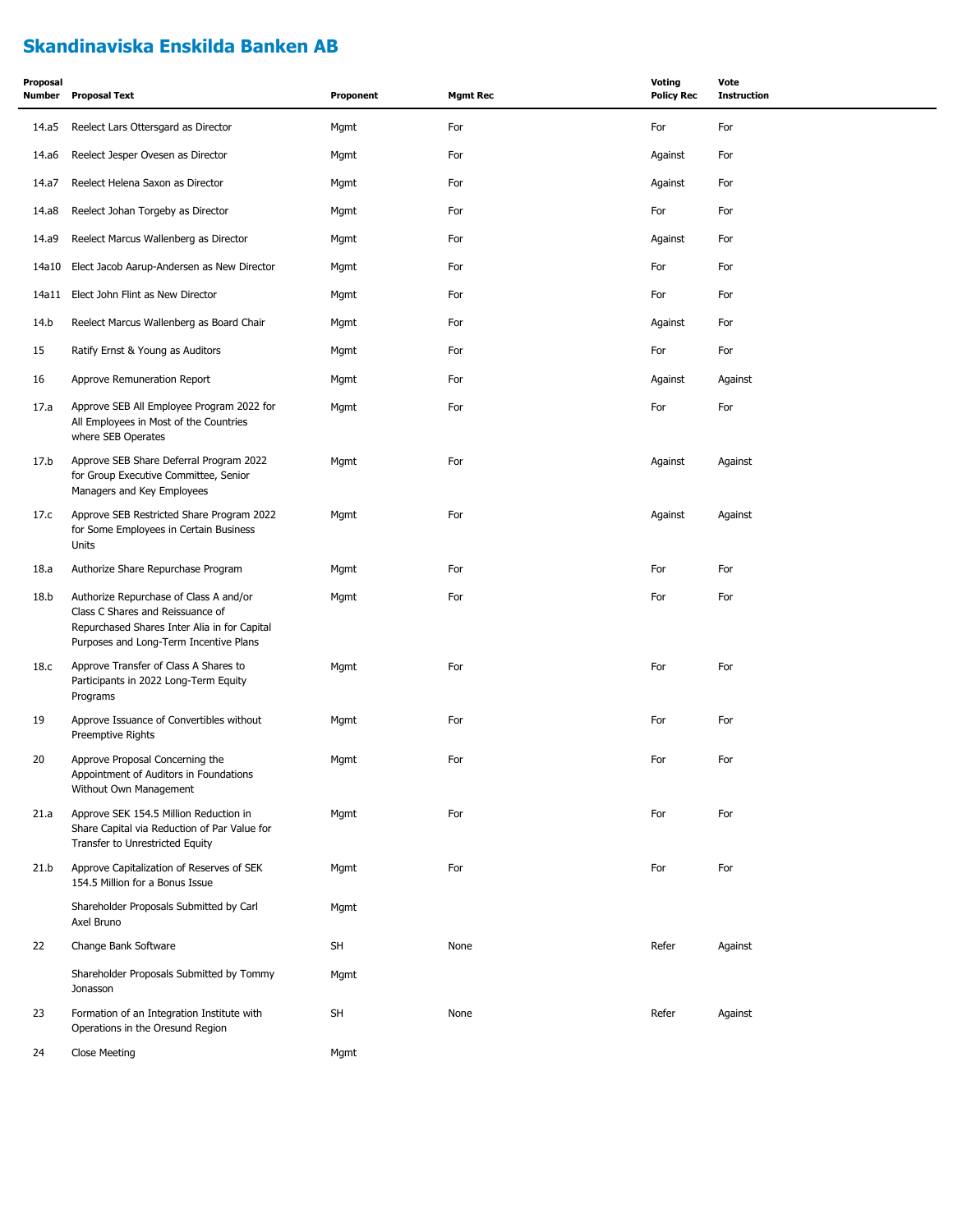## Skandinaviska Enskilda Banken AB

| Proposal Number | Proposal Text | Proponent | Mgmt Rec | Voting Policy Rec | Vote Instruction |
|---|---|---|---|---|---|
| 14.a5 | Reelect Lars Ottersgard as Director | Mgmt | For | For | For |
| 14.a6 | Reelect Jesper Ovesen as Director | Mgmt | For | Against | For |
| 14.a7 | Reelect Helena Saxon as Director | Mgmt | For | Against | For |
| 14.a8 | Reelect Johan Torgeby as Director | Mgmt | For | For | For |
| 14.a9 | Reelect Marcus Wallenberg as Director | Mgmt | For | Against | For |
| 14a10 | Elect Jacob Aarup-Andersen as New Director | Mgmt | For | For | For |
| 14a11 | Elect John Flint as New Director | Mgmt | For | For | For |
| 14.b | Reelect Marcus Wallenberg as Board Chair | Mgmt | For | Against | For |
| 15 | Ratify Ernst & Young as Auditors | Mgmt | For | For | For |
| 16 | Approve Remuneration Report | Mgmt | For | Against | Against |
| 17.a | Approve SEB All Employee Program 2022 for All Employees in Most of the Countries where SEB Operates | Mgmt | For | For | For |
| 17.b | Approve SEB Share Deferral Program 2022 for Group Executive Committee, Senior Managers and Key Employees | Mgmt | For | Against | Against |
| 17.c | Approve SEB Restricted Share Program 2022 for Some Employees in Certain Business Units | Mgmt | For | Against | Against |
| 18.a | Authorize Share Repurchase Program | Mgmt | For | For | For |
| 18.b | Authorize Repurchase of Class A and/or Class C Shares and Reissuance of Repurchased Shares Inter Alia in for Capital Purposes and Long-Term Incentive Plans | Mgmt | For | For | For |
| 18.c | Approve Transfer of Class A Shares to Participants in 2022 Long-Term Equity Programs | Mgmt | For | For | For |
| 19 | Approve Issuance of Convertibles without Preemptive Rights | Mgmt | For | For | For |
| 20 | Approve Proposal Concerning the Appointment of Auditors in Foundations Without Own Management | Mgmt | For | For | For |
| 21.a | Approve SEK 154.5 Million Reduction in Share Capital via Reduction of Par Value for Transfer to Unrestricted Equity | Mgmt | For | For | For |
| 21.b | Approve Capitalization of Reserves of SEK 154.5 Million for a Bonus Issue | Mgmt | For | For | For |
| | Shareholder Proposals Submitted by Carl Axel Bruno | Mgmt | | | |
| 22 | Change Bank Software | SH | None | Refer | Against |
| | Shareholder Proposals Submitted by Tommy Jonasson | Mgmt | | | |
| 23 | Formation of an Integration Institute with Operations in the Oresund Region | SH | None | Refer | Against |
| 24 | Close Meeting | Mgmt | | | |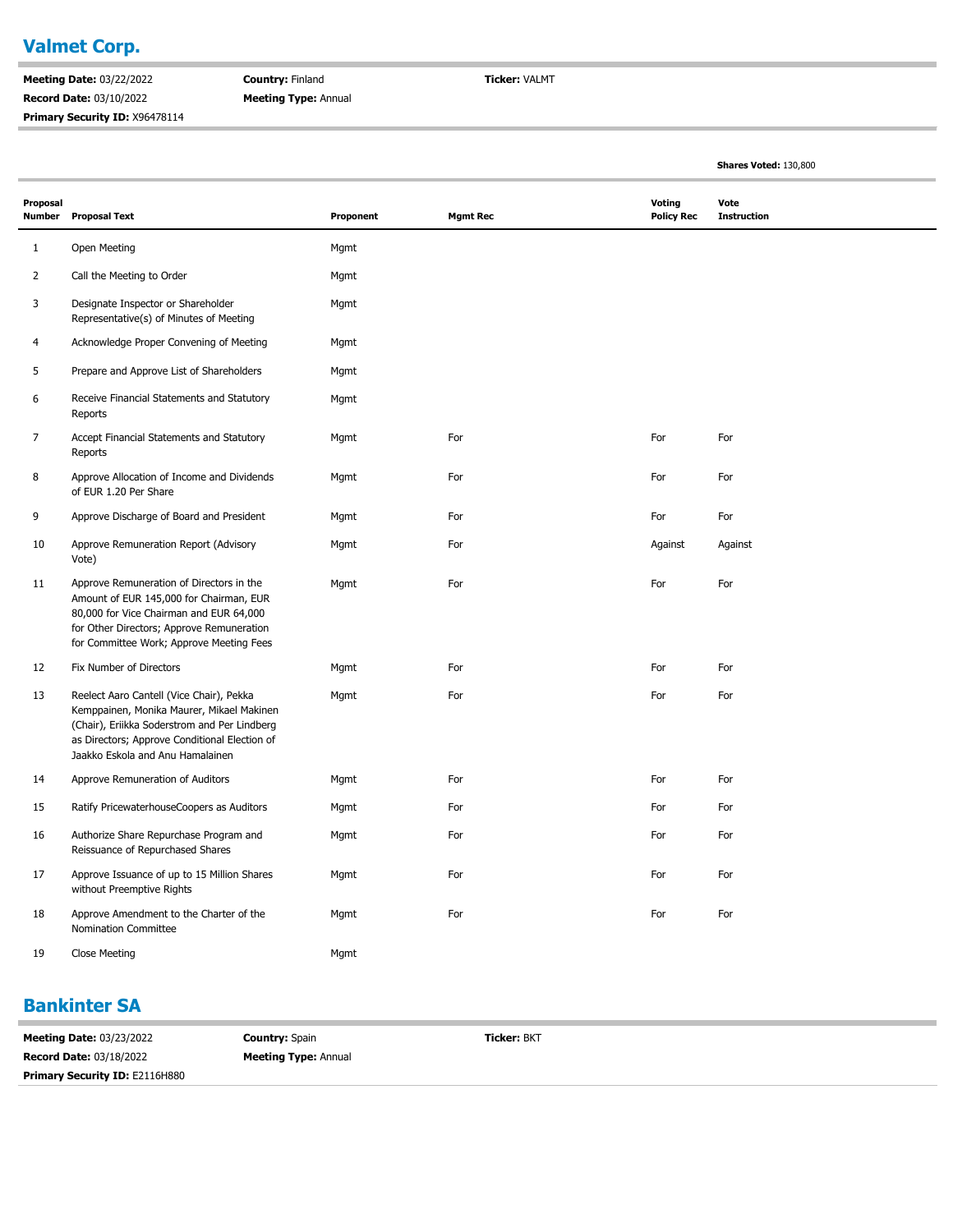## Valmet Corp.

**Meeting Date:** 03/22/2022 **Country:** Finland **Ticker:** VALMT
**Record Date:** 03/10/2022 **Meeting Type:** Annual
**Primary Security ID:** X96478114

**Shares Voted:** 130,800

| Proposal Number | Proposal Text | Proponent | Mgmt Rec | Voting Policy Rec | Vote Instruction |
|---|---|---|---|---|---|
| 1 | Open Meeting | Mgmt | | | |
| 2 | Call the Meeting to Order | Mgmt | | | |
| 3 | Designate Inspector or Shareholder Representative(s) of Minutes of Meeting | Mgmt | | | |
| 4 | Acknowledge Proper Convening of Meeting | Mgmt | | | |
| 5 | Prepare and Approve List of Shareholders | Mgmt | | | |
| 6 | Receive Financial Statements and Statutory Reports | Mgmt | | | |
| 7 | Accept Financial Statements and Statutory Reports | Mgmt | For | For | For |
| 8 | Approve Allocation of Income and Dividends of EUR 1.20 Per Share | Mgmt | For | For | For |
| 9 | Approve Discharge of Board and President | Mgmt | For | For | For |
| 10 | Approve Remuneration Report (Advisory Vote) | Mgmt | For | Against | Against |
| 11 | Approve Remuneration of Directors in the Amount of EUR 145,000 for Chairman, EUR 80,000 for Vice Chairman and EUR 64,000 for Other Directors; Approve Remuneration for Committee Work; Approve Meeting Fees | Mgmt | For | For | For |
| 12 | Fix Number of Directors | Mgmt | For | For | For |
| 13 | Reelect Aaro Cantell (Vice Chair), Pekka Kemppainen, Monika Maurer, Mikael Makinen (Chair), Eriikka Soderstrom and Per Lindberg as Directors; Approve Conditional Election of Jaakko Eskola and Anu Hamalainen | Mgmt | For | For | For |
| 14 | Approve Remuneration of Auditors | Mgmt | For | For | For |
| 15 | Ratify PricewaterhouseCoopers as Auditors | Mgmt | For | For | For |
| 16 | Authorize Share Repurchase Program and Reissuance of Repurchased Shares | Mgmt | For | For | For |
| 17 | Approve Issuance of up to 15 Million Shares without Preemptive Rights | Mgmt | For | For | For |
| 18 | Approve Amendment to the Charter of the Nomination Committee | Mgmt | For | For | For |
| 19 | Close Meeting | Mgmt | | | |

## Bankinter SA

**Meeting Date:** 03/23/2022 **Country:** Spain **Ticker:** BKT
**Record Date:** 03/18/2022 **Meeting Type:** Annual
**Primary Security ID:** E2116H880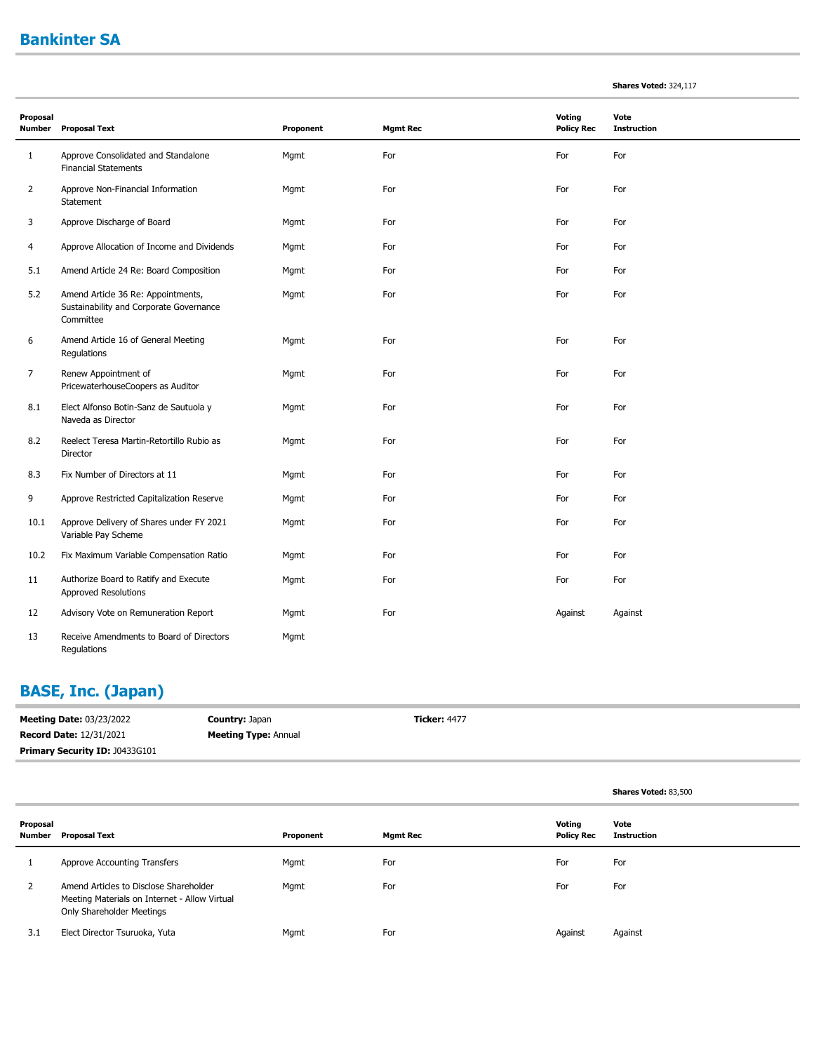## Bankinter SA

**Shares Voted:** 324,117

| Proposal Number | Proposal Text | Proponent | Mgmt Rec | Voting Policy Rec | Vote Instruction |
|---|---|---|---|---|---|
| 1 | Approve Consolidated and Standalone Financial Statements | Mgmt | For | For | For |
| 2 | Approve Non-Financial Information Statement | Mgmt | For | For | For |
| 3 | Approve Discharge of Board | Mgmt | For | For | For |
| 4 | Approve Allocation of Income and Dividends | Mgmt | For | For | For |
| 5.1 | Amend Article 24 Re: Board Composition | Mgmt | For | For | For |
| 5.2 | Amend Article 36 Re: Appointments, Sustainability and Corporate Governance Committee | Mgmt | For | For | For |
| 6 | Amend Article 16 of General Meeting Regulations | Mgmt | For | For | For |
| 7 | Renew Appointment of PricewaterhouseCoopers as Auditor | Mgmt | For | For | For |
| 8.1 | Elect Alfonso Botin-Sanz de Sautuola y Naveda as Director | Mgmt | For | For | For |
| 8.2 | Reelect Teresa Martin-Retortillo Rubio as Director | Mgmt | For | For | For |
| 8.3 | Fix Number of Directors at 11 | Mgmt | For | For | For |
| 9 | Approve Restricted Capitalization Reserve | Mgmt | For | For | For |
| 10.1 | Approve Delivery of Shares under FY 2021 Variable Pay Scheme | Mgmt | For | For | For |
| 10.2 | Fix Maximum Variable Compensation Ratio | Mgmt | For | For | For |
| 11 | Authorize Board to Ratify and Execute Approved Resolutions | Mgmt | For | For | For |
| 12 | Advisory Vote on Remuneration Report | Mgmt | For | Against | Against |
| 13 | Receive Amendments to Board of Directors Regulations | Mgmt | | | |

## BASE, Inc. (Japan)

**Meeting Date:** 03/23/2022 **Country:** Japan **Ticker:** 4477

**Record Date:** 12/31/2021 **Meeting Type:** Annual

**Primary Security ID:** J0433G101

**Shares Voted:** 83,500

| Proposal Number | Proposal Text | Proponent | Mgmt Rec | Voting Policy Rec | Vote Instruction |
|---|---|---|---|---|---|
| 1 | Approve Accounting Transfers | Mgmt | For | For | For |
| 2 | Amend Articles to Disclose Shareholder Meeting Materials on Internet - Allow Virtual Only Shareholder Meetings | Mgmt | For | For | For |
| 3.1 | Elect Director Tsuruoka, Yuta | Mgmt | For | Against | Against |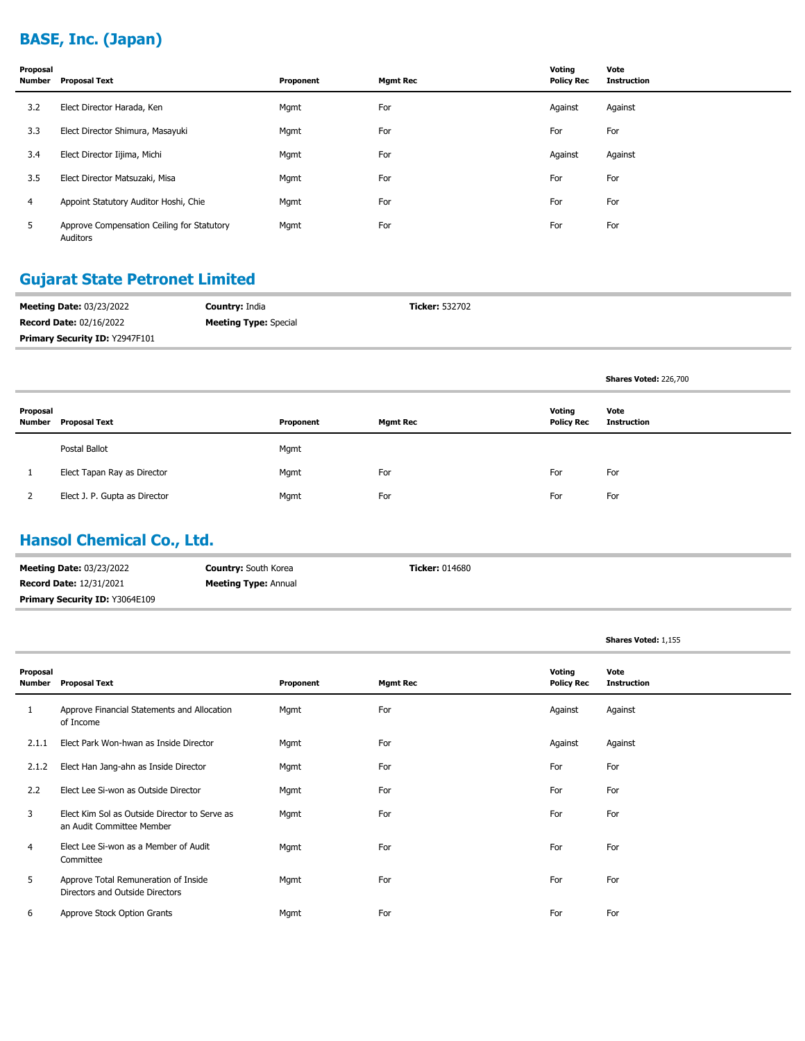## BASE, Inc. (Japan)

| Proposal Number | Proposal Text | Proponent | Mgmt Rec | Voting Policy Rec | Vote Instruction |
|---|---|---|---|---|---|
| 3.2 | Elect Director Harada, Ken | Mgmt | For | Against | Against |
| 3.3 | Elect Director Shimura, Masayuki | Mgmt | For | For | For |
| 3.4 | Elect Director Iijima, Michi | Mgmt | For | Against | Against |
| 3.5 | Elect Director Matsuzaki, Misa | Mgmt | For | For | For |
| 4 | Appoint Statutory Auditor Hoshi, Chie | Mgmt | For | For | For |
| 5 | Approve Compensation Ceiling for Statutory Auditors | Mgmt | For | For | For |

## Gujarat State Petronet Limited

**Meeting Date:** 03/23/2022 **Country:** India **Ticker:** 532702
**Record Date:** 02/16/2022 **Meeting Type:** Special
**Primary Security ID:** Y2947F101

**Shares Voted:** 226,700

| Proposal Number | Proposal Text | Proponent | Mgmt Rec | Voting Policy Rec | Vote Instruction |
|---|---|---|---|---|---|
| | Postal Ballot | Mgmt | | | |
| 1 | Elect Tapan Ray as Director | Mgmt | For | For | For |
| 2 | Elect J. P. Gupta as Director | Mgmt | For | For | For |

## Hansol Chemical Co., Ltd.

**Meeting Date:** 03/23/2022 **Country:** South Korea **Ticker:** 014680
**Record Date:** 12/31/2021 **Meeting Type:** Annual
**Primary Security ID:** Y3064E109

**Shares Voted:** 1,155

| Proposal Number | Proposal Text | Proponent | Mgmt Rec | Voting Policy Rec | Vote Instruction |
|---|---|---|---|---|---|
| 1 | Approve Financial Statements and Allocation of Income | Mgmt | For | Against | Against |
| 2.1.1 | Elect Park Won-hwan as Inside Director | Mgmt | For | Against | Against |
| 2.1.2 | Elect Han Jang-ahn as Inside Director | Mgmt | For | For | For |
| 2.2 | Elect Lee Si-won as Outside Director | Mgmt | For | For | For |
| 3 | Elect Kim Sol as Outside Director to Serve as an Audit Committee Member | Mgmt | For | For | For |
| 4 | Elect Lee Si-won as a Member of Audit Committee | Mgmt | For | For | For |
| 5 | Approve Total Remuneration of Inside Directors and Outside Directors | Mgmt | For | For | For |
| 6 | Approve Stock Option Grants | Mgmt | For | For | For |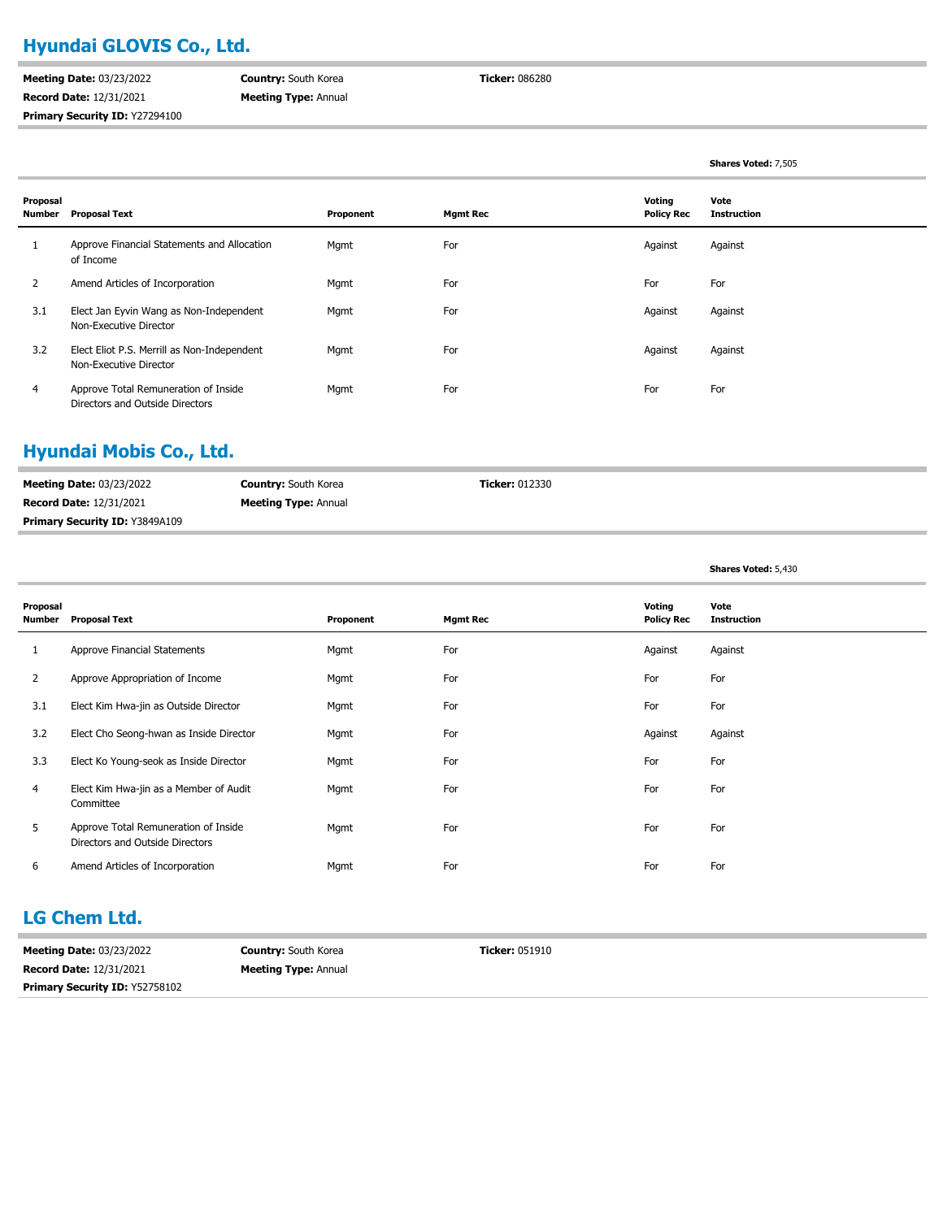## Hyundai GLOVIS Co., Ltd.

**Meeting Date:** 03/23/2022 **Country:** South Korea **Ticker:** 086280

**Record Date:** 12/31/2021 **Meeting Type:** Annual

**Primary Security ID:** Y27294100

**Shares Voted:** 7,505

| Proposal Number | Proposal Text | Proponent | Mgmt Rec | Voting Policy Rec | Vote Instruction |
|---|---|---|---|---|---|
| 1 | Approve Financial Statements and Allocation of Income | Mgmt | For | Against | Against |
| 2 | Amend Articles of Incorporation | Mgmt | For | For | For |
| 3.1 | Elect Jan Eyvin Wang as Non-Independent Non-Executive Director | Mgmt | For | Against | Against |
| 3.2 | Elect Eliot P.S. Merrill as Non-Independent Non-Executive Director | Mgmt | For | Against | Against |
| 4 | Approve Total Remuneration of Inside Directors and Outside Directors | Mgmt | For | For | For |

## Hyundai Mobis Co., Ltd.

**Meeting Date:** 03/23/2022 **Country:** South Korea **Ticker:** 012330

**Record Date:** 12/31/2021 **Meeting Type:** Annual

**Primary Security ID:** Y3849A109

**Shares Voted:** 5,430

| Proposal Number | Proposal Text | Proponent | Mgmt Rec | Voting Policy Rec | Vote Instruction |
|---|---|---|---|---|---|
| 1 | Approve Financial Statements | Mgmt | For | Against | Against |
| 2 | Approve Appropriation of Income | Mgmt | For | For | For |
| 3.1 | Elect Kim Hwa-jin as Outside Director | Mgmt | For | For | For |
| 3.2 | Elect Cho Seong-hwan as Inside Director | Mgmt | For | Against | Against |
| 3.3 | Elect Ko Young-seok as Inside Director | Mgmt | For | For | For |
| 4 | Elect Kim Hwa-jin as a Member of Audit Committee | Mgmt | For | For | For |
| 5 | Approve Total Remuneration of Inside Directors and Outside Directors | Mgmt | For | For | For |
| 6 | Amend Articles of Incorporation | Mgmt | For | For | For |

## LG Chem Ltd.

**Meeting Date:** 03/23/2022 **Country:** South Korea **Ticker:** 051910

**Record Date:** 12/31/2021 **Meeting Type:** Annual

**Primary Security ID:** Y52758102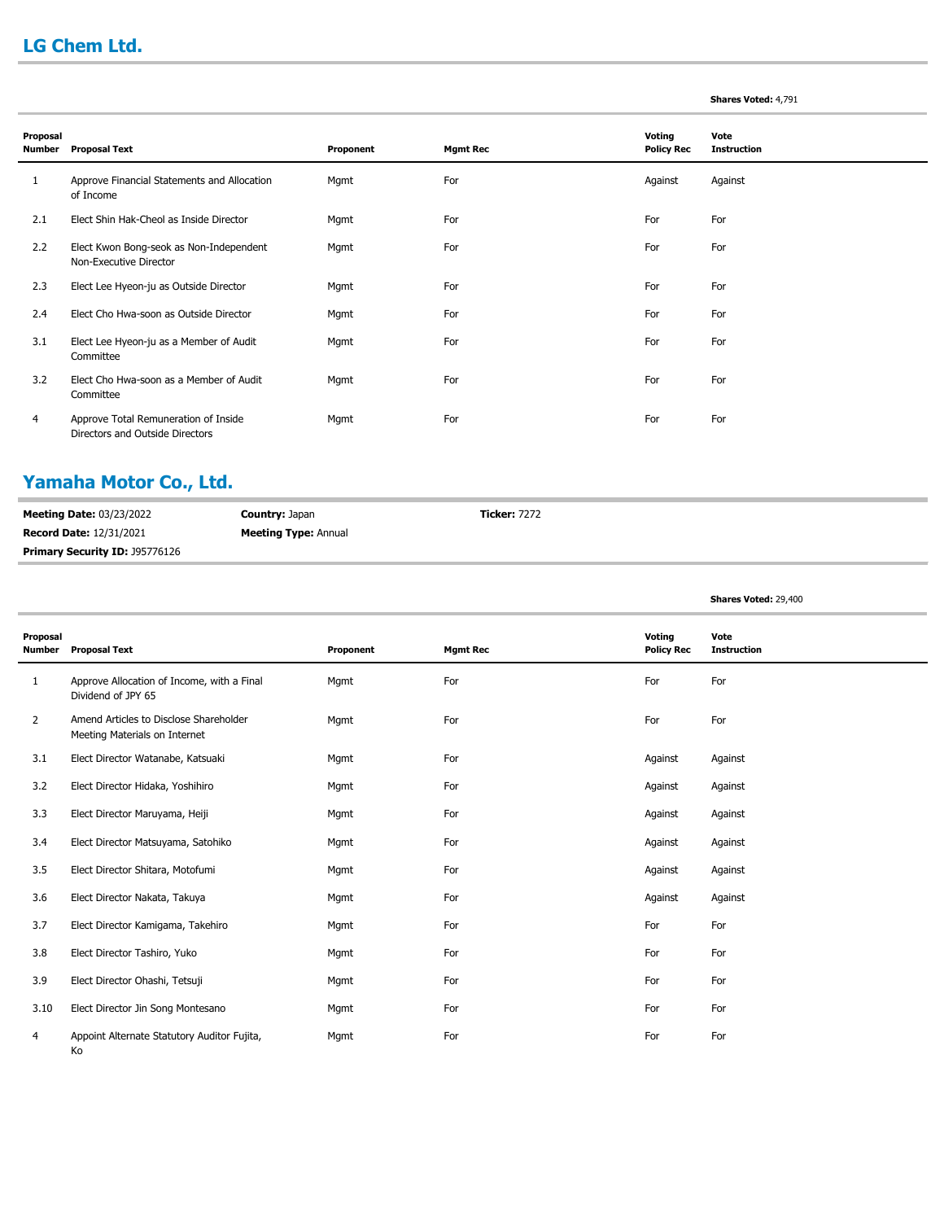## LG Chem Ltd.

**Shares Voted:** 4,791

| Proposal Number | Proposal Text | Proponent | Mgmt Rec | Voting Policy Rec | Vote Instruction |
|---|---|---|---|---|---|
| 1 | Approve Financial Statements and Allocation of Income | Mgmt | For | Against | Against |
| 2.1 | Elect Shin Hak-Cheol as Inside Director | Mgmt | For | For | For |
| 2.2 | Elect Kwon Bong-seok as Non-Independent Non-Executive Director | Mgmt | For | For | For |
| 2.3 | Elect Lee Hyeon-ju as Outside Director | Mgmt | For | For | For |
| 2.4 | Elect Cho Hwa-soon as Outside Director | Mgmt | For | For | For |
| 3.1 | Elect Lee Hyeon-ju as a Member of Audit Committee | Mgmt | For | For | For |
| 3.2 | Elect Cho Hwa-soon as a Member of Audit Committee | Mgmt | For | For | For |
| 4 | Approve Total Remuneration of Inside Directors and Outside Directors | Mgmt | For | For | For |

## Yamaha Motor Co., Ltd.

**Meeting Date:** 03/23/2022 **Country:** Japan **Ticker:** 7272
**Record Date:** 12/31/2021 **Meeting Type:** Annual
**Primary Security ID:** J95776126

**Shares Voted:** 29,400

| Proposal Number | Proposal Text | Proponent | Mgmt Rec | Voting Policy Rec | Vote Instruction |
|---|---|---|---|---|---|
| 1 | Approve Allocation of Income, with a Final Dividend of JPY 65 | Mgmt | For | For | For |
| 2 | Amend Articles to Disclose Shareholder Meeting Materials on Internet | Mgmt | For | For | For |
| 3.1 | Elect Director Watanabe, Katsuaki | Mgmt | For | Against | Against |
| 3.2 | Elect Director Hidaka, Yoshihiro | Mgmt | For | Against | Against |
| 3.3 | Elect Director Maruyama, Heiji | Mgmt | For | Against | Against |
| 3.4 | Elect Director Matsuyama, Satohiko | Mgmt | For | Against | Against |
| 3.5 | Elect Director Shitara, Motofumi | Mgmt | For | Against | Against |
| 3.6 | Elect Director Nakata, Takuya | Mgmt | For | Against | Against |
| 3.7 | Elect Director Kamigama, Takehiro | Mgmt | For | For | For |
| 3.8 | Elect Director Tashiro, Yuko | Mgmt | For | For | For |
| 3.9 | Elect Director Ohashi, Tetsuji | Mgmt | For | For | For |
| 3.10 | Elect Director Jin Song Montesano | Mgmt | For | For | For |
| 4 | Appoint Alternate Statutory Auditor Fujita, Ko | Mgmt | For | For | For |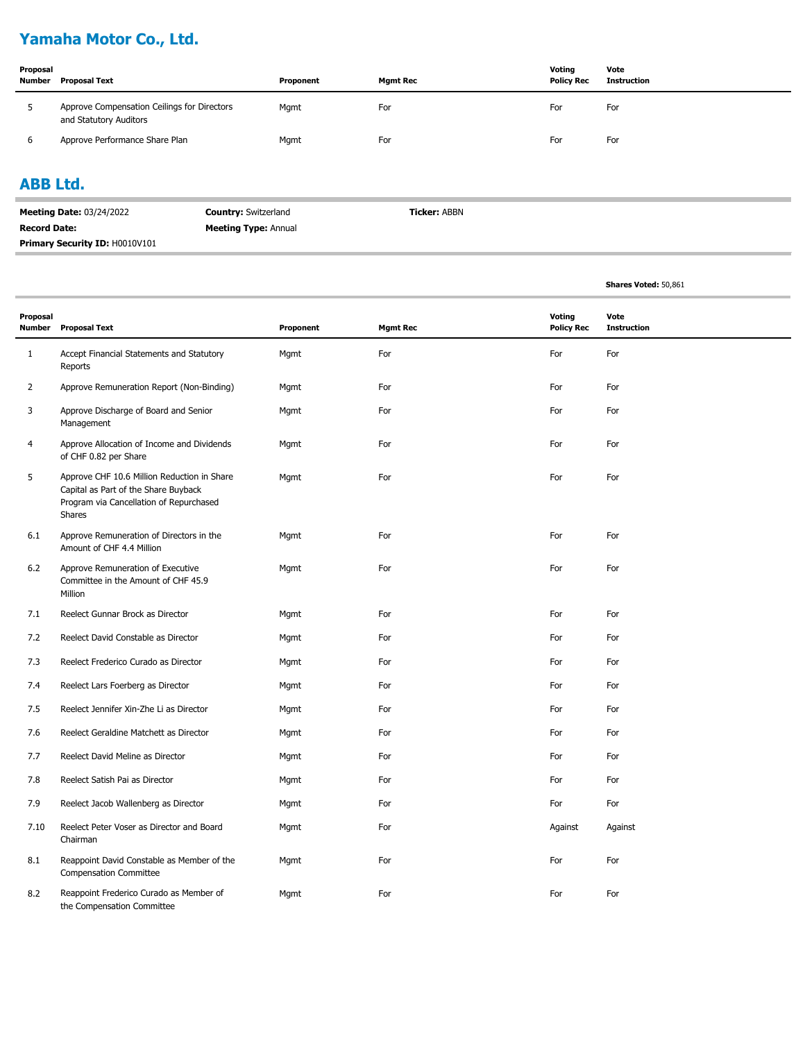## Yamaha Motor Co., Ltd.

| Proposal Number | Proposal Text | Proponent | Mgmt Rec | Voting Policy Rec | Vote Instruction |
|---|---|---|---|---|---|
| 5 | Approve Compensation Ceilings for Directors and Statutory Auditors | Mgmt | For | For | For |
| 6 | Approve Performance Share Plan | Mgmt | For | For | For |

## ABB Ltd.

**Meeting Date:** 03/24/2022 **Country:** Switzerland **Ticker:** ABBN

**Record Date:** **Meeting Type:** Annual

**Primary Security ID:** H0010V101

**Shares Voted:** 50,861

| Proposal Number | Proposal Text | Proponent | Mgmt Rec | Voting Policy Rec | Vote Instruction |
|---|---|---|---|---|---|
| 1 | Accept Financial Statements and Statutory Reports | Mgmt | For | For | For |
| 2 | Approve Remuneration Report (Non-Binding) | Mgmt | For | For | For |
| 3 | Approve Discharge of Board and Senior Management | Mgmt | For | For | For |
| 4 | Approve Allocation of Income and Dividends of CHF 0.82 per Share | Mgmt | For | For | For |
| 5 | Approve CHF 10.6 Million Reduction in Share Capital as Part of the Share Buyback Program via Cancellation of Repurchased Shares | Mgmt | For | For | For |
| 6.1 | Approve Remuneration of Directors in the Amount of CHF 4.4 Million | Mgmt | For | For | For |
| 6.2 | Approve Remuneration of Executive Committee in the Amount of CHF 45.9 Million | Mgmt | For | For | For |
| 7.1 | Reelect Gunnar Brock as Director | Mgmt | For | For | For |
| 7.2 | Reelect David Constable as Director | Mgmt | For | For | For |
| 7.3 | Reelect Frederico Curado as Director | Mgmt | For | For | For |
| 7.4 | Reelect Lars Foerberg as Director | Mgmt | For | For | For |
| 7.5 | Reelect Jennifer Xin-Zhe Li as Director | Mgmt | For | For | For |
| 7.6 | Reelect Geraldine Matchett as Director | Mgmt | For | For | For |
| 7.7 | Reelect David Meline as Director | Mgmt | For | For | For |
| 7.8 | Reelect Satish Pai as Director | Mgmt | For | For | For |
| 7.9 | Reelect Jacob Wallenberg as Director | Mgmt | For | For | For |
| 7.10 | Reelect Peter Voser as Director and Board Chairman | Mgmt | For | Against | Against |
| 8.1 | Reappoint David Constable as Member of the Compensation Committee | Mgmt | For | For | For |
| 8.2 | Reappoint Frederico Curado as Member of the Compensation Committee | Mgmt | For | For | For |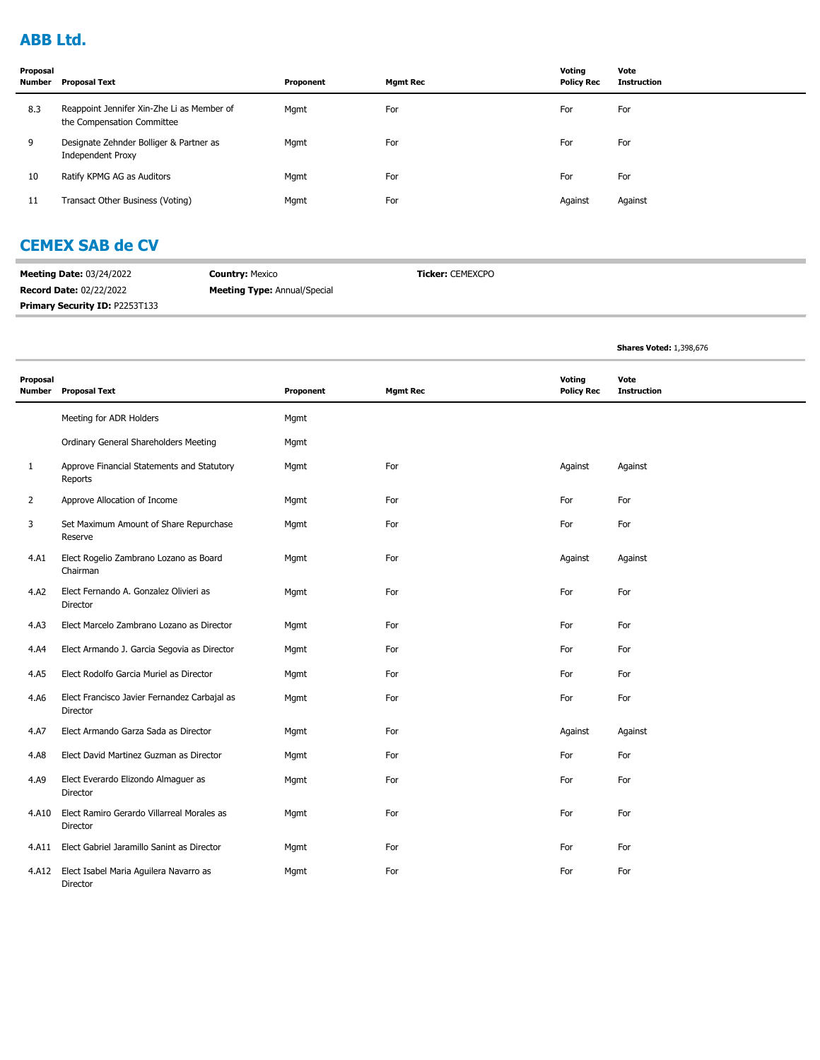## ABB Ltd.

| Proposal Number | Proposal Text | Proponent | Mgmt Rec | Voting Policy Rec | Vote Instruction |
|---|---|---|---|---|---|
| 8.3 | Reappoint Jennifer Xin-Zhe Li as Member of the Compensation Committee | Mgmt | For | For | For |
| 9 | Designate Zehnder Bolliger & Partner as Independent Proxy | Mgmt | For | For | For |
| 10 | Ratify KPMG AG as Auditors | Mgmt | For | For | For |
| 11 | Transact Other Business (Voting) | Mgmt | For | Against | Against |

## CEMEX SAB de CV

**Meeting Date:** 03/24/2022 **Country:** Mexico **Ticker:** CEMEXCPO
**Record Date:** 02/22/2022 **Meeting Type:** Annual/Special
**Primary Security ID:** P2253T133

**Shares Voted:** 1,398,676

| Proposal Number | Proposal Text | Proponent | Mgmt Rec | Voting Policy Rec | Vote Instruction |
|---|---|---|---|---|---|
| | Meeting for ADR Holders | Mgmt | | | |
| | Ordinary General Shareholders Meeting | Mgmt | | | |
| 1 | Approve Financial Statements and Statutory Reports | Mgmt | For | Against | Against |
| 2 | Approve Allocation of Income | Mgmt | For | For | For |
| 3 | Set Maximum Amount of Share Repurchase Reserve | Mgmt | For | For | For |
| 4.A1 | Elect Rogelio Zambrano Lozano as Board Chairman | Mgmt | For | Against | Against |
| 4.A2 | Elect Fernando A. Gonzalez Olivieri as Director | Mgmt | For | For | For |
| 4.A3 | Elect Marcelo Zambrano Lozano as Director | Mgmt | For | For | For |
| 4.A4 | Elect Armando J. Garcia Segovia as Director | Mgmt | For | For | For |
| 4.A5 | Elect Rodolfo Garcia Muriel as Director | Mgmt | For | For | For |
| 4.A6 | Elect Francisco Javier Fernandez Carbajal as Director | Mgmt | For | For | For |
| 4.A7 | Elect Armando Garza Sada as Director | Mgmt | For | Against | Against |
| 4.A8 | Elect David Martinez Guzman as Director | Mgmt | For | For | For |
| 4.A9 | Elect Everardo Elizondo Almaguer as Director | Mgmt | For | For | For |
| 4.A10 | Elect Ramiro Gerardo Villarreal Morales as Director | Mgmt | For | For | For |
| 4.A11 | Elect Gabriel Jaramillo Sanint as Director | Mgmt | For | For | For |
| 4.A12 | Elect Isabel Maria Aguilera Navarro as Director | Mgmt | For | For | For |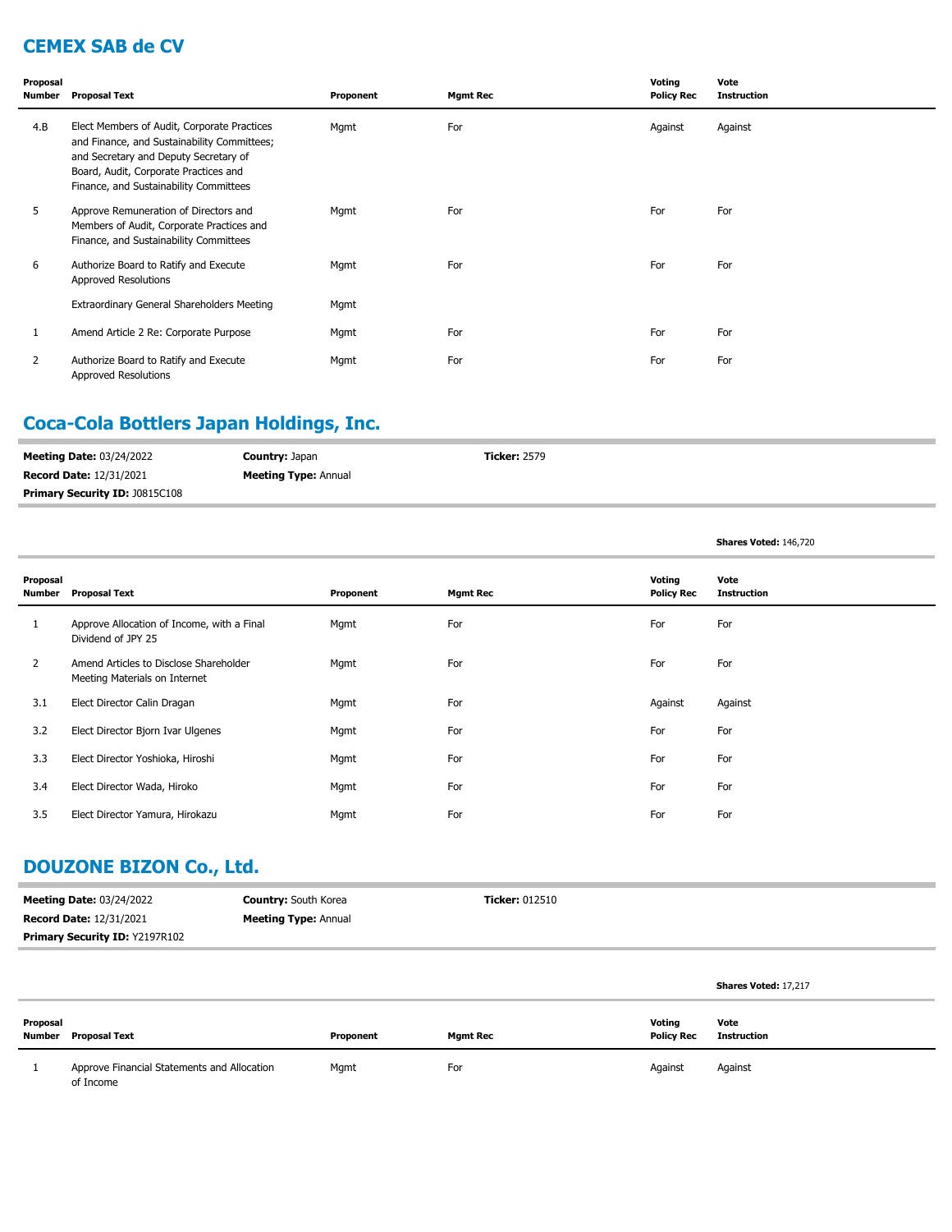## CEMEX SAB de CV

| Proposal Number | Proposal Text | Proponent | Mgmt Rec | Voting Policy Rec | Vote Instruction |
|---|---|---|---|---|---|
| 4.B | Elect Members of Audit, Corporate Practices and Finance, and Sustainability Committees; and Secretary and Deputy Secretary of Board, Audit, Corporate Practices and Finance, and Sustainability Committees | Mgmt | For | Against | Against |
| 5 | Approve Remuneration of Directors and Members of Audit, Corporate Practices and Finance, and Sustainability Committees | Mgmt | For | For | For |
| 6 | Authorize Board to Ratify and Execute Approved Resolutions | Mgmt | For | For | For |
| | Extraordinary General Shareholders Meeting | Mgmt | | | |
| 1 | Amend Article 2 Re: Corporate Purpose | Mgmt | For | For | For |
| 2 | Authorize Board to Ratify and Execute Approved Resolutions | Mgmt | For | For | For |

## Coca-Cola Bottlers Japan Holdings, Inc.

**Meeting Date:** 03/24/2022 **Country:** Japan **Ticker:** 2579
**Record Date:** 12/31/2021 **Meeting Type:** Annual
**Primary Security ID:** J0815C108

**Shares Voted:** 146,720

| Proposal Number | Proposal Text | Proponent | Mgmt Rec | Voting Policy Rec | Vote Instruction |
|---|---|---|---|---|---|
| 1 | Approve Allocation of Income, with a Final Dividend of JPY 25 | Mgmt | For | For | For |
| 2 | Amend Articles to Disclose Shareholder Meeting Materials on Internet | Mgmt | For | For | For |
| 3.1 | Elect Director Calin Dragan | Mgmt | For | Against | Against |
| 3.2 | Elect Director Bjorn Ivar Ulgenes | Mgmt | For | For | For |
| 3.3 | Elect Director Yoshioka, Hiroshi | Mgmt | For | For | For |
| 3.4 | Elect Director Wada, Hiroko | Mgmt | For | For | For |
| 3.5 | Elect Director Yamura, Hirokazu | Mgmt | For | For | For |

## DOUZONE BIZON Co., Ltd.

**Meeting Date:** 03/24/2022 **Country:** South Korea **Ticker:** 012510
**Record Date:** 12/31/2021 **Meeting Type:** Annual
**Primary Security ID:** Y2197R102

**Shares Voted:** 17,217

| Proposal Number | Proposal Text | Proponent | Mgmt Rec | Voting Policy Rec | Vote Instruction |
|---|---|---|---|---|---|
| 1 | Approve Financial Statements and Allocation of Income | Mgmt | For | Against | Against |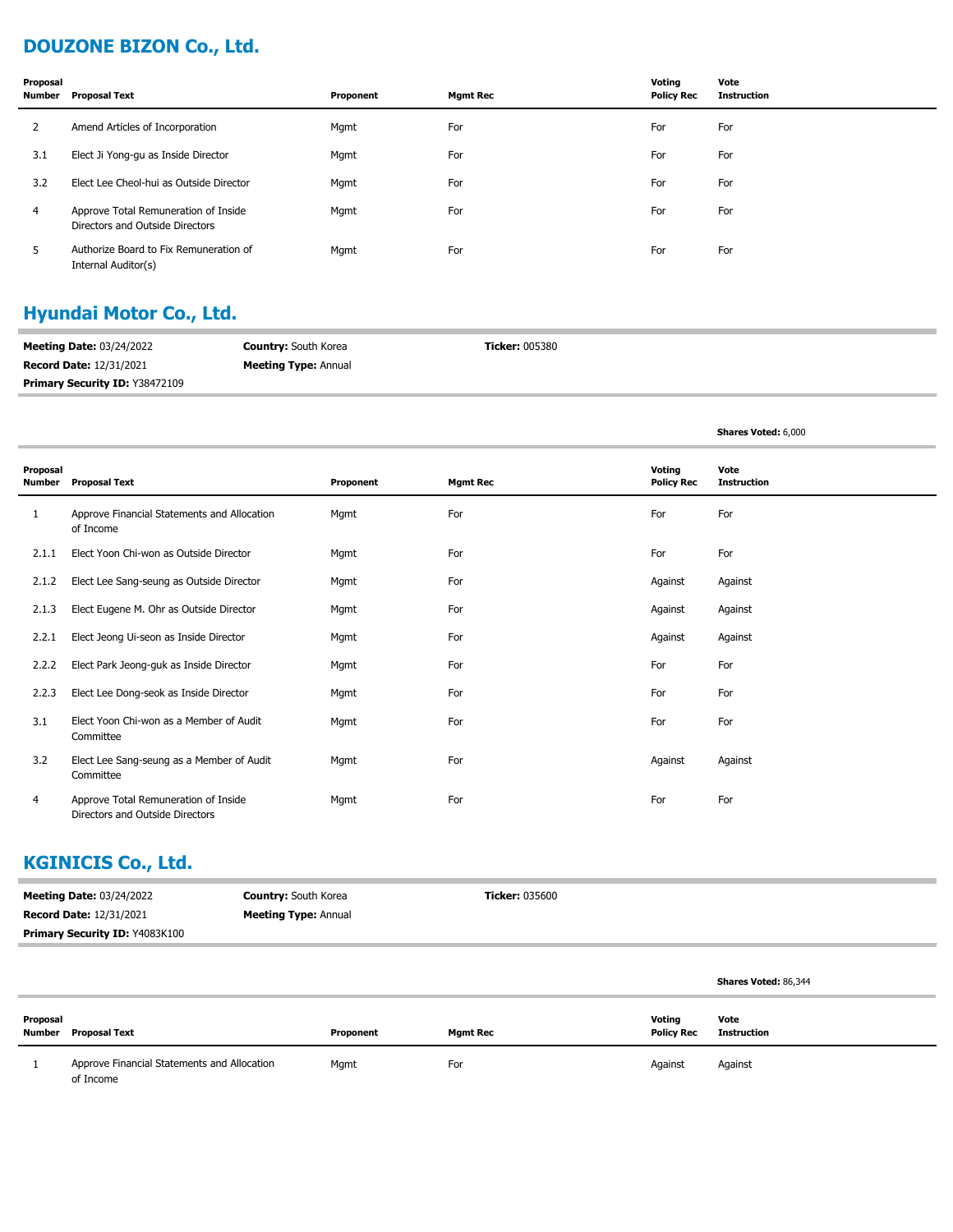## DOUZONE BIZON Co., Ltd.

| Proposal Number | Proposal Text | Proponent | Mgmt Rec | Voting Policy Rec | Vote Instruction |
|---|---|---|---|---|---|
| 2 | Amend Articles of Incorporation | Mgmt | For | For | For |
| 3.1 | Elect Ji Yong-gu as Inside Director | Mgmt | For | For | For |
| 3.2 | Elect Lee Cheol-hui as Outside Director | Mgmt | For | For | For |
| 4 | Approve Total Remuneration of Inside Directors and Outside Directors | Mgmt | For | For | For |
| 5 | Authorize Board to Fix Remuneration of Internal Auditor(s) | Mgmt | For | For | For |

## Hyundai Motor Co., Ltd.

**Meeting Date:** 03/24/2022 **Country:** South Korea **Ticker:** 005380

**Record Date:** 12/31/2021 **Meeting Type:** Annual

**Primary Security ID:** Y38472109

**Shares Voted:** 6,000

| Proposal Number | Proposal Text | Proponent | Mgmt Rec | Voting Policy Rec | Vote Instruction |
|---|---|---|---|---|---|
| 1 | Approve Financial Statements and Allocation of Income | Mgmt | For | For | For |
| 2.1.1 | Elect Yoon Chi-won as Outside Director | Mgmt | For | For | For |
| 2.1.2 | Elect Lee Sang-seung as Outside Director | Mgmt | For | Against | Against |
| 2.1.3 | Elect Eugene M. Ohr as Outside Director | Mgmt | For | Against | Against |
| 2.2.1 | Elect Jeong Ui-seon as Inside Director | Mgmt | For | Against | Against |
| 2.2.2 | Elect Park Jeong-guk as Inside Director | Mgmt | For | For | For |
| 2.2.3 | Elect Lee Dong-seok as Inside Director | Mgmt | For | For | For |
| 3.1 | Elect Yoon Chi-won as a Member of Audit Committee | Mgmt | For | For | For |
| 3.2 | Elect Lee Sang-seung as a Member of Audit Committee | Mgmt | For | Against | Against |
| 4 | Approve Total Remuneration of Inside Directors and Outside Directors | Mgmt | For | For | For |

## KGINICIS Co., Ltd.

**Meeting Date:** 03/24/2022 **Country:** South Korea **Ticker:** 035600

**Record Date:** 12/31/2021 **Meeting Type:** Annual

**Primary Security ID:** Y4083K100

**Shares Voted:** 86,344

| Proposal Number | Proposal Text | Proponent | Mgmt Rec | Voting Policy Rec | Vote Instruction |
|---|---|---|---|---|---|
| 1 | Approve Financial Statements and Allocation of Income | Mgmt | For | Against | Against |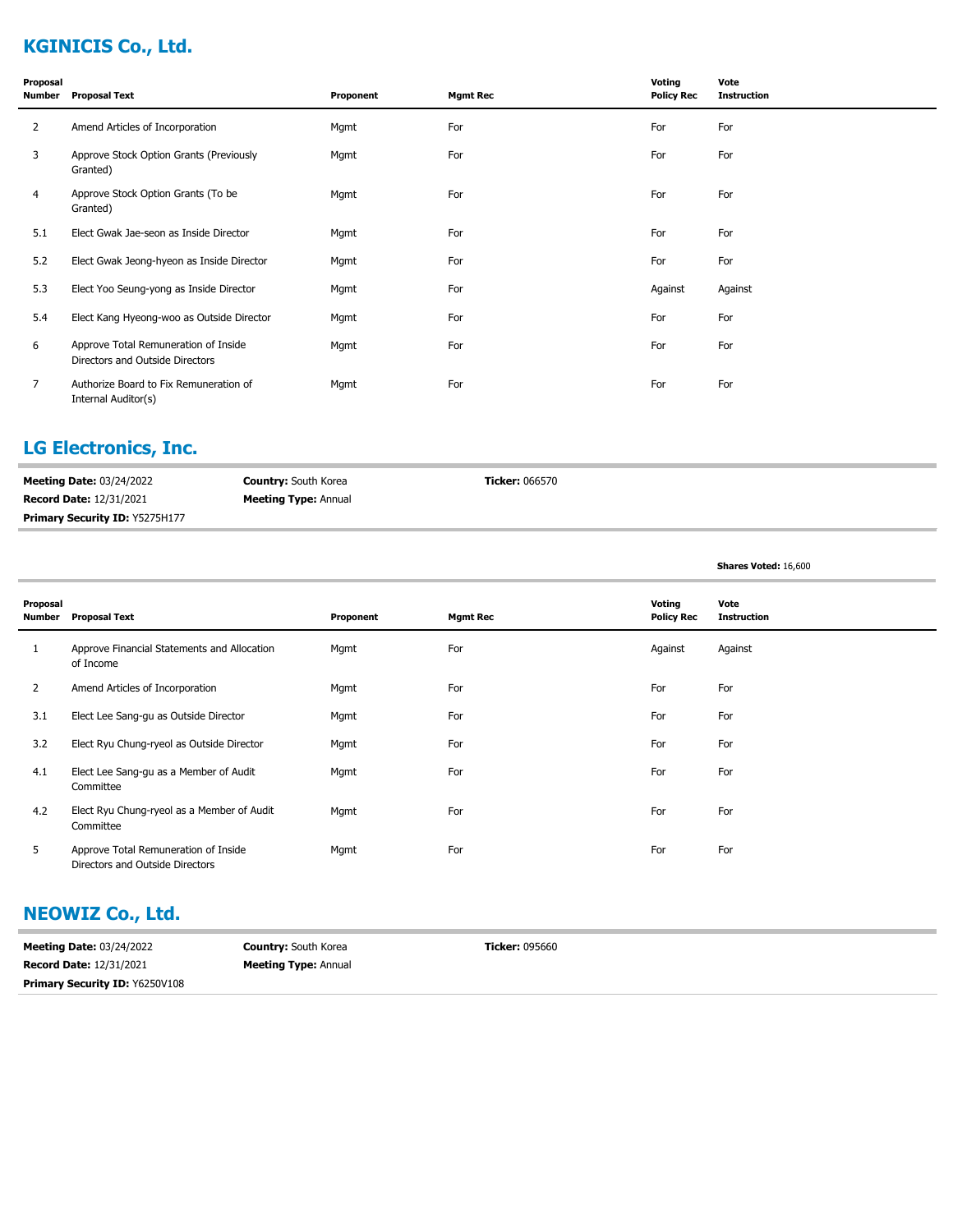## KGINICIS Co., Ltd.

| Proposal Number | Proposal Text | Proponent | Mgmt Rec | Voting Policy Rec | Vote Instruction |
|---|---|---|---|---|---|
| 2 | Amend Articles of Incorporation | Mgmt | For | For | For |
| 3 | Approve Stock Option Grants (Previously Granted) | Mgmt | For | For | For |
| 4 | Approve Stock Option Grants (To be Granted) | Mgmt | For | For | For |
| 5.1 | Elect Gwak Jae-seon as Inside Director | Mgmt | For | For | For |
| 5.2 | Elect Gwak Jeong-hyeon as Inside Director | Mgmt | For | For | For |
| 5.3 | Elect Yoo Seung-yong as Inside Director | Mgmt | For | Against | Against |
| 5.4 | Elect Kang Hyeong-woo as Outside Director | Mgmt | For | For | For |
| 6 | Approve Total Remuneration of Inside Directors and Outside Directors | Mgmt | For | For | For |
| 7 | Authorize Board to Fix Remuneration of Internal Auditor(s) | Mgmt | For | For | For |

## LG Electronics, Inc.

**Meeting Date:** 03/24/2022 **Country:** South Korea **Ticker:** 066570
**Record Date:** 12/31/2021 **Meeting Type:** Annual
**Primary Security ID:** Y5275H177

**Shares Voted:** 16,600

| Proposal Number | Proposal Text | Proponent | Mgmt Rec | Voting Policy Rec | Vote Instruction |
|---|---|---|---|---|---|
| 1 | Approve Financial Statements and Allocation of Income | Mgmt | For | Against | Against |
| 2 | Amend Articles of Incorporation | Mgmt | For | For | For |
| 3.1 | Elect Lee Sang-gu as Outside Director | Mgmt | For | For | For |
| 3.2 | Elect Ryu Chung-ryeol as Outside Director | Mgmt | For | For | For |
| 4.1 | Elect Lee Sang-gu as a Member of Audit Committee | Mgmt | For | For | For |
| 4.2 | Elect Ryu Chung-ryeol as a Member of Audit Committee | Mgmt | For | For | For |
| 5 | Approve Total Remuneration of Inside Directors and Outside Directors | Mgmt | For | For | For |

## NEOWIZ Co., Ltd.

**Meeting Date:** 03/24/2022 **Country:** South Korea **Ticker:** 095660
**Record Date:** 12/31/2021 **Meeting Type:** Annual
**Primary Security ID:** Y6250V108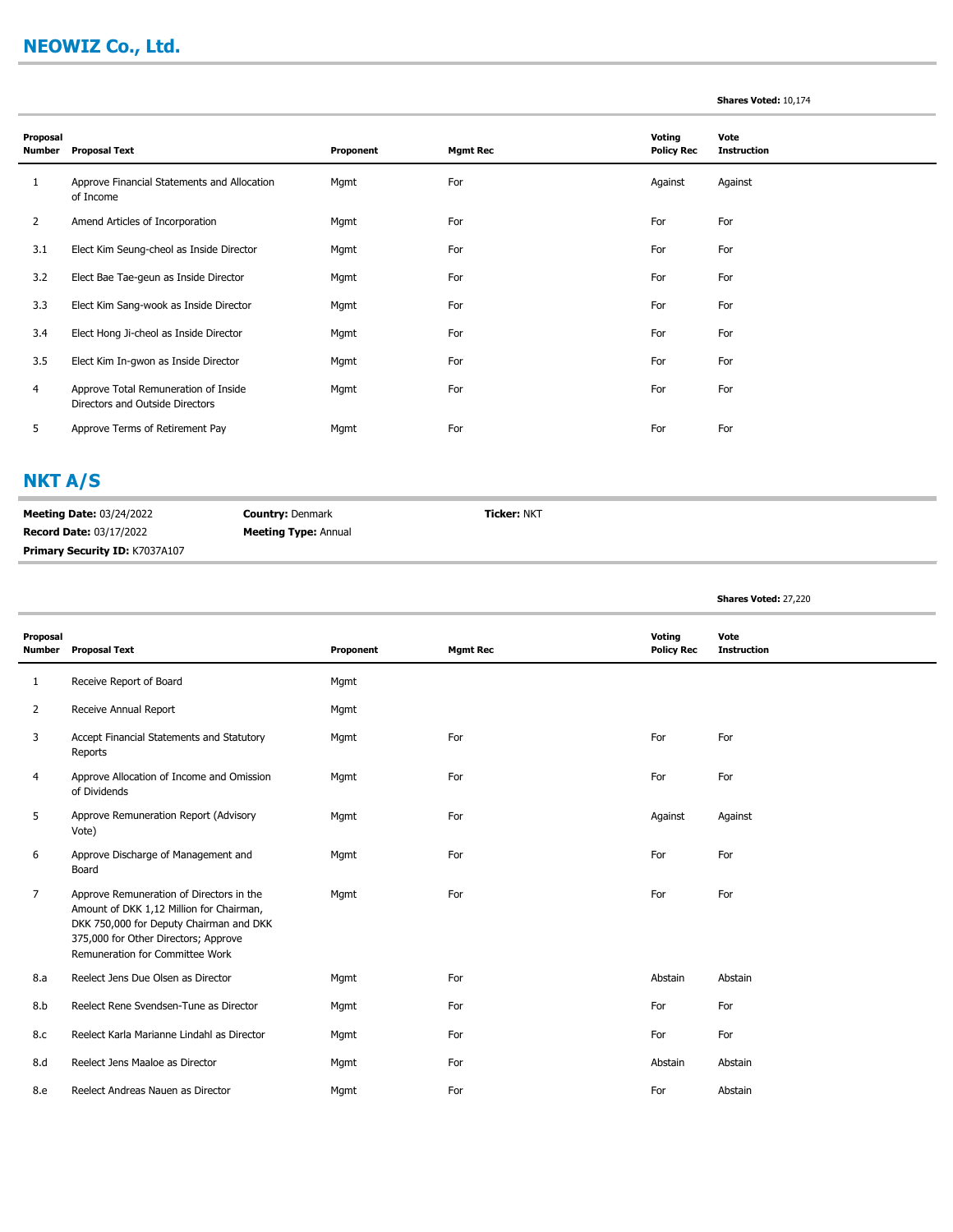## NEOWIZ Co., Ltd.

**Shares Voted:** 10,174

| Proposal Number | Proposal Text | Proponent | Mgmt Rec | Voting Policy Rec | Vote Instruction |
|---|---|---|---|---|---|
| 1 | Approve Financial Statements and Allocation of Income | Mgmt | For | Against | Against |
| 2 | Amend Articles of Incorporation | Mgmt | For | For | For |
| 3.1 | Elect Kim Seung-cheol as Inside Director | Mgmt | For | For | For |
| 3.2 | Elect Bae Tae-geun as Inside Director | Mgmt | For | For | For |
| 3.3 | Elect Kim Sang-wook as Inside Director | Mgmt | For | For | For |
| 3.4 | Elect Hong Ji-cheol as Inside Director | Mgmt | For | For | For |
| 3.5 | Elect Kim In-gwon as Inside Director | Mgmt | For | For | For |
| 4 | Approve Total Remuneration of Inside Directors and Outside Directors | Mgmt | For | For | For |
| 5 | Approve Terms of Retirement Pay | Mgmt | For | For | For |

## NKT A/S

**Meeting Date:** 03/24/2022 **Country:** Denmark **Ticker:** NKT
**Record Date:** 03/17/2022 **Meeting Type:** Annual
**Primary Security ID:** K7037A107

**Shares Voted:** 27,220

| Proposal Number | Proposal Text | Proponent | Mgmt Rec | Voting Policy Rec | Vote Instruction |
|---|---|---|---|---|---|
| 1 | Receive Report of Board | Mgmt | | | |
| 2 | Receive Annual Report | Mgmt | | | |
| 3 | Accept Financial Statements and Statutory Reports | Mgmt | For | For | For |
| 4 | Approve Allocation of Income and Omission of Dividends | Mgmt | For | For | For |
| 5 | Approve Remuneration Report (Advisory Vote) | Mgmt | For | Against | Against |
| 6 | Approve Discharge of Management and Board | Mgmt | For | For | For |
| 7 | Approve Remuneration of Directors in the Amount of DKK 1,12 Million for Chairman, DKK 750,000 for Deputy Chairman and DKK 375,000 for Other Directors; Approve Remuneration for Committee Work | Mgmt | For | For | For |
| 8.a | Reelect Jens Due Olsen as Director | Mgmt | For | Abstain | Abstain |
| 8.b | Reelect Rene Svendsen-Tune as Director | Mgmt | For | For | For |
| 8.c | Reelect Karla Marianne Lindahl as Director | Mgmt | For | For | For |
| 8.d | Reelect Jens Maaloe as Director | Mgmt | For | Abstain | Abstain |
| 8.e | Reelect Andreas Nauen as Director | Mgmt | For | For | Abstain |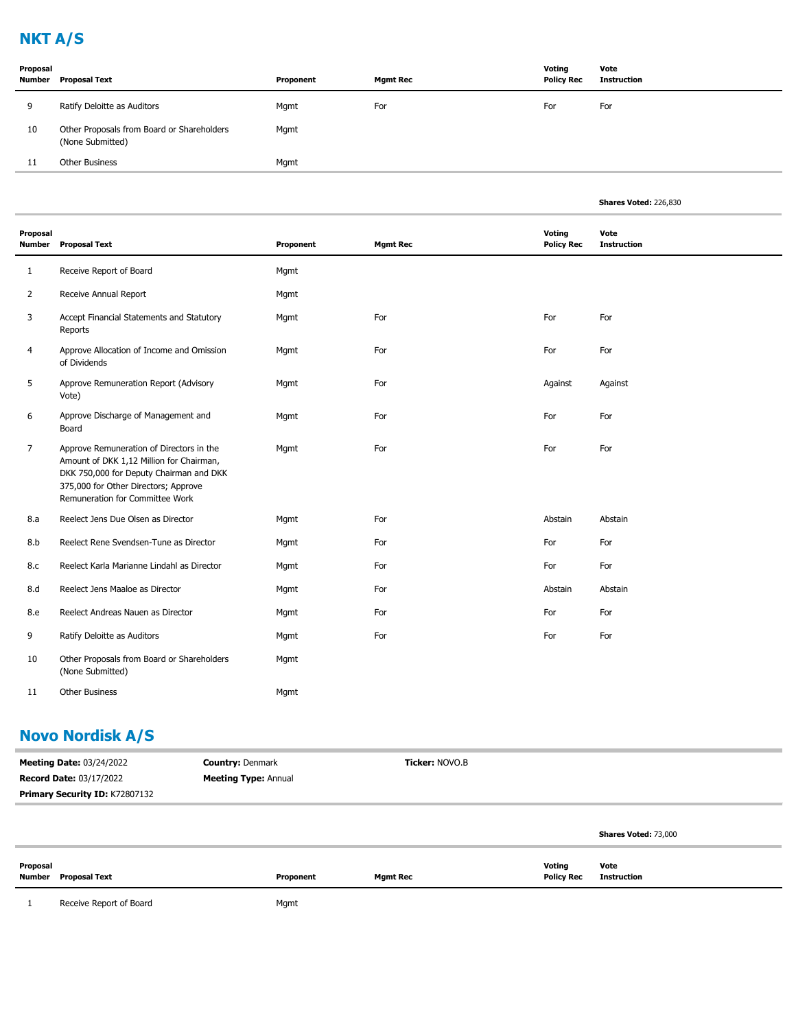## NKT A/S

| Proposal Number | Proposal Text | Proponent | Mgmt Rec | Voting Policy Rec | Vote Instruction |
|---|---|---|---|---|---|
| 9 | Ratify Deloitte as Auditors | Mgmt | For | For | For |
| 10 | Other Proposals from Board or Shareholders (None Submitted) | Mgmt | | | |
| 11 | Other Business | Mgmt | | | |

**Shares Voted:** 226,830

| Proposal Number | Proposal Text | Proponent | Mgmt Rec | Voting Policy Rec | Vote Instruction |
|---|---|---|---|---|---|
| 1 | Receive Report of Board | Mgmt | | | |
| 2 | Receive Annual Report | Mgmt | | | |
| 3 | Accept Financial Statements and Statutory Reports | Mgmt | For | For | For |
| 4 | Approve Allocation of Income and Omission of Dividends | Mgmt | For | For | For |
| 5 | Approve Remuneration Report (Advisory Vote) | Mgmt | For | Against | Against |
| 6 | Approve Discharge of Management and Board | Mgmt | For | For | For |
| 7 | Approve Remuneration of Directors in the Amount of DKK 1,12 Million for Chairman, DKK 750,000 for Deputy Chairman and DKK 375,000 for Other Directors; Approve Remuneration for Committee Work | Mgmt | For | For | For |
| 8.a | Reelect Jens Due Olsen as Director | Mgmt | For | Abstain | Abstain |
| 8.b | Reelect Rene Svendsen-Tune as Director | Mgmt | For | For | For |
| 8.c | Reelect Karla Marianne Lindahl as Director | Mgmt | For | For | For |
| 8.d | Reelect Jens Maaloe as Director | Mgmt | For | Abstain | Abstain |
| 8.e | Reelect Andreas Nauen as Director | Mgmt | For | For | For |
| 9 | Ratify Deloitte as Auditors | Mgmt | For | For | For |
| 10 | Other Proposals from Board or Shareholders (None Submitted) | Mgmt | | | |
| 11 | Other Business | Mgmt | | | |

## Novo Nordisk A/S

**Meeting Date:** 03/24/2022 **Country:** Denmark **Ticker:** NOVO.B

**Record Date:** 03/17/2022 **Meeting Type:** Annual

**Primary Security ID:** K72807132

**Shares Voted:** 73,000

| Proposal Number | Proposal Text | Proponent | Mgmt Rec | Voting Policy Rec | Vote Instruction |
|---|---|---|---|---|---|
| 1 | Receive Report of Board | Mgmt | | | |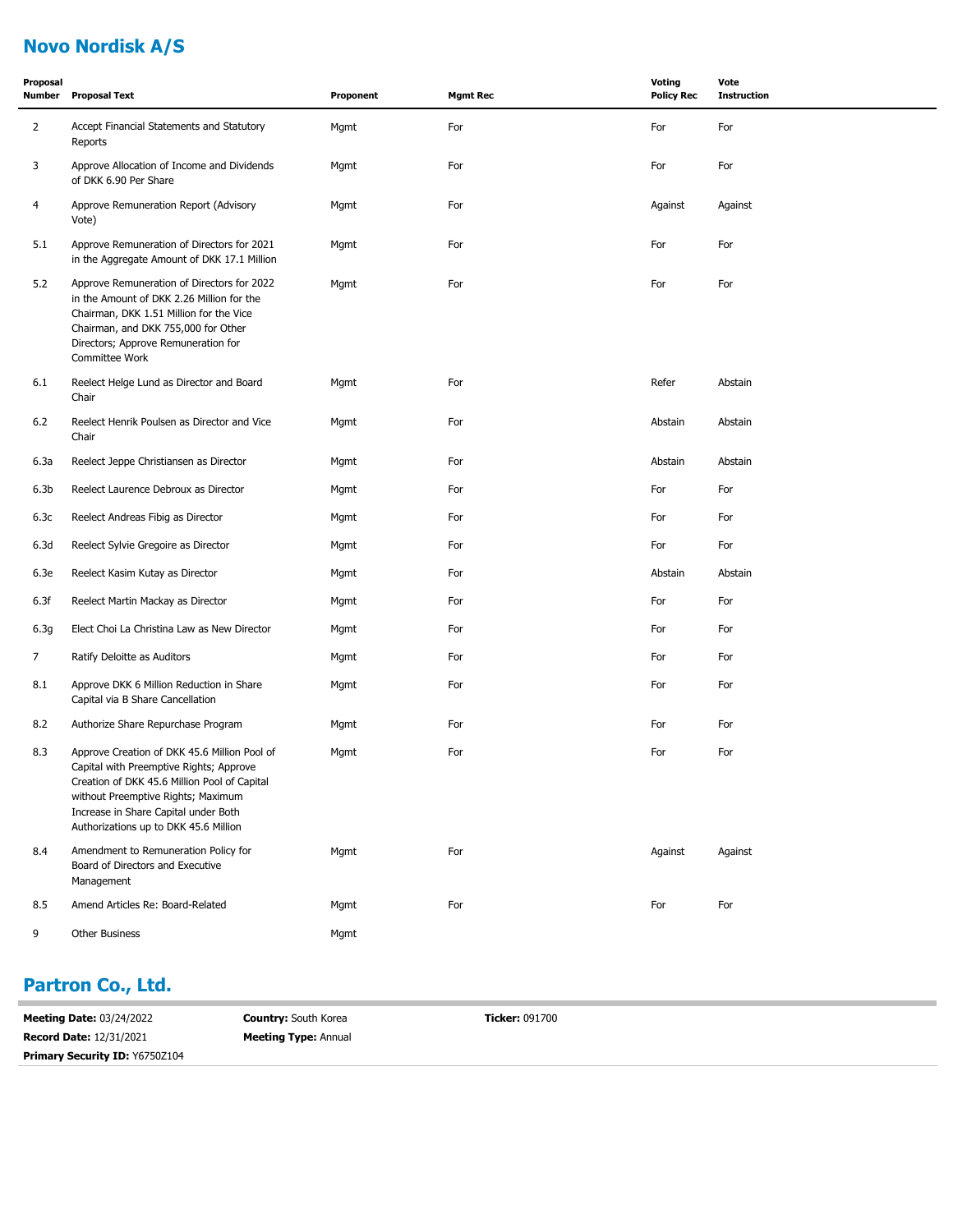## Novo Nordisk A/S

| Proposal Number | Proposal Text | Proponent | Mgmt Rec | Voting Policy Rec | Vote Instruction |
|---|---|---|---|---|---|
| 2 | Accept Financial Statements and Statutory Reports | Mgmt | For | For | For |
| 3 | Approve Allocation of Income and Dividends of DKK 6.90 Per Share | Mgmt | For | For | For |
| 4 | Approve Remuneration Report (Advisory Vote) | Mgmt | For | Against | Against |
| 5.1 | Approve Remuneration of Directors for 2021 in the Aggregate Amount of DKK 17.1 Million | Mgmt | For | For | For |
| 5.2 | Approve Remuneration of Directors for 2022 in the Amount of DKK 2.26 Million for the Chairman, DKK 1.51 Million for the Vice Chairman, and DKK 755,000 for Other Directors; Approve Remuneration for Committee Work | Mgmt | For | For | For |
| 6.1 | Reelect Helge Lund as Director and Board Chair | Mgmt | For | Refer | Abstain |
| 6.2 | Reelect Henrik Poulsen as Director and Vice Chair | Mgmt | For | Abstain | Abstain |
| 6.3a | Reelect Jeppe Christiansen as Director | Mgmt | For | Abstain | Abstain |
| 6.3b | Reelect Laurence Debroux as Director | Mgmt | For | For | For |
| 6.3c | Reelect Andreas Fibig as Director | Mgmt | For | For | For |
| 6.3d | Reelect Sylvie Gregoire as Director | Mgmt | For | For | For |
| 6.3e | Reelect Kasim Kutay as Director | Mgmt | For | Abstain | Abstain |
| 6.3f | Reelect Martin Mackay as Director | Mgmt | For | For | For |
| 6.3g | Elect Choi La Christina Law as New Director | Mgmt | For | For | For |
| 7 | Ratify Deloitte as Auditors | Mgmt | For | For | For |
| 8.1 | Approve DKK 6 Million Reduction in Share Capital via B Share Cancellation | Mgmt | For | For | For |
| 8.2 | Authorize Share Repurchase Program | Mgmt | For | For | For |
| 8.3 | Approve Creation of DKK 45.6 Million Pool of Capital with Preemptive Rights; Approve Creation of DKK 45.6 Million Pool of Capital without Preemptive Rights; Maximum Increase in Share Capital under Both Authorizations up to DKK 45.6 Million | Mgmt | For | For | For |
| 8.4 | Amendment to Remuneration Policy for Board of Directors and Executive Management | Mgmt | For | Against | Against |
| 8.5 | Amend Articles Re: Board-Related | Mgmt | For | For | For |
| 9 | Other Business | Mgmt | | | |

## Partron Co., Ltd.

**Meeting Date:** 03/24/2022 **Country:** South Korea **Ticker:** 091700

**Record Date:** 12/31/2021 **Meeting Type:** Annual

**Primary Security ID:** Y6750Z104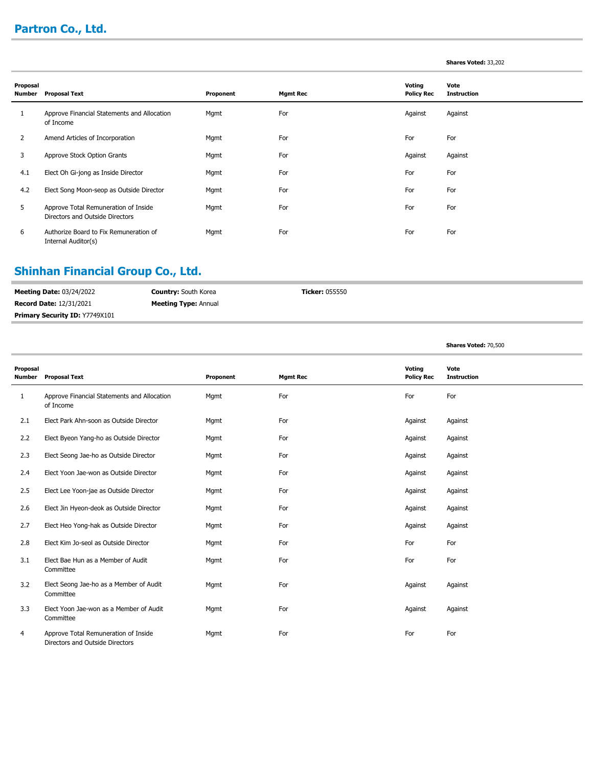## Partron Co., Ltd.

**Shares Voted:** 33,202

| Proposal Number | Proposal Text | Proponent | Mgmt Rec | Voting Policy Rec | Vote Instruction |
|---|---|---|---|---|---|
| 1 | Approve Financial Statements and Allocation of Income | Mgmt | For | Against | Against |
| 2 | Amend Articles of Incorporation | Mgmt | For | For | For |
| 3 | Approve Stock Option Grants | Mgmt | For | Against | Against |
| 4.1 | Elect Oh Gi-jong as Inside Director | Mgmt | For | For | For |
| 4.2 | Elect Song Moon-seop as Outside Director | Mgmt | For | For | For |
| 5 | Approve Total Remuneration of Inside Directors and Outside Directors | Mgmt | For | For | For |
| 6 | Authorize Board to Fix Remuneration of Internal Auditor(s) | Mgmt | For | For | For |

## Shinhan Financial Group Co., Ltd.

**Meeting Date:** 03/24/2022 **Country:** South Korea **Ticker:** 055550

**Record Date:** 12/31/2021 **Meeting Type:** Annual

**Primary Security ID:** Y7749X101

**Shares Voted:** 70,500

| Proposal Number | Proposal Text | Proponent | Mgmt Rec | Voting Policy Rec | Vote Instruction |
|---|---|---|---|---|---|
| 1 | Approve Financial Statements and Allocation of Income | Mgmt | For | For | For |
| 2.1 | Elect Park Ahn-soon as Outside Director | Mgmt | For | Against | Against |
| 2.2 | Elect Byeon Yang-ho as Outside Director | Mgmt | For | Against | Against |
| 2.3 | Elect Seong Jae-ho as Outside Director | Mgmt | For | Against | Against |
| 2.4 | Elect Yoon Jae-won as Outside Director | Mgmt | For | Against | Against |
| 2.5 | Elect Lee Yoon-jae as Outside Director | Mgmt | For | Against | Against |
| 2.6 | Elect Jin Hyeon-deok as Outside Director | Mgmt | For | Against | Against |
| 2.7 | Elect Heo Yong-hak as Outside Director | Mgmt | For | Against | Against |
| 2.8 | Elect Kim Jo-seol as Outside Director | Mgmt | For | For | For |
| 3.1 | Elect Bae Hun as a Member of Audit Committee | Mgmt | For | For | For |
| 3.2 | Elect Seong Jae-ho as a Member of Audit Committee | Mgmt | For | Against | Against |
| 3.3 | Elect Yoon Jae-won as a Member of Audit Committee | Mgmt | For | Against | Against |
| 4 | Approve Total Remuneration of Inside Directors and Outside Directors | Mgmt | For | For | For |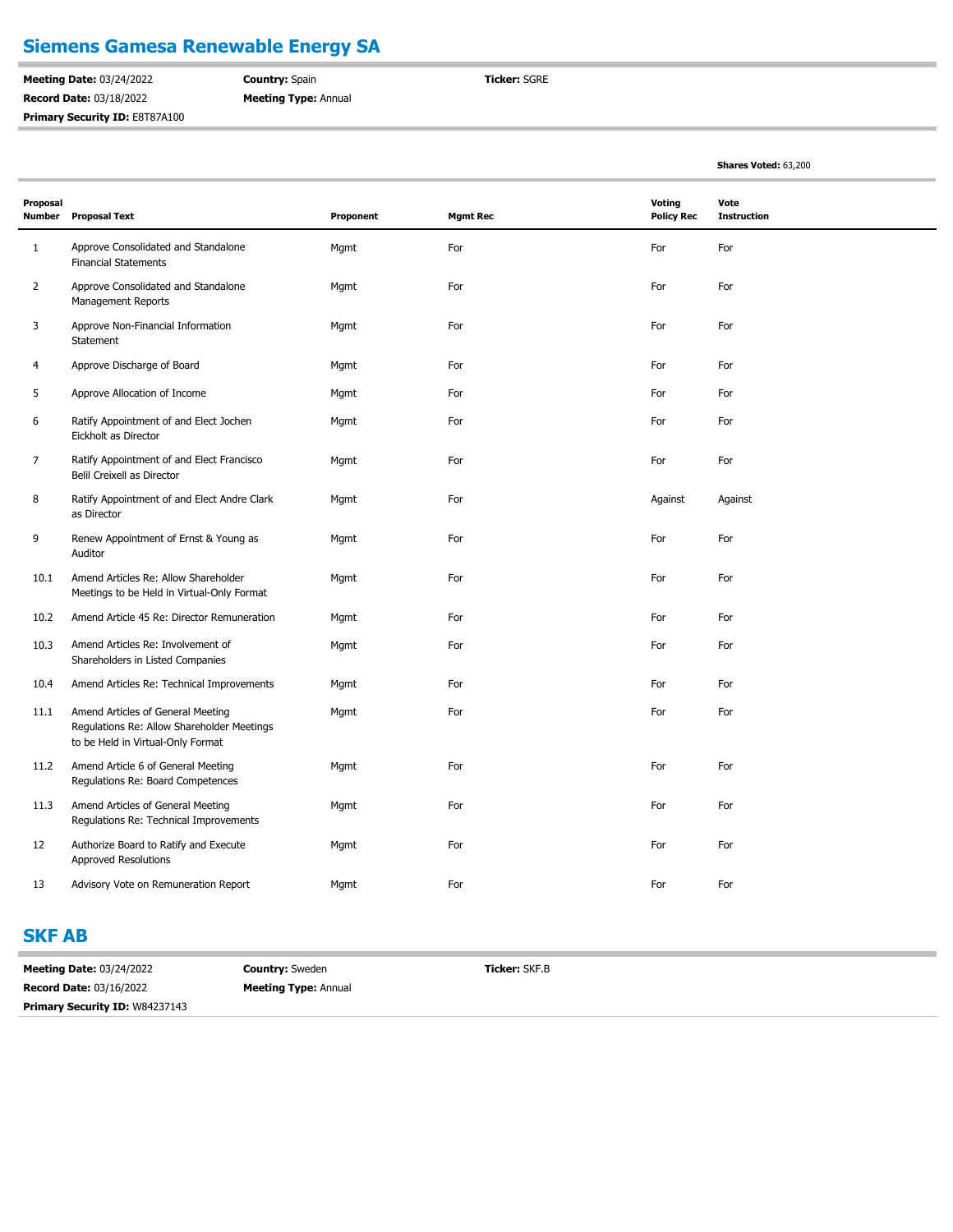## Siemens Gamesa Renewable Energy SA

**Meeting Date:** 03/24/2022
**Record Date:** 03/18/2022
**Primary Security ID:** E8T87A100
**Country:** Spain
**Meeting Type:** Annual
**Ticker:** SGRE

**Shares Voted:** 63,200

| Proposal Number | Proposal Text | Proponent | Mgmt Rec | Voting Policy Rec | Vote Instruction |
|---|---|---|---|---|---|
| 1 | Approve Consolidated and Standalone Financial Statements | Mgmt | For | For | For |
| 2 | Approve Consolidated and Standalone Management Reports | Mgmt | For | For | For |
| 3 | Approve Non-Financial Information Statement | Mgmt | For | For | For |
| 4 | Approve Discharge of Board | Mgmt | For | For | For |
| 5 | Approve Allocation of Income | Mgmt | For | For | For |
| 6 | Ratify Appointment of and Elect Jochen Eickholt as Director | Mgmt | For | For | For |
| 7 | Ratify Appointment of and Elect Francisco Belil Creixell as Director | Mgmt | For | For | For |
| 8 | Ratify Appointment of and Elect Andre Clark as Director | Mgmt | For | Against | Against |
| 9 | Renew Appointment of Ernst & Young as Auditor | Mgmt | For | For | For |
| 10.1 | Amend Articles Re: Allow Shareholder Meetings to be Held in Virtual-Only Format | Mgmt | For | For | For |
| 10.2 | Amend Article 45 Re: Director Remuneration | Mgmt | For | For | For |
| 10.3 | Amend Articles Re: Involvement of Shareholders in Listed Companies | Mgmt | For | For | For |
| 10.4 | Amend Articles Re: Technical Improvements | Mgmt | For | For | For |
| 11.1 | Amend Articles of General Meeting Regulations Re: Allow Shareholder Meetings to be Held in Virtual-Only Format | Mgmt | For | For | For |
| 11.2 | Amend Article 6 of General Meeting Regulations Re: Board Competences | Mgmt | For | For | For |
| 11.3 | Amend Articles of General Meeting Regulations Re: Technical Improvements | Mgmt | For | For | For |
| 12 | Authorize Board to Ratify and Execute Approved Resolutions | Mgmt | For | For | For |
| 13 | Advisory Vote on Remuneration Report | Mgmt | For | For | For |

## SKF AB

**Meeting Date:** 03/24/2022
**Record Date:** 03/16/2022
**Primary Security ID:** W84237143
**Country:** Sweden
**Meeting Type:** Annual
**Ticker:** SKF.B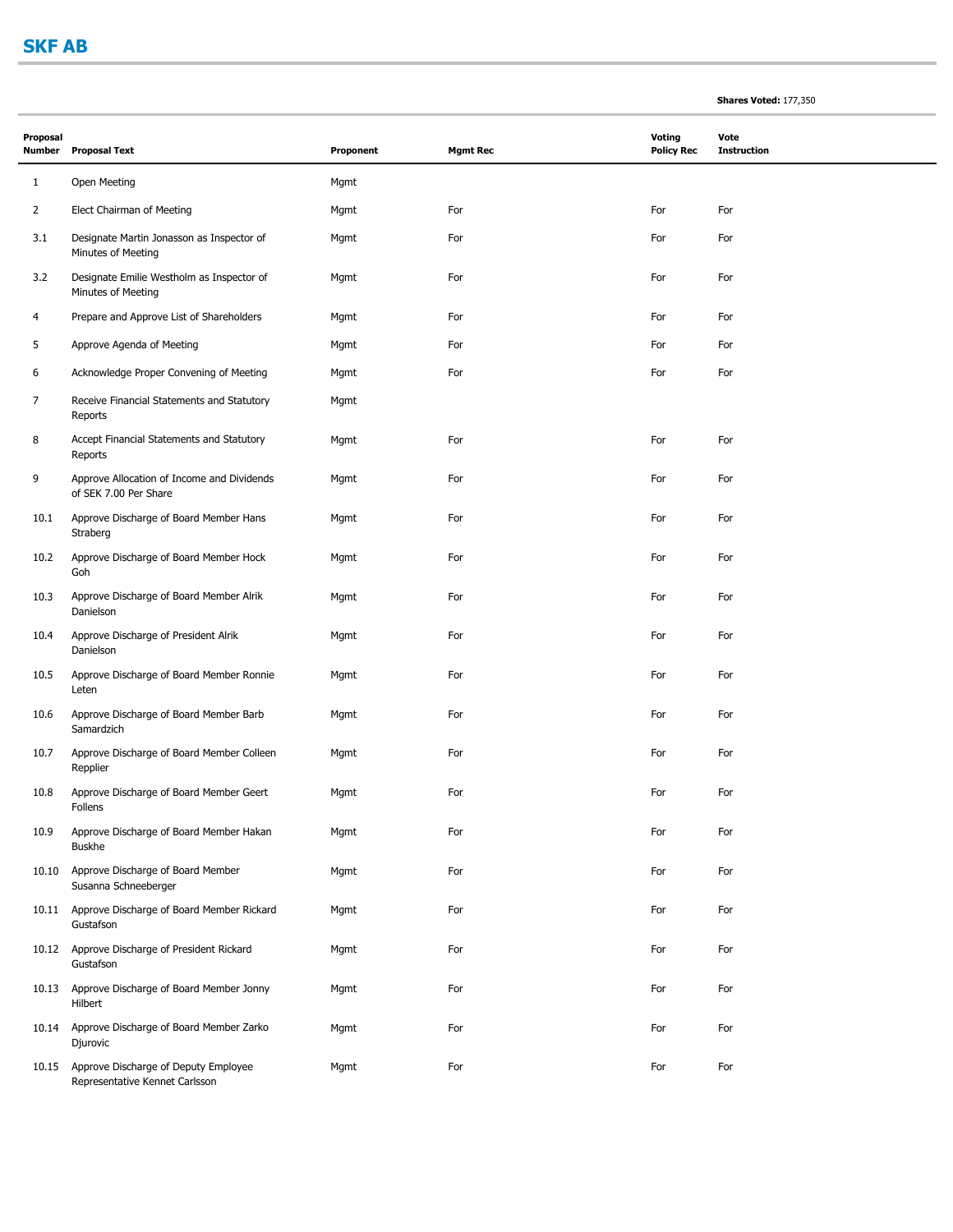## SKF AB

**Shares Voted:** 177,350

| Proposal Number | Proposal Text | Proponent | Mgmt Rec | Voting Policy Rec | Vote Instruction |
|---|---|---|---|---|---|
| 1 | Open Meeting | Mgmt | | | |
| 2 | Elect Chairman of Meeting | Mgmt | For | For | For |
| 3.1 | Designate Martin Jonasson as Inspector of Minutes of Meeting | Mgmt | For | For | For |
| 3.2 | Designate Emilie Westholm as Inspector of Minutes of Meeting | Mgmt | For | For | For |
| 4 | Prepare and Approve List of Shareholders | Mgmt | For | For | For |
| 5 | Approve Agenda of Meeting | Mgmt | For | For | For |
| 6 | Acknowledge Proper Convening of Meeting | Mgmt | For | For | For |
| 7 | Receive Financial Statements and Statutory Reports | Mgmt | | | |
| 8 | Accept Financial Statements and Statutory Reports | Mgmt | For | For | For |
| 9 | Approve Allocation of Income and Dividends of SEK 7.00 Per Share | Mgmt | For | For | For |
| 10.1 | Approve Discharge of Board Member Hans Straberg | Mgmt | For | For | For |
| 10.2 | Approve Discharge of Board Member Hock Goh | Mgmt | For | For | For |
| 10.3 | Approve Discharge of Board Member Alrik Danielson | Mgmt | For | For | For |
| 10.4 | Approve Discharge of President Alrik Danielson | Mgmt | For | For | For |
| 10.5 | Approve Discharge of Board Member Ronnie Leten | Mgmt | For | For | For |
| 10.6 | Approve Discharge of Board Member Barb Samardzich | Mgmt | For | For | For |
| 10.7 | Approve Discharge of Board Member Colleen Repplier | Mgmt | For | For | For |
| 10.8 | Approve Discharge of Board Member Geert Follens | Mgmt | For | For | For |
| 10.9 | Approve Discharge of Board Member Hakan Buskhe | Mgmt | For | For | For |
| 10.10 | Approve Discharge of Board Member Susanna Schneeberger | Mgmt | For | For | For |
| 10.11 | Approve Discharge of Board Member Rickard Gustafson | Mgmt | For | For | For |
| 10.12 | Approve Discharge of President Rickard Gustafson | Mgmt | For | For | For |
| 10.13 | Approve Discharge of Board Member Jonny Hilbert | Mgmt | For | For | For |
| 10.14 | Approve Discharge of Board Member Zarko Djurovic | Mgmt | For | For | For |
| 10.15 | Approve Discharge of Deputy Employee Representative Kennet Carlsson | Mgmt | For | For | For |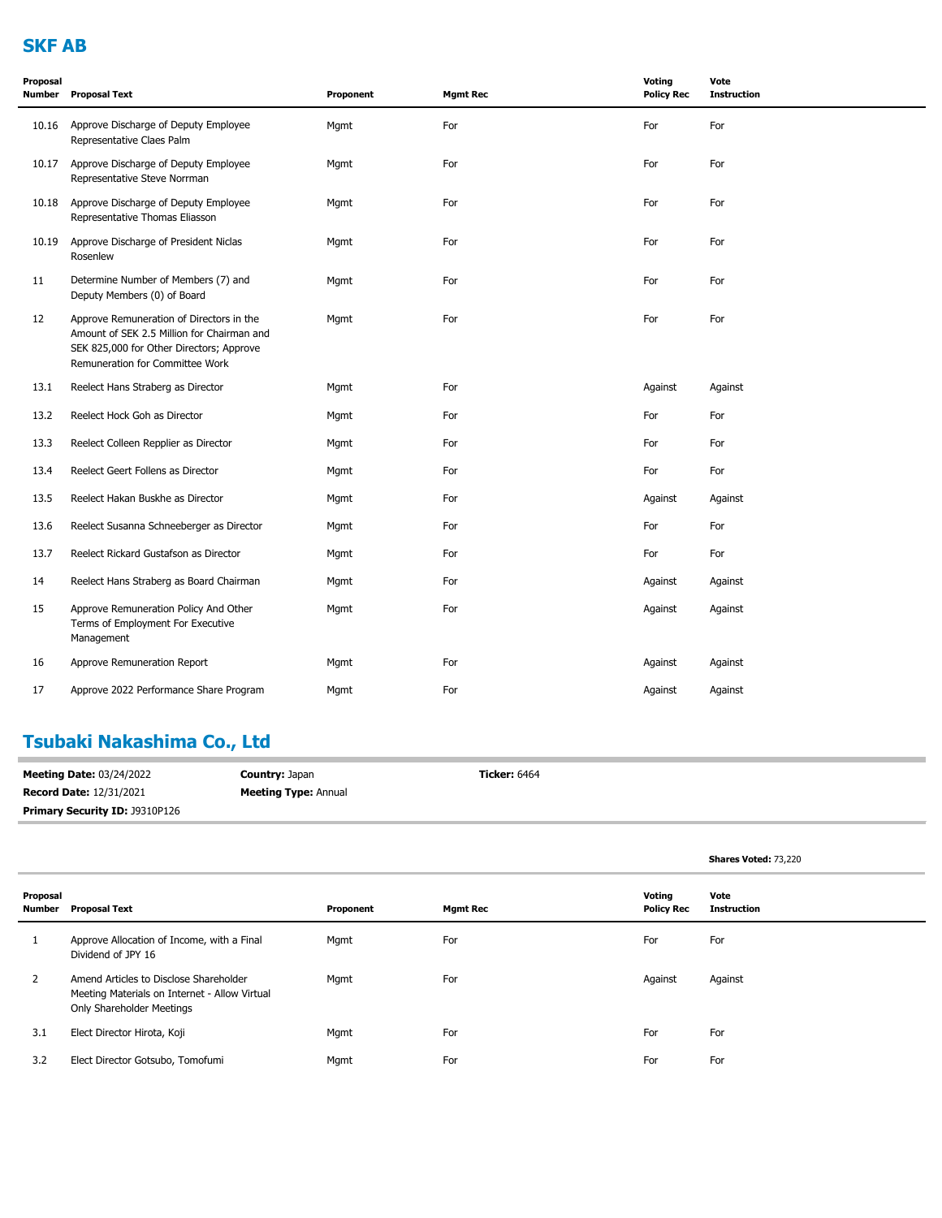## SKF AB

| Proposal Number | Proposal Text | Proponent | Mgmt Rec | Voting Policy Rec | Vote Instruction |
|---|---|---|---|---|---|
| 10.16 | Approve Discharge of Deputy Employee Representative Claes Palm | Mgmt | For | For | For |
| 10.17 | Approve Discharge of Deputy Employee Representative Steve Norrman | Mgmt | For | For | For |
| 10.18 | Approve Discharge of Deputy Employee Representative Thomas Eliasson | Mgmt | For | For | For |
| 10.19 | Approve Discharge of President Niclas Rosenlew | Mgmt | For | For | For |
| 11 | Determine Number of Members (7) and Deputy Members (0) of Board | Mgmt | For | For | For |
| 12 | Approve Remuneration of Directors in the Amount of SEK 2.5 Million for Chairman and SEK 825,000 for Other Directors; Approve Remuneration for Committee Work | Mgmt | For | For | For |
| 13.1 | Reelect Hans Straberg as Director | Mgmt | For | Against | Against |
| 13.2 | Reelect Hock Goh as Director | Mgmt | For | For | For |
| 13.3 | Reelect Colleen Repplier as Director | Mgmt | For | For | For |
| 13.4 | Reelect Geert Follens as Director | Mgmt | For | For | For |
| 13.5 | Reelect Hakan Buskhe as Director | Mgmt | For | Against | Against |
| 13.6 | Reelect Susanna Schneeberger as Director | Mgmt | For | For | For |
| 13.7 | Reelect Rickard Gustafson as Director | Mgmt | For | For | For |
| 14 | Reelect Hans Straberg as Board Chairman | Mgmt | For | Against | Against |
| 15 | Approve Remuneration Policy And Other Terms of Employment For Executive Management | Mgmt | For | Against | Against |
| 16 | Approve Remuneration Report | Mgmt | For | Against | Against |
| 17 | Approve 2022 Performance Share Program | Mgmt | For | Against | Against |

## Tsubaki Nakashima Co., Ltd

**Meeting Date:** 03/24/2022 | **Country:** Japan | **Ticker:** 6464

**Record Date:** 12/31/2021 | **Meeting Type:** Annual

**Primary Security ID:** J9310P126

**Shares Voted:** 73,220

| Proposal Number | Proposal Text | Proponent | Mgmt Rec | Voting Policy Rec | Vote Instruction |
|---|---|---|---|---|---|
| 1 | Approve Allocation of Income, with a Final Dividend of JPY 16 | Mgmt | For | For | For |
| 2 | Amend Articles to Disclose Shareholder Meeting Materials on Internet - Allow Virtual Only Shareholder Meetings | Mgmt | For | Against | Against |
| 3.1 | Elect Director Hirota, Koji | Mgmt | For | For | For |
| 3.2 | Elect Director Gotsubo, Tomofumi | Mgmt | For | For | For |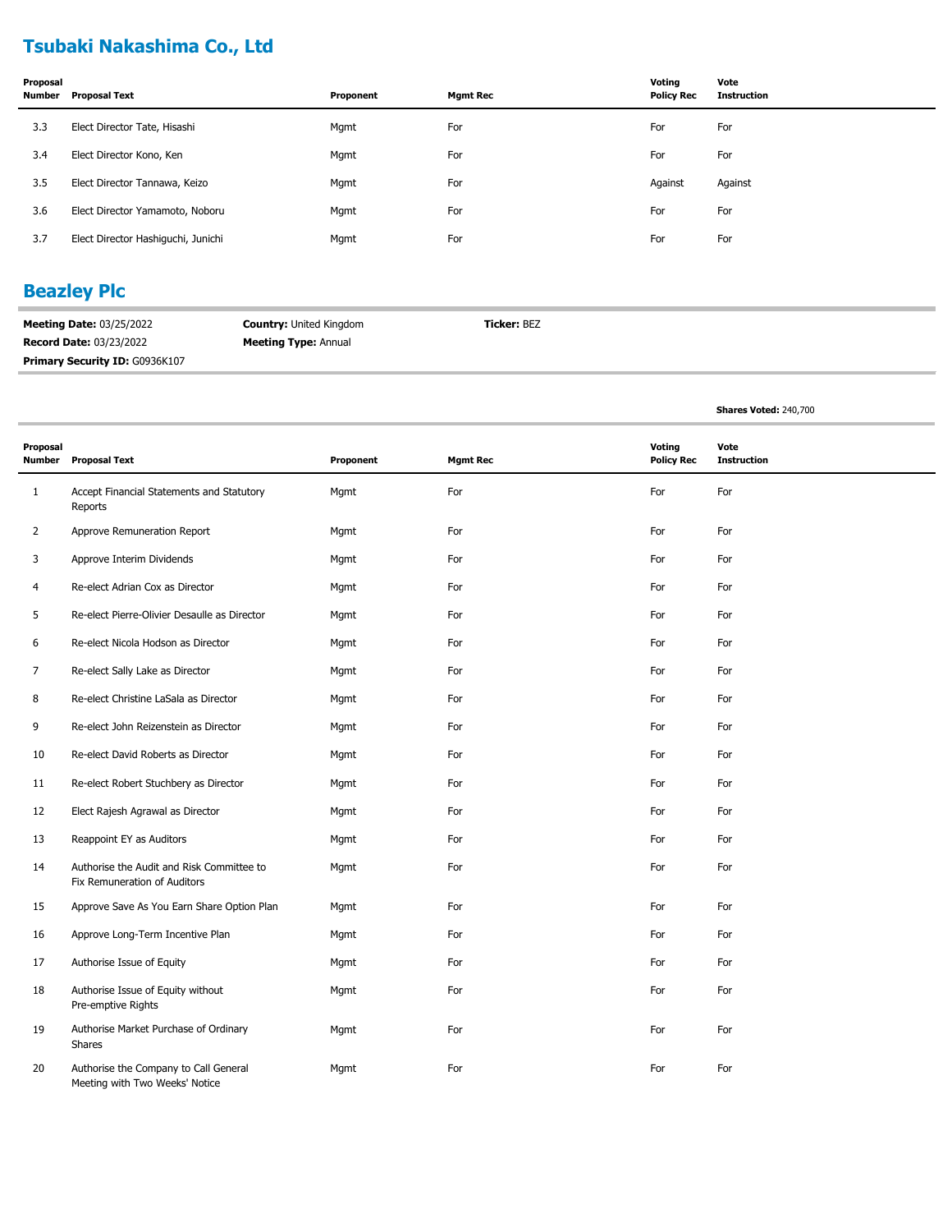## Tsubaki Nakashima Co., Ltd

| Proposal Number | Proposal Text | Proponent | Mgmt Rec | Voting Policy Rec | Vote Instruction |
|---|---|---|---|---|---|
| 3.3 | Elect Director Tate, Hisashi | Mgmt | For | For | For |
| 3.4 | Elect Director Kono, Ken | Mgmt | For | For | For |
| 3.5 | Elect Director Tannawa, Keizo | Mgmt | For | Against | Against |
| 3.6 | Elect Director Yamamoto, Noboru | Mgmt | For | For | For |
| 3.7 | Elect Director Hashiguchi, Junichi | Mgmt | For | For | For |

## Beazley Plc

**Meeting Date:** 03/25/2022 **Country:** United Kingdom **Ticker:** BEZ
**Record Date:** 03/23/2022 **Meeting Type:** Annual
**Primary Security ID:** G0936K107

**Shares Voted:** 240,700

| Proposal Number | Proposal Text | Proponent | Mgmt Rec | Voting Policy Rec | Vote Instruction |
|---|---|---|---|---|---|
| 1 | Accept Financial Statements and Statutory Reports | Mgmt | For | For | For |
| 2 | Approve Remuneration Report | Mgmt | For | For | For |
| 3 | Approve Interim Dividends | Mgmt | For | For | For |
| 4 | Re-elect Adrian Cox as Director | Mgmt | For | For | For |
| 5 | Re-elect Pierre-Olivier Desaulle as Director | Mgmt | For | For | For |
| 6 | Re-elect Nicola Hodson as Director | Mgmt | For | For | For |
| 7 | Re-elect Sally Lake as Director | Mgmt | For | For | For |
| 8 | Re-elect Christine LaSala as Director | Mgmt | For | For | For |
| 9 | Re-elect John Reizenstein as Director | Mgmt | For | For | For |
| 10 | Re-elect David Roberts as Director | Mgmt | For | For | For |
| 11 | Re-elect Robert Stuchbery as Director | Mgmt | For | For | For |
| 12 | Elect Rajesh Agrawal as Director | Mgmt | For | For | For |
| 13 | Reappoint EY as Auditors | Mgmt | For | For | For |
| 14 | Authorise the Audit and Risk Committee to Fix Remuneration of Auditors | Mgmt | For | For | For |
| 15 | Approve Save As You Earn Share Option Plan | Mgmt | For | For | For |
| 16 | Approve Long-Term Incentive Plan | Mgmt | For | For | For |
| 17 | Authorise Issue of Equity | Mgmt | For | For | For |
| 18 | Authorise Issue of Equity without Pre-emptive Rights | Mgmt | For | For | For |
| 19 | Authorise Market Purchase of Ordinary Shares | Mgmt | For | For | For |
| 20 | Authorise the Company to Call General Meeting with Two Weeks' Notice | Mgmt | For | For | For |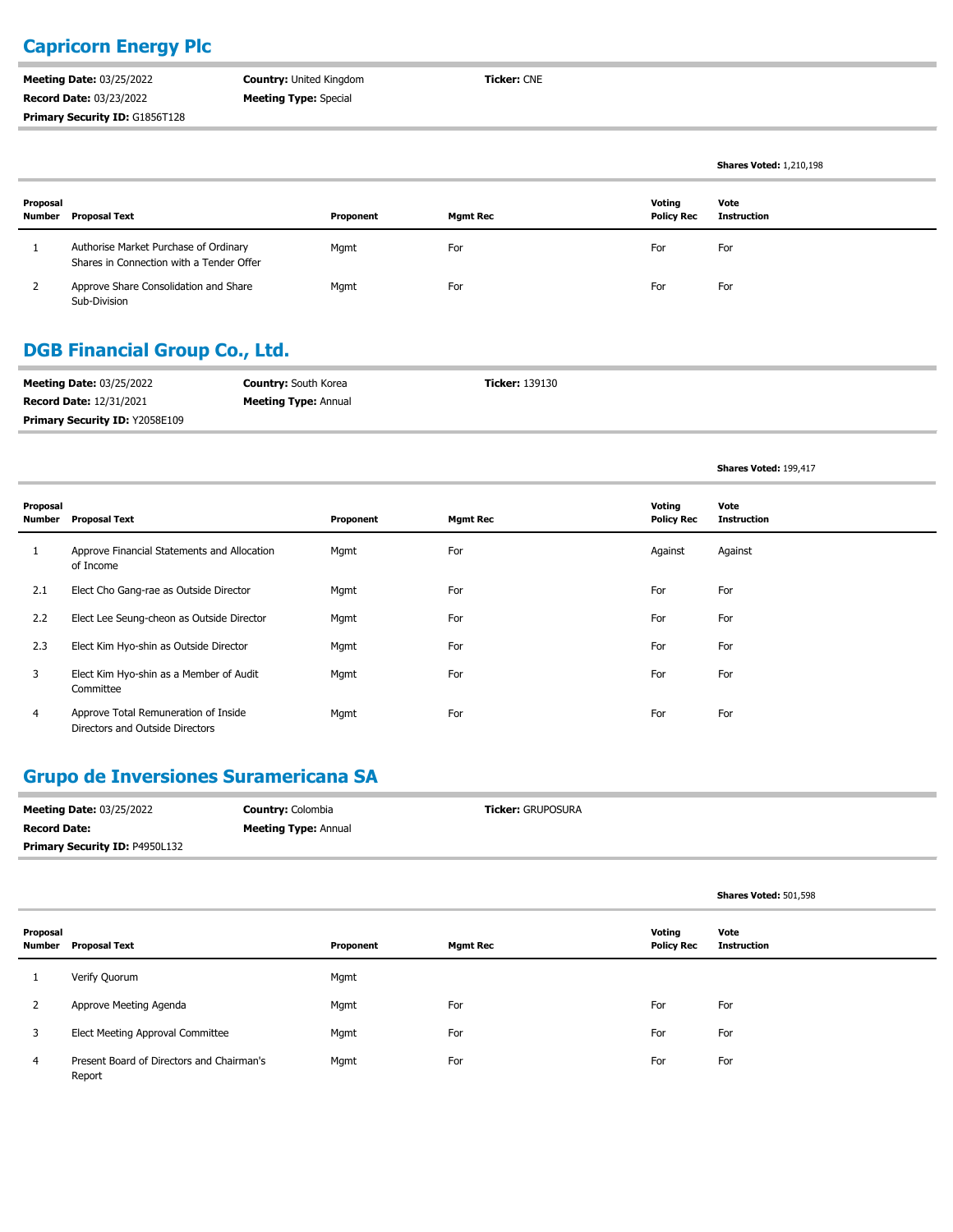## Capricorn Energy Plc

**Meeting Date:** 03/25/2022 **Country:** United Kingdom **Ticker:** CNE
**Record Date:** 03/23/2022 **Meeting Type:** Special
**Primary Security ID:** G1856T128

**Shares Voted:** 1,210,198

| Proposal Number | Proposal Text | Proponent | Mgmt Rec | Voting Policy Rec | Vote Instruction |
|---|---|---|---|---|---|
| 1 | Authorise Market Purchase of Ordinary Shares in Connection with a Tender Offer | Mgmt | For | For | For |
| 2 | Approve Share Consolidation and Share Sub-Division | Mgmt | For | For | For |

## DGB Financial Group Co., Ltd.

**Meeting Date:** 03/25/2022 **Country:** South Korea **Ticker:** 139130
**Record Date:** 12/31/2021 **Meeting Type:** Annual
**Primary Security ID:** Y2058E109

**Shares Voted:** 199,417

| Proposal Number | Proposal Text | Proponent | Mgmt Rec | Voting Policy Rec | Vote Instruction |
|---|---|---|---|---|---|
| 1 | Approve Financial Statements and Allocation of Income | Mgmt | For | Against | Against |
| 2.1 | Elect Cho Gang-rae as Outside Director | Mgmt | For | For | For |
| 2.2 | Elect Lee Seung-cheon as Outside Director | Mgmt | For | For | For |
| 2.3 | Elect Kim Hyo-shin as Outside Director | Mgmt | For | For | For |
| 3 | Elect Kim Hyo-shin as a Member of Audit Committee | Mgmt | For | For | For |
| 4 | Approve Total Remuneration of Inside Directors and Outside Directors | Mgmt | For | For | For |

## Grupo de Inversiones Suramericana SA

**Meeting Date:** 03/25/2022 **Country:** Colombia **Ticker:** GRUPOSURA
**Record Date:** **Meeting Type:** Annual
**Primary Security ID:** P4950L132

**Shares Voted:** 501,598

| Proposal Number | Proposal Text | Proponent | Mgmt Rec | Voting Policy Rec | Vote Instruction |
|---|---|---|---|---|---|
| 1 | Verify Quorum | Mgmt | | | |
| 2 | Approve Meeting Agenda | Mgmt | For | For | For |
| 3 | Elect Meeting Approval Committee | Mgmt | For | For | For |
| 4 | Present Board of Directors and Chairman's Report | Mgmt | For | For | For |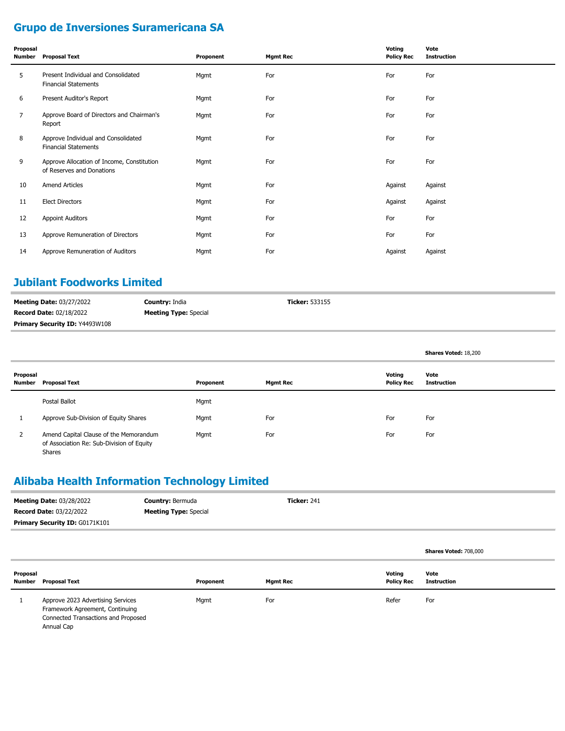## Grupo de Inversiones Suramericana SA

| Proposal Number | Proposal Text | Proponent | Mgmt Rec | Voting Policy Rec | Vote Instruction |
|---|---|---|---|---|---|
| 5 | Present Individual and Consolidated Financial Statements | Mgmt | For | For | For |
| 6 | Present Auditor's Report | Mgmt | For | For | For |
| 7 | Approve Board of Directors and Chairman's Report | Mgmt | For | For | For |
| 8 | Approve Individual and Consolidated Financial Statements | Mgmt | For | For | For |
| 9 | Approve Allocation of Income, Constitution of Reserves and Donations | Mgmt | For | For | For |
| 10 | Amend Articles | Mgmt | For | Against | Against |
| 11 | Elect Directors | Mgmt | For | Against | Against |
| 12 | Appoint Auditors | Mgmt | For | For | For |
| 13 | Approve Remuneration of Directors | Mgmt | For | For | For |
| 14 | Approve Remuneration of Auditors | Mgmt | For | Against | Against |

## Jubilant Foodworks Limited

**Meeting Date:** 03/27/2022 **Country:** India **Ticker:** 533155
**Record Date:** 02/18/2022 **Meeting Type:** Special
**Primary Security ID:** Y4493W108

**Shares Voted:** 18,200

| Proposal Number | Proposal Text | Proponent | Mgmt Rec | Voting Policy Rec | Vote Instruction |
|---|---|---|---|---|---|
| | Postal Ballot | Mgmt | | | |
| 1 | Approve Sub-Division of Equity Shares | Mgmt | For | For | For |
| 2 | Amend Capital Clause of the Memorandum of Association Re: Sub-Division of Equity Shares | Mgmt | For | For | For |

## Alibaba Health Information Technology Limited

**Meeting Date:** 03/28/2022 **Country:** Bermuda **Ticker:** 241
**Record Date:** 03/22/2022 **Meeting Type:** Special
**Primary Security ID:** G0171K101

**Shares Voted:** 708,000

| Proposal Number | Proposal Text | Proponent | Mgmt Rec | Voting Policy Rec | Vote Instruction |
|---|---|---|---|---|---|
| 1 | Approve 2023 Advertising Services Framework Agreement, Continuing Connected Transactions and Proposed Annual Cap | Mgmt | For | Refer | For |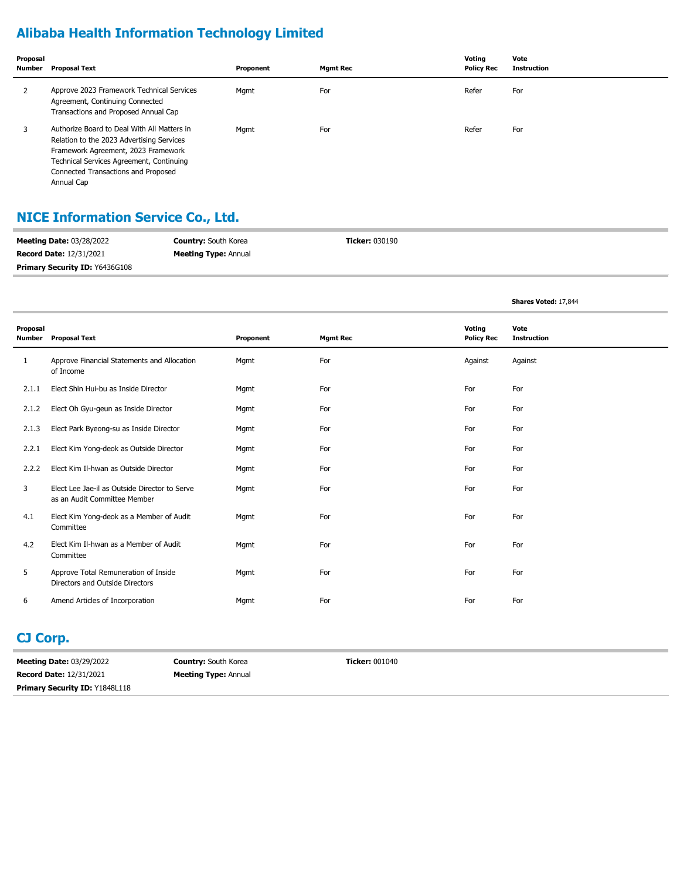## Alibaba Health Information Technology Limited

| Proposal Number | Proposal Text | Proponent | Mgmt Rec | Voting Policy Rec | Vote Instruction |
|---|---|---|---|---|---|
| 2 | Approve 2023 Framework Technical Services Agreement, Continuing Connected Transactions and Proposed Annual Cap | Mgmt | For | Refer | For |
| 3 | Authorize Board to Deal With All Matters in Relation to the 2023 Advertising Services Framework Agreement, 2023 Framework Technical Services Agreement, Continuing Connected Transactions and Proposed Annual Cap | Mgmt | For | Refer | For |

## NICE Information Service Co., Ltd.

**Meeting Date:** 03/28/2022 **Country:** South Korea **Ticker:** 030190
**Record Date:** 12/31/2021 **Meeting Type:** Annual
**Primary Security ID:** Y6436G108

**Shares Voted:** 17,844

| Proposal Number | Proposal Text | Proponent | Mgmt Rec | Voting Policy Rec | Vote Instruction |
|---|---|---|---|---|---|
| 1 | Approve Financial Statements and Allocation of Income | Mgmt | For | Against | Against |
| 2.1.1 | Elect Shin Hui-bu as Inside Director | Mgmt | For | For | For |
| 2.1.2 | Elect Oh Gyu-geun as Inside Director | Mgmt | For | For | For |
| 2.1.3 | Elect Park Byeong-su as Inside Director | Mgmt | For | For | For |
| 2.2.1 | Elect Kim Yong-deok as Outside Director | Mgmt | For | For | For |
| 2.2.2 | Elect Kim Il-hwan as Outside Director | Mgmt | For | For | For |
| 3 | Elect Lee Jae-il as Outside Director to Serve as an Audit Committee Member | Mgmt | For | For | For |
| 4.1 | Elect Kim Yong-deok as a Member of Audit Committee | Mgmt | For | For | For |
| 4.2 | Elect Kim Il-hwan as a Member of Audit Committee | Mgmt | For | For | For |
| 5 | Approve Total Remuneration of Inside Directors and Outside Directors | Mgmt | For | For | For |
| 6 | Amend Articles of Incorporation | Mgmt | For | For | For |

## CJ Corp.

**Meeting Date:** 03/29/2022 **Country:** South Korea **Ticker:** 001040
**Record Date:** 12/31/2021 **Meeting Type:** Annual
**Primary Security ID:** Y1848L118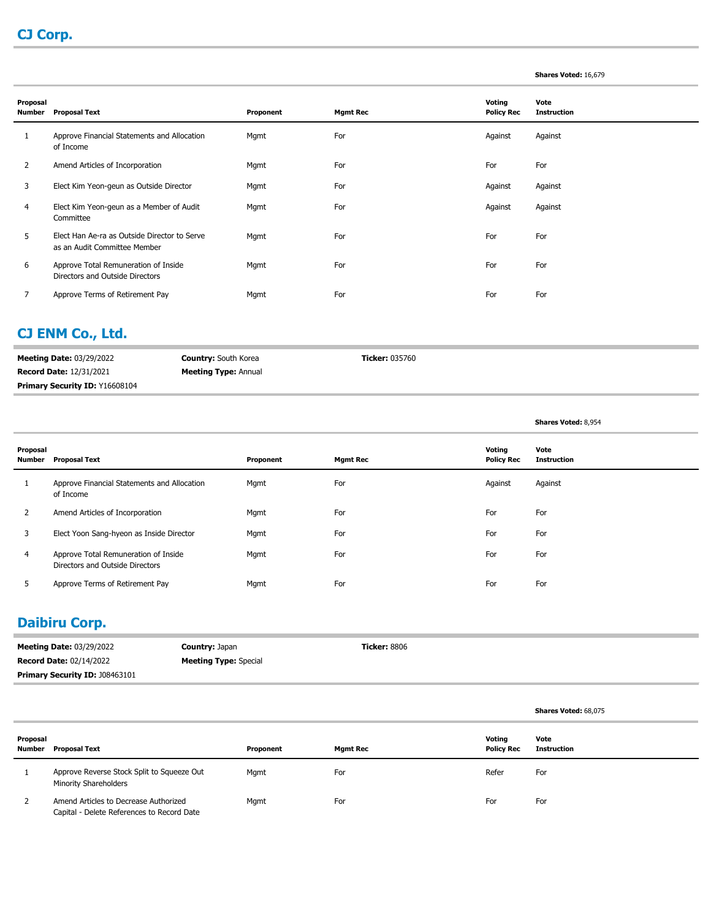## CJ Corp.

**Shares Voted:** 16,679

| Proposal Number | Proposal Text | Proponent | Mgmt Rec | Voting Policy Rec | Vote Instruction |
|---|---|---|---|---|---|
| 1 | Approve Financial Statements and Allocation of Income | Mgmt | For | Against | Against |
| 2 | Amend Articles of Incorporation | Mgmt | For | For | For |
| 3 | Elect Kim Yeon-geun as Outside Director | Mgmt | For | Against | Against |
| 4 | Elect Kim Yeon-geun as a Member of Audit Committee | Mgmt | For | Against | Against |
| 5 | Elect Han Ae-ra as Outside Director to Serve as an Audit Committee Member | Mgmt | For | For | For |
| 6 | Approve Total Remuneration of Inside Directors and Outside Directors | Mgmt | For | For | For |
| 7 | Approve Terms of Retirement Pay | Mgmt | For | For | For |

## CJ ENM Co., Ltd.

**Meeting Date:** 03/29/2022 **Country:** South Korea **Ticker:** 035760
**Record Date:** 12/31/2021 **Meeting Type:** Annual
**Primary Security ID:** Y16608104

**Shares Voted:** 8,954

| Proposal Number | Proposal Text | Proponent | Mgmt Rec | Voting Policy Rec | Vote Instruction |
|---|---|---|---|---|---|
| 1 | Approve Financial Statements and Allocation of Income | Mgmt | For | Against | Against |
| 2 | Amend Articles of Incorporation | Mgmt | For | For | For |
| 3 | Elect Yoon Sang-hyeon as Inside Director | Mgmt | For | For | For |
| 4 | Approve Total Remuneration of Inside Directors and Outside Directors | Mgmt | For | For | For |
| 5 | Approve Terms of Retirement Pay | Mgmt | For | For | For |

## Daibiru Corp.

**Meeting Date:** 03/29/2022 **Country:** Japan **Ticker:** 8806
**Record Date:** 02/14/2022 **Meeting Type:** Special
**Primary Security ID:** J08463101

**Shares Voted:** 68,075

| Proposal Number | Proposal Text | Proponent | Mgmt Rec | Voting Policy Rec | Vote Instruction |
|---|---|---|---|---|---|
| 1 | Approve Reverse Stock Split to Squeeze Out Minority Shareholders | Mgmt | For | Refer | For |
| 2 | Amend Articles to Decrease Authorized Capital - Delete References to Record Date | Mgmt | For | For | For |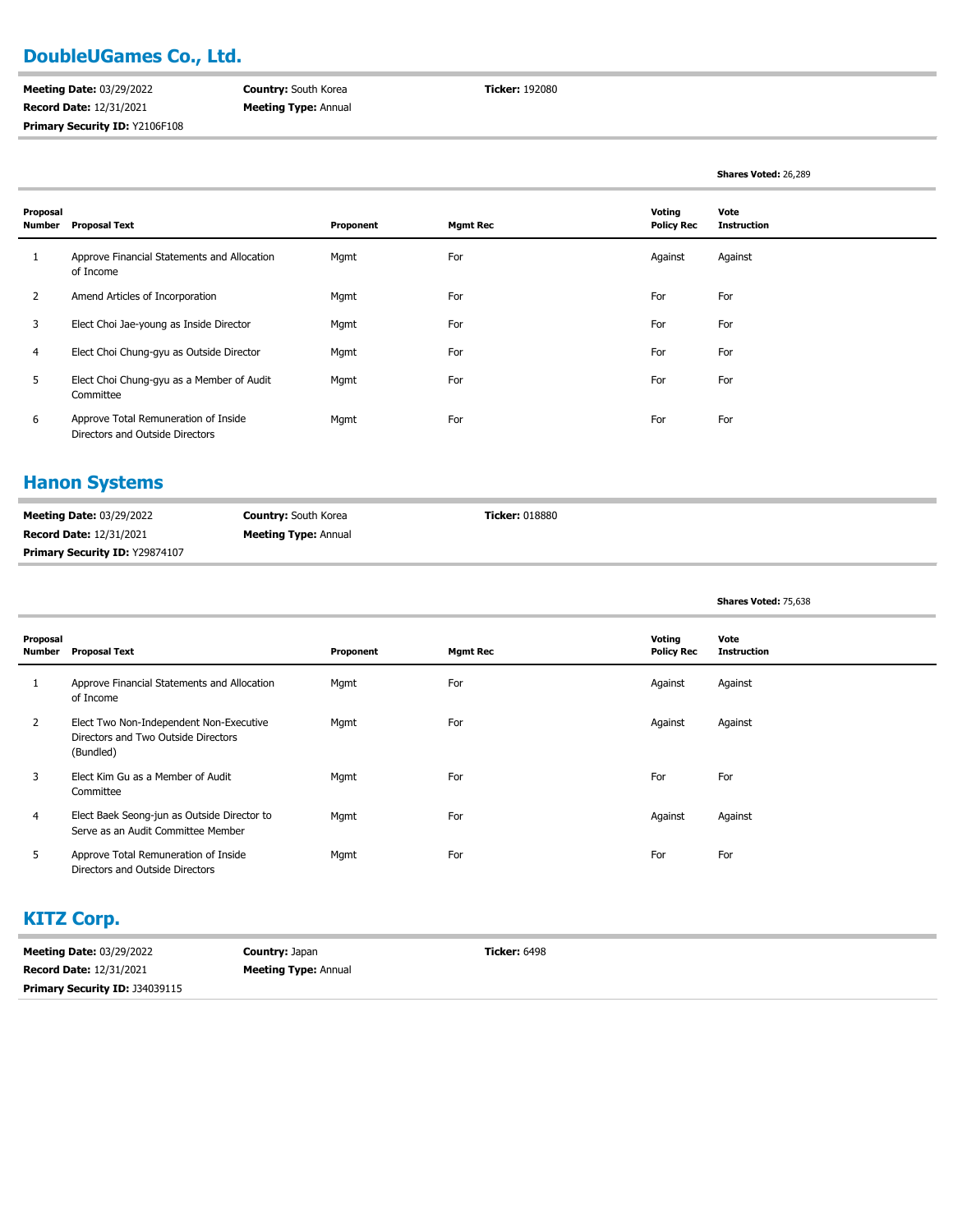## DoubleUGames Co., Ltd.

**Meeting Date:** 03/29/2022 **Country:** South Korea **Ticker:** 192080
**Record Date:** 12/31/2021 **Meeting Type:** Annual
**Primary Security ID:** Y2106F108

**Shares Voted:** 26,289

| Proposal Number | Proposal Text | Proponent | Mgmt Rec | Voting Policy Rec | Vote Instruction |
|---|---|---|---|---|---|
| 1 | Approve Financial Statements and Allocation of Income | Mgmt | For | Against | Against |
| 2 | Amend Articles of Incorporation | Mgmt | For | For | For |
| 3 | Elect Choi Jae-young as Inside Director | Mgmt | For | For | For |
| 4 | Elect Choi Chung-gyu as Outside Director | Mgmt | For | For | For |
| 5 | Elect Choi Chung-gyu as a Member of Audit Committee | Mgmt | For | For | For |
| 6 | Approve Total Remuneration of Inside Directors and Outside Directors | Mgmt | For | For | For |

## Hanon Systems

**Meeting Date:** 03/29/2022 **Country:** South Korea **Ticker:** 018880
**Record Date:** 12/31/2021 **Meeting Type:** Annual
**Primary Security ID:** Y29874107

**Shares Voted:** 75,638

| Proposal Number | Proposal Text | Proponent | Mgmt Rec | Voting Policy Rec | Vote Instruction |
|---|---|---|---|---|---|
| 1 | Approve Financial Statements and Allocation of Income | Mgmt | For | Against | Against |
| 2 | Elect Two Non-Independent Non-Executive Directors and Two Outside Directors (Bundled) | Mgmt | For | Against | Against |
| 3 | Elect Kim Gu as a Member of Audit Committee | Mgmt | For | For | For |
| 4 | Elect Baek Seong-jun as Outside Director to Serve as an Audit Committee Member | Mgmt | For | Against | Against |
| 5 | Approve Total Remuneration of Inside Directors and Outside Directors | Mgmt | For | For | For |

## KITZ Corp.

**Meeting Date:** 03/29/2022 **Country:** Japan **Ticker:** 6498
**Record Date:** 12/31/2021 **Meeting Type:** Annual
**Primary Security ID:** J34039115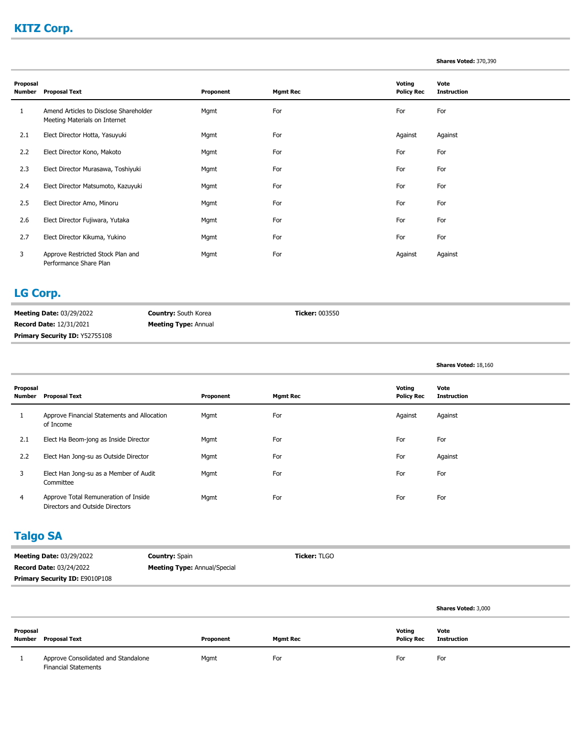## KITZ Corp.

**Shares Voted:** 370,390

| Proposal Number | Proposal Text | Proponent | Mgmt Rec | Voting Policy Rec | Vote Instruction |
|---|---|---|---|---|---|
| 1 | Amend Articles to Disclose Shareholder Meeting Materials on Internet | Mgmt | For | For | For |
| 2.1 | Elect Director Hotta, Yasuyuki | Mgmt | For | Against | Against |
| 2.2 | Elect Director Kono, Makoto | Mgmt | For | For | For |
| 2.3 | Elect Director Murasawa, Toshiyuki | Mgmt | For | For | For |
| 2.4 | Elect Director Matsumoto, Kazuyuki | Mgmt | For | For | For |
| 2.5 | Elect Director Amo, Minoru | Mgmt | For | For | For |
| 2.6 | Elect Director Fujiwara, Yutaka | Mgmt | For | For | For |
| 2.7 | Elect Director Kikuma, Yukino | Mgmt | For | For | For |
| 3 | Approve Restricted Stock Plan and Performance Share Plan | Mgmt | For | Against | Against |

## LG Corp.

**Meeting Date:** 03/29/2022 **Country:** South Korea **Ticker:** 003550
**Record Date:** 12/31/2021 **Meeting Type:** Annual
**Primary Security ID:** Y52755108

**Shares Voted:** 18,160

| Proposal Number | Proposal Text | Proponent | Mgmt Rec | Voting Policy Rec | Vote Instruction |
|---|---|---|---|---|---|
| 1 | Approve Financial Statements and Allocation of Income | Mgmt | For | Against | Against |
| 2.1 | Elect Ha Beom-jong as Inside Director | Mgmt | For | For | For |
| 2.2 | Elect Han Jong-su as Outside Director | Mgmt | For | For | Against |
| 3 | Elect Han Jong-su as a Member of Audit Committee | Mgmt | For | For | For |
| 4 | Approve Total Remuneration of Inside Directors and Outside Directors | Mgmt | For | For | For |

## Talgo SA

**Meeting Date:** 03/29/2022 **Country:** Spain **Ticker:** TLGO
**Record Date:** 03/24/2022 **Meeting Type:** Annual/Special
**Primary Security ID:** E9010P108

**Shares Voted:** 3,000

| Proposal Number | Proposal Text | Proponent | Mgmt Rec | Voting Policy Rec | Vote Instruction |
|---|---|---|---|---|---|
| 1 | Approve Consolidated and Standalone Financial Statements | Mgmt | For | For | For |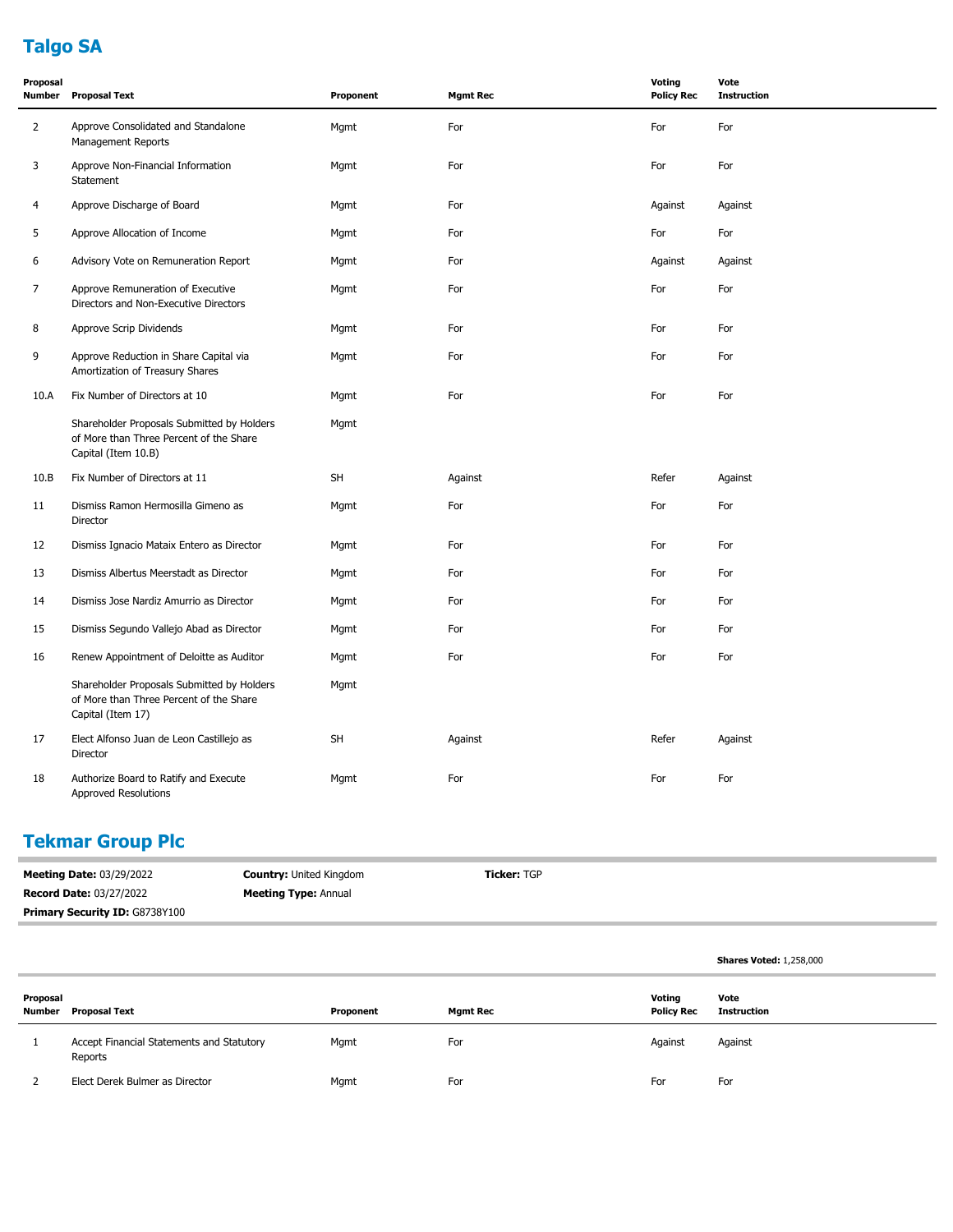## Talgo SA

| Proposal Number | Proposal Text | Proponent | Mgmt Rec | Voting Policy Rec | Vote Instruction |
|---|---|---|---|---|---|
| 2 | Approve Consolidated and Standalone Management Reports | Mgmt | For | For | For |
| 3 | Approve Non-Financial Information Statement | Mgmt | For | For | For |
| 4 | Approve Discharge of Board | Mgmt | For | Against | Against |
| 5 | Approve Allocation of Income | Mgmt | For | For | For |
| 6 | Advisory Vote on Remuneration Report | Mgmt | For | Against | Against |
| 7 | Approve Remuneration of Executive Directors and Non-Executive Directors | Mgmt | For | For | For |
| 8 | Approve Scrip Dividends | Mgmt | For | For | For |
| 9 | Approve Reduction in Share Capital via Amortization of Treasury Shares | Mgmt | For | For | For |
| 10.A | Fix Number of Directors at 10 | Mgmt | For | For | For |
| | Shareholder Proposals Submitted by Holders of More than Three Percent of the Share Capital (Item 10.B) | Mgmt | | | |
| 10.B | Fix Number of Directors at 11 | SH | Against | Refer | Against |
| 11 | Dismiss Ramon Hermosilla Gimeno as Director | Mgmt | For | For | For |
| 12 | Dismiss Ignacio Mataix Entero as Director | Mgmt | For | For | For |
| 13 | Dismiss Albertus Meerstadt as Director | Mgmt | For | For | For |
| 14 | Dismiss Jose Nardiz Amurrio as Director | Mgmt | For | For | For |
| 15 | Dismiss Segundo Vallejo Abad as Director | Mgmt | For | For | For |
| 16 | Renew Appointment of Deloitte as Auditor | Mgmt | For | For | For |
| | Shareholder Proposals Submitted by Holders of More than Three Percent of the Share Capital (Item 17) | Mgmt | | | |
| 17 | Elect Alfonso Juan de Leon Castillejo as Director | SH | Against | Refer | Against |
| 18 | Authorize Board to Ratify and Execute Approved Resolutions | Mgmt | For | For | For |

## Tekmar Group Plc

**Meeting Date:** 03/29/2022 | **Country:** United Kingdom | **Ticker:** TGP

**Record Date:** 03/27/2022 | **Meeting Type:** Annual

**Primary Security ID:** G8738Y100

**Shares Voted:** 1,258,000

| Proposal Number | Proposal Text | Proponent | Mgmt Rec | Voting Policy Rec | Vote Instruction |
|---|---|---|---|---|---|
| 1 | Accept Financial Statements and Statutory Reports | Mgmt | For | Against | Against |
| 2 | Elect Derek Bulmer as Director | Mgmt | For | For | For |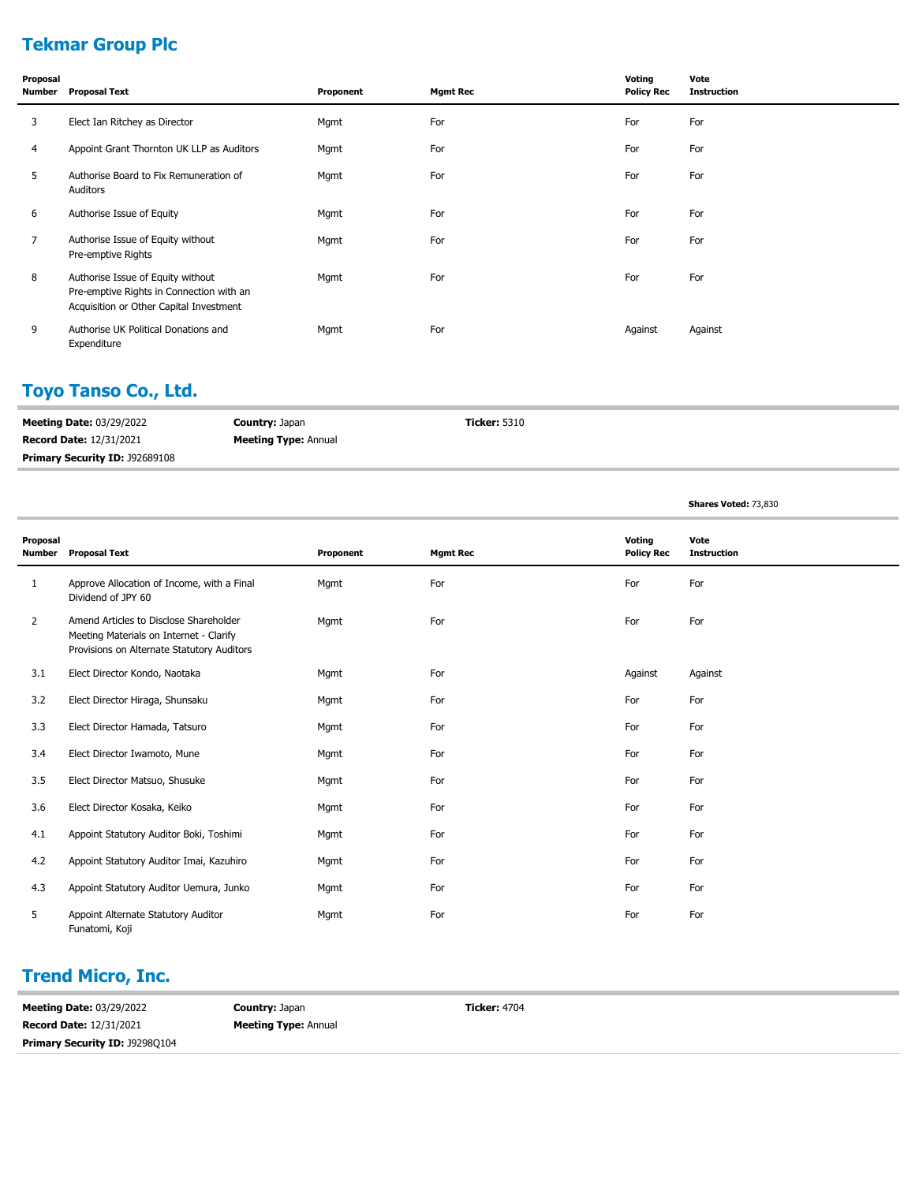## Tekmar Group Plc

| Proposal Number | Proposal Text | Proponent | Mgmt Rec | Voting Policy Rec | Vote Instruction |
|---|---|---|---|---|---|
| 3 | Elect Ian Ritchey as Director | Mgmt | For | For | For |
| 4 | Appoint Grant Thornton UK LLP as Auditors | Mgmt | For | For | For |
| 5 | Authorise Board to Fix Remuneration of Auditors | Mgmt | For | For | For |
| 6 | Authorise Issue of Equity | Mgmt | For | For | For |
| 7 | Authorise Issue of Equity without Pre-emptive Rights | Mgmt | For | For | For |
| 8 | Authorise Issue of Equity without Pre-emptive Rights in Connection with an Acquisition or Other Capital Investment | Mgmt | For | For | For |
| 9 | Authorise UK Political Donations and Expenditure | Mgmt | For | Against | Against |

## Toyo Tanso Co., Ltd.

**Meeting Date:** 03/29/2022 **Country:** Japan **Ticker:** 5310
**Record Date:** 12/31/2021 **Meeting Type:** Annual
**Primary Security ID:** J92689108

**Shares Voted:** 73,830

| Proposal Number | Proposal Text | Proponent | Mgmt Rec | Voting Policy Rec | Vote Instruction |
|---|---|---|---|---|---|
| 1 | Approve Allocation of Income, with a Final Dividend of JPY 60 | Mgmt | For | For | For |
| 2 | Amend Articles to Disclose Shareholder Meeting Materials on Internet - Clarify Provisions on Alternate Statutory Auditors | Mgmt | For | For | For |
| 3.1 | Elect Director Kondo, Naotaka | Mgmt | For | Against | Against |
| 3.2 | Elect Director Hiraga, Shunsaku | Mgmt | For | For | For |
| 3.3 | Elect Director Hamada, Tatsuro | Mgmt | For | For | For |
| 3.4 | Elect Director Iwamoto, Mune | Mgmt | For | For | For |
| 3.5 | Elect Director Matsuo, Shusuke | Mgmt | For | For | For |
| 3.6 | Elect Director Kosaka, Keiko | Mgmt | For | For | For |
| 4.1 | Appoint Statutory Auditor Boki, Toshimi | Mgmt | For | For | For |
| 4.2 | Appoint Statutory Auditor Imai, Kazuhiro | Mgmt | For | For | For |
| 4.3 | Appoint Statutory Auditor Uemura, Junko | Mgmt | For | For | For |
| 5 | Appoint Alternate Statutory Auditor Funatomi, Koji | Mgmt | For | For | For |

## Trend Micro, Inc.

**Meeting Date:** 03/29/2022 **Country:** Japan **Ticker:** 4704
**Record Date:** 12/31/2021 **Meeting Type:** Annual
**Primary Security ID:** J9298Q104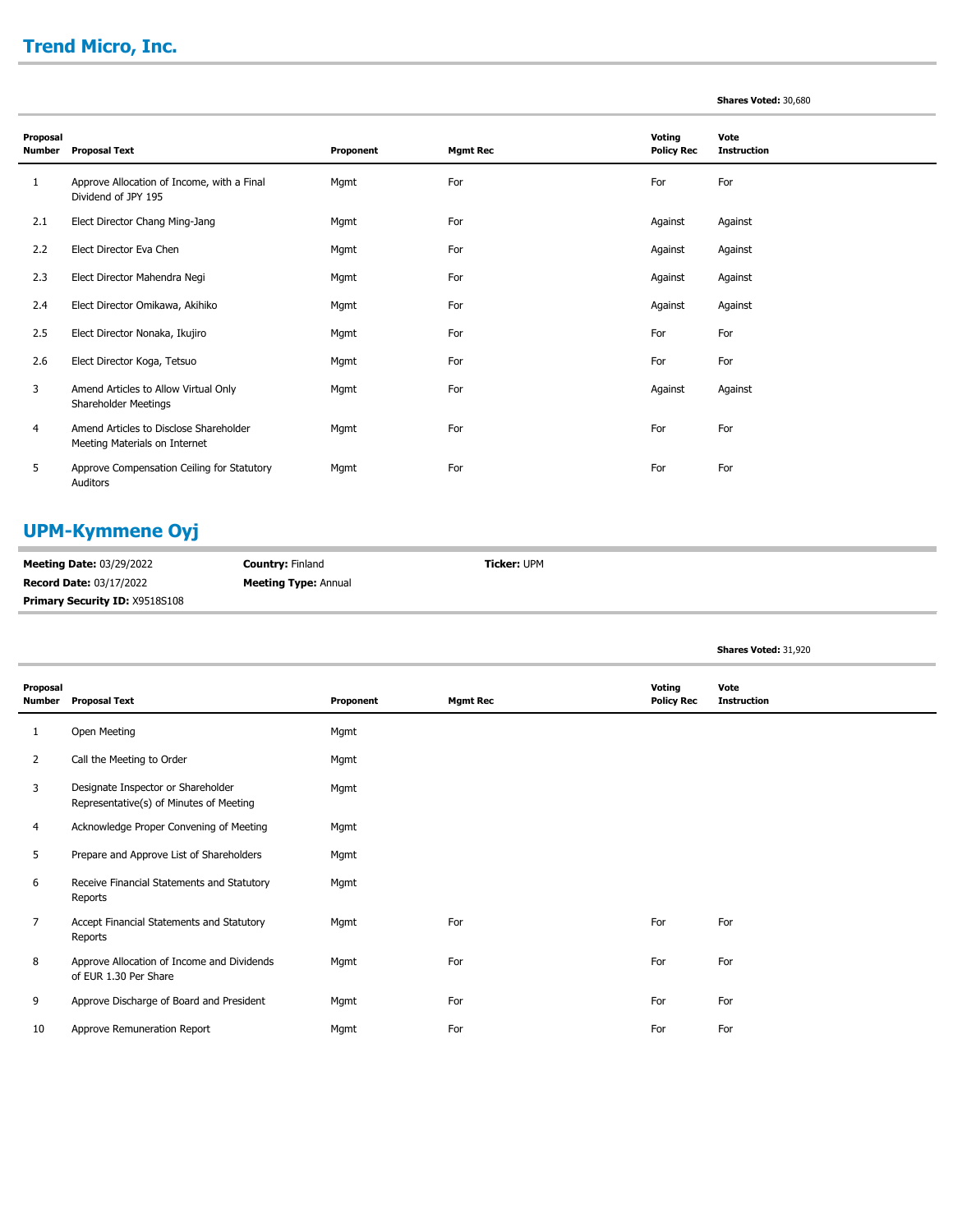## Trend Micro, Inc.

**Shares Voted:** 30,680

| Proposal Number | Proposal Text | Proponent | Mgmt Rec | Voting Policy Rec | Vote Instruction |
|---|---|---|---|---|---|
| 1 | Approve Allocation of Income, with a Final Dividend of JPY 195 | Mgmt | For | For | For |
| 2.1 | Elect Director Chang Ming-Jang | Mgmt | For | Against | Against |
| 2.2 | Elect Director Eva Chen | Mgmt | For | Against | Against |
| 2.3 | Elect Director Mahendra Negi | Mgmt | For | Against | Against |
| 2.4 | Elect Director Omikawa, Akihiko | Mgmt | For | Against | Against |
| 2.5 | Elect Director Nonaka, Ikujiro | Mgmt | For | For | For |
| 2.6 | Elect Director Koga, Tetsuo | Mgmt | For | For | For |
| 3 | Amend Articles to Allow Virtual Only Shareholder Meetings | Mgmt | For | Against | Against |
| 4 | Amend Articles to Disclose Shareholder Meeting Materials on Internet | Mgmt | For | For | For |
| 5 | Approve Compensation Ceiling for Statutory Auditors | Mgmt | For | For | For |

## UPM-Kymmene Oyj

**Meeting Date:** 03/29/2022 **Country:** Finland **Ticker:** UPM
**Record Date:** 03/17/2022 **Meeting Type:** Annual
**Primary Security ID:** X9518S108

**Shares Voted:** 31,920

| Proposal Number | Proposal Text | Proponent | Mgmt Rec | Voting Policy Rec | Vote Instruction |
|---|---|---|---|---|---|
| 1 | Open Meeting | Mgmt | | | |
| 2 | Call the Meeting to Order | Mgmt | | | |
| 3 | Designate Inspector or Shareholder Representative(s) of Minutes of Meeting | Mgmt | | | |
| 4 | Acknowledge Proper Convening of Meeting | Mgmt | | | |
| 5 | Prepare and Approve List of Shareholders | Mgmt | | | |
| 6 | Receive Financial Statements and Statutory Reports | Mgmt | | | |
| 7 | Accept Financial Statements and Statutory Reports | Mgmt | For | For | For |
| 8 | Approve Allocation of Income and Dividends of EUR 1.30 Per Share | Mgmt | For | For | For |
| 9 | Approve Discharge of Board and President | Mgmt | For | For | For |
| 10 | Approve Remuneration Report | Mgmt | For | For | For |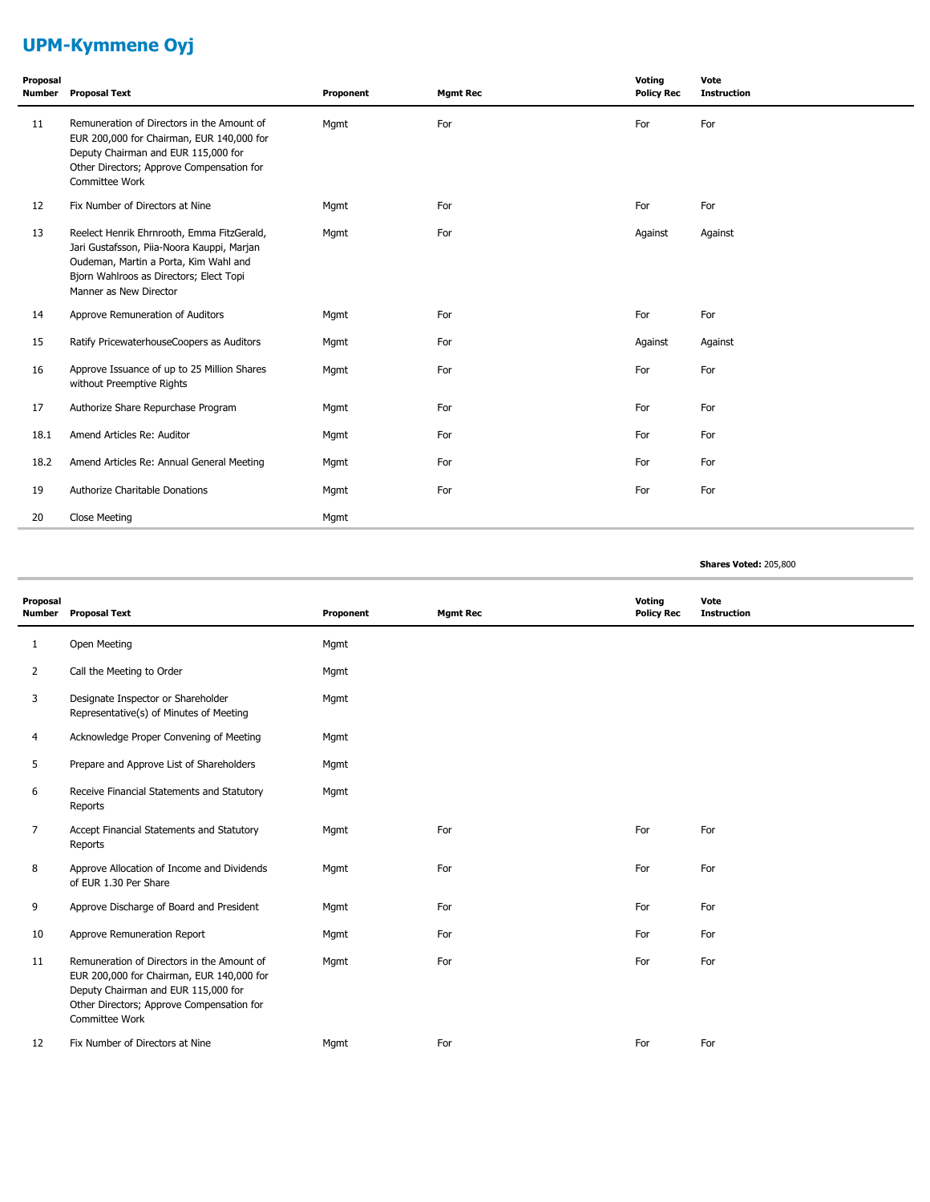# UPM-Kymmene Oyj

| Proposal Number | Proposal Text | Proponent | Mgmt Rec | Voting Policy Rec | Vote Instruction |
|---|---|---|---|---|---|
| 11 | Remuneration of Directors in the Amount of EUR 200,000 for Chairman, EUR 140,000 for Deputy Chairman and EUR 115,000 for Other Directors; Approve Compensation for Committee Work | Mgmt | For | For | For |
| 12 | Fix Number of Directors at Nine | Mgmt | For | For | For |
| 13 | Reelect Henrik Ehrnrooth, Emma FitzGerald, Jari Gustafsson, Piia-Noora Kauppi, Marjan Oudeman, Martin a Porta, Kim Wahl and Bjorn Wahlroos as Directors; Elect Topi Manner as New Director | Mgmt | For | Against | Against |
| 14 | Approve Remuneration of Auditors | Mgmt | For | For | For |
| 15 | Ratify PricewaterhouseCoopers as Auditors | Mgmt | For | Against | Against |
| 16 | Approve Issuance of up to 25 Million Shares without Preemptive Rights | Mgmt | For | For | For |
| 17 | Authorize Share Repurchase Program | Mgmt | For | For | For |
| 18.1 | Amend Articles Re: Auditor | Mgmt | For | For | For |
| 18.2 | Amend Articles Re: Annual General Meeting | Mgmt | For | For | For |
| 19 | Authorize Charitable Donations | Mgmt | For | For | For |
| 20 | Close Meeting | Mgmt | | | |

**Shares Voted:** 205,800

| Proposal Number | Proposal Text | Proponent | Mgmt Rec | Voting Policy Rec | Vote Instruction |
|---|---|---|---|---|---|
| 1 | Open Meeting | Mgmt | | | |
| 2 | Call the Meeting to Order | Mgmt | | | |
| 3 | Designate Inspector or Shareholder Representative(s) of Minutes of Meeting | Mgmt | | | |
| 4 | Acknowledge Proper Convening of Meeting | Mgmt | | | |
| 5 | Prepare and Approve List of Shareholders | Mgmt | | | |
| 6 | Receive Financial Statements and Statutory Reports | Mgmt | | | |
| 7 | Accept Financial Statements and Statutory Reports | Mgmt | For | For | For |
| 8 | Approve Allocation of Income and Dividends of EUR 1.30 Per Share | Mgmt | For | For | For |
| 9 | Approve Discharge of Board and President | Mgmt | For | For | For |
| 10 | Approve Remuneration Report | Mgmt | For | For | For |
| 11 | Remuneration of Directors in the Amount of EUR 200,000 for Chairman, EUR 140,000 for Deputy Chairman and EUR 115,000 for Other Directors; Approve Compensation for Committee Work | Mgmt | For | For | For |
| 12 | Fix Number of Directors at Nine | Mgmt | For | For | For |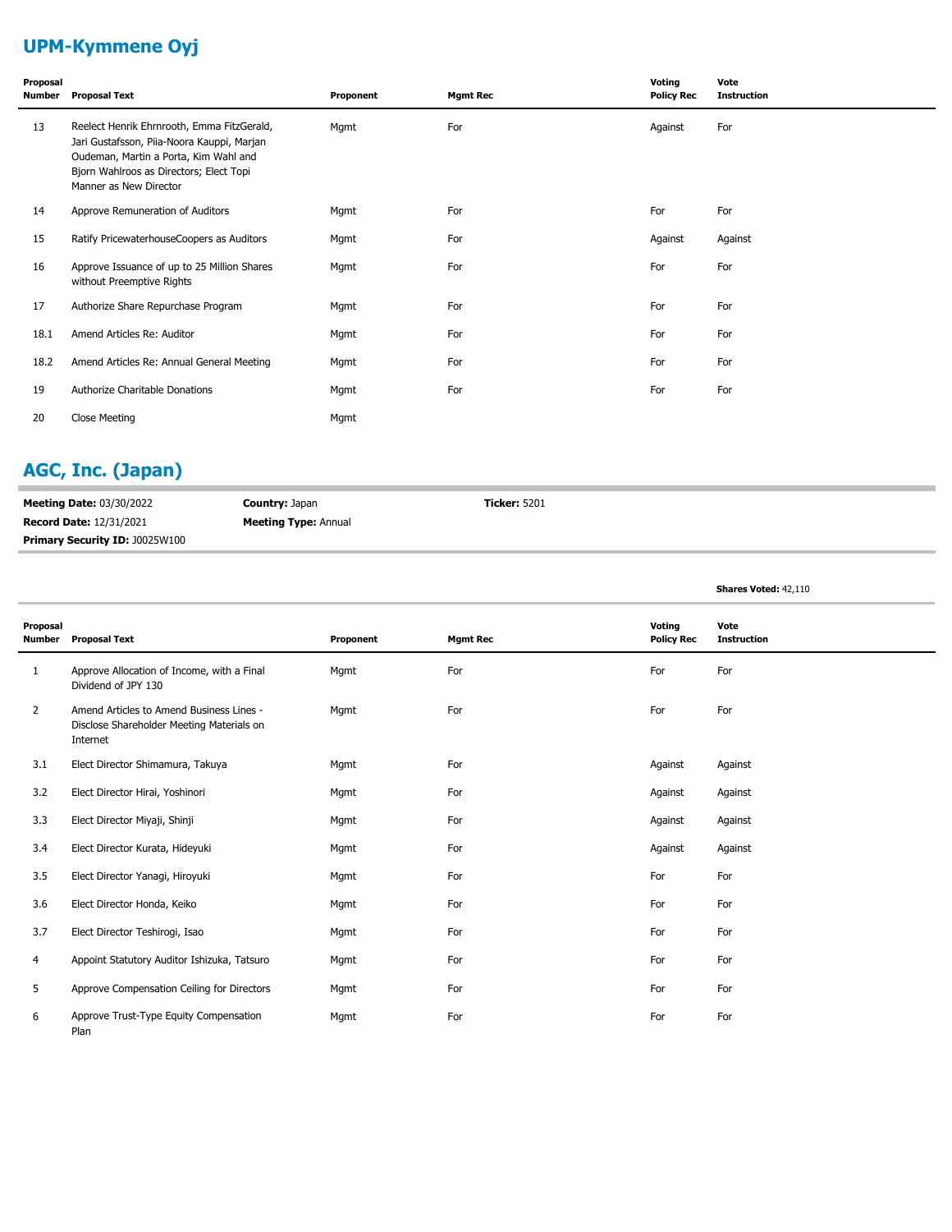## UPM-Kymmene Oyj

| Proposal Number | Proposal Text | Proponent | Mgmt Rec | Voting Policy Rec | Vote Instruction |
|---|---|---|---|---|---|
| 13 | Reelect Henrik Ehrnrooth, Emma FitzGerald, Jari Gustafsson, Piia-Noora Kauppi, Marjan Oudeman, Martin a Porta, Kim Wahl and Bjorn Wahlroos as Directors; Elect Topi Manner as New Director | Mgmt | For | Against | For |
| 14 | Approve Remuneration of Auditors | Mgmt | For | For | For |
| 15 | Ratify PricewaterhouseCoopers as Auditors | Mgmt | For | Against | Against |
| 16 | Approve Issuance of up to 25 Million Shares without Preemptive Rights | Mgmt | For | For | For |
| 17 | Authorize Share Repurchase Program | Mgmt | For | For | For |
| 18.1 | Amend Articles Re: Auditor | Mgmt | For | For | For |
| 18.2 | Amend Articles Re: Annual General Meeting | Mgmt | For | For | For |
| 19 | Authorize Charitable Donations | Mgmt | For | For | For |
| 20 | Close Meeting | Mgmt | | | |

## AGC, Inc. (Japan)

**Meeting Date:** 03/30/2022 **Country:** Japan **Ticker:** 5201
**Record Date:** 12/31/2021 **Meeting Type:** Annual
**Primary Security ID:** J0025W100

**Shares Voted:** 42,110

| Proposal Number | Proposal Text | Proponent | Mgmt Rec | Voting Policy Rec | Vote Instruction |
|---|---|---|---|---|---|
| 1 | Approve Allocation of Income, with a Final Dividend of JPY 130 | Mgmt | For | For | For |
| 2 | Amend Articles to Amend Business Lines - Disclose Shareholder Meeting Materials on Internet | Mgmt | For | For | For |
| 3.1 | Elect Director Shimamura, Takuya | Mgmt | For | Against | Against |
| 3.2 | Elect Director Hirai, Yoshinori | Mgmt | For | Against | Against |
| 3.3 | Elect Director Miyaji, Shinji | Mgmt | For | Against | Against |
| 3.4 | Elect Director Kurata, Hideyuki | Mgmt | For | Against | Against |
| 3.5 | Elect Director Yanagi, Hiroyuki | Mgmt | For | For | For |
| 3.6 | Elect Director Honda, Keiko | Mgmt | For | For | For |
| 3.7 | Elect Director Teshirogi, Isao | Mgmt | For | For | For |
| 4 | Appoint Statutory Auditor Ishizuka, Tatsuro | Mgmt | For | For | For |
| 5 | Approve Compensation Ceiling for Directors | Mgmt | For | For | For |
| 6 | Approve Trust-Type Equity Compensation Plan | Mgmt | For | For | For |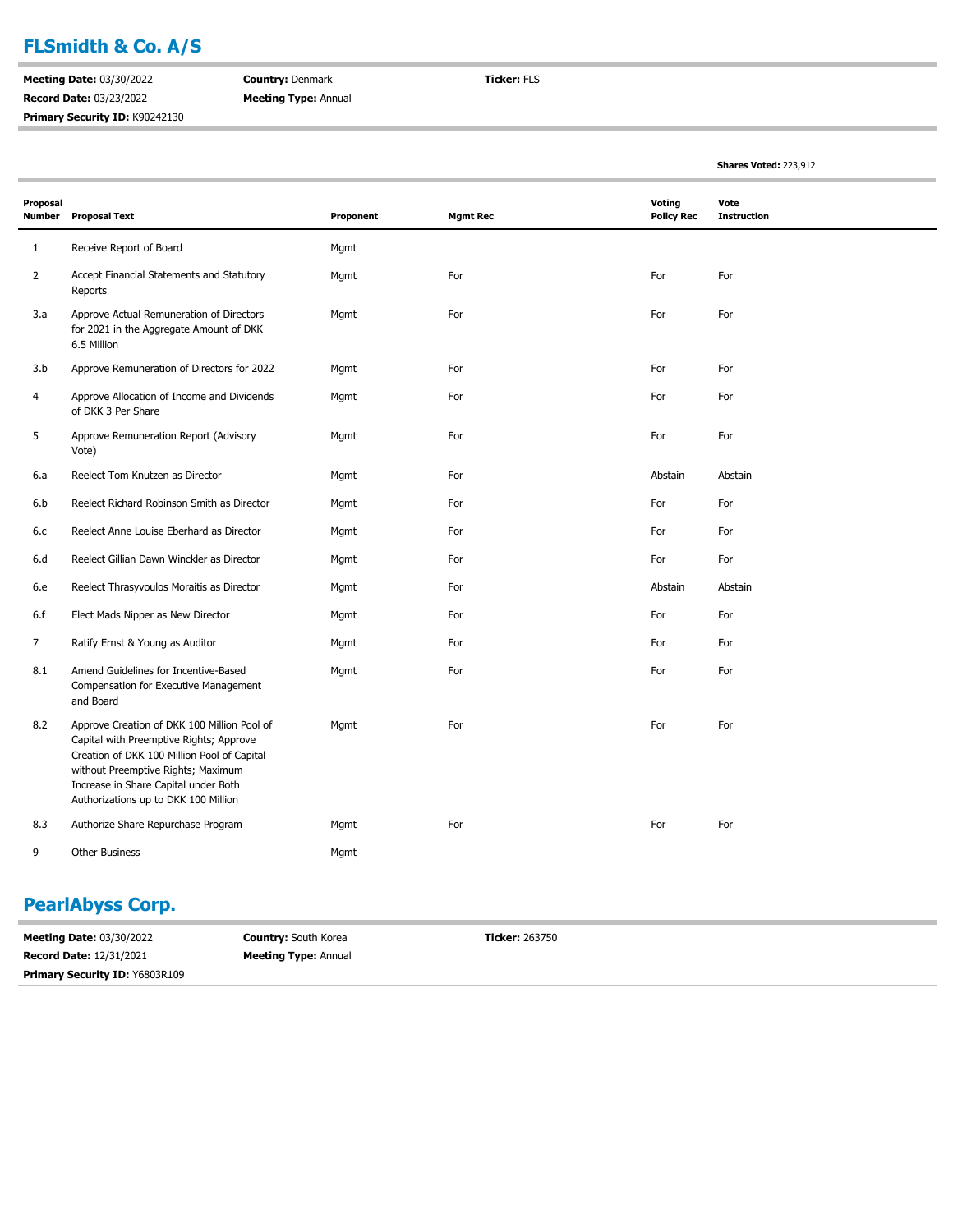## FLSmidth & Co. A/S

**Meeting Date:** 03/30/2022 **Country:** Denmark **Ticker:** FLS
**Record Date:** 03/23/2022 **Meeting Type:** Annual
**Primary Security ID:** K90242130

**Shares Voted:** 223,912

| Proposal Number | Proposal Text | Proponent | Mgmt Rec | Voting Policy Rec | Vote Instruction |
|---|---|---|---|---|---|
| 1 | Receive Report of Board | Mgmt | | | |
| 2 | Accept Financial Statements and Statutory Reports | Mgmt | For | For | For |
| 3.a | Approve Actual Remuneration of Directors for 2021 in the Aggregate Amount of DKK 6.5 Million | Mgmt | For | For | For |
| 3.b | Approve Remuneration of Directors for 2022 | Mgmt | For | For | For |
| 4 | Approve Allocation of Income and Dividends of DKK 3 Per Share | Mgmt | For | For | For |
| 5 | Approve Remuneration Report (Advisory Vote) | Mgmt | For | For | For |
| 6.a | Reelect Tom Knutzen as Director | Mgmt | For | Abstain | Abstain |
| 6.b | Reelect Richard Robinson Smith as Director | Mgmt | For | For | For |
| 6.c | Reelect Anne Louise Eberhard as Director | Mgmt | For | For | For |
| 6.d | Reelect Gillian Dawn Winckler as Director | Mgmt | For | For | For |
| 6.e | Reelect Thrasyvoulos Moraitis as Director | Mgmt | For | Abstain | Abstain |
| 6.f | Elect Mads Nipper as New Director | Mgmt | For | For | For |
| 7 | Ratify Ernst & Young as Auditor | Mgmt | For | For | For |
| 8.1 | Amend Guidelines for Incentive-Based Compensation for Executive Management and Board | Mgmt | For | For | For |
| 8.2 | Approve Creation of DKK 100 Million Pool of Capital with Preemptive Rights; Approve Creation of DKK 100 Million Pool of Capital without Preemptive Rights; Maximum Increase in Share Capital under Both Authorizations up to DKK 100 Million | Mgmt | For | For | For |
| 8.3 | Authorize Share Repurchase Program | Mgmt | For | For | For |
| 9 | Other Business | Mgmt | | | |

## PearlAbyss Corp.

**Meeting Date:** 03/30/2022 **Country:** South Korea **Ticker:** 263750
**Record Date:** 12/31/2021 **Meeting Type:** Annual
**Primary Security ID:** Y6803R109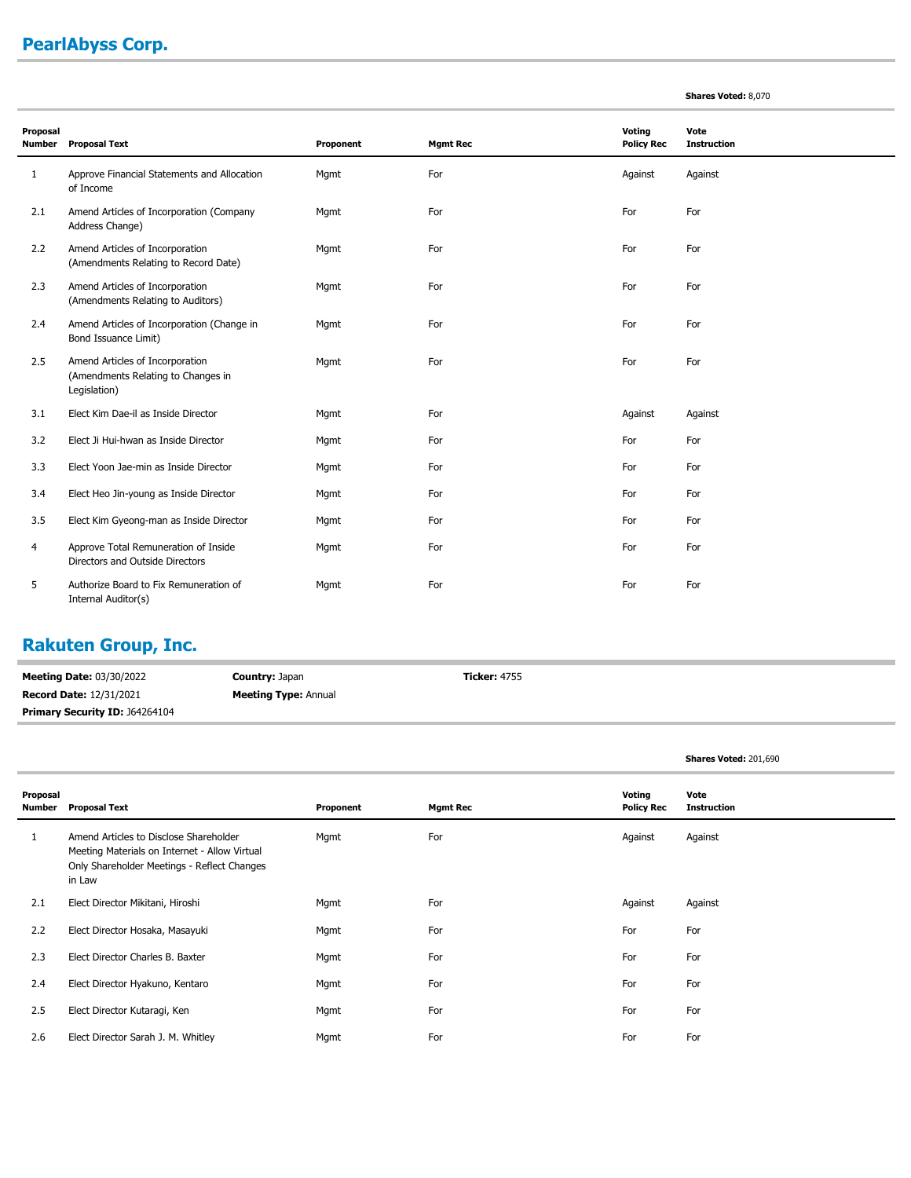## PearlAbyss Corp.

**Shares Voted:** 8,070

| Proposal Number | Proposal Text | Proponent | Mgmt Rec | Voting Policy Rec | Vote Instruction |
|---|---|---|---|---|---|
| 1 | Approve Financial Statements and Allocation of Income | Mgmt | For | Against | Against |
| 2.1 | Amend Articles of Incorporation (Company Address Change) | Mgmt | For | For | For |
| 2.2 | Amend Articles of Incorporation (Amendments Relating to Record Date) | Mgmt | For | For | For |
| 2.3 | Amend Articles of Incorporation (Amendments Relating to Auditors) | Mgmt | For | For | For |
| 2.4 | Amend Articles of Incorporation (Change in Bond Issuance Limit) | Mgmt | For | For | For |
| 2.5 | Amend Articles of Incorporation (Amendments Relating to Changes in Legislation) | Mgmt | For | For | For |
| 3.1 | Elect Kim Dae-il as Inside Director | Mgmt | For | Against | Against |
| 3.2 | Elect Ji Hui-hwan as Inside Director | Mgmt | For | For | For |
| 3.3 | Elect Yoon Jae-min as Inside Director | Mgmt | For | For | For |
| 3.4 | Elect Heo Jin-young as Inside Director | Mgmt | For | For | For |
| 3.5 | Elect Kim Gyeong-man as Inside Director | Mgmt | For | For | For |
| 4 | Approve Total Remuneration of Inside Directors and Outside Directors | Mgmt | For | For | For |
| 5 | Authorize Board to Fix Remuneration of Internal Auditor(s) | Mgmt | For | For | For |

## Rakuten Group, Inc.

**Meeting Date:** 03/30/2022 **Country:** Japan **Ticker:** 4755

**Record Date:** 12/31/2021 **Meeting Type:** Annual

**Primary Security ID:** J64264104

**Shares Voted:** 201,690

| Proposal Number | Proposal Text | Proponent | Mgmt Rec | Voting Policy Rec | Vote Instruction |
|---|---|---|---|---|---|
| 1 | Amend Articles to Disclose Shareholder Meeting Materials on Internet - Allow Virtual Only Shareholder Meetings - Reflect Changes in Law | Mgmt | For | Against | Against |
| 2.1 | Elect Director Mikitani, Hiroshi | Mgmt | For | Against | Against |
| 2.2 | Elect Director Hosaka, Masayuki | Mgmt | For | For | For |
| 2.3 | Elect Director Charles B. Baxter | Mgmt | For | For | For |
| 2.4 | Elect Director Hyakuno, Kentaro | Mgmt | For | For | For |
| 2.5 | Elect Director Kutaragi, Ken | Mgmt | For | For | For |
| 2.6 | Elect Director Sarah J. M. Whitley | Mgmt | For | For | For |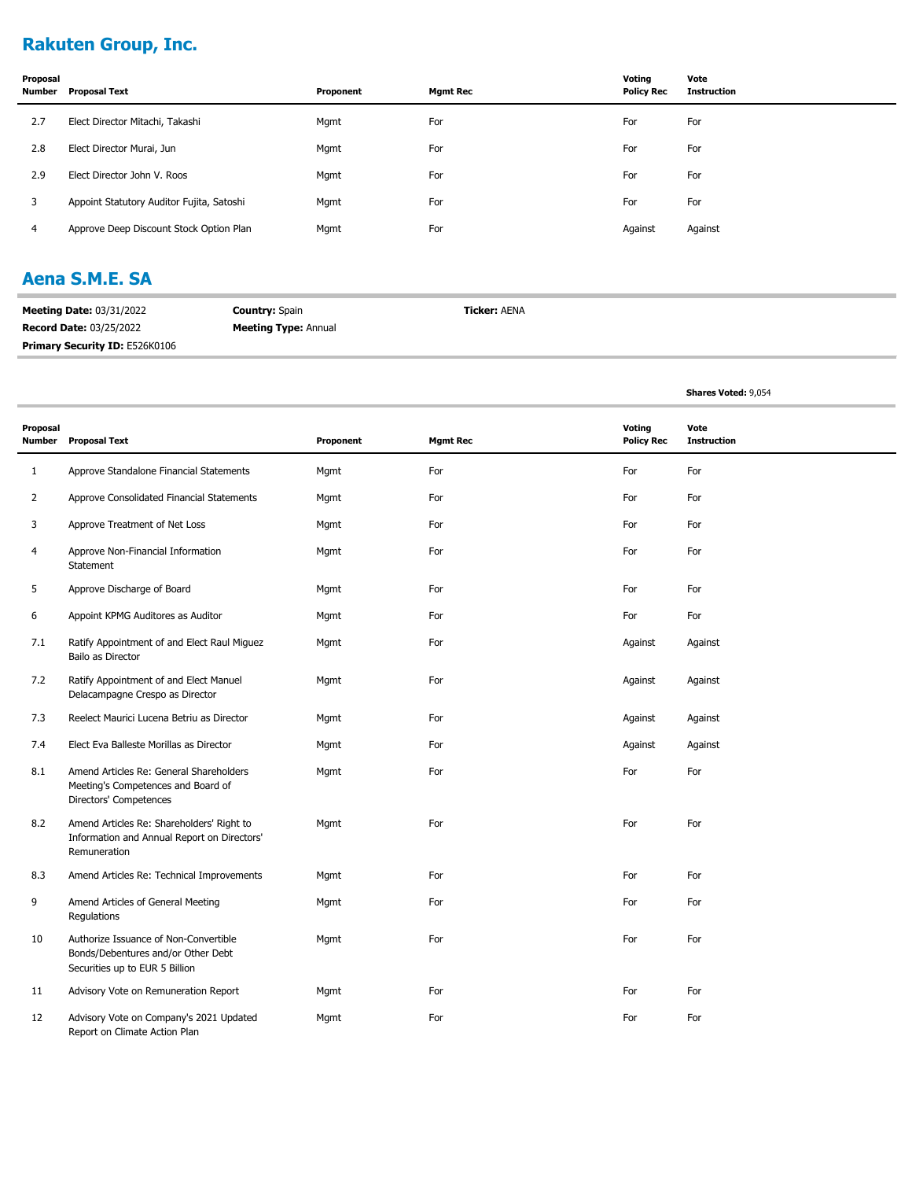## Rakuten Group, Inc.

| Proposal Number | Proposal Text | Proponent | Mgmt Rec | Voting Policy Rec | Vote Instruction |
|---|---|---|---|---|---|
| 2.7 | Elect Director Mitachi, Takashi | Mgmt | For | For | For |
| 2.8 | Elect Director Murai, Jun | Mgmt | For | For | For |
| 2.9 | Elect Director John V. Roos | Mgmt | For | For | For |
| 3 | Appoint Statutory Auditor Fujita, Satoshi | Mgmt | For | For | For |
| 4 | Approve Deep Discount Stock Option Plan | Mgmt | For | Against | Against |

## Aena S.M.E. SA

**Meeting Date:** 03/31/2022 **Country:** Spain **Ticker:** AENA

**Record Date:** 03/25/2022 **Meeting Type:** Annual

**Primary Security ID:** E526K0106

**Shares Voted:** 9,054

| Proposal Number | Proposal Text | Proponent | Mgmt Rec | Voting Policy Rec | Vote Instruction |
|---|---|---|---|---|---|
| 1 | Approve Standalone Financial Statements | Mgmt | For | For | For |
| 2 | Approve Consolidated Financial Statements | Mgmt | For | For | For |
| 3 | Approve Treatment of Net Loss | Mgmt | For | For | For |
| 4 | Approve Non-Financial Information Statement | Mgmt | For | For | For |
| 5 | Approve Discharge of Board | Mgmt | For | For | For |
| 6 | Appoint KPMG Auditores as Auditor | Mgmt | For | For | For |
| 7.1 | Ratify Appointment of and Elect Raul Miguez Bailo as Director | Mgmt | For | Against | Against |
| 7.2 | Ratify Appointment of and Elect Manuel Delacampagne Crespo as Director | Mgmt | For | Against | Against |
| 7.3 | Reelect Maurici Lucena Betriu as Director | Mgmt | For | Against | Against |
| 7.4 | Elect Eva Balleste Morillas as Director | Mgmt | For | Against | Against |
| 8.1 | Amend Articles Re: General Shareholders Meeting's Competences and Board of Directors' Competences | Mgmt | For | For | For |
| 8.2 | Amend Articles Re: Shareholders' Right to Information and Annual Report on Directors' Remuneration | Mgmt | For | For | For |
| 8.3 | Amend Articles Re: Technical Improvements | Mgmt | For | For | For |
| 9 | Amend Articles of General Meeting Regulations | Mgmt | For | For | For |
| 10 | Authorize Issuance of Non-Convertible Bonds/Debentures and/or Other Debt Securities up to EUR 5 Billion | Mgmt | For | For | For |
| 11 | Advisory Vote on Remuneration Report | Mgmt | For | For | For |
| 12 | Advisory Vote on Company's 2021 Updated Report on Climate Action Plan | Mgmt | For | For | For |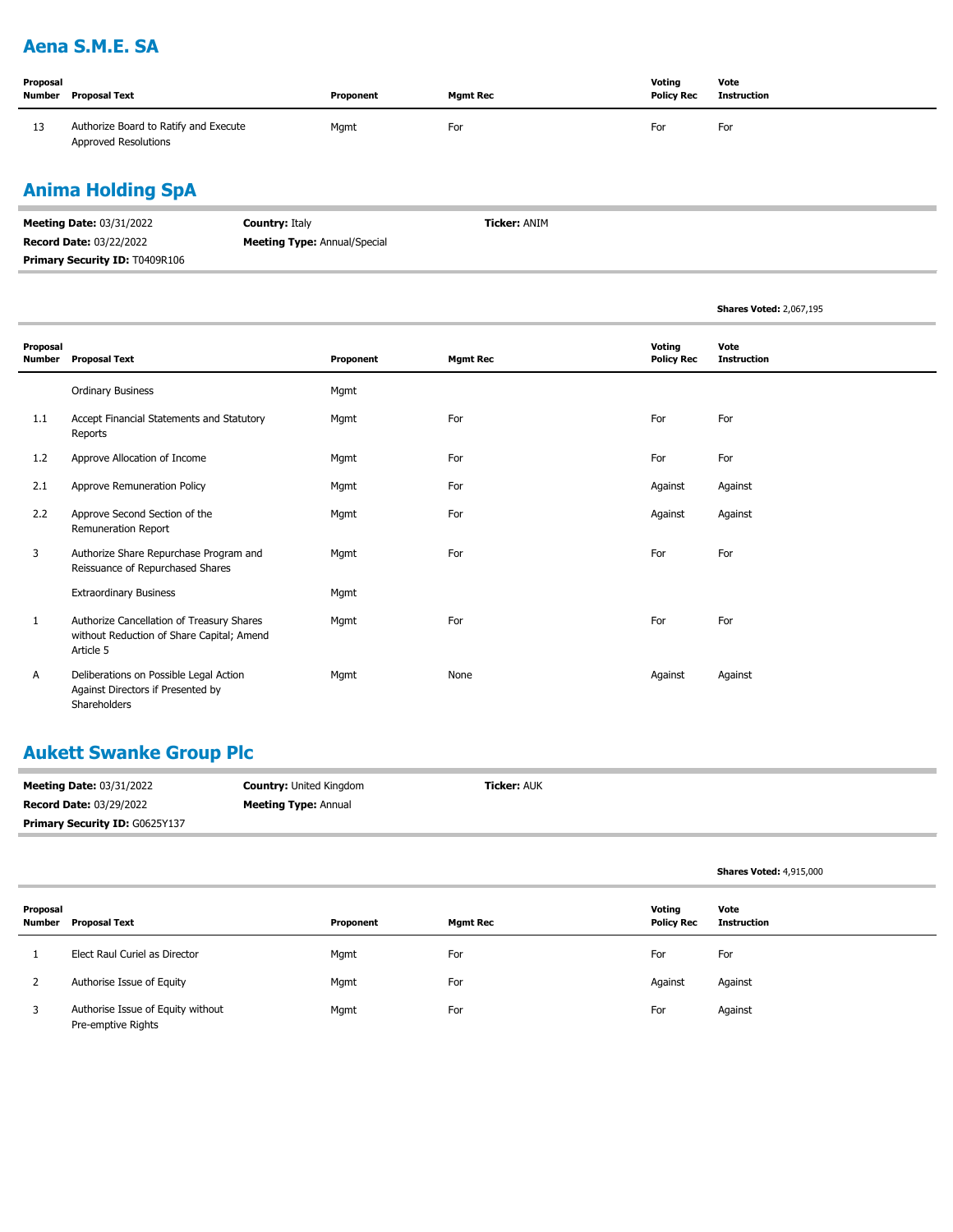## Aena S.M.E. SA

| Proposal Number | Proposal Text | Proponent | Mgmt Rec | Voting Policy Rec | Vote Instruction |
|---|---|---|---|---|---|
| 13 | Authorize Board to Ratify and Execute Approved Resolutions | Mgmt | For | For | For |

## Anima Holding SpA

**Meeting Date:** 03/31/2022 **Country:** Italy **Ticker:** ANIM

**Record Date:** 03/22/2022 **Meeting Type:** Annual/Special

**Primary Security ID:** T0409R106

**Shares Voted:** 2,067,195

| Proposal Number | Proposal Text | Proponent | Mgmt Rec | Voting Policy Rec | Vote Instruction |
|---|---|---|---|---|---|
| | Ordinary Business | Mgmt | | | |
| 1.1 | Accept Financial Statements and Statutory Reports | Mgmt | For | For | For |
| 1.2 | Approve Allocation of Income | Mgmt | For | For | For |
| 2.1 | Approve Remuneration Policy | Mgmt | For | Against | Against |
| 2.2 | Approve Second Section of the Remuneration Report | Mgmt | For | Against | Against |
| 3 | Authorize Share Repurchase Program and Reissuance of Repurchased Shares | Mgmt | For | For | For |
| | Extraordinary Business | Mgmt | | | |
| 1 | Authorize Cancellation of Treasury Shares without Reduction of Share Capital; Amend Article 5 | Mgmt | For | For | For |
| A | Deliberations on Possible Legal Action Against Directors if Presented by Shareholders | Mgmt | None | Against | Against |

## Aukett Swanke Group Plc

**Meeting Date:** 03/31/2022 **Country:** United Kingdom **Ticker:** AUK

**Record Date:** 03/29/2022 **Meeting Type:** Annual

**Primary Security ID:** G0625Y137

**Shares Voted:** 4,915,000

| Proposal Number | Proposal Text | Proponent | Mgmt Rec | Voting Policy Rec | Vote Instruction |
|---|---|---|---|---|---|
| 1 | Elect Raul Curiel as Director | Mgmt | For | For | For |
| 2 | Authorise Issue of Equity | Mgmt | For | Against | Against |
| 3 | Authorise Issue of Equity without Pre-emptive Rights | Mgmt | For | For | Against |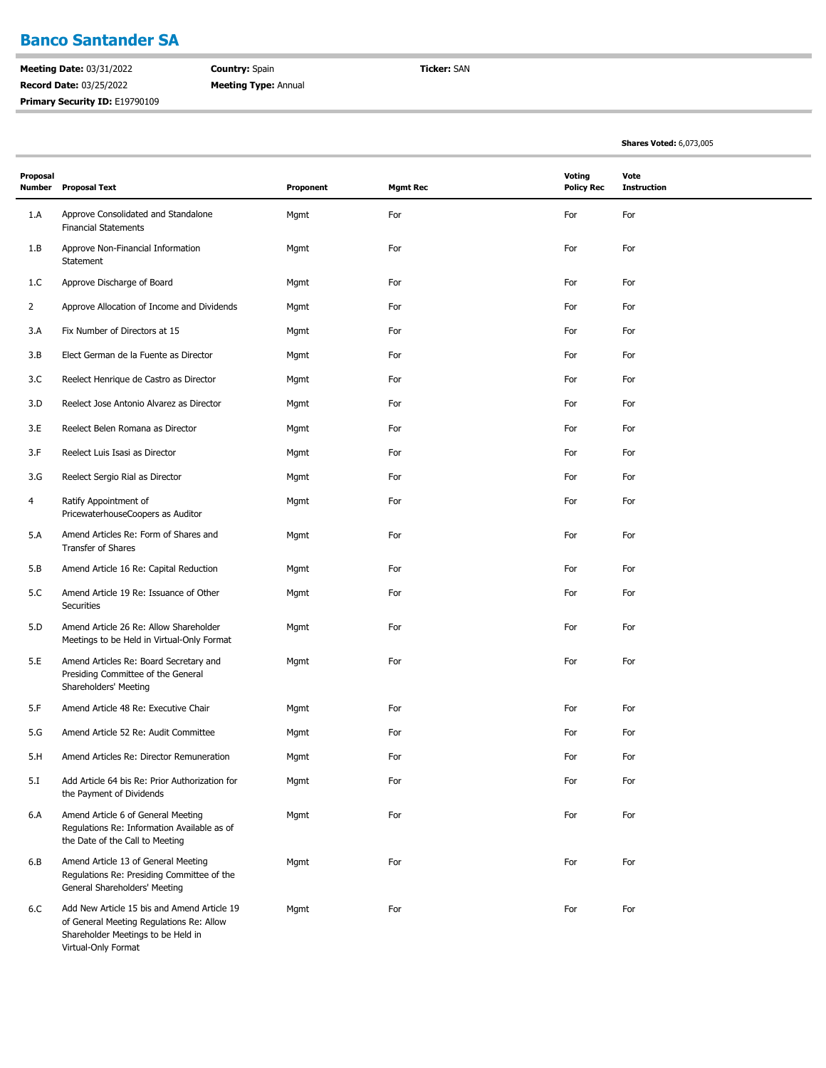## Banco Santander SA

**Meeting Date:** 03/31/2022
**Record Date:** 03/25/2022
**Primary Security ID:** E19790109
**Country:** Spain
**Meeting Type:** Annual
**Ticker:** SAN

**Shares Voted:** 6,073,005

| Proposal Number | Proposal Text | Proponent | Mgmt Rec | Voting Policy Rec | Vote Instruction |
|---|---|---|---|---|---|
| 1.A | Approve Consolidated and Standalone Financial Statements | Mgmt | For | For | For |
| 1.B | Approve Non-Financial Information Statement | Mgmt | For | For | For |
| 1.C | Approve Discharge of Board | Mgmt | For | For | For |
| 2 | Approve Allocation of Income and Dividends | Mgmt | For | For | For |
| 3.A | Fix Number of Directors at 15 | Mgmt | For | For | For |
| 3.B | Elect German de la Fuente as Director | Mgmt | For | For | For |
| 3.C | Reelect Henrique de Castro as Director | Mgmt | For | For | For |
| 3.D | Reelect Jose Antonio Alvarez as Director | Mgmt | For | For | For |
| 3.E | Reelect Belen Romana as Director | Mgmt | For | For | For |
| 3.F | Reelect Luis Isasi as Director | Mgmt | For | For | For |
| 3.G | Reelect Sergio Rial as Director | Mgmt | For | For | For |
| 4 | Ratify Appointment of PricewaterhouseCoopers as Auditor | Mgmt | For | For | For |
| 5.A | Amend Articles Re: Form of Shares and Transfer of Shares | Mgmt | For | For | For |
| 5.B | Amend Article 16 Re: Capital Reduction | Mgmt | For | For | For |
| 5.C | Amend Article 19 Re: Issuance of Other Securities | Mgmt | For | For | For |
| 5.D | Amend Article 26 Re: Allow Shareholder Meetings to be Held in Virtual-Only Format | Mgmt | For | For | For |
| 5.E | Amend Articles Re: Board Secretary and Presiding Committee of the General Shareholders' Meeting | Mgmt | For | For | For |
| 5.F | Amend Article 48 Re: Executive Chair | Mgmt | For | For | For |
| 5.G | Amend Article 52 Re: Audit Committee | Mgmt | For | For | For |
| 5.H | Amend Articles Re: Director Remuneration | Mgmt | For | For | For |
| 5.I | Add Article 64 bis Re: Prior Authorization for the Payment of Dividends | Mgmt | For | For | For |
| 6.A | Amend Article 6 of General Meeting Regulations Re: Information Available as of the Date of the Call to Meeting | Mgmt | For | For | For |
| 6.B | Amend Article 13 of General Meeting Regulations Re: Presiding Committee of the General Shareholders' Meeting | Mgmt | For | For | For |
| 6.C | Add New Article 15 bis and Amend Article 19 of General Meeting Regulations Re: Allow Shareholder Meetings to be Held in Virtual-Only Format | Mgmt | For | For | For |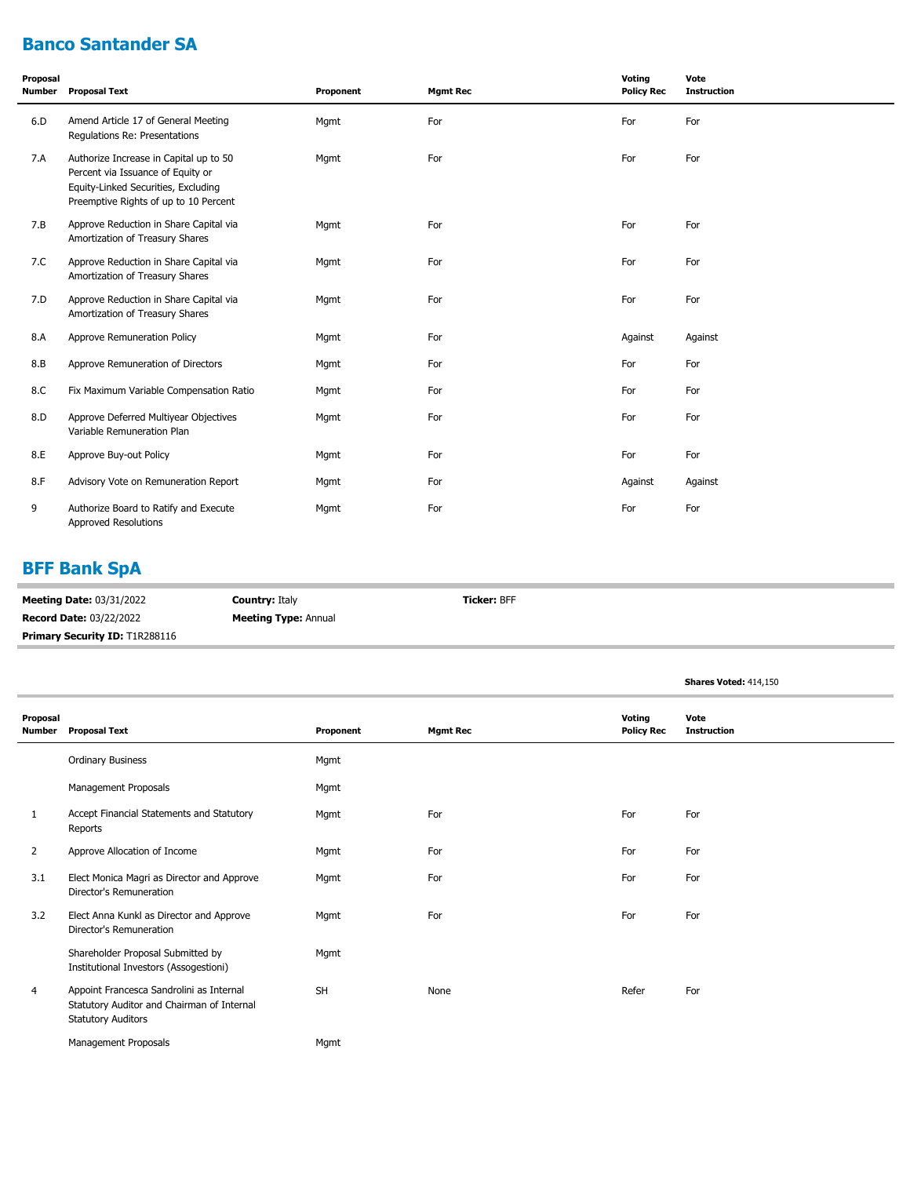## Banco Santander SA

| Proposal Number | Proposal Text | Proponent | Mgmt Rec | Voting Policy Rec | Vote Instruction |
|---|---|---|---|---|---|
| 6.D | Amend Article 17 of General Meeting Regulations Re: Presentations | Mgmt | For | For | For |
| 7.A | Authorize Increase in Capital up to 50 Percent via Issuance of Equity or Equity-Linked Securities, Excluding Preemptive Rights of up to 10 Percent | Mgmt | For | For | For |
| 7.B | Approve Reduction in Share Capital via Amortization of Treasury Shares | Mgmt | For | For | For |
| 7.C | Approve Reduction in Share Capital via Amortization of Treasury Shares | Mgmt | For | For | For |
| 7.D | Approve Reduction in Share Capital via Amortization of Treasury Shares | Mgmt | For | For | For |
| 8.A | Approve Remuneration Policy | Mgmt | For | Against | Against |
| 8.B | Approve Remuneration of Directors | Mgmt | For | For | For |
| 8.C | Fix Maximum Variable Compensation Ratio | Mgmt | For | For | For |
| 8.D | Approve Deferred Multiyear Objectives Variable Remuneration Plan | Mgmt | For | For | For |
| 8.E | Approve Buy-out Policy | Mgmt | For | For | For |
| 8.F | Advisory Vote on Remuneration Report | Mgmt | For | Against | Against |
| 9 | Authorize Board to Ratify and Execute Approved Resolutions | Mgmt | For | For | For |

## BFF Bank SpA

**Meeting Date:** 03/31/2022 **Country:** Italy **Ticker:** BFF

**Record Date:** 03/22/2022 **Meeting Type:** Annual

**Primary Security ID:** T1R288116

**Shares Voted:** 414,150

| Proposal Number | Proposal Text | Proponent | Mgmt Rec | Voting Policy Rec | Vote Instruction |
|---|---|---|---|---|---|
| | Ordinary Business | Mgmt | | | |
| | Management Proposals | Mgmt | | | |
| 1 | Accept Financial Statements and Statutory Reports | Mgmt | For | For | For |
| 2 | Approve Allocation of Income | Mgmt | For | For | For |
| 3.1 | Elect Monica Magri as Director and Approve Director's Remuneration | Mgmt | For | For | For |
| 3.2 | Elect Anna Kunkl as Director and Approve Director's Remuneration | Mgmt | For | For | For |
| | Shareholder Proposal Submitted by Institutional Investors (Assogestioni) | Mgmt | | | |
| 4 | Appoint Francesca Sandrolini as Internal Statutory Auditor and Chairman of Internal Statutory Auditors | SH | None | Refer | For |
| | Management Proposals | Mgmt | | | |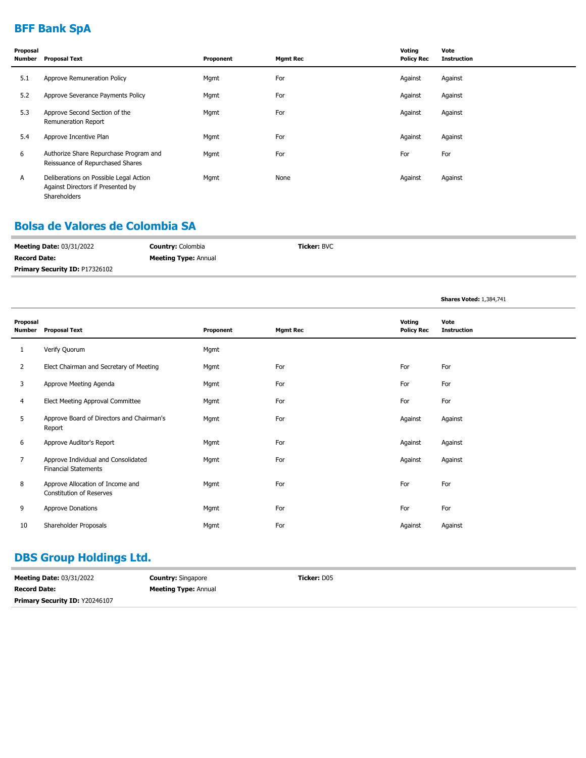## BFF Bank SpA

| Proposal Number | Proposal Text | Proponent | Mgmt Rec | Voting Policy Rec | Vote Instruction |
|---|---|---|---|---|---|
| 5.1 | Approve Remuneration Policy | Mgmt | For | Against | Against |
| 5.2 | Approve Severance Payments Policy | Mgmt | For | Against | Against |
| 5.3 | Approve Second Section of the Remuneration Report | Mgmt | For | Against | Against |
| 5.4 | Approve Incentive Plan | Mgmt | For | Against | Against |
| 6 | Authorize Share Repurchase Program and Reissuance of Repurchased Shares | Mgmt | For | For | For |
| A | Deliberations on Possible Legal Action Against Directors if Presented by Shareholders | Mgmt | None | Against | Against |

## Bolsa de Valores de Colombia SA

**Meeting Date:** 03/31/2022 | **Country:** Colombia | **Ticker:** BVC

**Record Date:** | **Meeting Type:** Annual

**Primary Security ID:** P17326102

**Shares Voted:** 1,384,741

| Proposal Number | Proposal Text | Proponent | Mgmt Rec | Voting Policy Rec | Vote Instruction |
|---|---|---|---|---|---|
| 1 | Verify Quorum | Mgmt | | | |
| 2 | Elect Chairman and Secretary of Meeting | Mgmt | For | For | For |
| 3 | Approve Meeting Agenda | Mgmt | For | For | For |
| 4 | Elect Meeting Approval Committee | Mgmt | For | For | For |
| 5 | Approve Board of Directors and Chairman's Report | Mgmt | For | Against | Against |
| 6 | Approve Auditor's Report | Mgmt | For | Against | Against |
| 7 | Approve Individual and Consolidated Financial Statements | Mgmt | For | Against | Against |
| 8 | Approve Allocation of Income and Constitution of Reserves | Mgmt | For | For | For |
| 9 | Approve Donations | Mgmt | For | For | For |
| 10 | Shareholder Proposals | Mgmt | For | Against | Against |

## DBS Group Holdings Ltd.

**Meeting Date:** 03/31/2022 | **Country:** Singapore | **Ticker:** D05

**Record Date:** | **Meeting Type:** Annual

**Primary Security ID:** Y20246107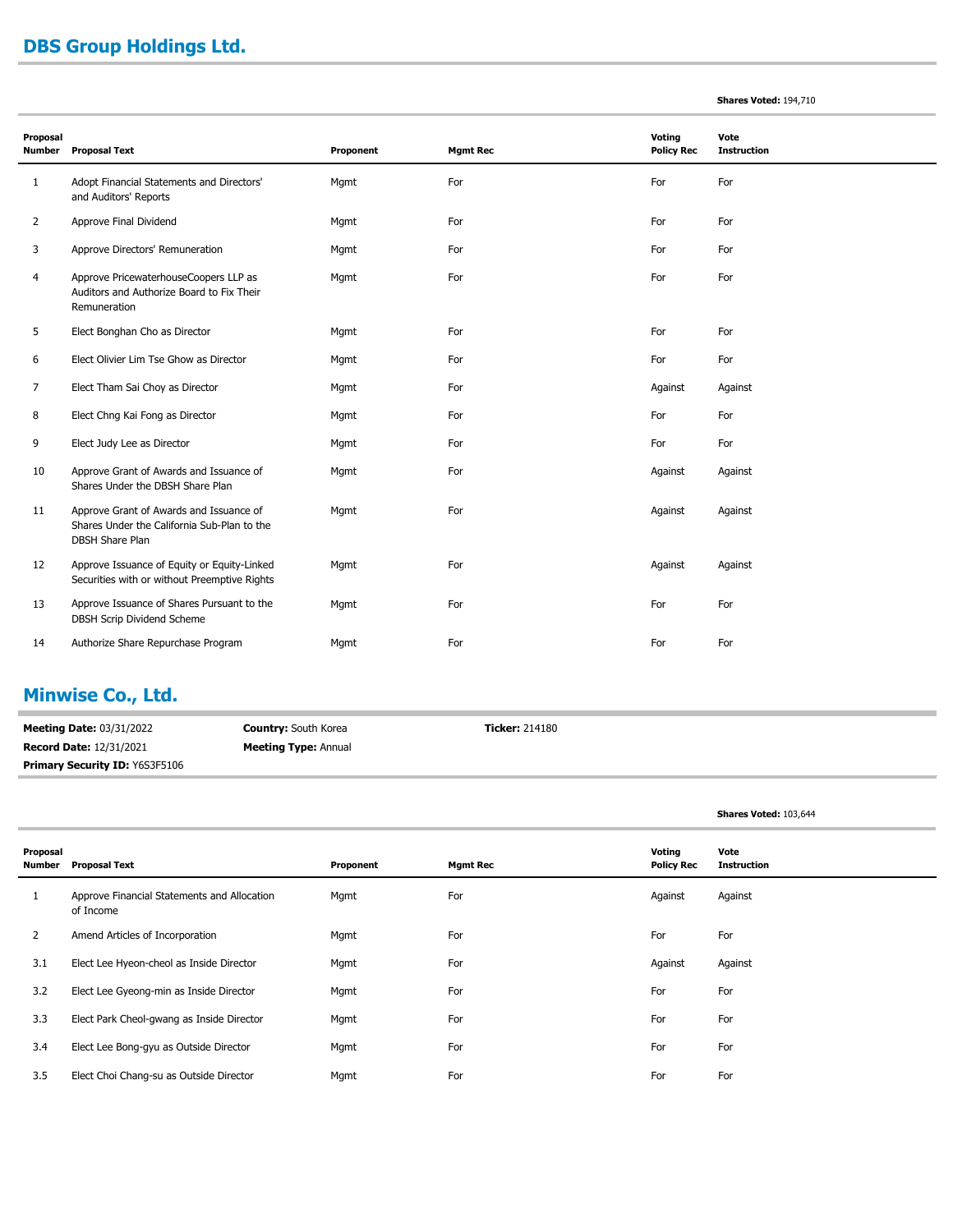## DBS Group Holdings Ltd.

**Shares Voted:** 194,710

| Proposal Number | Proposal Text | Proponent | Mgmt Rec | Voting Policy Rec | Vote Instruction |
|---|---|---|---|---|---|
| 1 | Adopt Financial Statements and Directors' and Auditors' Reports | Mgmt | For | For | For |
| 2 | Approve Final Dividend | Mgmt | For | For | For |
| 3 | Approve Directors' Remuneration | Mgmt | For | For | For |
| 4 | Approve PricewaterhouseCoopers LLP as Auditors and Authorize Board to Fix Their Remuneration | Mgmt | For | For | For |
| 5 | Elect Bonghan Cho as Director | Mgmt | For | For | For |
| 6 | Elect Olivier Lim Tse Ghow as Director | Mgmt | For | For | For |
| 7 | Elect Tham Sai Choy as Director | Mgmt | For | Against | Against |
| 8 | Elect Chng Kai Fong as Director | Mgmt | For | For | For |
| 9 | Elect Judy Lee as Director | Mgmt | For | For | For |
| 10 | Approve Grant of Awards and Issuance of Shares Under the DBSH Share Plan | Mgmt | For | Against | Against |
| 11 | Approve Grant of Awards and Issuance of Shares Under the California Sub-Plan to the DBSH Share Plan | Mgmt | For | Against | Against |
| 12 | Approve Issuance of Equity or Equity-Linked Securities with or without Preemptive Rights | Mgmt | For | Against | Against |
| 13 | Approve Issuance of Shares Pursuant to the DBSH Scrip Dividend Scheme | Mgmt | For | For | For |
| 14 | Authorize Share Repurchase Program | Mgmt | For | For | For |

## Minwise Co., Ltd.

**Meeting Date:** 03/31/2022
**Country:** South Korea
**Ticker:** 214180
**Record Date:** 12/31/2021
**Meeting Type:** Annual
**Primary Security ID:** Y6S3F5106

**Shares Voted:** 103,644

| Proposal Number | Proposal Text | Proponent | Mgmt Rec | Voting Policy Rec | Vote Instruction |
|---|---|---|---|---|---|
| 1 | Approve Financial Statements and Allocation of Income | Mgmt | For | Against | Against |
| 2 | Amend Articles of Incorporation | Mgmt | For | For | For |
| 3.1 | Elect Lee Hyeon-cheol as Inside Director | Mgmt | For | Against | Against |
| 3.2 | Elect Lee Gyeong-min as Inside Director | Mgmt | For | For | For |
| 3.3 | Elect Park Cheol-gwang as Inside Director | Mgmt | For | For | For |
| 3.4 | Elect Lee Bong-gyu as Outside Director | Mgmt | For | For | For |
| 3.5 | Elect Choi Chang-su as Outside Director | Mgmt | For | For | For |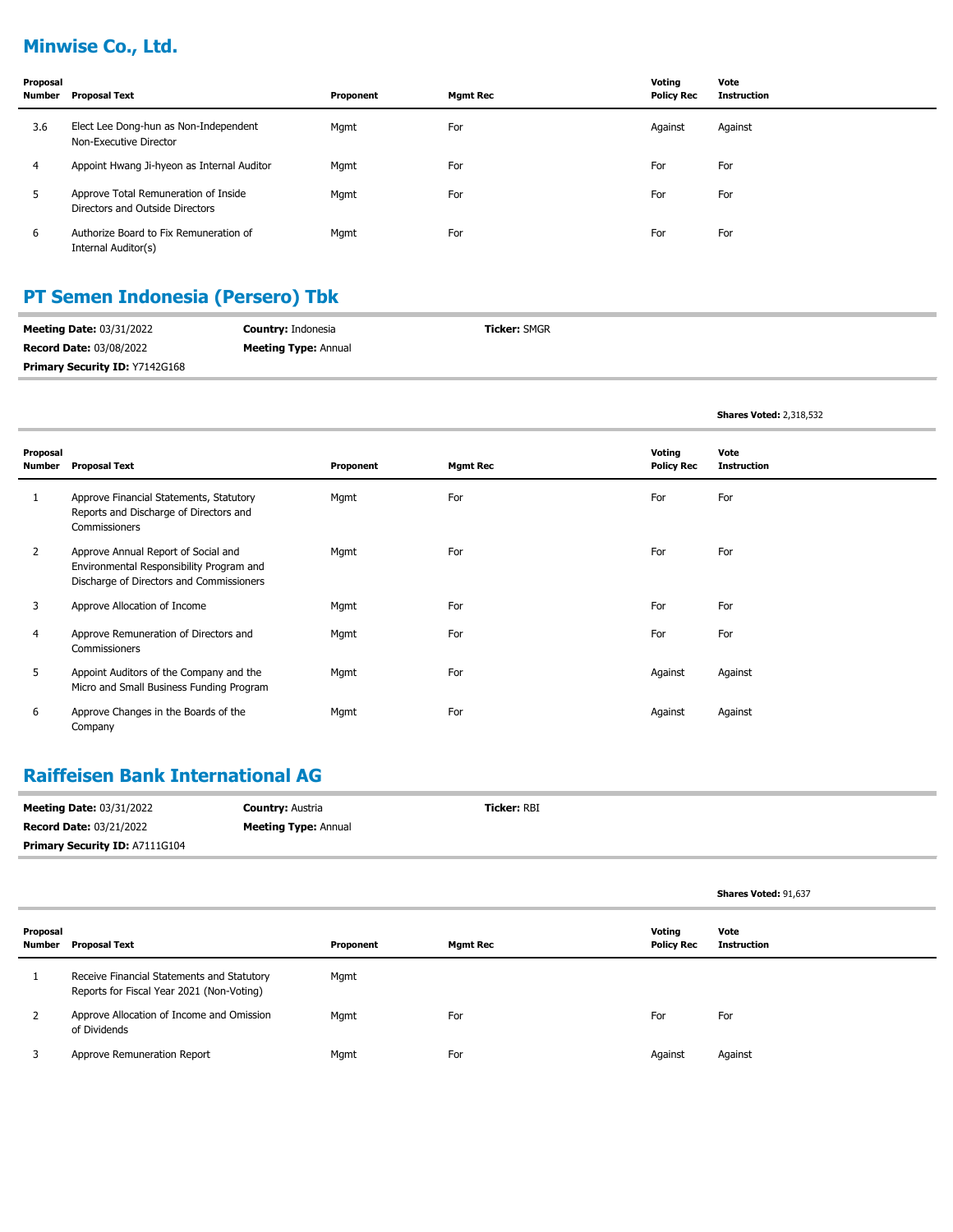## Minwise Co., Ltd.

| Proposal Number | Proposal Text | Proponent | Mgmt Rec | Voting Policy Rec | Vote Instruction |
|---|---|---|---|---|---|
| 3.6 | Elect Lee Dong-hun as Non-Independent Non-Executive Director | Mgmt | For | Against | Against |
| 4 | Appoint Hwang Ji-hyeon as Internal Auditor | Mgmt | For | For | For |
| 5 | Approve Total Remuneration of Inside Directors and Outside Directors | Mgmt | For | For | For |
| 6 | Authorize Board to Fix Remuneration of Internal Auditor(s) | Mgmt | For | For | For |

## PT Semen Indonesia (Persero) Tbk

**Meeting Date:** 03/31/2022 **Country:** Indonesia **Ticker:** SMGR
**Record Date:** 03/08/2022 **Meeting Type:** Annual
**Primary Security ID:** Y7142G168

**Shares Voted:** 2,318,532

| Proposal Number | Proposal Text | Proponent | Mgmt Rec | Voting Policy Rec | Vote Instruction |
|---|---|---|---|---|---|
| 1 | Approve Financial Statements, Statutory Reports and Discharge of Directors and Commissioners | Mgmt | For | For | For |
| 2 | Approve Annual Report of Social and Environmental Responsibility Program and Discharge of Directors and Commissioners | Mgmt | For | For | For |
| 3 | Approve Allocation of Income | Mgmt | For | For | For |
| 4 | Approve Remuneration of Directors and Commissioners | Mgmt | For | For | For |
| 5 | Appoint Auditors of the Company and the Micro and Small Business Funding Program | Mgmt | For | Against | Against |
| 6 | Approve Changes in the Boards of the Company | Mgmt | For | Against | Against |

## Raiffeisen Bank International AG

**Meeting Date:** 03/31/2022 **Country:** Austria **Ticker:** RBI
**Record Date:** 03/21/2022 **Meeting Type:** Annual
**Primary Security ID:** A7111G104

**Shares Voted:** 91,637

| Proposal Number | Proposal Text | Proponent | Mgmt Rec | Voting Policy Rec | Vote Instruction |
|---|---|---|---|---|---|
| 1 | Receive Financial Statements and Statutory Reports for Fiscal Year 2021 (Non-Voting) | Mgmt | | | |
| 2 | Approve Allocation of Income and Omission of Dividends | Mgmt | For | For | For |
| 3 | Approve Remuneration Report | Mgmt | For | Against | Against |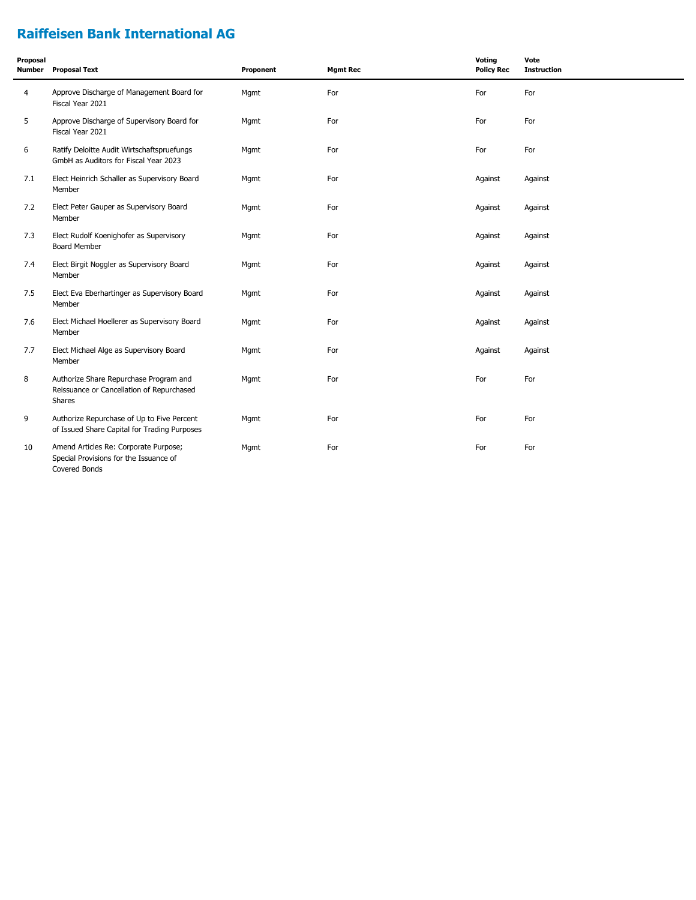## Raiffeisen Bank International AG

| Proposal Number | Proposal Text | Proponent | Mgmt Rec | Voting Policy Rec | Vote Instruction |
|---|---|---|---|---|---|
| 4 | Approve Discharge of Management Board for Fiscal Year 2021 | Mgmt | For | For | For |
| 5 | Approve Discharge of Supervisory Board for Fiscal Year 2021 | Mgmt | For | For | For |
| 6 | Ratify Deloitte Audit Wirtschaftspruefungs GmbH as Auditors for Fiscal Year 2023 | Mgmt | For | For | For |
| 7.1 | Elect Heinrich Schaller as Supervisory Board Member | Mgmt | For | Against | Against |
| 7.2 | Elect Peter Gauper as Supervisory Board Member | Mgmt | For | Against | Against |
| 7.3 | Elect Rudolf Koenighofer as Supervisory Board Member | Mgmt | For | Against | Against |
| 7.4 | Elect Birgit Noggler as Supervisory Board Member | Mgmt | For | Against | Against |
| 7.5 | Elect Eva Eberhartinger as Supervisory Board Member | Mgmt | For | Against | Against |
| 7.6 | Elect Michael Hoellerer as Supervisory Board Member | Mgmt | For | Against | Against |
| 7.7 | Elect Michael Alge as Supervisory Board Member | Mgmt | For | Against | Against |
| 8 | Authorize Share Repurchase Program and Reissuance or Cancellation of Repurchased Shares | Mgmt | For | For | For |
| 9 | Authorize Repurchase of Up to Five Percent of Issued Share Capital for Trading Purposes | Mgmt | For | For | For |
| 10 | Amend Articles Re: Corporate Purpose; Special Provisions for the Issuance of Covered Bonds | Mgmt | For | For | For |